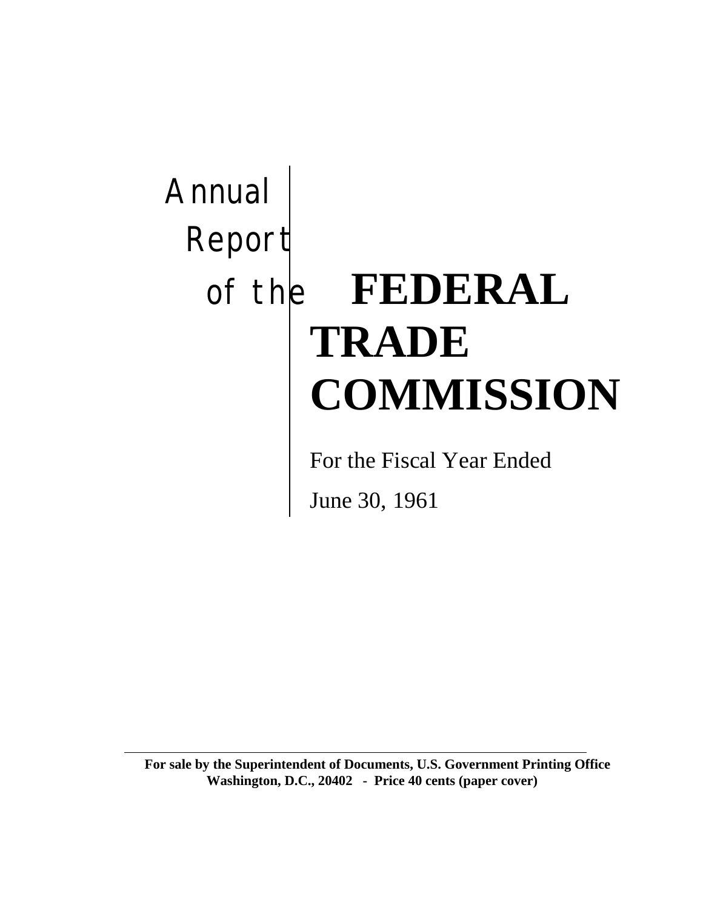# Annual Report of the FEDERAL TRADE COMMISSION

For the Fiscal Year Ended

June 30, 1961

---

**For sale by the Superintendent of Documents, U.S. Government Printing Office**
**Washington, D.C., 20402 - Price 40 cents (paper cover)**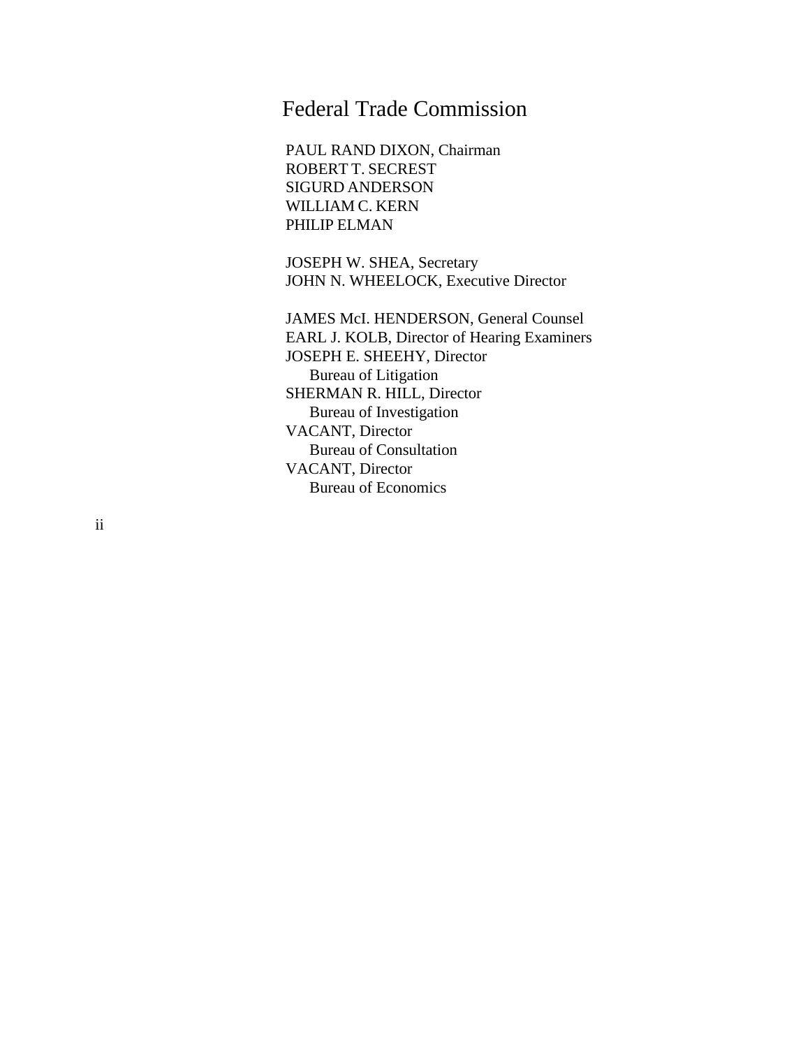# Federal Trade Commission

PAUL RAND DIXON, Chairman
ROBERT T. SECREST
SIGURD ANDERSON
WILLIAM C. KERN
PHILIP ELMAN

JOSEPH W. SHEA, Secretary
JOHN N. WHEELOCK, Executive Director

JAMES McI. HENDERSON, General Counsel
EARL J. KOLB, Director of Hearing Examiners
JOSEPH E. SHEEHY, Director
Bureau of Litigation
SHERMAN R. HILL, Director
Bureau of Investigation
VACANT, Director
Bureau of Consultation
VACANT, Director
Bureau of Economics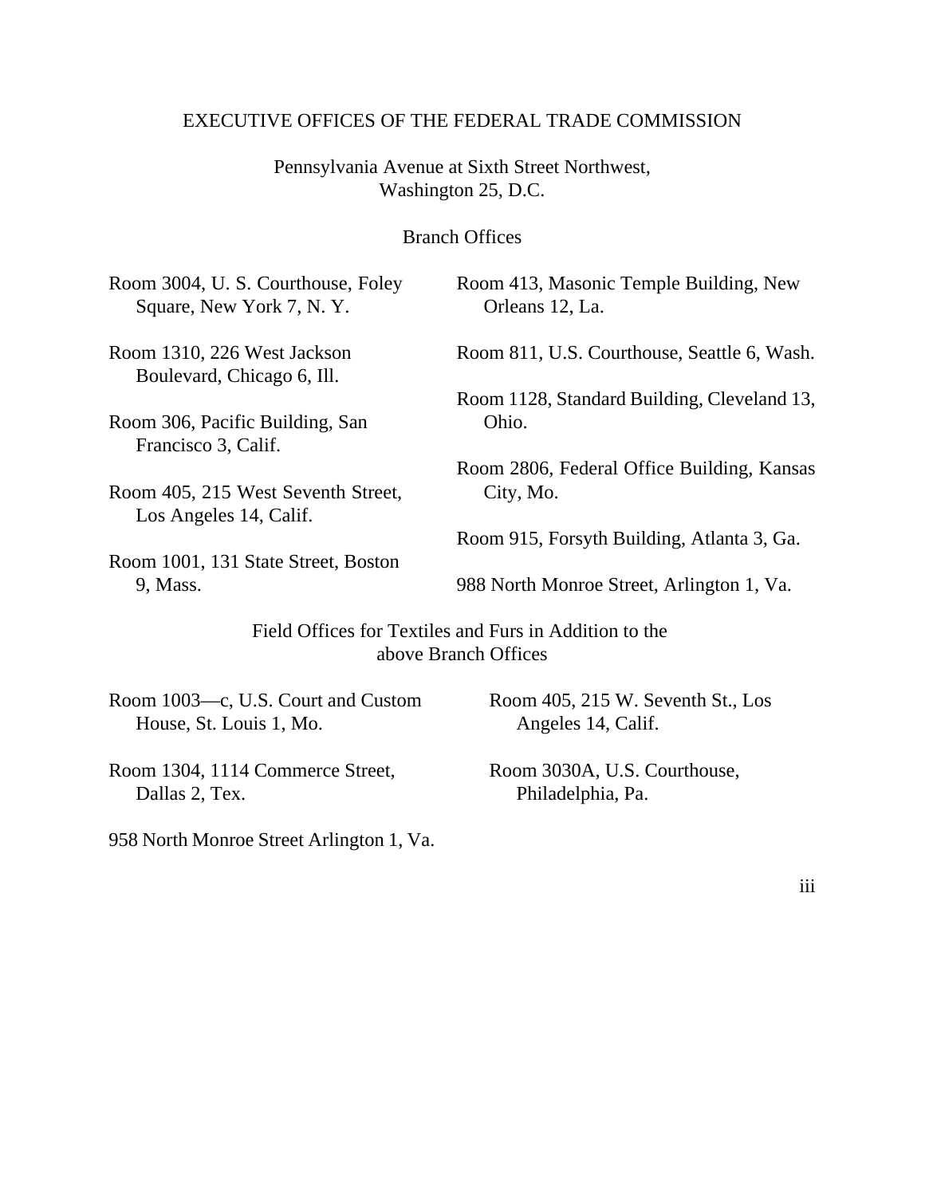# EXECUTIVE OFFICES OF THE FEDERAL TRADE COMMISSION

Pennsylvania Avenue at Sixth Street Northwest,
Washington 25, D.C.

## Branch Offices

Room 3004, U. S. Courthouse, Foley Square, New York 7, N. Y.

Room 1310, 226 West Jackson Boulevard, Chicago 6, Ill.

Room 306, Pacific Building, San Francisco 3, Calif.

Room 405, 215 West Seventh Street, Los Angeles 14, Calif.

Room 1001, 131 State Street, Boston 9, Mass.

Room 413, Masonic Temple Building, New Orleans 12, La.

Room 811, U.S. Courthouse, Seattle 6, Wash.

Room 1128, Standard Building, Cleveland 13, Ohio.

Room 2806, Federal Office Building, Kansas City, Mo.

Room 915, Forsyth Building, Atlanta 3, Ga.

988 North Monroe Street, Arlington 1, Va.

## Field Offices for Textiles and Furs in Addition to the above Branch Offices

Room 1003—c, U.S. Court and Custom House, St. Louis 1, Mo.

Room 1304, 1114 Commerce Street, Dallas 2, Tex.

958 North Monroe Street Arlington 1, Va.

Room 405, 215 W. Seventh St., Los Angeles 14, Calif.

Room 3030A, U.S. Courthouse, Philadelphia, Pa.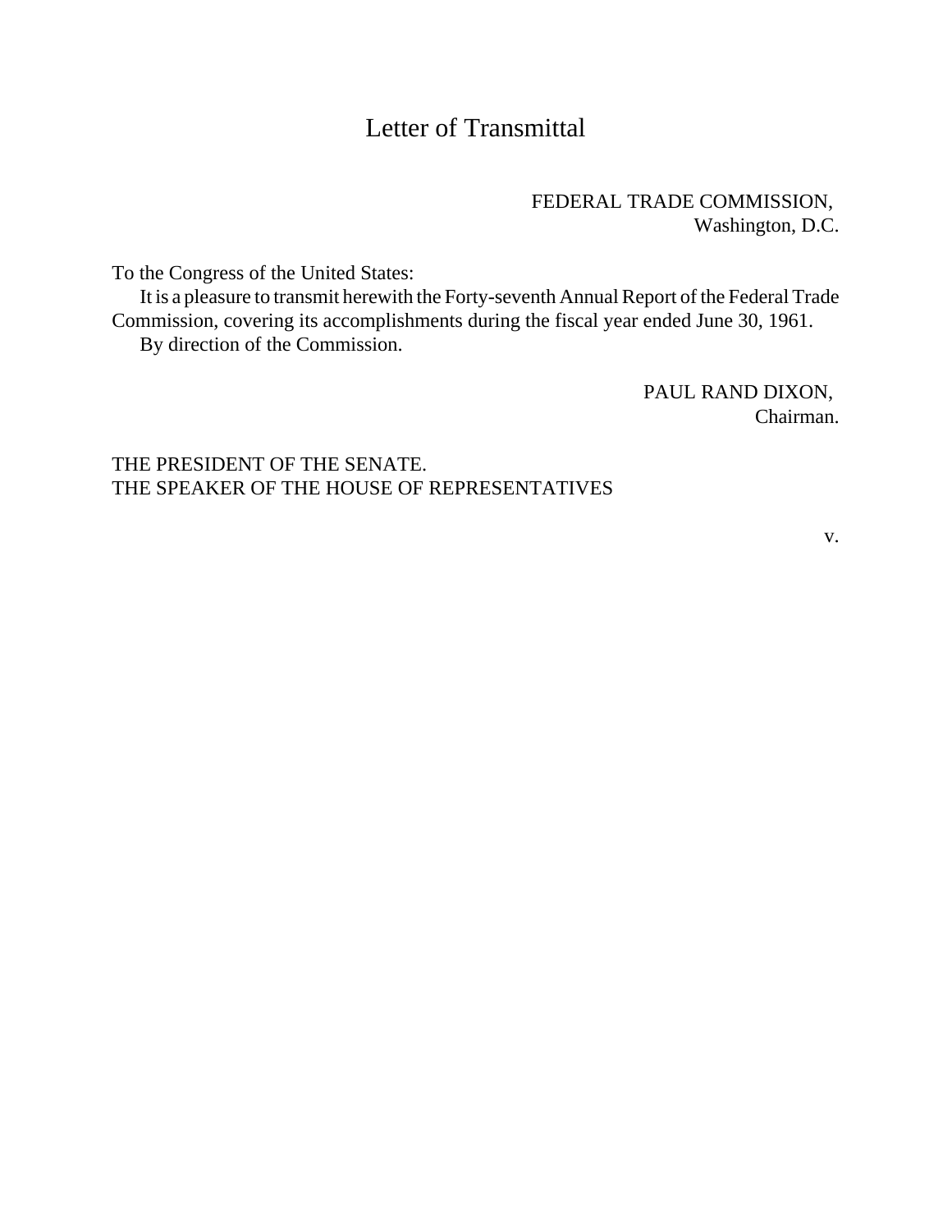# Letter of Transmittal

FEDERAL TRADE COMMISSION,
Washington, D.C.

To the Congress of the United States:

It is a pleasure to transmit herewith the Forty-seventh Annual Report of the Federal Trade Commission, covering its accomplishments during the fiscal year ended June 30, 1961.

By direction of the Commission.

PAUL RAND DIXON,
Chairman.

THE PRESIDENT OF THE SENATE.
THE SPEAKER OF THE HOUSE OF REPRESENTATIVES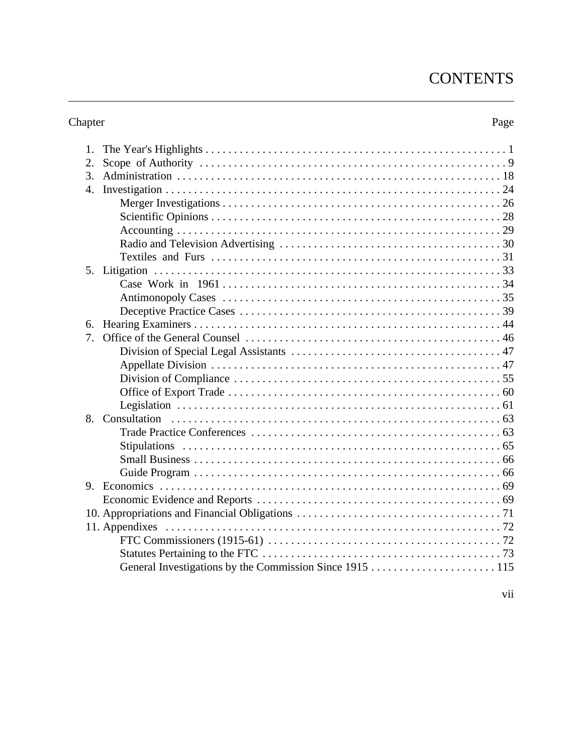# CONTENTS

| Chapter | | Page |
|---|---|---|
| 1. | The Year's Highlights | 1 |
| 2. | Scope of Authority | 9 |
| 3. | Administration | 18 |
| 4. | Investigation | 24 |
| | Merger Investigations | 26 |
| | Scientific Opinions | 28 |
| | Accounting | 29 |
| | Radio and Television Advertising | 30 |
| | Textiles and Furs | 31 |
| 5. | Litigation | 33 |
| | Case Work in 1961 | 34 |
| | Antimonopoly Cases | 35 |
| | Deceptive Practice Cases | 39 |
| 6. | Hearing Examiners | 44 |
| 7. | Office of the General Counsel | 46 |
| | Division of Special Legal Assistants | 47 |
| | Appellate Division | 47 |
| | Division of Compliance | 55 |
| | Office of Export Trade | 60 |
| | Legislation | 61 |
| 8. | Consultation | 63 |
| | Trade Practice Conferences | 63 |
| | Stipulations | 65 |
| | Small Business | 66 |
| | Guide Program | 66 |
| 9. | Economics | 69 |
| | Economic Evidence and Reports | 69 |
| 10. | Appropriations and Financial Obligations | 71 |
| 11. | Appendixes | 72 |
| | FTC Commissioners (1915-61) | 72 |
| | Statutes Pertaining to the FTC | 73 |
| | General Investigations by the Commission Since 1915 | 115 |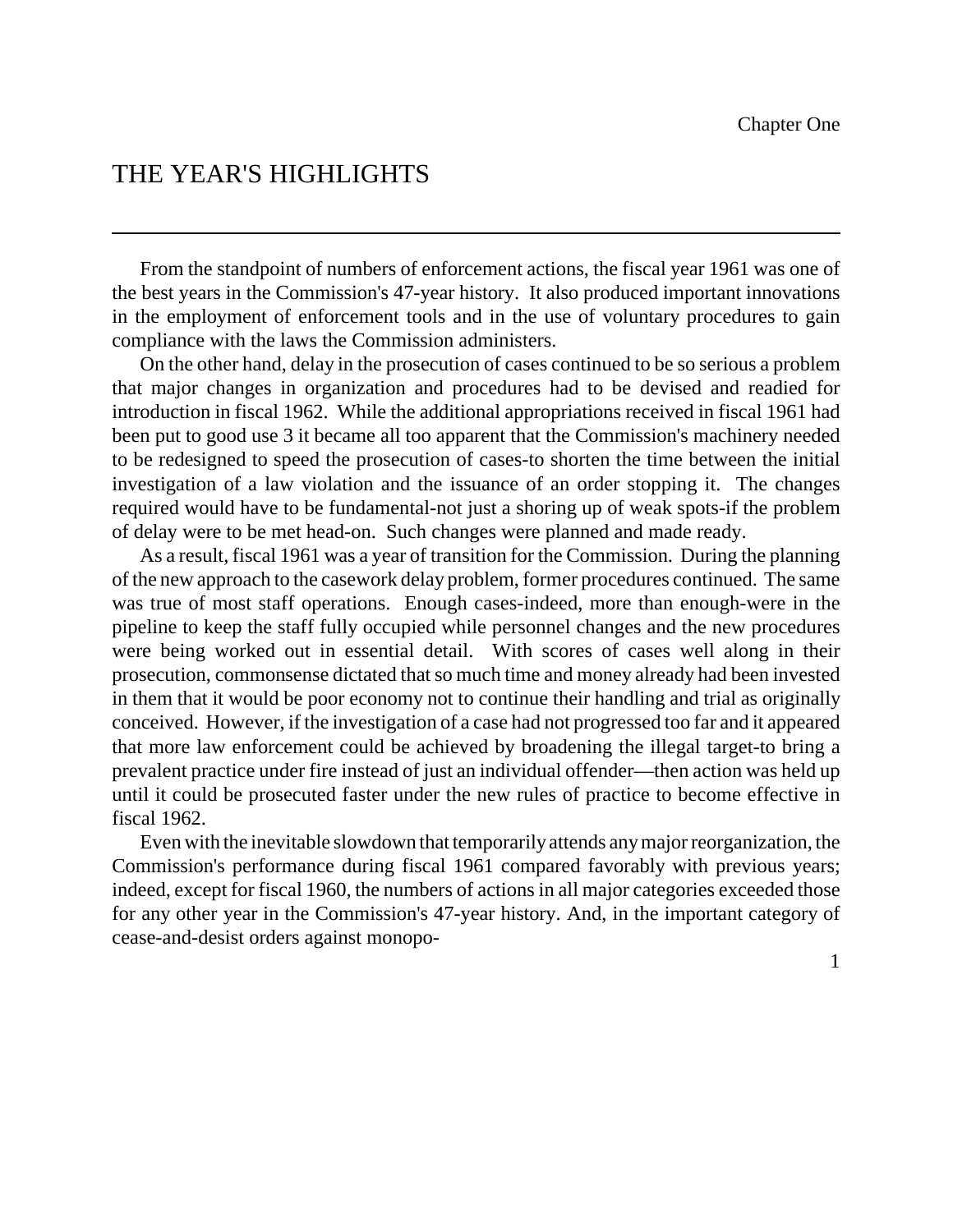Chapter One

# THE YEAR'S HIGHLIGHTS

From the standpoint of numbers of enforcement actions, the fiscal year 1961 was one of the best years in the Commission's 47-year history. It also produced important innovations in the employment of enforcement tools and in the use of voluntary procedures to gain compliance with the laws the Commission administers.

On the other hand, delay in the prosecution of cases continued to be so serious a problem that major changes in organization and procedures had to be devised and readied for introduction in fiscal 1962. While the additional appropriations received in fiscal 1961 had been put to good use 3 it became all too apparent that the Commission's machinery needed to be redesigned to speed the prosecution of cases-to shorten the time between the initial investigation of a law violation and the issuance of an order stopping it. The changes required would have to be fundamental-not just a shoring up of weak spots-if the problem of delay were to be met head-on. Such changes were planned and made ready.

As a result, fiscal 1961 was a year of transition for the Commission. During the planning of the new approach to the casework delay problem, former procedures continued. The same was true of most staff operations. Enough cases-indeed, more than enough-were in the pipeline to keep the staff fully occupied while personnel changes and the new procedures were being worked out in essential detail. With scores of cases well along in their prosecution, commonsense dictated that so much time and money already had been invested in them that it would be poor economy not to continue their handling and trial as originally conceived. However, if the investigation of a case had not progressed too far and it appeared that more law enforcement could be achieved by broadening the illegal target-to bring a prevalent practice under fire instead of just an individual offender—then action was held up until it could be prosecuted faster under the new rules of practice to become effective in fiscal 1962.

Even with the inevitable slowdown that temporarily attends any major reorganization, the Commission's performance during fiscal 1961 compared favorably with previous years; indeed, except for fiscal 1960, the numbers of actions in all major categories exceeded those for any other year in the Commission's 47-year history. And, in the important category of cease-and-desist orders against monopo-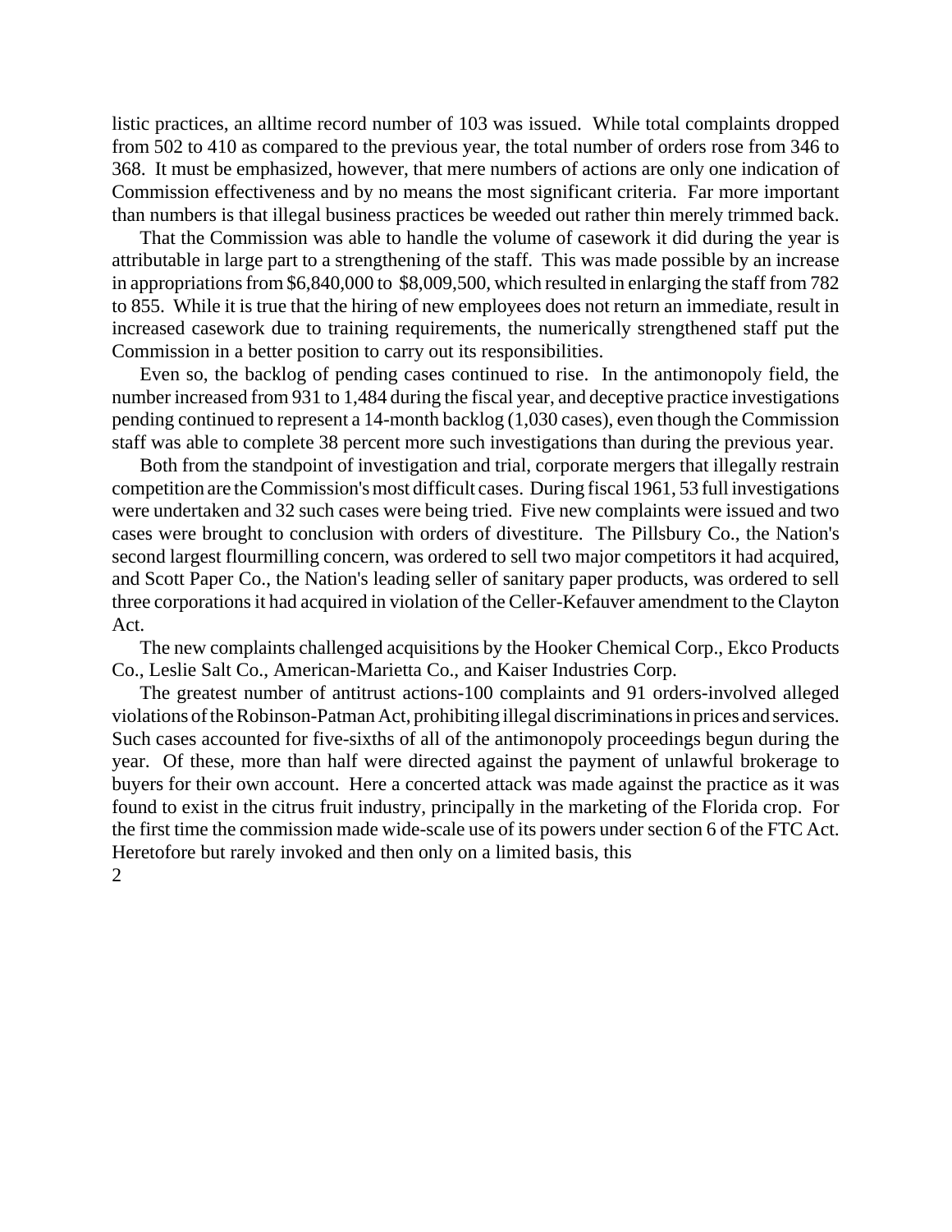listic practices, an alltime record number of 103 was issued. While total complaints dropped from 502 to 410 as compared to the previous year, the total number of orders rose from 346 to 368. It must be emphasized, however, that mere numbers of actions are only one indication of Commission effectiveness and by no means the most significant criteria. Far more important than numbers is that illegal business practices be weeded out rather thin merely trimmed back.

That the Commission was able to handle the volume of casework it did during the year is attributable in large part to a strengthening of the staff. This was made possible by an increase in appropriations from $6,840,000 to $8,009,500, which resulted in enlarging the staff from 782 to 855. While it is true that the hiring of new employees does not return an immediate, result in increased casework due to training requirements, the numerically strengthened staff put the Commission in a better position to carry out its responsibilities.

Even so, the backlog of pending cases continued to rise. In the antimonopoly field, the number increased from 931 to 1,484 during the fiscal year, and deceptive practice investigations pending continued to represent a 14-month backlog (1,030 cases), even though the Commission staff was able to complete 38 percent more such investigations than during the previous year.

Both from the standpoint of investigation and trial, corporate mergers that illegally restrain competition are the Commission's most difficult cases. During fiscal 1961, 53 full investigations were undertaken and 32 such cases were being tried. Five new complaints were issued and two cases were brought to conclusion with orders of divestiture. The Pillsbury Co., the Nation's second largest flourmilling concern, was ordered to sell two major competitors it had acquired, and Scott Paper Co., the Nation's leading seller of sanitary paper products, was ordered to sell three corporations it had acquired in violation of the Celler-Kefauver amendment to the Clayton Act.

The new complaints challenged acquisitions by the Hooker Chemical Corp., Ekco Products Co., Leslie Salt Co., American-Marietta Co., and Kaiser Industries Corp.

The greatest number of antitrust actions-100 complaints and 91 orders-involved alleged violations of the Robinson-Patman Act, prohibiting illegal discriminations in prices and services. Such cases accounted for five-sixths of all of the antimonopoly proceedings begun during the year. Of these, more than half were directed against the payment of unlawful brokerage to buyers for their own account. Here a concerted attack was made against the practice as it was found to exist in the citrus fruit industry, principally in the marketing of the Florida crop. For the first time the commission made wide-scale use of its powers under section 6 of the FTC Act. Heretofore but rarely invoked and then only on a limited basis, this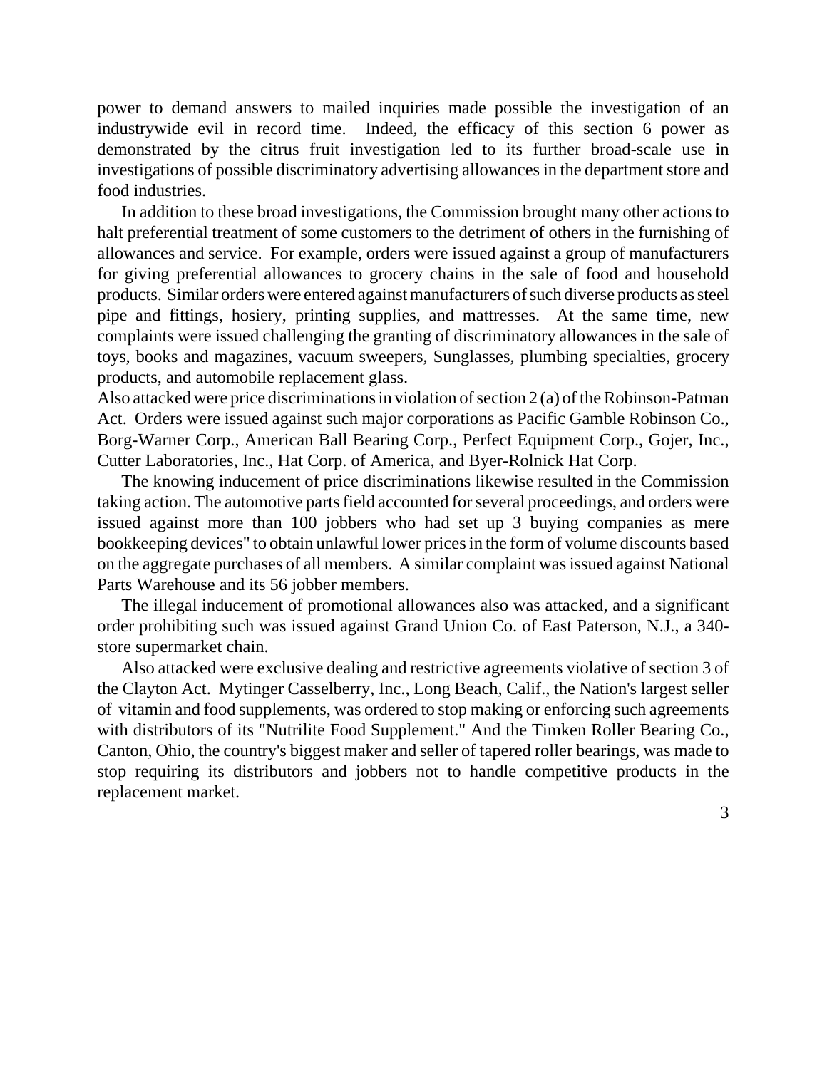power to demand answers to mailed inquiries made possible the investigation of an industrywide evil in record time. Indeed, the efficacy of this section 6 power as demonstrated by the citrus fruit investigation led to its further broad-scale use in investigations of possible discriminatory advertising allowances in the department store and food industries.

In addition to these broad investigations, the Commission brought many other actions to halt preferential treatment of some customers to the detriment of others in the furnishing of allowances and service. For example, orders were issued against a group of manufacturers for giving preferential allowances to grocery chains in the sale of food and household products. Similar orders were entered against manufacturers of such diverse products as steel pipe and fittings, hosiery, printing supplies, and mattresses. At the same time, new complaints were issued challenging the granting of discriminatory allowances in the sale of toys, books and magazines, vacuum sweepers, Sunglasses, plumbing specialties, grocery products, and automobile replacement glass.

Also attacked were price discriminations in violation of section 2 (a) of the Robinson-Patman Act. Orders were issued against such major corporations as Pacific Gamble Robinson Co., Borg-Warner Corp., American Ball Bearing Corp., Perfect Equipment Corp., Gojer, Inc., Cutter Laboratories, Inc., Hat Corp. of America, and Byer-Rolnick Hat Corp.

The knowing inducement of price discriminations likewise resulted in the Commission taking action. The automotive parts field accounted for several proceedings, and orders were issued against more than 100 jobbers who had set up 3 buying companies as mere bookkeeping devices" to obtain unlawful lower prices in the form of volume discounts based on the aggregate purchases of all members. A similar complaint was issued against National Parts Warehouse and its 56 jobber members.

The illegal inducement of promotional allowances also was attacked, and a significant order prohibiting such was issued against Grand Union Co. of East Paterson, N.J., a 340-store supermarket chain.

Also attacked were exclusive dealing and restrictive agreements violative of section 3 of the Clayton Act. Mytinger Casselberry, Inc., Long Beach, Calif., the Nation's largest seller of vitamin and food supplements, was ordered to stop making or enforcing such agreements with distributors of its "Nutrilite Food Supplement." And the Timken Roller Bearing Co., Canton, Ohio, the country's biggest maker and seller of tapered roller bearings, was made to stop requiring its distributors and jobbers not to handle competitive products in the replacement market.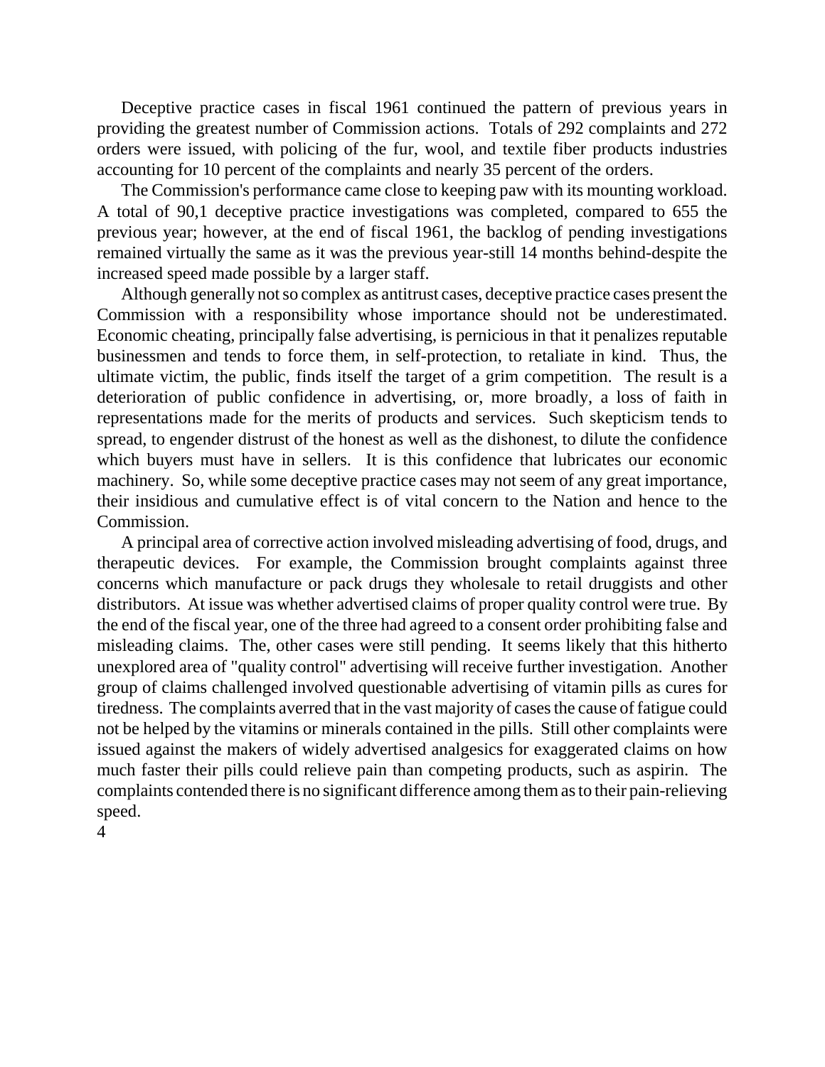Deceptive practice cases in fiscal 1961 continued the pattern of previous years in providing the greatest number of Commission actions. Totals of 292 complaints and 272 orders were issued, with policing of the fur, wool, and textile fiber products industries accounting for 10 percent of the complaints and nearly 35 percent of the orders.

The Commission's performance came close to keeping paw with its mounting workload. A total of 90,1 deceptive practice investigations was completed, compared to 655 the previous year; however, at the end of fiscal 1961, the backlog of pending investigations remained virtually the same as it was the previous year-still 14 months behind-despite the increased speed made possible by a larger staff.

Although generally not so complex as antitrust cases, deceptive practice cases present the Commission with a responsibility whose importance should not be underestimated. Economic cheating, principally false advertising, is pernicious in that it penalizes reputable businessmen and tends to force them, in self-protection, to retaliate in kind. Thus, the ultimate victim, the public, finds itself the target of a grim competition. The result is a deterioration of public confidence in advertising, or, more broadly, a loss of faith in representations made for the merits of products and services. Such skepticism tends to spread, to engender distrust of the honest as well as the dishonest, to dilute the confidence which buyers must have in sellers. It is this confidence that lubricates our economic machinery. So, while some deceptive practice cases may not seem of any great importance, their insidious and cumulative effect is of vital concern to the Nation and hence to the Commission.

A principal area of corrective action involved misleading advertising of food, drugs, and therapeutic devices. For example, the Commission brought complaints against three concerns which manufacture or pack drugs they wholesale to retail druggists and other distributors. At issue was whether advertised claims of proper quality control were true. By the end of the fiscal year, one of the three had agreed to a consent order prohibiting false and misleading claims. The, other cases were still pending. It seems likely that this hitherto unexplored area of "quality control" advertising will receive further investigation. Another group of claims challenged involved questionable advertising of vitamin pills as cures for tiredness. The complaints averred that in the vast majority of cases the cause of fatigue could not be helped by the vitamins or minerals contained in the pills. Still other complaints were issued against the makers of widely advertised analgesics for exaggerated claims on how much faster their pills could relieve pain than competing products, such as aspirin. The complaints contended there is no significant difference among them as to their pain-relieving speed.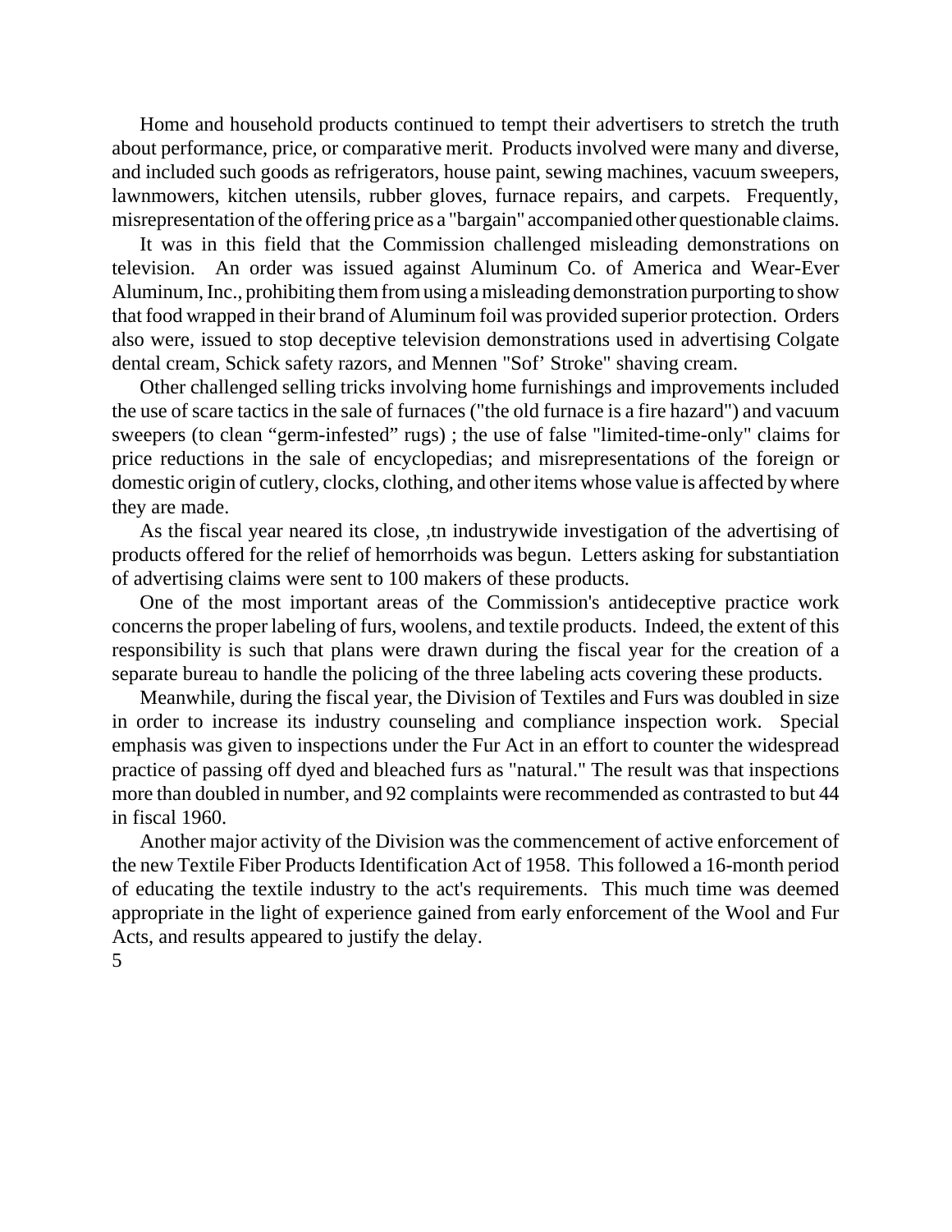Home and household products continued to tempt their advertisers to stretch the truth about performance, price, or comparative merit. Products involved were many and diverse, and included such goods as refrigerators, house paint, sewing machines, vacuum sweepers, lawnmowers, kitchen utensils, rubber gloves, furnace repairs, and carpets. Frequently, misrepresentation of the offering price as a "bargain" accompanied other questionable claims.

It was in this field that the Commission challenged misleading demonstrations on television. An order was issued against Aluminum Co. of America and Wear-Ever Aluminum, Inc., prohibiting them from using a misleading demonstration purporting to show that food wrapped in their brand of Aluminum foil was provided superior protection. Orders also were, issued to stop deceptive television demonstrations used in advertising Colgate dental cream, Schick safety razors, and Mennen "Sof' Stroke" shaving cream.

Other challenged selling tricks involving home furnishings and improvements included the use of scare tactics in the sale of furnaces ("the old furnace is a fire hazard") and vacuum sweepers (to clean "germ-infested" rugs) ; the use of false "limited-time-only" claims for price reductions in the sale of encyclopedias; and misrepresentations of the foreign or domestic origin of cutlery, clocks, clothing, and other items whose value is affected by where they are made.

As the fiscal year neared its close, ,tn industrywide investigation of the advertising of products offered for the relief of hemorrhoids was begun. Letters asking for substantiation of advertising claims were sent to 100 makers of these products.

One of the most important areas of the Commission's antideceptive practice work concerns the proper labeling of furs, woolens, and textile products. Indeed, the extent of this responsibility is such that plans were drawn during the fiscal year for the creation of a separate bureau to handle the policing of the three labeling acts covering these products.

Meanwhile, during the fiscal year, the Division of Textiles and Furs was doubled in size in order to increase its industry counseling and compliance inspection work. Special emphasis was given to inspections under the Fur Act in an effort to counter the widespread practice of passing off dyed and bleached furs as "natural." The result was that inspections more than doubled in number, and 92 complaints were recommended as contrasted to but 44 in fiscal 1960.

Another major activity of the Division was the commencement of active enforcement of the new Textile Fiber Products Identification Act of 1958. This followed a 16-month period of educating the textile industry to the act's requirements. This much time was deemed appropriate in the light of experience gained from early enforcement of the Wool and Fur Acts, and results appeared to justify the delay.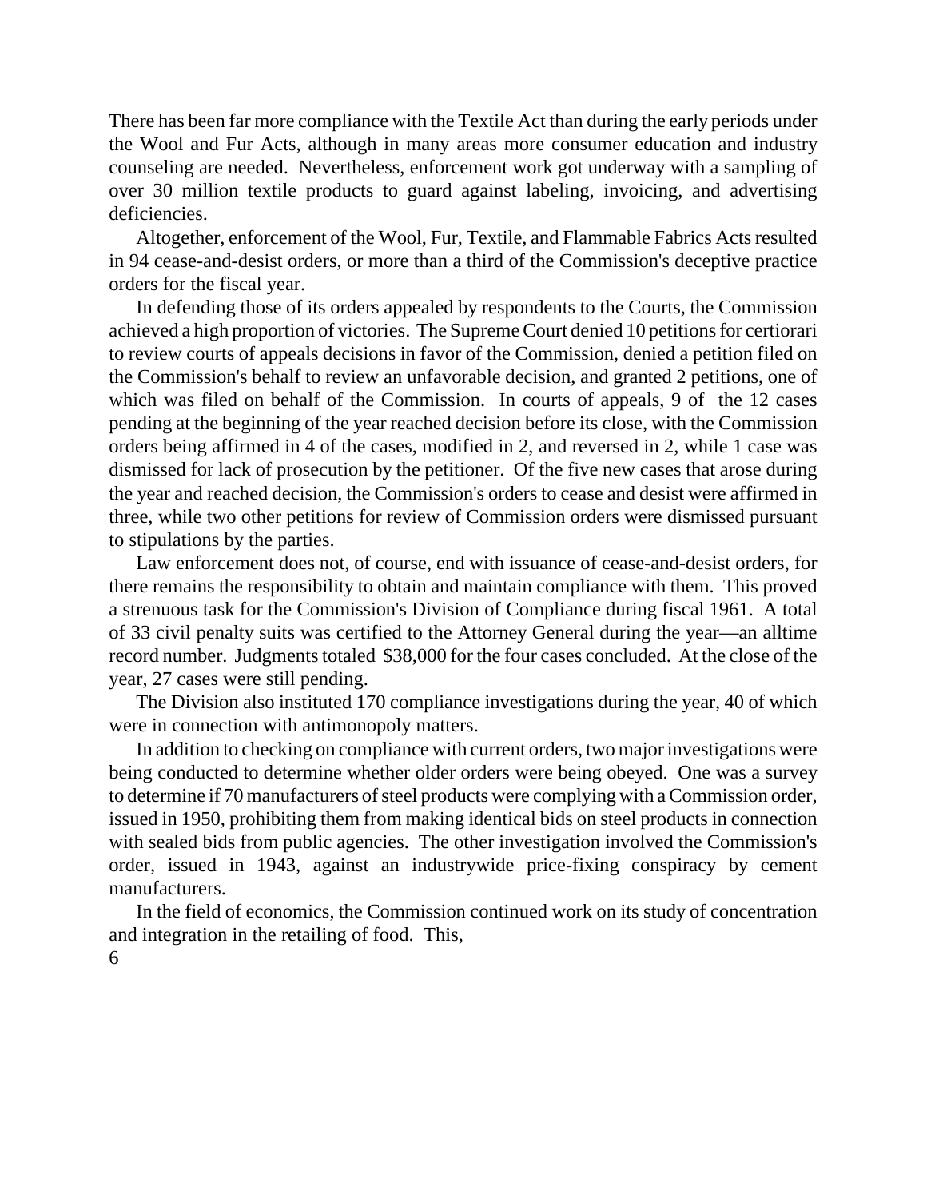There has been far more compliance with the Textile Act than during the early periods under the Wool and Fur Acts, although in many areas more consumer education and industry counseling are needed. Nevertheless, enforcement work got underway with a sampling of over 30 million textile products to guard against labeling, invoicing, and advertising deficiencies.

Altogether, enforcement of the Wool, Fur, Textile, and Flammable Fabrics Acts resulted in 94 cease-and-desist orders, or more than a third of the Commission's deceptive practice orders for the fiscal year.

In defending those of its orders appealed by respondents to the Courts, the Commission achieved a high proportion of victories. The Supreme Court denied 10 petitions for certiorari to review courts of appeals decisions in favor of the Commission, denied a petition filed on the Commission's behalf to review an unfavorable decision, and granted 2 petitions, one of which was filed on behalf of the Commission. In courts of appeals, 9 of the 12 cases pending at the beginning of the year reached decision before its close, with the Commission orders being affirmed in 4 of the cases, modified in 2, and reversed in 2, while 1 case was dismissed for lack of prosecution by the petitioner. Of the five new cases that arose during the year and reached decision, the Commission's orders to cease and desist were affirmed in three, while two other petitions for review of Commission orders were dismissed pursuant to stipulations by the parties.

Law enforcement does not, of course, end with issuance of cease-and-desist orders, for there remains the responsibility to obtain and maintain compliance with them. This proved a strenuous task for the Commission's Division of Compliance during fiscal 1961. A total of 33 civil penalty suits was certified to the Attorney General during the year—an alltime record number. Judgments totaled $38,000 for the four cases concluded. At the close of the year, 27 cases were still pending.

The Division also instituted 170 compliance investigations during the year, 40 of which were in connection with antimonopoly matters.

In addition to checking on compliance with current orders, two major investigations were being conducted to determine whether older orders were being obeyed. One was a survey to determine if 70 manufacturers of steel products were complying with a Commission order, issued in 1950, prohibiting them from making identical bids on steel products in connection with sealed bids from public agencies. The other investigation involved the Commission's order, issued in 1943, against an industrywide price-fixing conspiracy by cement manufacturers.

In the field of economics, the Commission continued work on its study of concentration and integration in the retailing of food. This,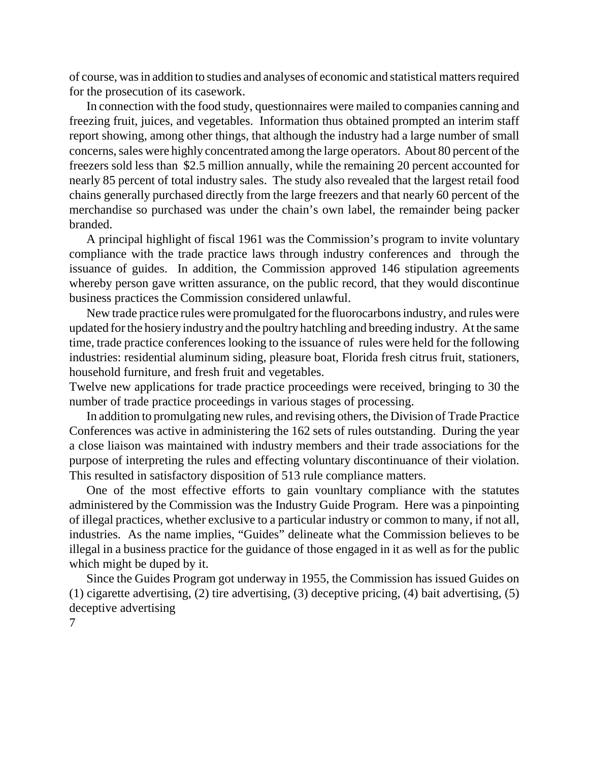of course, was in addition to studies and analyses of economic and statistical matters required for the prosecution of its casework.

In connection with the food study, questionnaires were mailed to companies canning and freezing fruit, juices, and vegetables. Information thus obtained prompted an interim staff report showing, among other things, that although the industry had a large number of small concerns, sales were highly concentrated among the large operators. About 80 percent of the freezers sold less than $2.5 million annually, while the remaining 20 percent accounted for nearly 85 percent of total industry sales. The study also revealed that the largest retail food chains generally purchased directly from the large freezers and that nearly 60 percent of the merchandise so purchased was under the chain's own label, the remainder being packer branded.

A principal highlight of fiscal 1961 was the Commission's program to invite voluntary compliance with the trade practice laws through industry conferences and through the issuance of guides. In addition, the Commission approved 146 stipulation agreements whereby person gave written assurance, on the public record, that they would discontinue business practices the Commission considered unlawful.

New trade practice rules were promulgated for the fluorocarbons industry, and rules were updated for the hosiery industry and the poultry hatchling and breeding industry. At the same time, trade practice conferences looking to the issuance of rules were held for the following industries: residential aluminum siding, pleasure boat, Florida fresh citrus fruit, stationers, household furniture, and fresh fruit and vegetables.

Twelve new applications for trade practice proceedings were received, bringing to 30 the number of trade practice proceedings in various stages of processing.

In addition to promulgating new rules, and revising others, the Division of Trade Practice Conferences was active in administering the 162 sets of rules outstanding. During the year a close liaison was maintained with industry members and their trade associations for the purpose of interpreting the rules and effecting voluntary discontinuance of their violation. This resulted in satisfactory disposition of 513 rule compliance matters.

One of the most effective efforts to gain vounltary compliance with the statutes administered by the Commission was the Industry Guide Program. Here was a pinpointing of illegal practices, whether exclusive to a particular industry or common to many, if not all, industries. As the name implies, "Guides" delineate what the Commission believes to be illegal in a business practice for the guidance of those engaged in it as well as for the public which might be duped by it.

Since the Guides Program got underway in 1955, the Commission has issued Guides on (1) cigarette advertising, (2) tire advertising, (3) deceptive pricing, (4) bait advertising, (5) deceptive advertising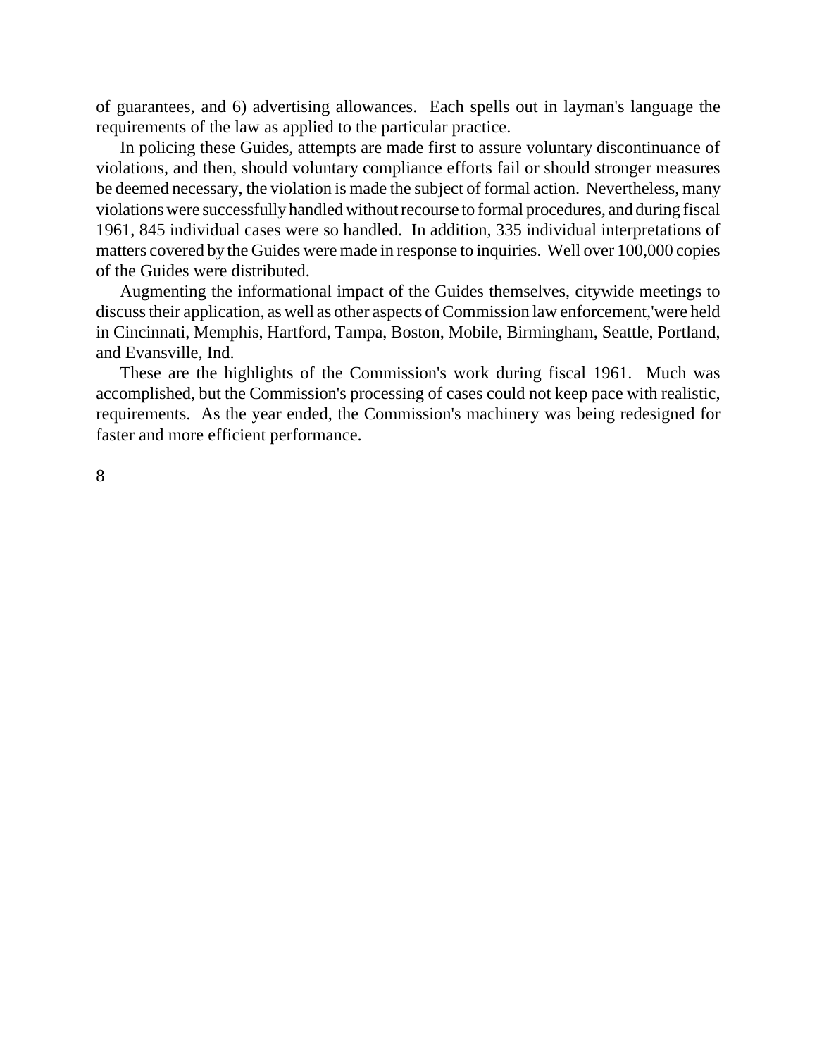of guarantees, and 6) advertising allowances. Each spells out in layman's language the requirements of the law as applied to the particular practice.

In policing these Guides, attempts are made first to assure voluntary discontinuance of violations, and then, should voluntary compliance efforts fail or should stronger measures be deemed necessary, the violation is made the subject of formal action. Nevertheless, many violations were successfully handled without recourse to formal procedures, and during fiscal 1961, 845 individual cases were so handled. In addition, 335 individual interpretations of matters covered by the Guides were made in response to inquiries. Well over 100,000 copies of the Guides were distributed.

Augmenting the informational impact of the Guides themselves, citywide meetings to discuss their application, as well as other aspects of Commission law enforcement,'were held in Cincinnati, Memphis, Hartford, Tampa, Boston, Mobile, Birmingham, Seattle, Portland, and Evansville, Ind.

These are the highlights of the Commission's work during fiscal 1961. Much was accomplished, but the Commission's processing of cases could not keep pace with realistic, requirements. As the year ended, the Commission's machinery was being redesigned for faster and more efficient performance.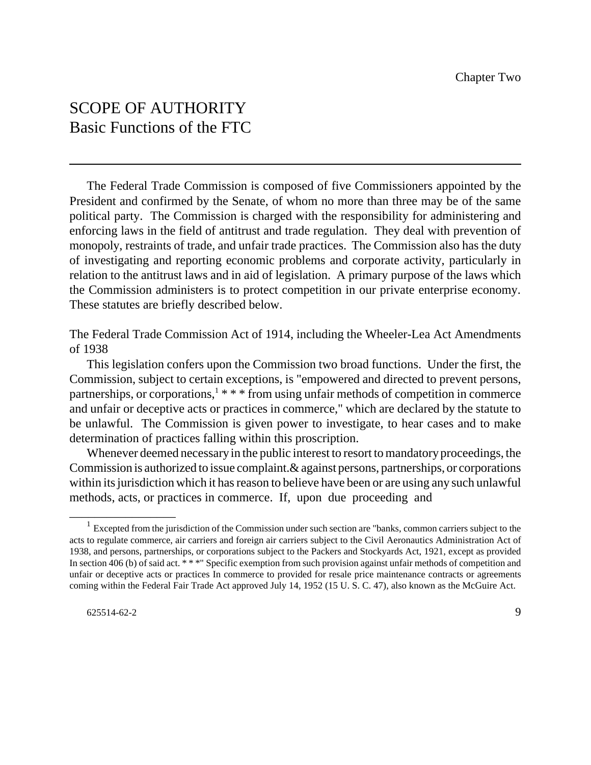Chapter Two

# SCOPE OF AUTHORITY
## Basic Functions of the FTC

---

The Federal Trade Commission is composed of five Commissioners appointed by the President and confirmed by the Senate, of whom no more than three may be of the same political party. The Commission is charged with the responsibility for administering and enforcing laws in the field of antitrust and trade regulation. They deal with prevention of monopoly, restraints of trade, and unfair trade practices. The Commission also has the duty of investigating and reporting economic problems and corporate activity, particularly in relation to the antitrust laws and in aid of legislation. A primary purpose of the laws which the Commission administers is to protect competition in our private enterprise economy. These statutes are briefly described below.

The Federal Trade Commission Act of 1914, including the Wheeler-Lea Act Amendments of 1938

This legislation confers upon the Commission two broad functions. Under the first, the Commission, subject to certain exceptions, is "empowered and directed to prevent persons, partnerships, or corporations,[1] * * * from using unfair methods of competition in commerce and unfair or deceptive acts or practices in commerce," which are declared by the statute to be unlawful. The Commission is given power to investigate, to hear cases and to make determination of practices falling within this proscription.

Whenever deemed necessary in the public interest to resort to mandatory proceedings, the Commission is authorized to issue complaint.& against persons, partnerships, or corporations within its jurisdiction which it has reason to believe have been or are using any such unlawful methods, acts, or practices in commerce. If, upon due proceeding and

---

[1] Excepted from the jurisdiction of the Commission under such section are "banks, common carriers subject to the acts to regulate commerce, air carriers and foreign air carriers subject to the Civil Aeronautics Administration Act of 1938, and persons, partnerships, or corporations subject to the Packers and Stockyards Act, 1921, except as provided In section 406 (b) of said act. * * *" Specific exemption from such provision against unfair methods of competition and unfair or deceptive acts or practices In commerce to provided for resale price maintenance contracts or agreements coming within the Federal Fair Trade Act approved July 14, 1952 (15 U. S. C. 47), also known as the McGuire Act.

625514-62-2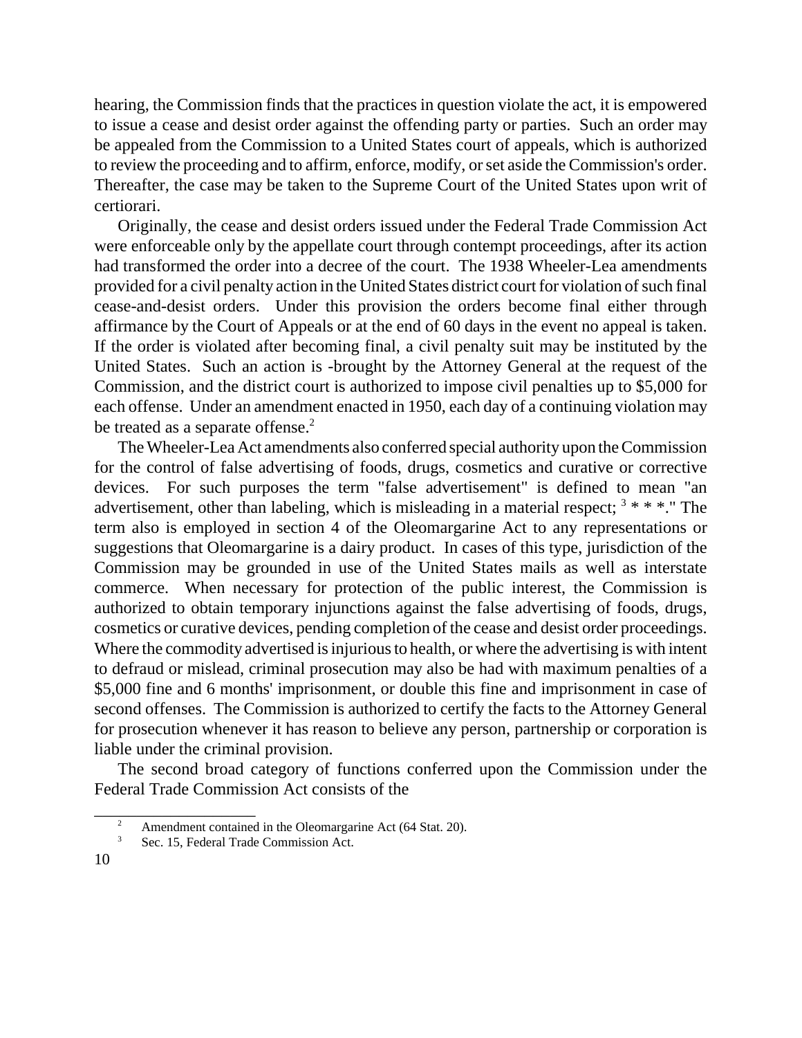hearing, the Commission finds that the practices in question violate the act, it is empowered to issue a cease and desist order against the offending party or parties. Such an order may be appealed from the Commission to a United States court of appeals, which is authorized to review the proceeding and to affirm, enforce, modify, or set aside the Commission's order. Thereafter, the case may be taken to the Supreme Court of the United States upon writ of certiorari.

Originally, the cease and desist orders issued under the Federal Trade Commission Act were enforceable only by the appellate court through contempt proceedings, after its action had transformed the order into a decree of the court. The 1938 Wheeler-Lea amendments provided for a civil penalty action in the United States district court for violation of such final cease-and-desist orders. Under this provision the orders become final either through affirmance by the Court of Appeals or at the end of 60 days in the event no appeal is taken. If the order is violated after becoming final, a civil penalty suit may be instituted by the United States. Such an action is -brought by the Attorney General at the request of the Commission, and the district court is authorized to impose civil penalties up to $5,000 for each offense. Under an amendment enacted in 1950, each day of a continuing violation may be treated as a separate offense.[2]

The Wheeler-Lea Act amendments also conferred special authority upon the Commission for the control of false advertising of foods, drugs, cosmetics and curative or corrective devices. For such purposes the term "false advertisement" is defined to mean "an advertisement, other than labeling, which is misleading in a material respect; [3] * * *." The term also is employed in section 4 of the Oleomargarine Act to any representations or suggestions that Oleomargarine is a dairy product. In cases of this type, jurisdiction of the Commission may be grounded in use of the United States mails as well as interstate commerce. When necessary for protection of the public interest, the Commission is authorized to obtain temporary injunctions against the false advertising of foods, drugs, cosmetics or curative devices, pending completion of the cease and desist order proceedings. Where the commodity advertised is injurious to health, or where the advertising is with intent to defraud or mislead, criminal prosecution may also be had with maximum penalties of a $5,000 fine and 6 months' imprisonment, or double this fine and imprisonment in case of second offenses. The Commission is authorized to certify the facts to the Attorney General for prosecution whenever it has reason to believe any person, partnership or corporation is liable under the criminal provision.

The second broad category of functions conferred upon the Commission under the Federal Trade Commission Act consists of the

---

[2] Amendment contained in the Oleomargarine Act (64 Stat. 20).

[3] Sec. 15, Federal Trade Commission Act.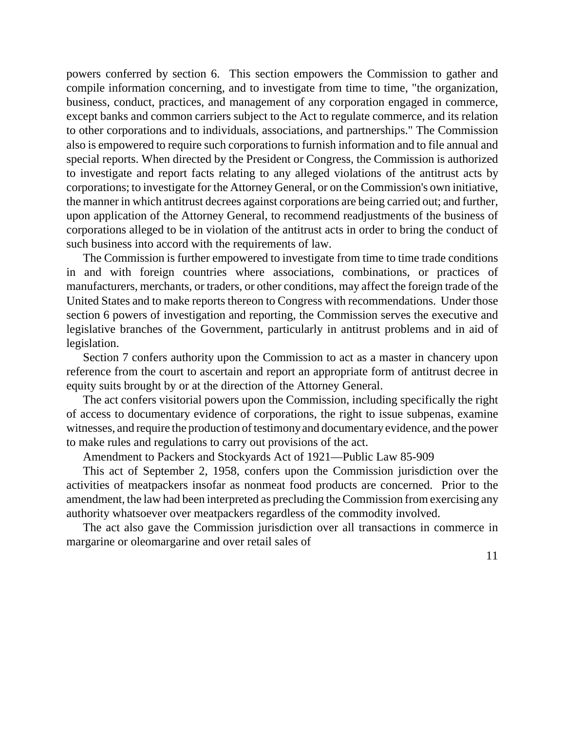powers conferred by section 6. This section empowers the Commission to gather and compile information concerning, and to investigate from time to time, "the organization, business, conduct, practices, and management of any corporation engaged in commerce, except banks and common carriers subject to the Act to regulate commerce, and its relation to other corporations and to individuals, associations, and partnerships." The Commission also is empowered to require such corporations to furnish information and to file annual and special reports. When directed by the President or Congress, the Commission is authorized to investigate and report facts relating to any alleged violations of the antitrust acts by corporations; to investigate for the Attorney General, or on the Commission's own initiative, the manner in which antitrust decrees against corporations are being carried out; and further, upon application of the Attorney General, to recommend readjustments of the business of corporations alleged to be in violation of the antitrust acts in order to bring the conduct of such business into accord with the requirements of law.

The Commission is further empowered to investigate from time to time trade conditions in and with foreign countries where associations, combinations, or practices of manufacturers, merchants, or traders, or other conditions, may affect the foreign trade of the United States and to make reports thereon to Congress with recommendations. Under those section 6 powers of investigation and reporting, the Commission serves the executive and legislative branches of the Government, particularly in antitrust problems and in aid of legislation.

Section 7 confers authority upon the Commission to act as a master in chancery upon reference from the court to ascertain and report an appropriate form of antitrust decree in equity suits brought by or at the direction of the Attorney General.

The act confers visitorial powers upon the Commission, including specifically the right of access to documentary evidence of corporations, the right to issue subpenas, examine witnesses, and require the production of testimony and documentary evidence, and the power to make rules and regulations to carry out provisions of the act.

Amendment to Packers and Stockyards Act of 1921—Public Law 85-909

This act of September 2, 1958, confers upon the Commission jurisdiction over the activities of meatpackers insofar as nonmeat food products are concerned. Prior to the amendment, the law had been interpreted as precluding the Commission from exercising any authority whatsoever over meatpackers regardless of the commodity involved.

The act also gave the Commission jurisdiction over all transactions in commerce in margarine or oleomargarine and over retail sales of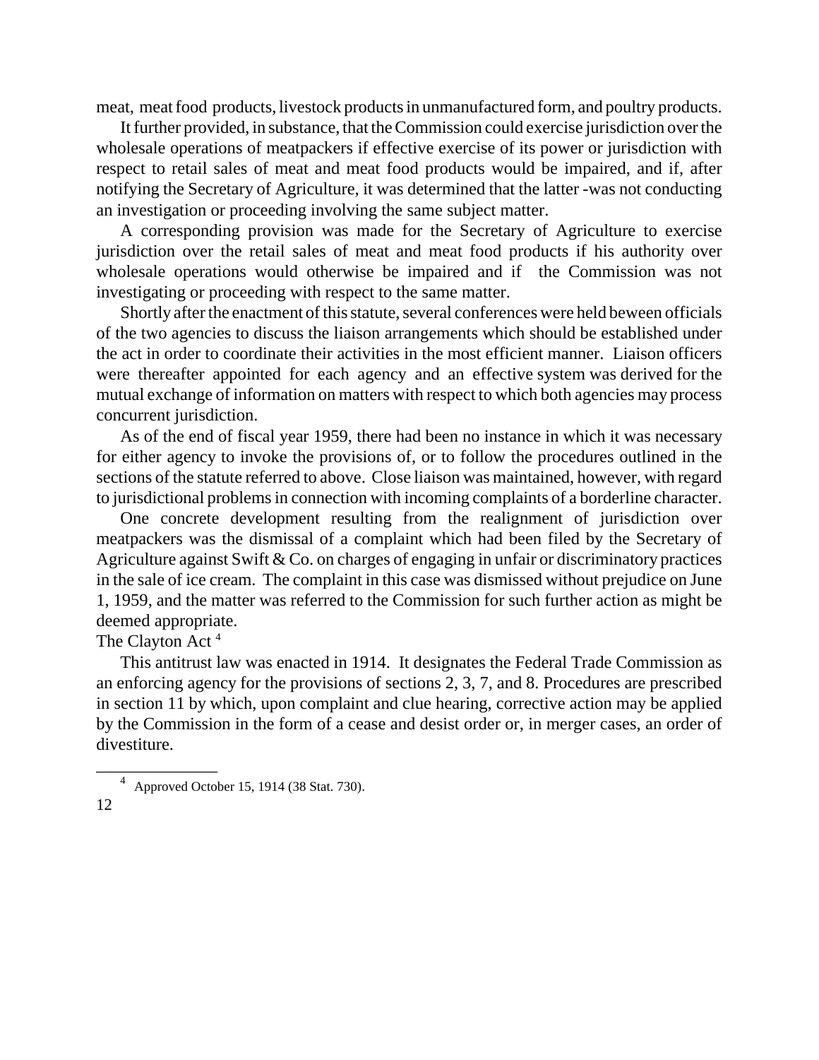meat, meat food products, livestock products in unmanufactured form, and poultry products.

It further provided, in substance, that the Commission could exercise jurisdiction over the wholesale operations of meatpackers if effective exercise of its power or jurisdiction with respect to retail sales of meat and meat food products would be impaired, and if, after notifying the Secretary of Agriculture, it was determined that the latter -was not conducting an investigation or proceeding involving the same subject matter.

A corresponding provision was made for the Secretary of Agriculture to exercise jurisdiction over the retail sales of meat and meat food products if his authority over wholesale operations would otherwise be impaired and if the Commission was not investigating or proceeding with respect to the same matter.

Shortly after the enactment of this statute, several conferences were held beween officials of the two agencies to discuss the liaison arrangements which should be established under the act in order to coordinate their activities in the most efficient manner. Liaison officers were thereafter appointed for each agency and an effective system was derived for the mutual exchange of information on matters with respect to which both agencies may process concurrent jurisdiction.

As of the end of fiscal year 1959, there had been no instance in which it was necessary for either agency to invoke the provisions of, or to follow the procedures outlined in the sections of the statute referred to above. Close liaison was maintained, however, with regard to jurisdictional problems in connection with incoming complaints of a borderline character.

One concrete development resulting from the realignment of jurisdiction over meatpackers was the dismissal of a complaint which had been filed by the Secretary of Agriculture against Swift & Co. on charges of engaging in unfair or discriminatory practices in the sale of ice cream. The complaint in this case was dismissed without prejudice on June 1, 1959, and the matter was referred to the Commission for such further action as might be deemed appropriate.

### The Clayton Act [4]

This antitrust law was enacted in 1914. It designates the Federal Trade Commission as an enforcing agency for the provisions of sections 2, 3, 7, and 8. Procedures are prescribed in section 11 by which, upon complaint and clue hearing, corrective action may be applied by the Commission in the form of a cease and desist order or, in merger cases, an order of divestiture.

---

[4] Approved October 15, 1914 (38 Stat. 730).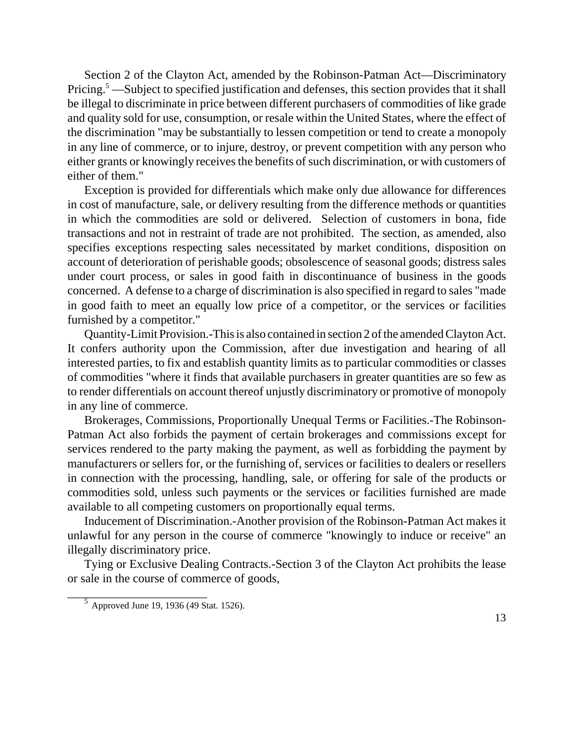Section 2 of the Clayton Act, amended by the Robinson-Patman Act—Discriminatory Pricing.[5] —Subject to specified justification and defenses, this section provides that it shall be illegal to discriminate in price between different purchasers of commodities of like grade and quality sold for use, consumption, or resale within the United States, where the effect of the discrimination "may be substantially to lessen competition or tend to create a monopoly in any line of commerce, or to injure, destroy, or prevent competition with any person who either grants or knowingly receives the benefits of such discrimination, or with customers of either of them."

Exception is provided for differentials which make only due allowance for differences in cost of manufacture, sale, or delivery resulting from the difference methods or quantities in which the commodities are sold or delivered. Selection of customers in bona, fide transactions and not in restraint of trade are not prohibited. The section, as amended, also specifies exceptions respecting sales necessitated by market conditions, disposition on account of deterioration of perishable goods; obsolescence of seasonal goods; distress sales under court process, or sales in good faith in discontinuance of business in the goods concerned. A defense to a charge of discrimination is also specified in regard to sales "made in good faith to meet an equally low price of a competitor, or the services or facilities furnished by a competitor."

Quantity-Limit Provision.-This is also contained in section 2 of the amended Clayton Act. It confers authority upon the Commission, after due investigation and hearing of all interested parties, to fix and establish quantity limits as to particular commodities or classes of commodities "where it finds that available purchasers in greater quantities are so few as to render differentials on account thereof unjustly discriminatory or promotive of monopoly in any line of commerce.

Brokerages, Commissions, Proportionally Unequal Terms or Facilities.-The Robinson-Patman Act also forbids the payment of certain brokerages and commissions except for services rendered to the party making the payment, as well as forbidding the payment by manufacturers or sellers for, or the furnishing of, services or facilities to dealers or resellers in connection with the processing, handling, sale, or offering for sale of the products or commodities sold, unless such payments or the services or facilities furnished are made available to all competing customers on proportionally equal terms.

Inducement of Discrimination.-Another provision of the Robinson-Patman Act makes it unlawful for any person in the course of commerce "knowingly to induce or receive" an illegally discriminatory price.

Tying or Exclusive Dealing Contracts.-Section 3 of the Clayton Act prohibits the lease or sale in the course of commerce of goods,

[5] Approved June 19, 1936 (49 Stat. 1526).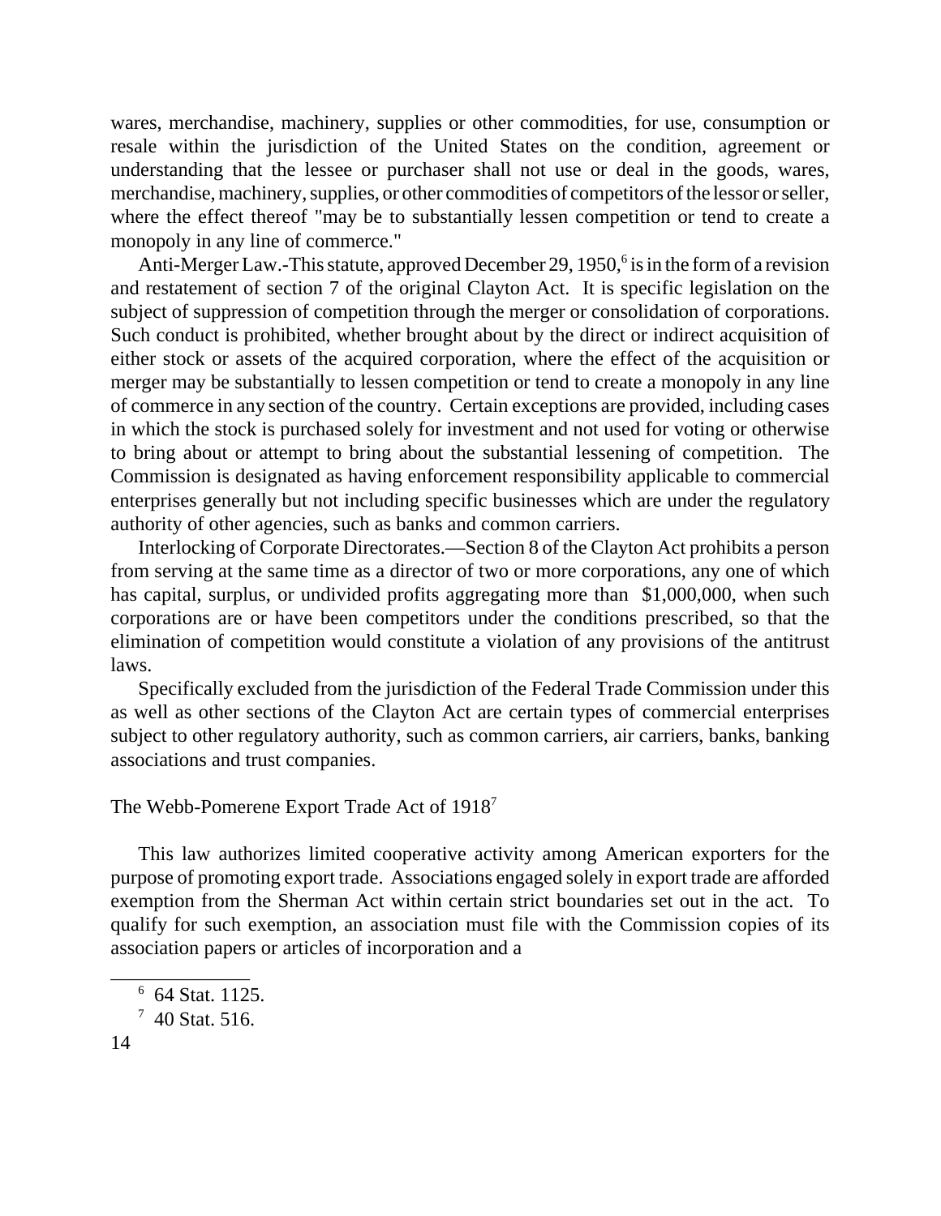wares, merchandise, machinery, supplies or other commodities, for use, consumption or resale within the jurisdiction of the United States on the condition, agreement or understanding that the lessee or purchaser shall not use or deal in the goods, wares, merchandise, machinery, supplies, or other commodities of competitors of the lessor or seller, where the effect thereof "may be to substantially lessen competition or tend to create a monopoly in any line of commerce."

Anti-Merger Law.-This statute, approved December 29, 1950,[6] is in the form of a revision and restatement of section 7 of the original Clayton Act. It is specific legislation on the subject of suppression of competition through the merger or consolidation of corporations. Such conduct is prohibited, whether brought about by the direct or indirect acquisition of either stock or assets of the acquired corporation, where the effect of the acquisition or merger may be substantially to lessen competition or tend to create a monopoly in any line of commerce in any section of the country. Certain exceptions are provided, including cases in which the stock is purchased solely for investment and not used for voting or otherwise to bring about or attempt to bring about the substantial lessening of competition. The Commission is designated as having enforcement responsibility applicable to commercial enterprises generally but not including specific businesses which are under the regulatory authority of other agencies, such as banks and common carriers.

Interlocking of Corporate Directorates.—Section 8 of the Clayton Act prohibits a person from serving at the same time as a director of two or more corporations, any one of which has capital, surplus, or undivided profits aggregating more than $1,000,000, when such corporations are or have been competitors under the conditions prescribed, so that the elimination of competition would constitute a violation of any provisions of the antitrust laws.

Specifically excluded from the jurisdiction of the Federal Trade Commission under this as well as other sections of the Clayton Act are certain types of commercial enterprises subject to other regulatory authority, such as common carriers, air carriers, banks, banking associations and trust companies.

## The Webb-Pomerene Export Trade Act of 1918[7]

This law authorizes limited cooperative activity among American exporters for the purpose of promoting export trade. Associations engaged solely in export trade are afforded exemption from the Sherman Act within certain strict boundaries set out in the act. To qualify for such exemption, an association must file with the Commission copies of its association papers or articles of incorporation and a

---

[6] 64 Stat. 1125.

[7] 40 Stat. 516.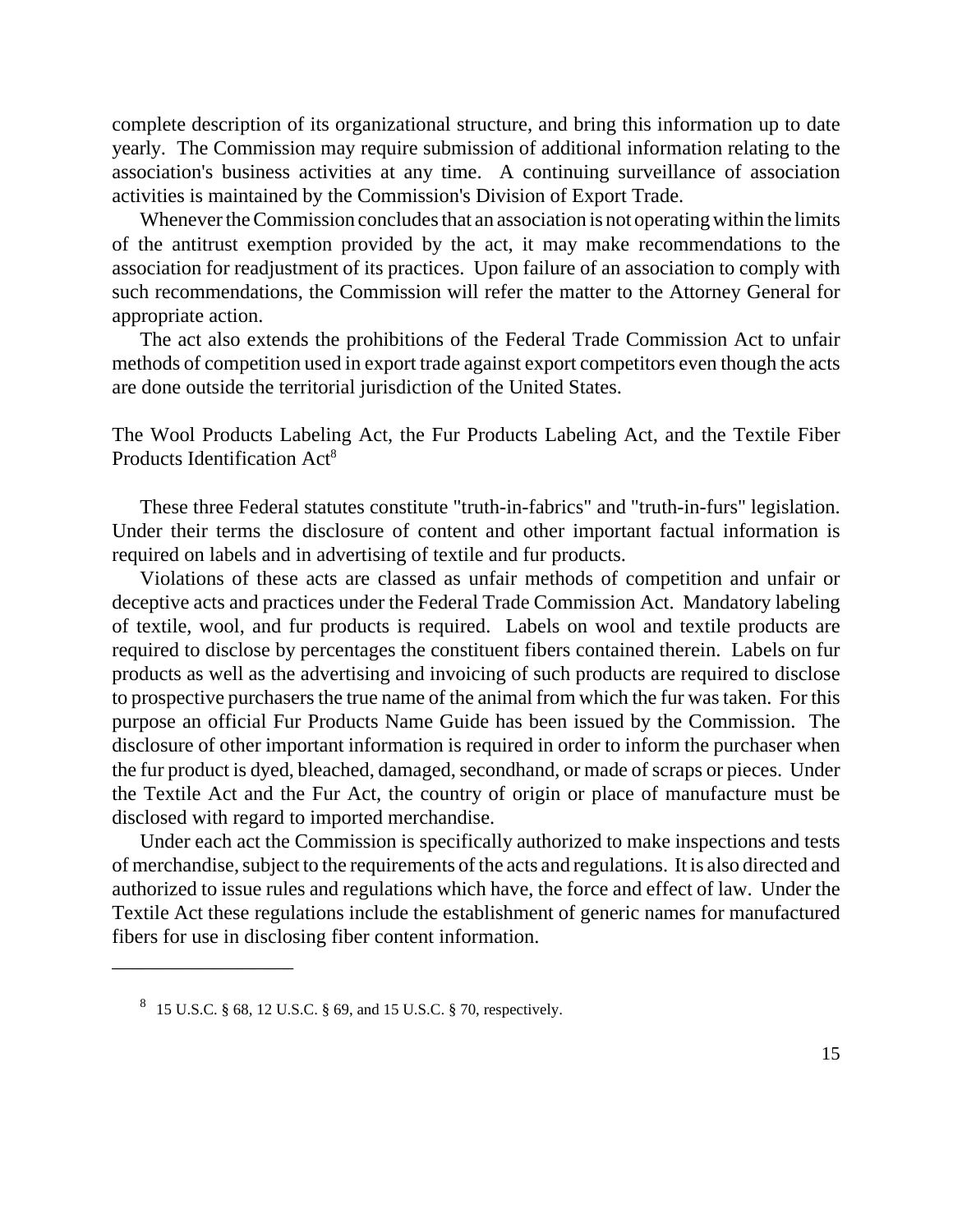complete description of its organizational structure, and bring this information up to date yearly. The Commission may require submission of additional information relating to the association's business activities at any time. A continuing surveillance of association activities is maintained by the Commission's Division of Export Trade.

Whenever the Commission concludes that an association is not operating within the limits of the antitrust exemption provided by the act, it may make recommendations to the association for readjustment of its practices. Upon failure of an association to comply with such recommendations, the Commission will refer the matter to the Attorney General for appropriate action.

The act also extends the prohibitions of the Federal Trade Commission Act to unfair methods of competition used in export trade against export competitors even though the acts are done outside the territorial jurisdiction of the United States.

## The Wool Products Labeling Act, the Fur Products Labeling Act, and the Textile Fiber Products Identification Act[8]

These three Federal statutes constitute "truth-in-fabrics" and "truth-in-furs" legislation. Under their terms the disclosure of content and other important factual information is required on labels and in advertising of textile and fur products.

Violations of these acts are classed as unfair methods of competition and unfair or deceptive acts and practices under the Federal Trade Commission Act. Mandatory labeling of textile, wool, and fur products is required. Labels on wool and textile products are required to disclose by percentages the constituent fibers contained therein. Labels on fur products as well as the advertising and invoicing of such products are required to disclose to prospective purchasers the true name of the animal from which the fur was taken. For this purpose an official Fur Products Name Guide has been issued by the Commission. The disclosure of other important information is required in order to inform the purchaser when the fur product is dyed, bleached, damaged, secondhand, or made of scraps or pieces. Under the Textile Act and the Fur Act, the country of origin or place of manufacture must be disclosed with regard to imported merchandise.

Under each act the Commission is specifically authorized to make inspections and tests of merchandise, subject to the requirements of the acts and regulations. It is also directed and authorized to issue rules and regulations which have, the force and effect of law. Under the Textile Act these regulations include the establishment of generic names for manufactured fibers for use in disclosing fiber content information.

---

[8] 15 U.S.C. § 68, 12 U.S.C. § 69, and 15 U.S.C. § 70, respectively.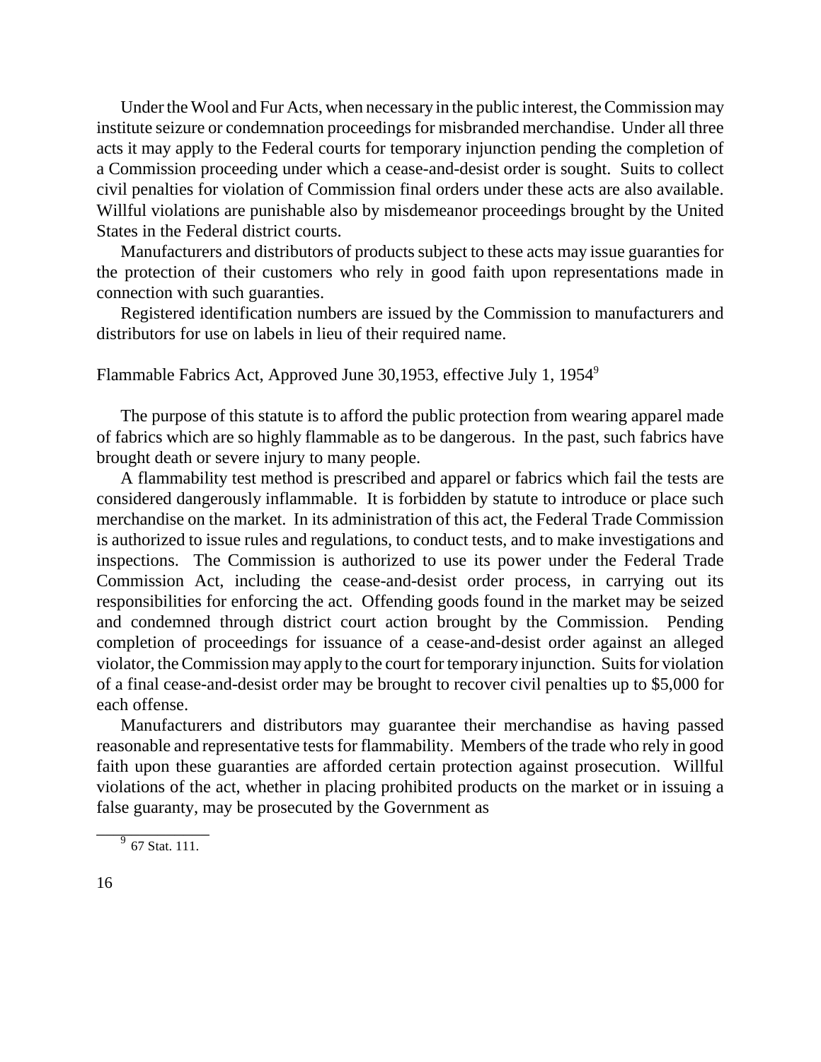Under the Wool and Fur Acts, when necessary in the public interest, the Commission may institute seizure or condemnation proceedings for misbranded merchandise. Under all three acts it may apply to the Federal courts for temporary injunction pending the completion of a Commission proceeding under which a cease-and-desist order is sought. Suits to collect civil penalties for violation of Commission final orders under these acts are also available. Willful violations are punishable also by misdemeanor proceedings brought by the United States in the Federal district courts.

Manufacturers and distributors of products subject to these acts may issue guaranties for the protection of their customers who rely in good faith upon representations made in connection with such guaranties.

Registered identification numbers are issued by the Commission to manufacturers and distributors for use on labels in lieu of their required name.

## Flammable Fabrics Act, Approved June 30,1953, effective July 1, 1954[9]

The purpose of this statute is to afford the public protection from wearing apparel made of fabrics which are so highly flammable as to be dangerous. In the past, such fabrics have brought death or severe injury to many people.

A flammability test method is prescribed and apparel or fabrics which fail the tests are considered dangerously inflammable. It is forbidden by statute to introduce or place such merchandise on the market. In its administration of this act, the Federal Trade Commission is authorized to issue rules and regulations, to conduct tests, and to make investigations and inspections. The Commission is authorized to use its power under the Federal Trade Commission Act, including the cease-and-desist order process, in carrying out its responsibilities for enforcing the act. Offending goods found in the market may be seized and condemned through district court action brought by the Commission. Pending completion of proceedings for issuance of a cease-and-desist order against an alleged violator, the Commission may apply to the court for temporary injunction. Suits for violation of a final cease-and-desist order may be brought to recover civil penalties up to $5,000 for each offense.

Manufacturers and distributors may guarantee their merchandise as having passed reasonable and representative tests for flammability. Members of the trade who rely in good faith upon these guaranties are afforded certain protection against prosecution. Willful violations of the act, whether in placing prohibited products on the market or in issuing a false guaranty, may be prosecuted by the Government as

[9] 67 Stat. 111.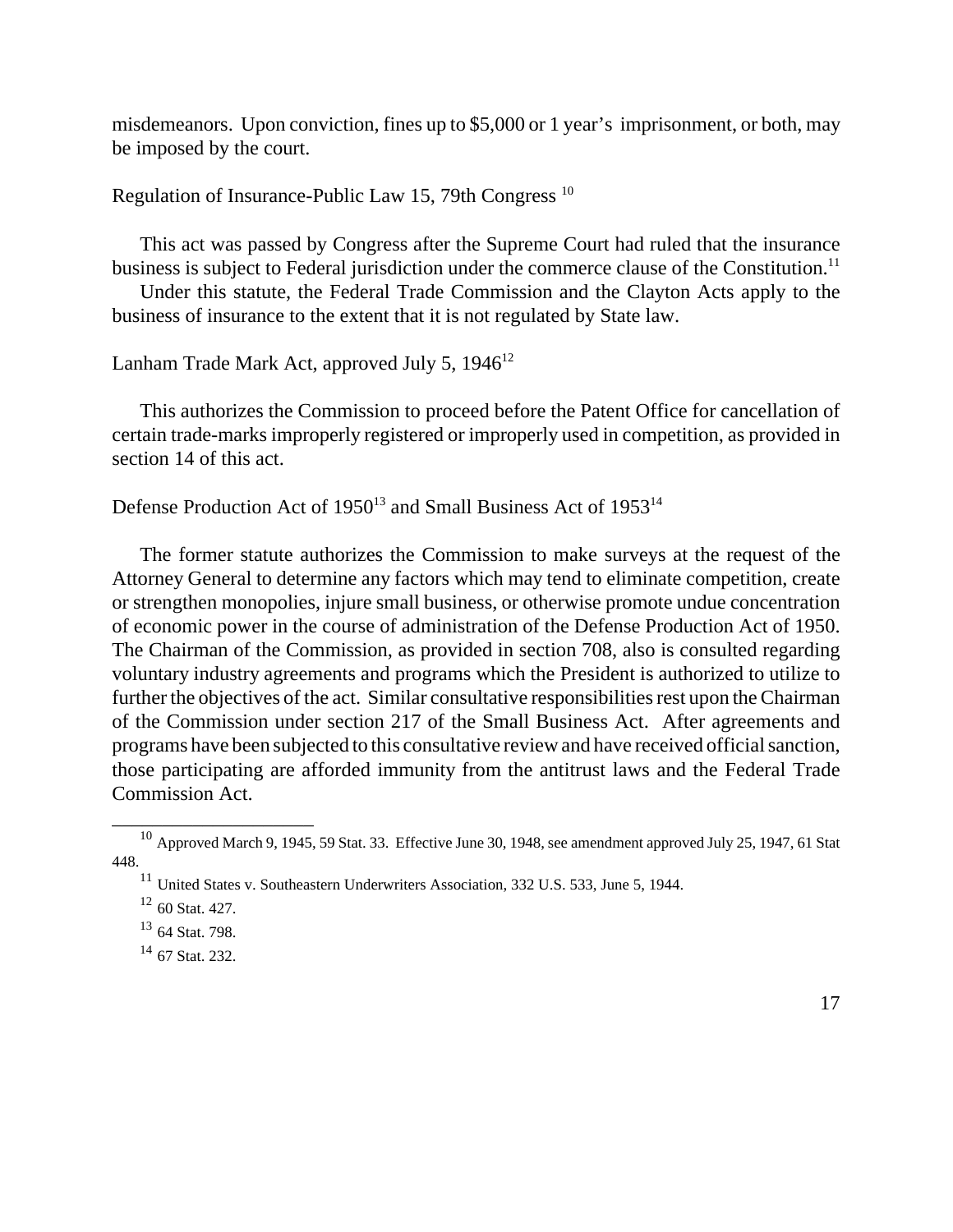misdemeanors. Upon conviction, fines up to $5,000 or 1 year's imprisonment, or both, may be imposed by the court.

Regulation of Insurance-Public Law 15, 79th Congress [10]

This act was passed by Congress after the Supreme Court had ruled that the insurance business is subject to Federal jurisdiction under the commerce clause of the Constitution.[11]

Under this statute, the Federal Trade Commission and the Clayton Acts apply to the business of insurance to the extent that it is not regulated by State law.

Lanham Trade Mark Act, approved July 5, 1946[12]

This authorizes the Commission to proceed before the Patent Office for cancellation of certain trade-marks improperly registered or improperly used in competition, as provided in section 14 of this act.

Defense Production Act of 1950[13] and Small Business Act of 1953[14]

The former statute authorizes the Commission to make surveys at the request of the Attorney General to determine any factors which may tend to eliminate competition, create or strengthen monopolies, injure small business, or otherwise promote undue concentration of economic power in the course of administration of the Defense Production Act of 1950. The Chairman of the Commission, as provided in section 708, also is consulted regarding voluntary industry agreements and programs which the President is authorized to utilize to further the objectives of the act. Similar consultative responsibilities rest upon the Chairman of the Commission under section 217 of the Small Business Act. After agreements and programs have been subjected to this consultative review and have received official sanction, those participating are afforded immunity from the antitrust laws and the Federal Trade Commission Act.

---

[10] Approved March 9, 1945, 59 Stat. 33. Effective June 30, 1948, see amendment approved July 25, 1947, 61 Stat 448.

[11] United States v. Southeastern Underwriters Association, 332 U.S. 533, June 5, 1944.

[12] 60 Stat. 427.

[13] 64 Stat. 798.

[14] 67 Stat. 232.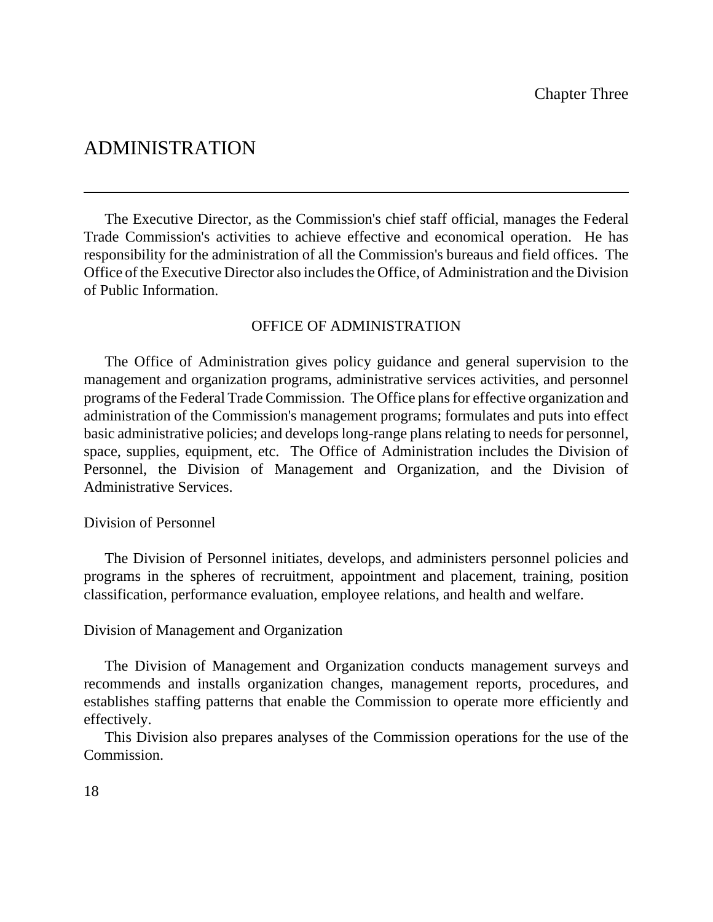Chapter Three

# ADMINISTRATION

The Executive Director, as the Commission's chief staff official, manages the Federal Trade Commission's activities to achieve effective and economical operation. He has responsibility for the administration of all the Commission's bureaus and field offices. The Office of the Executive Director also includes the Office, of Administration and the Division of Public Information.

## OFFICE OF ADMINISTRATION

The Office of Administration gives policy guidance and general supervision to the management and organization programs, administrative services activities, and personnel programs of the Federal Trade Commission. The Office plans for effective organization and administration of the Commission's management programs; formulates and puts into effect basic administrative policies; and develops long-range plans relating to needs for personnel, space, supplies, equipment, etc. The Office of Administration includes the Division of Personnel, the Division of Management and Organization, and the Division of Administrative Services.

### Division of Personnel

The Division of Personnel initiates, develops, and administers personnel policies and programs in the spheres of recruitment, appointment and placement, training, position classification, performance evaluation, employee relations, and health and welfare.

### Division of Management and Organization

The Division of Management and Organization conducts management surveys and recommends and installs organization changes, management reports, procedures, and establishes staffing patterns that enable the Commission to operate more efficiently and effectively.

This Division also prepares analyses of the Commission operations for the use of the Commission.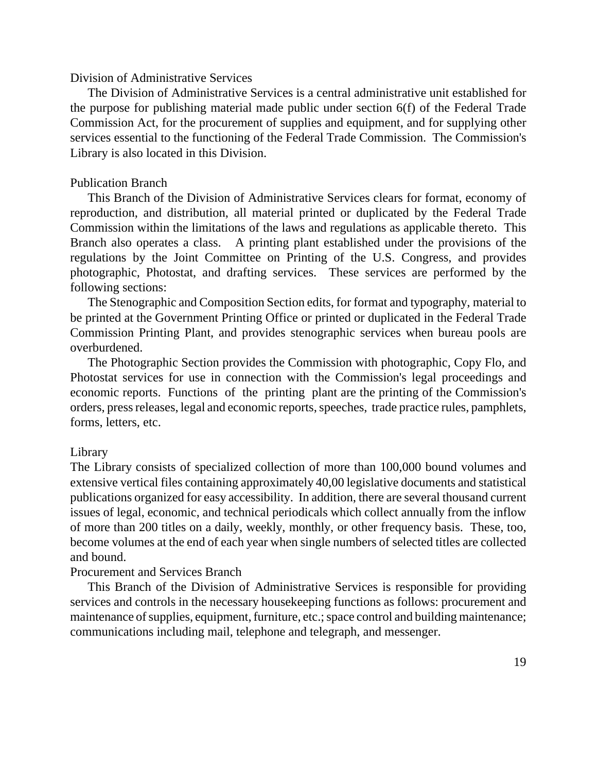## Division of Administrative Services

The Division of Administrative Services is a central administrative unit established for the purpose for publishing material made public under section 6(f) of the Federal Trade Commission Act, for the procurement of supplies and equipment, and for supplying other services essential to the functioning of the Federal Trade Commission. The Commission's Library is also located in this Division.

### Publication Branch

This Branch of the Division of Administrative Services clears for format, economy of reproduction, and distribution, all material printed or duplicated by the Federal Trade Commission within the limitations of the laws and regulations as applicable thereto. This Branch also operates a class. A printing plant established under the provisions of the regulations by the Joint Committee on Printing of the U.S. Congress, and provides photographic, Photostat, and drafting services. These services are performed by the following sections:

The Stenographic and Composition Section edits, for format and typography, material to be printed at the Government Printing Office or printed or duplicated in the Federal Trade Commission Printing Plant, and provides stenographic services when bureau pools are overburdened.

The Photographic Section provides the Commission with photographic, Copy Flo, and Photostat services for use in connection with the Commission's legal proceedings and economic reports. Functions of the printing plant are the printing of the Commission's orders, press releases, legal and economic reports, speeches, trade practice rules, pamphlets, forms, letters, etc.

### Library

The Library consists of specialized collection of more than 100,000 bound volumes and extensive vertical files containing approximately 40,00 legislative documents and statistical publications organized for easy accessibility. In addition, there are several thousand current issues of legal, economic, and technical periodicals which collect annually from the inflow of more than 200 titles on a daily, weekly, monthly, or other frequency basis. These, too, become volumes at the end of each year when single numbers of selected titles are collected and bound.

### Procurement and Services Branch

This Branch of the Division of Administrative Services is responsible for providing services and controls in the necessary housekeeping functions as follows: procurement and maintenance of supplies, equipment, furniture, etc.; space control and building maintenance; communications including mail, telephone and telegraph, and messenger.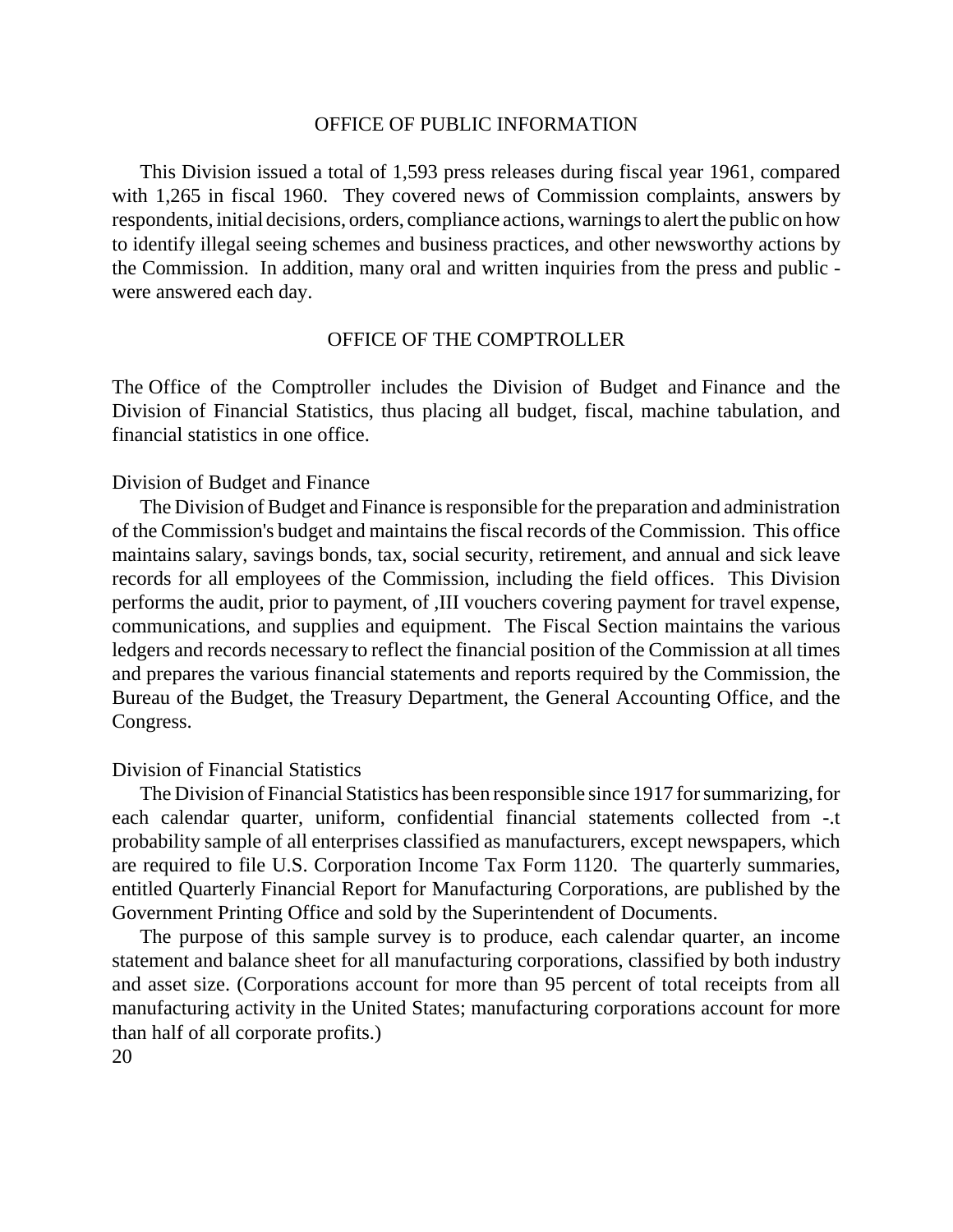## OFFICE OF PUBLIC INFORMATION

This Division issued a total of 1,593 press releases during fiscal year 1961, compared with 1,265 in fiscal 1960. They covered news of Commission complaints, answers by respondents, initial decisions, orders, compliance actions, warnings to alert the public on how to identify illegal seeing schemes and business practices, and other newsworthy actions by the Commission. In addition, many oral and written inquiries from the press and public - were answered each day.

## OFFICE OF THE COMPTROLLER

The Office of the Comptroller includes the Division of Budget and Finance and the Division of Financial Statistics, thus placing all budget, fiscal, machine tabulation, and financial statistics in one office.

### Division of Budget and Finance

The Division of Budget and Finance is responsible for the preparation and administration of the Commission's budget and maintains the fiscal records of the Commission. This office maintains salary, savings bonds, tax, social security, retirement, and annual and sick leave records for all employees of the Commission, including the field offices. This Division performs the audit, prior to payment, of ,III vouchers covering payment for travel expense, communications, and supplies and equipment. The Fiscal Section maintains the various ledgers and records necessary to reflect the financial position of the Commission at all times and prepares the various financial statements and reports required by the Commission, the Bureau of the Budget, the Treasury Department, the General Accounting Office, and the Congress.

### Division of Financial Statistics

The Division of Financial Statistics has been responsible since 1917 for summarizing, for each calendar quarter, uniform, confidential financial statements collected from -.t probability sample of all enterprises classified as manufacturers, except newspapers, which are required to file U.S. Corporation Income Tax Form 1120. The quarterly summaries, entitled Quarterly Financial Report for Manufacturing Corporations, are published by the Government Printing Office and sold by the Superintendent of Documents.

The purpose of this sample survey is to produce, each calendar quarter, an income statement and balance sheet for all manufacturing corporations, classified by both industry and asset size. (Corporations account for more than 95 percent of total receipts from all manufacturing activity in the United States; manufacturing corporations account for more than half of all corporate profits.)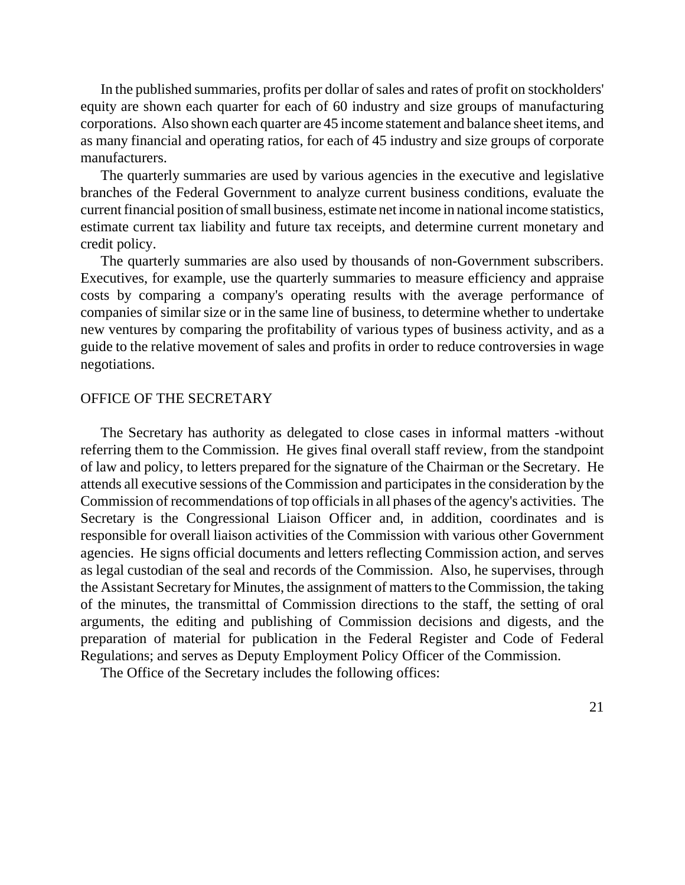In the published summaries, profits per dollar of sales and rates of profit on stockholders' equity are shown each quarter for each of 60 industry and size groups of manufacturing corporations. Also shown each quarter are 45 income statement and balance sheet items, and as many financial and operating ratios, for each of 45 industry and size groups of corporate manufacturers.

The quarterly summaries are used by various agencies in the executive and legislative branches of the Federal Government to analyze current business conditions, evaluate the current financial position of small business, estimate net income in national income statistics, estimate current tax liability and future tax receipts, and determine current monetary and credit policy.

The quarterly summaries are also used by thousands of non-Government subscribers. Executives, for example, use the quarterly summaries to measure efficiency and appraise costs by comparing a company's operating results with the average performance of companies of similar size or in the same line of business, to determine whether to undertake new ventures by comparing the profitability of various types of business activity, and as a guide to the relative movement of sales and profits in order to reduce controversies in wage negotiations.

## OFFICE OF THE SECRETARY

The Secretary has authority as delegated to close cases in informal matters -without referring them to the Commission. He gives final overall staff review, from the standpoint of law and policy, to letters prepared for the signature of the Chairman or the Secretary. He attends all executive sessions of the Commission and participates in the consideration by the Commission of recommendations of top officials in all phases of the agency's activities. The Secretary is the Congressional Liaison Officer and, in addition, coordinates and is responsible for overall liaison activities of the Commission with various other Government agencies. He signs official documents and letters reflecting Commission action, and serves as legal custodian of the seal and records of the Commission. Also, he supervises, through the Assistant Secretary for Minutes, the assignment of matters to the Commission, the taking of the minutes, the transmittal of Commission directions to the staff, the setting of oral arguments, the editing and publishing of Commission decisions and digests, and the preparation of material for publication in the Federal Register and Code of Federal Regulations; and serves as Deputy Employment Policy Officer of the Commission.

The Office of the Secretary includes the following offices: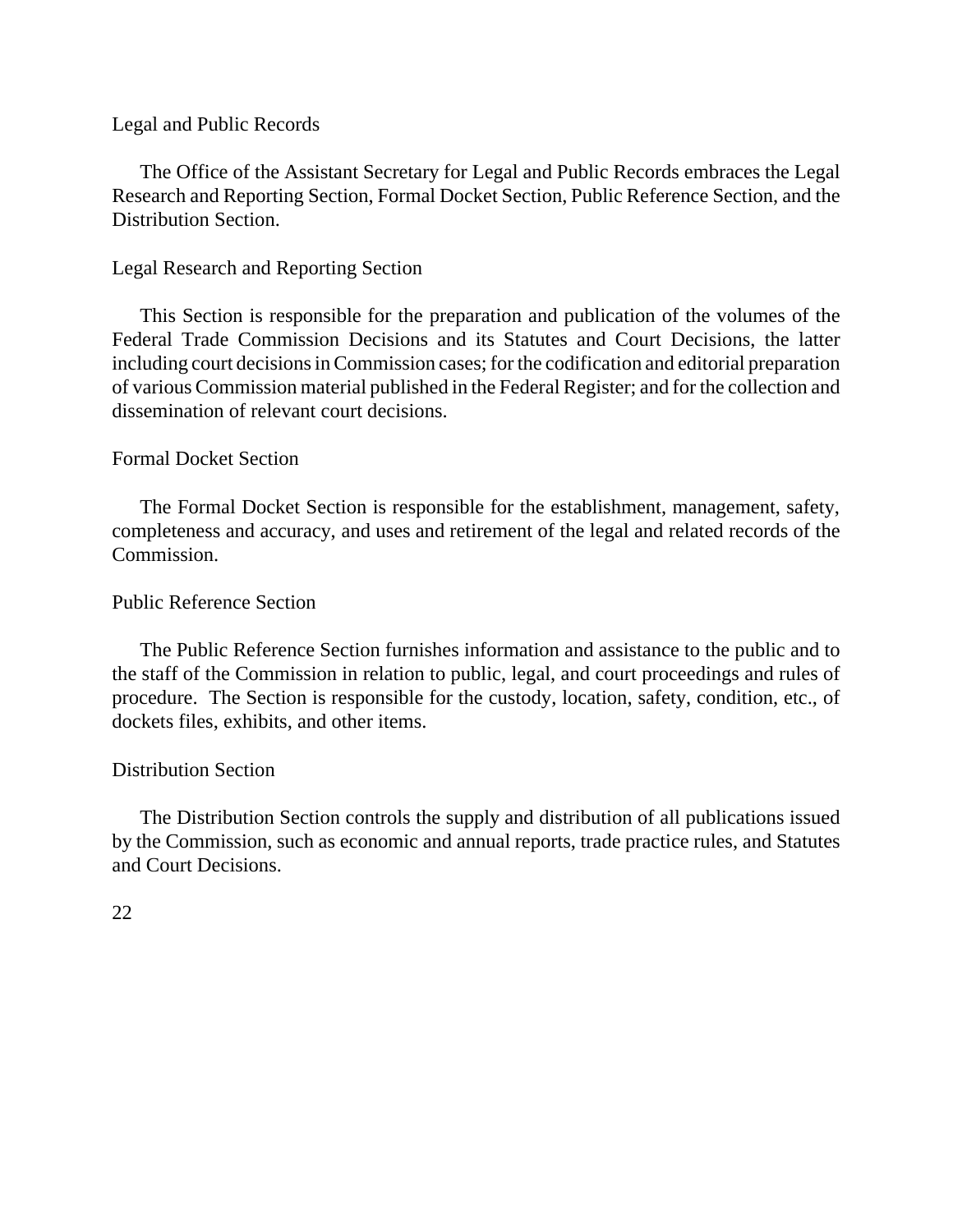## Legal and Public Records

The Office of the Assistant Secretary for Legal and Public Records embraces the Legal Research and Reporting Section, Formal Docket Section, Public Reference Section, and the Distribution Section.

### Legal Research and Reporting Section

This Section is responsible for the preparation and publication of the volumes of the Federal Trade Commission Decisions and its Statutes and Court Decisions, the latter including court decisions in Commission cases; for the codification and editorial preparation of various Commission material published in the Federal Register; and for the collection and dissemination of relevant court decisions.

### Formal Docket Section

The Formal Docket Section is responsible for the establishment, management, safety, completeness and accuracy, and uses and retirement of the legal and related records of the Commission.

### Public Reference Section

The Public Reference Section furnishes information and assistance to the public and to the staff of the Commission in relation to public, legal, and court proceedings and rules of procedure. The Section is responsible for the custody, location, safety, condition, etc., of dockets files, exhibits, and other items.

### Distribution Section

The Distribution Section controls the supply and distribution of all publications issued by the Commission, such as economic and annual reports, trade practice rules, and Statutes and Court Decisions.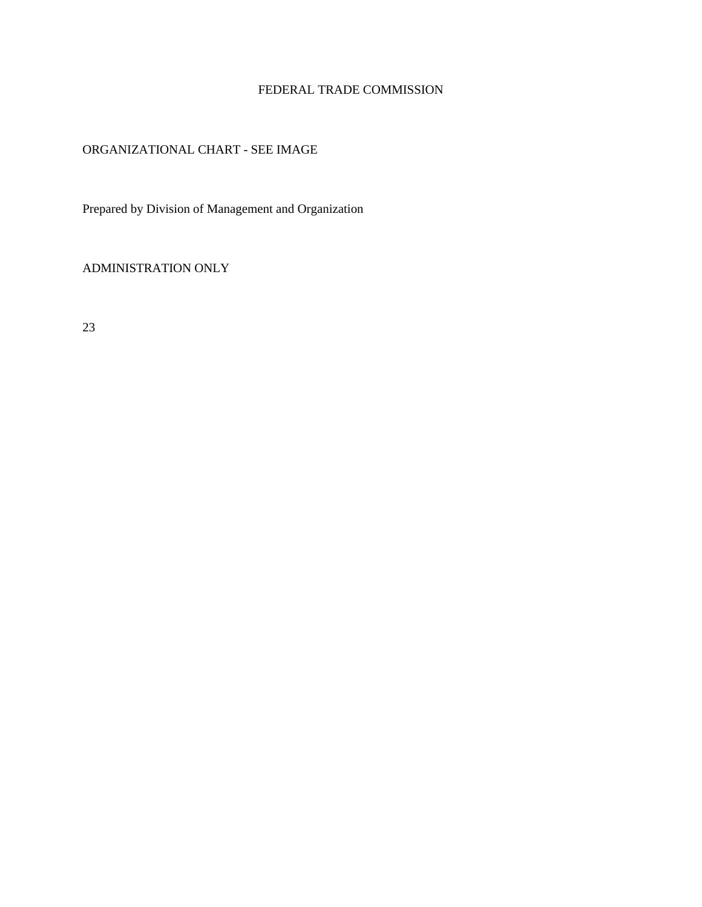FEDERAL TRADE COMMISSION

ORGANIZATIONAL CHART - SEE IMAGE

Prepared by Division of Management and Organization

ADMINISTRATION ONLY

23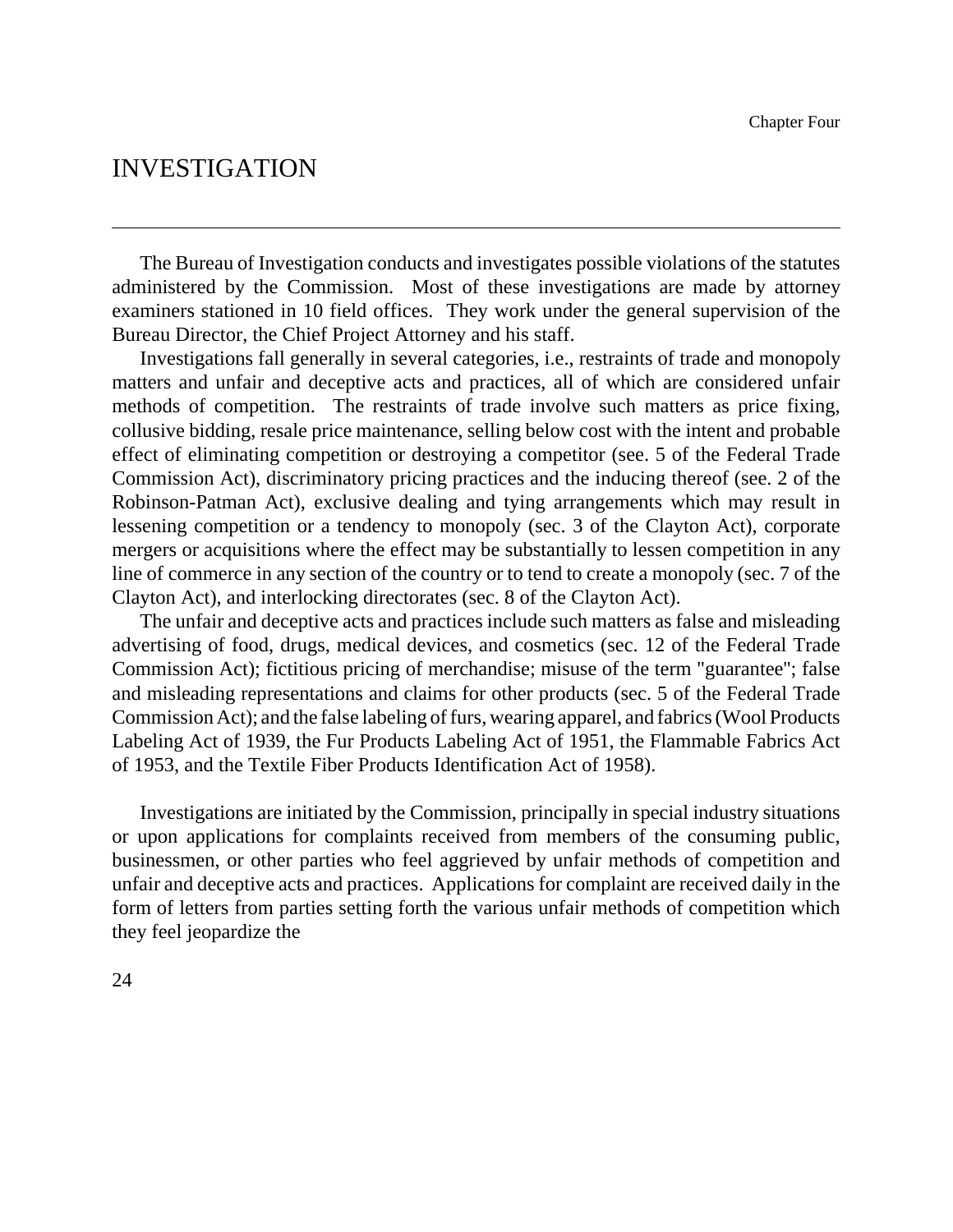# INVESTIGATION

The Bureau of Investigation conducts and investigates possible violations of the statutes administered by the Commission. Most of these investigations are made by attorney examiners stationed in 10 field offices. They work under the general supervision of the Bureau Director, the Chief Project Attorney and his staff.

Investigations fall generally in several categories, i.e., restraints of trade and monopoly matters and unfair and deceptive acts and practices, all of which are considered unfair methods of competition. The restraints of trade involve such matters as price fixing, collusive bidding, resale price maintenance, selling below cost with the intent and probable effect of eliminating competition or destroying a competitor (see. 5 of the Federal Trade Commission Act), discriminatory pricing practices and the inducing thereof (see. 2 of the Robinson-Patman Act), exclusive dealing and tying arrangements which may result in lessening competition or a tendency to monopoly (sec. 3 of the Clayton Act), corporate mergers or acquisitions where the effect may be substantially to lessen competition in any line of commerce in any section of the country or to tend to create a monopoly (sec. 7 of the Clayton Act), and interlocking directorates (sec. 8 of the Clayton Act).

The unfair and deceptive acts and practices include such matters as false and misleading advertising of food, drugs, medical devices, and cosmetics (sec. 12 of the Federal Trade Commission Act); fictitious pricing of merchandise; misuse of the term "guarantee"; false and misleading representations and claims for other products (sec. 5 of the Federal Trade Commission Act); and the false labeling of furs, wearing apparel, and fabrics (Wool Products Labeling Act of 1939, the Fur Products Labeling Act of 1951, the Flammable Fabrics Act of 1953, and the Textile Fiber Products Identification Act of 1958).

Investigations are initiated by the Commission, principally in special industry situations or upon applications for complaints received from members of the consuming public, businessmen, or other parties who feel aggrieved by unfair methods of competition and unfair and deceptive acts and practices. Applications for complaint are received daily in the form of letters from parties setting forth the various unfair methods of competition which they feel jeopardize the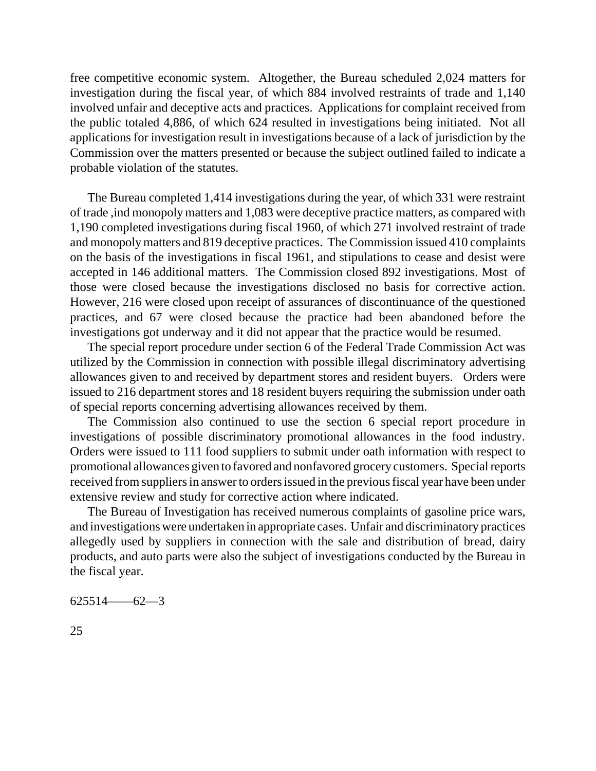free competitive economic system. Altogether, the Bureau scheduled 2,024 matters for investigation during the fiscal year, of which 884 involved restraints of trade and 1,140 involved unfair and deceptive acts and practices. Applications for complaint received from the public totaled 4,886, of which 624 resulted in investigations being initiated. Not all applications for investigation result in investigations because of a lack of jurisdiction by the Commission over the matters presented or because the subject outlined failed to indicate a probable violation of the statutes.

The Bureau completed 1,414 investigations during the year, of which 331 were restraint of trade ,ind monopoly matters and 1,083 were deceptive practice matters, as compared with 1,190 completed investigations during fiscal 1960, of which 271 involved restraint of trade and monopoly matters and 819 deceptive practices. The Commission issued 410 complaints on the basis of the investigations in fiscal 1961, and stipulations to cease and desist were accepted in 146 additional matters. The Commission closed 892 investigations. Most of those were closed because the investigations disclosed no basis for corrective action. However, 216 were closed upon receipt of assurances of discontinuance of the questioned practices, and 67 were closed because the practice had been abandoned before the investigations got underway and it did not appear that the practice would be resumed.

The special report procedure under section 6 of the Federal Trade Commission Act was utilized by the Commission in connection with possible illegal discriminatory advertising allowances given to and received by department stores and resident buyers. Orders were issued to 216 department stores and 18 resident buyers requiring the submission under oath of special reports concerning advertising allowances received by them.

The Commission also continued to use the section 6 special report procedure in investigations of possible discriminatory promotional allowances in the food industry. Orders were issued to 111 food suppliers to submit under oath information with respect to promotional allowances given to favored and nonfavored grocery customers. Special reports received from suppliers in answer to orders issued in the previous fiscal year have been under extensive review and study for corrective action where indicated.

The Bureau of Investigation has received numerous complaints of gasoline price wars, and investigations were undertaken in appropriate cases. Unfair and discriminatory practices allegedly used by suppliers in connection with the sale and distribution of bread, dairy products, and auto parts were also the subject of investigations conducted by the Bureau in the fiscal year.

625514——62—3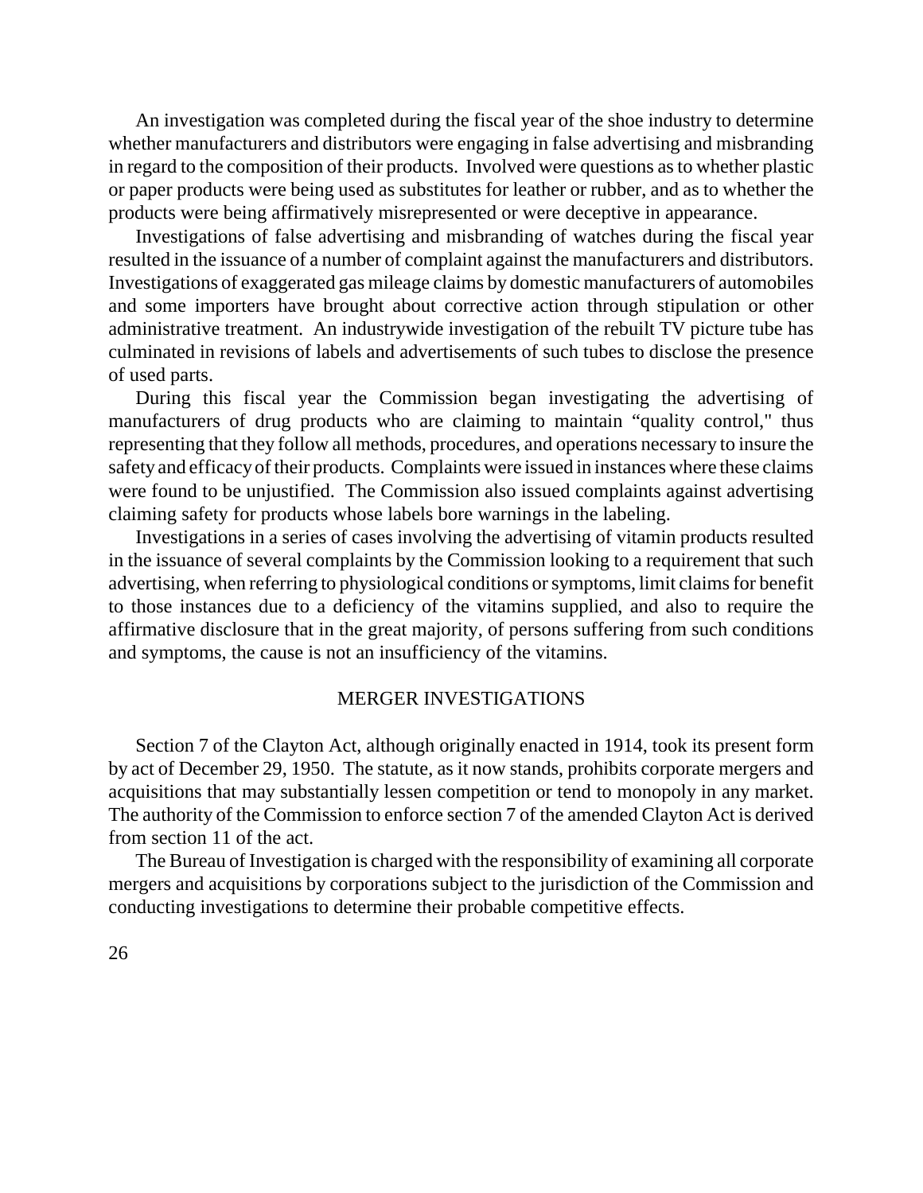An investigation was completed during the fiscal year of the shoe industry to determine whether manufacturers and distributors were engaging in false advertising and misbranding in regard to the composition of their products. Involved were questions as to whether plastic or paper products were being used as substitutes for leather or rubber, and as to whether the products were being affirmatively misrepresented or were deceptive in appearance.

Investigations of false advertising and misbranding of watches during the fiscal year resulted in the issuance of a number of complaint against the manufacturers and distributors. Investigations of exaggerated gas mileage claims by domestic manufacturers of automobiles and some importers have brought about corrective action through stipulation or other administrative treatment. An industrywide investigation of the rebuilt TV picture tube has culminated in revisions of labels and advertisements of such tubes to disclose the presence of used parts.

During this fiscal year the Commission began investigating the advertising of manufacturers of drug products who are claiming to maintain "quality control," thus representing that they follow all methods, procedures, and operations necessary to insure the safety and efficacy of their products. Complaints were issued in instances where these claims were found to be unjustified. The Commission also issued complaints against advertising claiming safety for products whose labels bore warnings in the labeling.

Investigations in a series of cases involving the advertising of vitamin products resulted in the issuance of several complaints by the Commission looking to a requirement that such advertising, when referring to physiological conditions or symptoms, limit claims for benefit to those instances due to a deficiency of the vitamins supplied, and also to require the affirmative disclosure that in the great majority, of persons suffering from such conditions and symptoms, the cause is not an insufficiency of the vitamins.

## MERGER INVESTIGATIONS

Section 7 of the Clayton Act, although originally enacted in 1914, took its present form by act of December 29, 1950. The statute, as it now stands, prohibits corporate mergers and acquisitions that may substantially lessen competition or tend to monopoly in any market. The authority of the Commission to enforce section 7 of the amended Clayton Act is derived from section 11 of the act.

The Bureau of Investigation is charged with the responsibility of examining all corporate mergers and acquisitions by corporations subject to the jurisdiction of the Commission and conducting investigations to determine their probable competitive effects.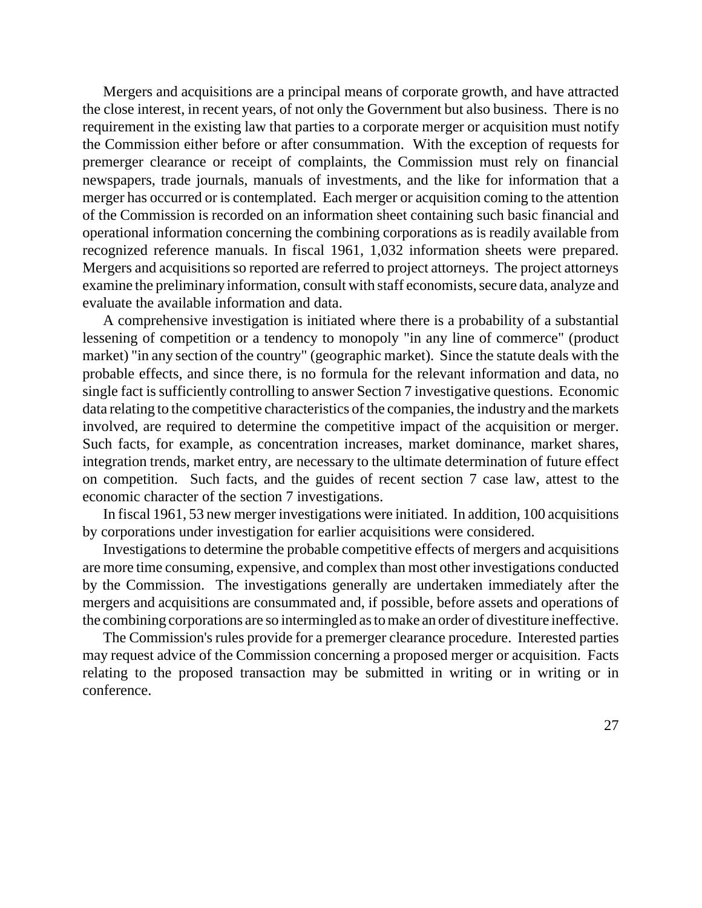Mergers and acquisitions are a principal means of corporate growth, and have attracted the close interest, in recent years, of not only the Government but also business. There is no requirement in the existing law that parties to a corporate merger or acquisition must notify the Commission either before or after consummation. With the exception of requests for premerger clearance or receipt of complaints, the Commission must rely on financial newspapers, trade journals, manuals of investments, and the like for information that a merger has occurred or is contemplated. Each merger or acquisition coming to the attention of the Commission is recorded on an information sheet containing such basic financial and operational information concerning the combining corporations as is readily available from recognized reference manuals. In fiscal 1961, 1,032 information sheets were prepared. Mergers and acquisitions so reported are referred to project attorneys. The project attorneys examine the preliminary information, consult with staff economists, secure data, analyze and evaluate the available information and data.

A comprehensive investigation is initiated where there is a probability of a substantial lessening of competition or a tendency to monopoly "in any line of commerce" (product market) "in any section of the country" (geographic market). Since the statute deals with the probable effects, and since there, is no formula for the relevant information and data, no single fact is sufficiently controlling to answer Section 7 investigative questions. Economic data relating to the competitive characteristics of the companies, the industry and the markets involved, are required to determine the competitive impact of the acquisition or merger. Such facts, for example, as concentration increases, market dominance, market shares, integration trends, market entry, are necessary to the ultimate determination of future effect on competition. Such facts, and the guides of recent section 7 case law, attest to the economic character of the section 7 investigations.

In fiscal 1961, 53 new merger investigations were initiated. In addition, 100 acquisitions by corporations under investigation for earlier acquisitions were considered.

Investigations to determine the probable competitive effects of mergers and acquisitions are more time consuming, expensive, and complex than most other investigations conducted by the Commission. The investigations generally are undertaken immediately after the mergers and acquisitions are consummated and, if possible, before assets and operations of the combining corporations are so intermingled as to make an order of divestiture ineffective.

The Commission's rules provide for a premerger clearance procedure. Interested parties may request advice of the Commission concerning a proposed merger or acquisition. Facts relating to the proposed transaction may be submitted in writing or in writing or in conference.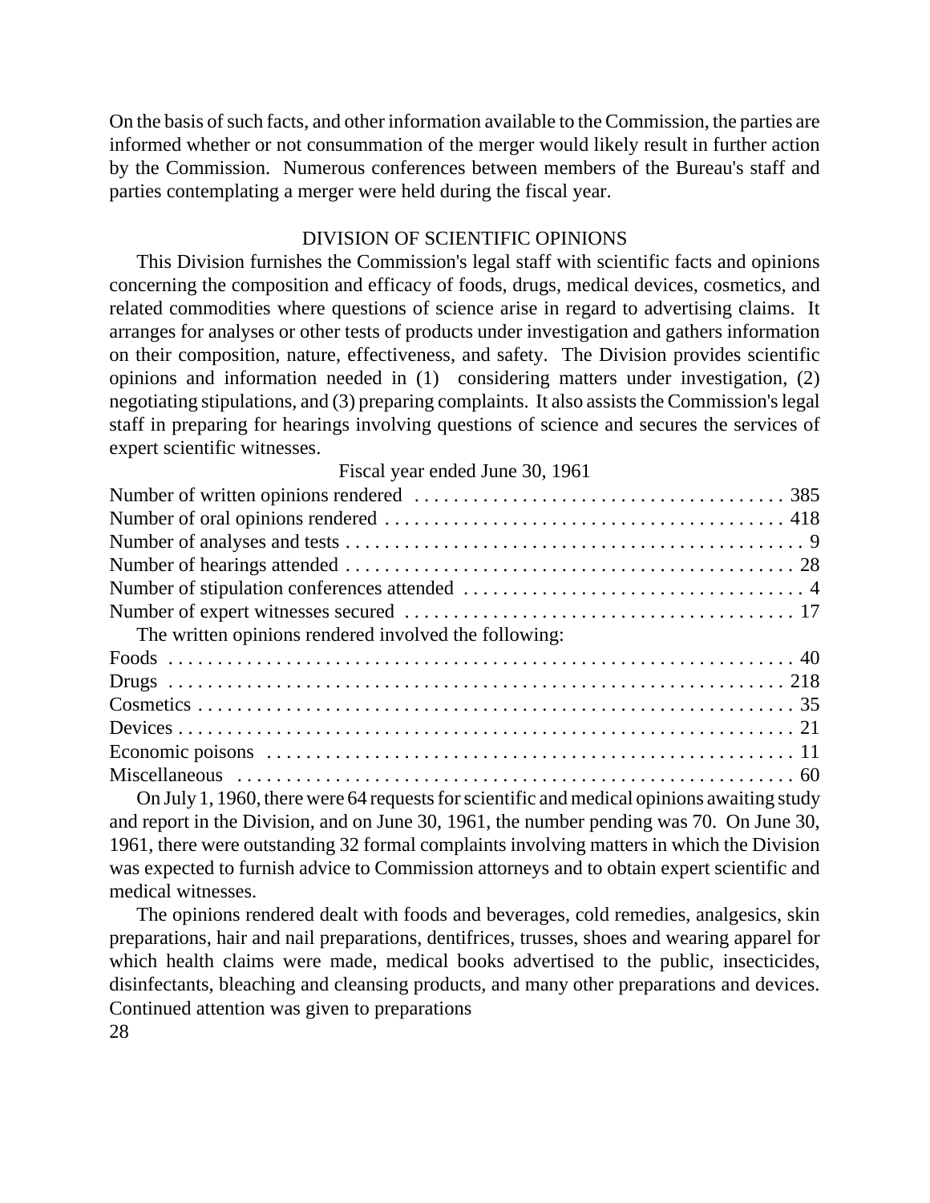On the basis of such facts, and other information available to the Commission, the parties are informed whether or not consummation of the merger would likely result in further action by the Commission. Numerous conferences between members of the Bureau's staff and parties contemplating a merger were held during the fiscal year.

## DIVISION OF SCIENTIFIC OPINIONS

This Division furnishes the Commission's legal staff with scientific facts and opinions concerning the composition and efficacy of foods, drugs, medical devices, cosmetics, and related commodities where questions of science arise in regard to advertising claims. It arranges for analyses or other tests of products under investigation and gathers information on their composition, nature, effectiveness, and safety. The Division provides scientific opinions and information needed in (1) considering matters under investigation, (2) negotiating stipulations, and (3) preparing complaints. It also assists the Commission's legal staff in preparing for hearings involving questions of science and secures the services of expert scientific witnesses.

| Fiscal year ended June 30, 1961 | |
|---|---|
| Number of written opinions rendered | 385 |
| Number of oral opinions rendered | 418 |
| Number of analyses and tests | 9 |
| Number of hearings attended | 28 |
| Number of stipulation conferences attended | 4 |
| Number of expert witnesses secured | 17 |

The written opinions rendered involved the following:

| | |
|---|---|
| Foods | 40 |
| Drugs | 218 |
| Cosmetics | 35 |
| Devices | 21 |
| Economic poisons | 11 |
| Miscellaneous | 60 |

On July 1, 1960, there were 64 requests for scientific and medical opinions awaiting study and report in the Division, and on June 30, 1961, the number pending was 70. On June 30, 1961, there were outstanding 32 formal complaints involving matters in which the Division was expected to furnish advice to Commission attorneys and to obtain expert scientific and medical witnesses.

The opinions rendered dealt with foods and beverages, cold remedies, analgesics, skin preparations, hair and nail preparations, dentifrices, trusses, shoes and wearing apparel for which health claims were made, medical books advertised to the public, insecticides, disinfectants, bleaching and cleansing products, and many other preparations and devices. Continued attention was given to preparations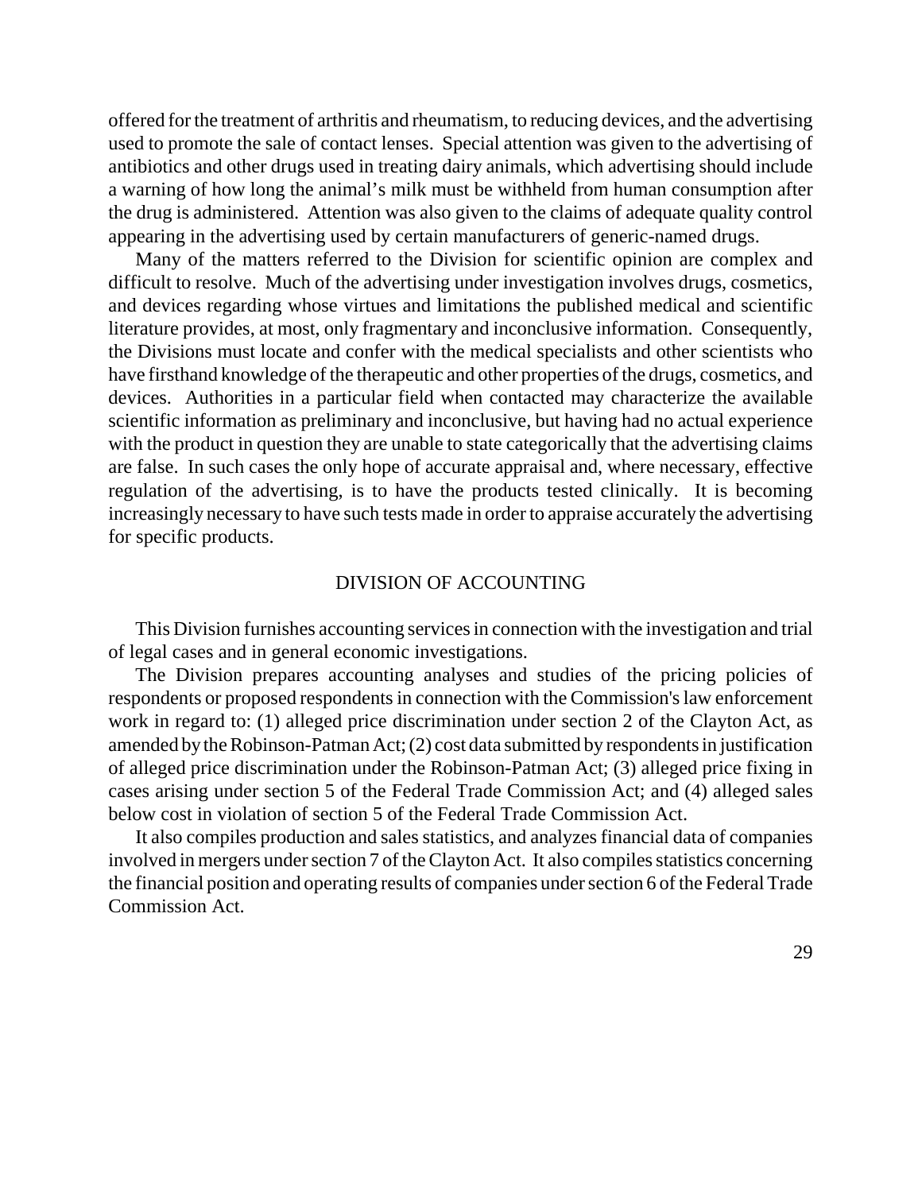offered for the treatment of arthritis and rheumatism, to reducing devices, and the advertising used to promote the sale of contact lenses. Special attention was given to the advertising of antibiotics and other drugs used in treating dairy animals, which advertising should include a warning of how long the animal's milk must be withheld from human consumption after the drug is administered. Attention was also given to the claims of adequate quality control appearing in the advertising used by certain manufacturers of generic-named drugs.

Many of the matters referred to the Division for scientific opinion are complex and difficult to resolve. Much of the advertising under investigation involves drugs, cosmetics, and devices regarding whose virtues and limitations the published medical and scientific literature provides, at most, only fragmentary and inconclusive information. Consequently, the Divisions must locate and confer with the medical specialists and other scientists who have firsthand knowledge of the therapeutic and other properties of the drugs, cosmetics, and devices. Authorities in a particular field when contacted may characterize the available scientific information as preliminary and inconclusive, but having had no actual experience with the product in question they are unable to state categorically that the advertising claims are false. In such cases the only hope of accurate appraisal and, where necessary, effective regulation of the advertising, is to have the products tested clinically. It is becoming increasingly necessary to have such tests made in order to appraise accurately the advertising for specific products.

## DIVISION OF ACCOUNTING

This Division furnishes accounting services in connection with the investigation and trial of legal cases and in general economic investigations.

The Division prepares accounting analyses and studies of the pricing policies of respondents or proposed respondents in connection with the Commission's law enforcement work in regard to: (1) alleged price discrimination under section 2 of the Clayton Act, as amended by the Robinson-Patman Act; (2) cost data submitted by respondents in justification of alleged price discrimination under the Robinson-Patman Act; (3) alleged price fixing in cases arising under section 5 of the Federal Trade Commission Act; and (4) alleged sales below cost in violation of section 5 of the Federal Trade Commission Act.

It also compiles production and sales statistics, and analyzes financial data of companies involved in mergers under section 7 of the Clayton Act. It also compiles statistics concerning the financial position and operating results of companies under section 6 of the Federal Trade Commission Act.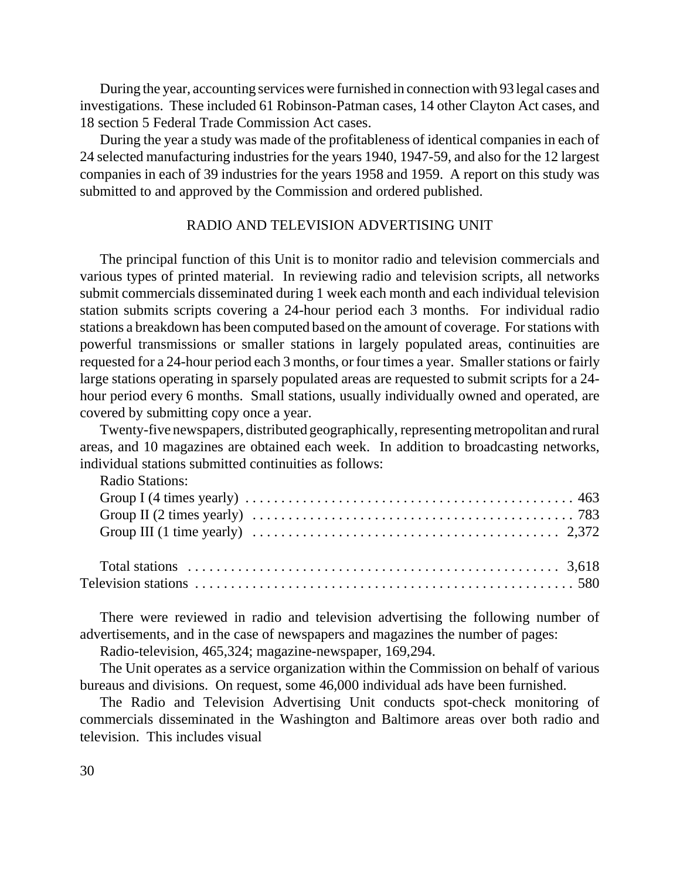During the year, accounting services were furnished in connection with 93 legal cases and investigations. These included 61 Robinson-Patman cases, 14 other Clayton Act cases, and 18 section 5 Federal Trade Commission Act cases.

During the year a study was made of the profitableness of identical companies in each of 24 selected manufacturing industries for the years 1940, 1947-59, and also for the 12 largest companies in each of 39 industries for the years 1958 and 1959. A report on this study was submitted to and approved by the Commission and ordered published.

## RADIO AND TELEVISION ADVERTISING UNIT

The principal function of this Unit is to monitor radio and television commercials and various types of printed material. In reviewing radio and television scripts, all networks submit commercials disseminated during 1 week each month and each individual television station submits scripts covering a 24-hour period each 3 months. For individual radio stations a breakdown has been computed based on the amount of coverage. For stations with powerful transmissions or smaller stations in largely populated areas, continuities are requested for a 24-hour period each 3 months, or four times a year. Smaller stations or fairly large stations operating in sparsely populated areas are requested to submit scripts for a 24-hour period every 6 months. Small stations, usually individually owned and operated, are covered by submitting copy once a year.

Twenty-five newspapers, distributed geographically, representing metropolitan and rural areas, and 10 magazines are obtained each week. In addition to broadcasting networks, individual stations submitted continuities as follows:

| | |
|---|---|
| Radio Stations: | |
| Group I (4 times yearly) | 463 |
| Group II (2 times yearly) | 783 |
| Group III (1 time yearly) | 2,372 |
| Total stations | 3,618 |
| Television stations | 580 |

There were reviewed in radio and television advertising the following number of advertisements, and in the case of newspapers and magazines the number of pages:

Radio-television, 465,324; magazine-newspaper, 169,294.

The Unit operates as a service organization within the Commission on behalf of various bureaus and divisions. On request, some 46,000 individual ads have been furnished.

The Radio and Television Advertising Unit conducts spot-check monitoring of commercials disseminated in the Washington and Baltimore areas over both radio and television. This includes visual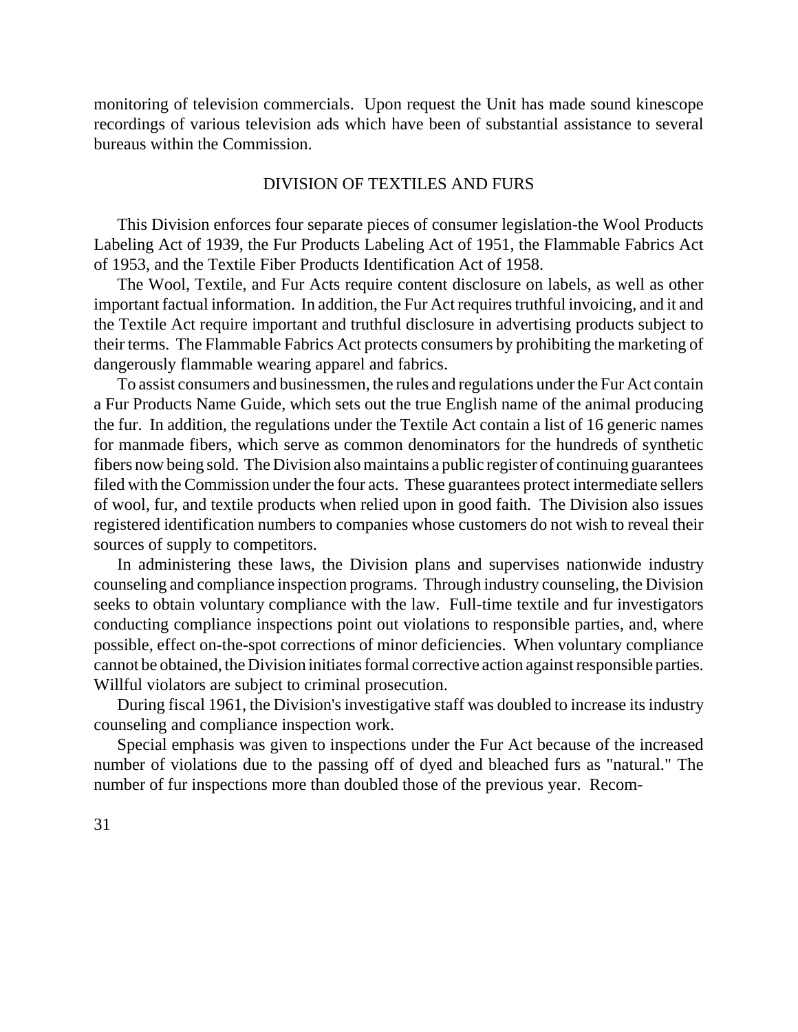monitoring of television commercials. Upon request the Unit has made sound kinescope recordings of various television ads which have been of substantial assistance to several bureaus within the Commission.

## DIVISION OF TEXTILES AND FURS

This Division enforces four separate pieces of consumer legislation-the Wool Products Labeling Act of 1939, the Fur Products Labeling Act of 1951, the Flammable Fabrics Act of 1953, and the Textile Fiber Products Identification Act of 1958.

The Wool, Textile, and Fur Acts require content disclosure on labels, as well as other important factual information. In addition, the Fur Act requires truthful invoicing, and it and the Textile Act require important and truthful disclosure in advertising products subject to their terms. The Flammable Fabrics Act protects consumers by prohibiting the marketing of dangerously flammable wearing apparel and fabrics.

To assist consumers and businessmen, the rules and regulations under the Fur Act contain a Fur Products Name Guide, which sets out the true English name of the animal producing the fur. In addition, the regulations under the Textile Act contain a list of 16 generic names for manmade fibers, which serve as common denominators for the hundreds of synthetic fibers now being sold. The Division also maintains a public register of continuing guarantees filed with the Commission under the four acts. These guarantees protect intermediate sellers of wool, fur, and textile products when relied upon in good faith. The Division also issues registered identification numbers to companies whose customers do not wish to reveal their sources of supply to competitors.

In administering these laws, the Division plans and supervises nationwide industry counseling and compliance inspection programs. Through industry counseling, the Division seeks to obtain voluntary compliance with the law. Full-time textile and fur investigators conducting compliance inspections point out violations to responsible parties, and, where possible, effect on-the-spot corrections of minor deficiencies. When voluntary compliance cannot be obtained, the Division initiates formal corrective action against responsible parties. Willful violators are subject to criminal prosecution.

During fiscal 1961, the Division's investigative staff was doubled to increase its industry counseling and compliance inspection work.

Special emphasis was given to inspections under the Fur Act because of the increased number of violations due to the passing off of dyed and bleached furs as "natural." The number of fur inspections more than doubled those of the previous year. Recom-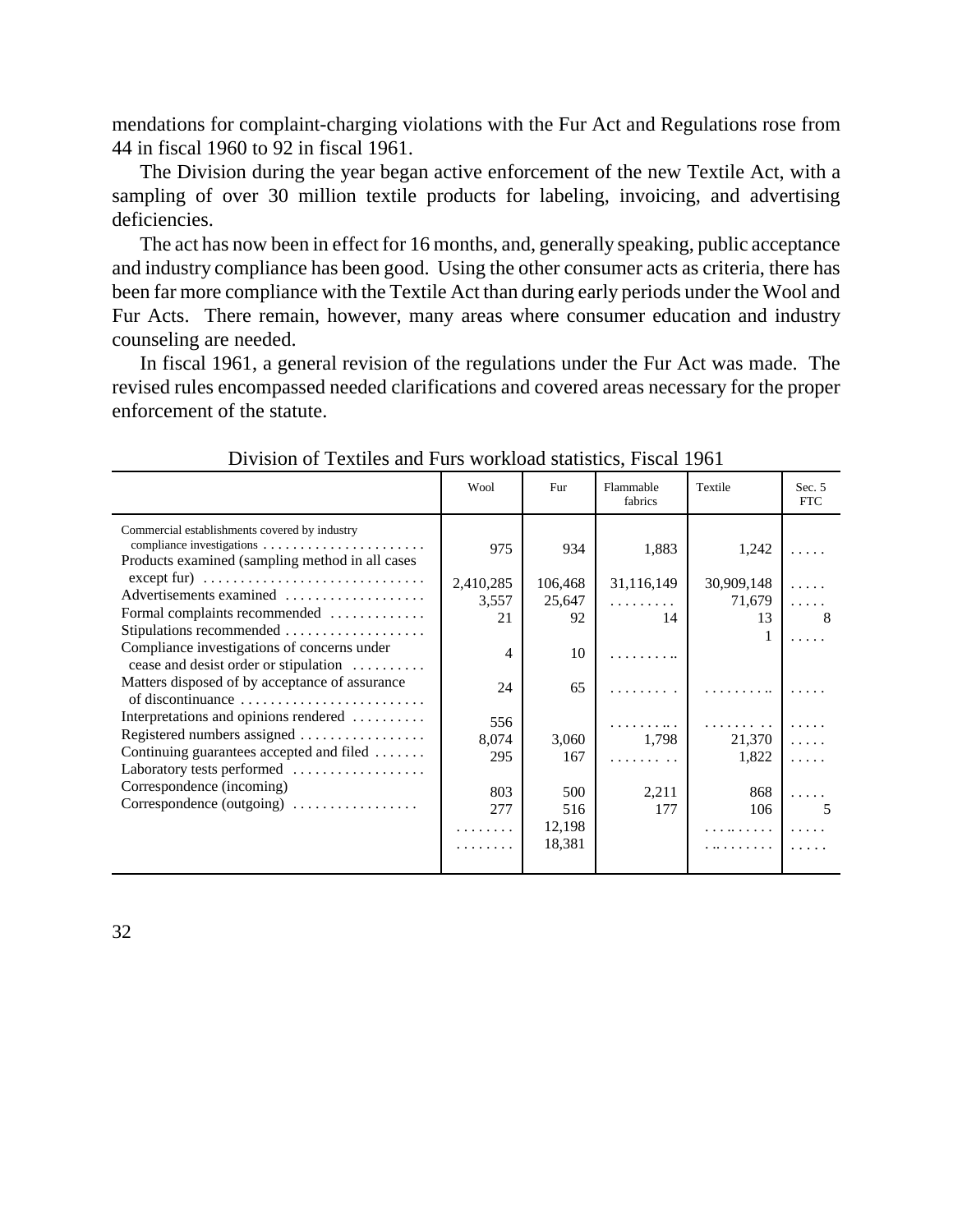mendations for complaint-charging violations with the Fur Act and Regulations rose from 44 in fiscal 1960 to 92 in fiscal 1961.

The Division during the year began active enforcement of the new Textile Act, with a sampling of over 30 million textile products for labeling, invoicing, and advertising deficiencies.

The act has now been in effect for 16 months, and, generally speaking, public acceptance and industry compliance has been good. Using the other consumer acts as criteria, there has been far more compliance with the Textile Act than during early periods under the Wool and Fur Acts. There remain, however, many areas where consumer education and industry counseling are needed.

In fiscal 1961, a general revision of the regulations under the Fur Act was made. The revised rules encompassed needed clarifications and covered areas necessary for the proper enforcement of the statute.

Division of Textiles and Furs workload statistics, Fiscal 1961

| | Wool | Fur | Flammable fabrics | Textile | Sec. 5 FTC |
|---|---|---|---|---|---|
| Commercial establishments covered by industry compliance investigations | 975 | 934 | 1,883 | 1,242 | ..... |
| Products examined (sampling method in all cases except fur) | 2,410,285 | 106,468 | 31,116,149 | 30,909,148 | ..... |
| Advertisements examined | 3,557 | 25,647 | ........ | 71,679 | ..... |
| Formal complaints recommended | 21 | 92 | 14 | 13 | 8 |
| Stipulations recommended | | | | 1 | ..... |
| Compliance investigations of concerns under cease and desist order or stipulation | 4 | 10 | ......... | | |
| Matters disposed of by acceptance of assurance of discontinuance | 24 | 65 | ........ | ......... | ..... |
| Interpretations and opinions rendered | 556 | | ......... | ......... | ..... |
| Registered numbers assigned | 8,074 | 3,060 | 1,798 | 21,370 | ..... |
| Continuing guarantees accepted and filed | 295 | 167 | ........ | 1,822 | ..... |
| Laboratory tests performed | | | | | |
| Correspondence (incoming) | 803 | 500 | 2,211 | 868 | ..... |
| Correspondence (outgoing) | 277 | 516 | 177 | 106 | 5 |
| | ....... | 12,198 | | ......... | ..... |
| | ....... | 18,381 | | ......... | ..... |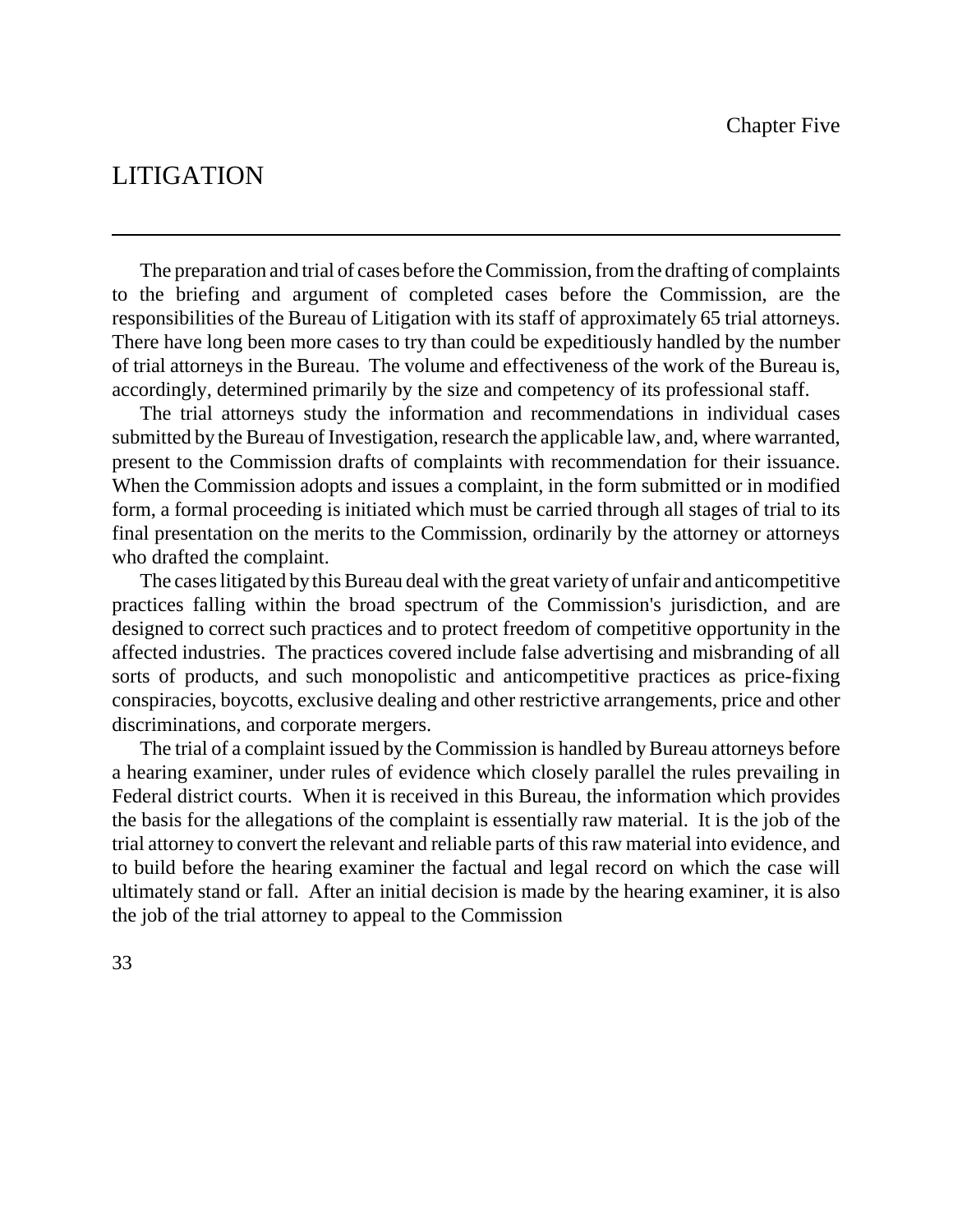Chapter Five

# LITIGATION

The preparation and trial of cases before the Commission, from the drafting of complaints to the briefing and argument of completed cases before the Commission, are the responsibilities of the Bureau of Litigation with its staff of approximately 65 trial attorneys. There have long been more cases to try than could be expeditiously handled by the number of trial attorneys in the Bureau. The volume and effectiveness of the work of the Bureau is, accordingly, determined primarily by the size and competency of its professional staff.

The trial attorneys study the information and recommendations in individual cases submitted by the Bureau of Investigation, research the applicable law, and, where warranted, present to the Commission drafts of complaints with recommendation for their issuance. When the Commission adopts and issues a complaint, in the form submitted or in modified form, a formal proceeding is initiated which must be carried through all stages of trial to its final presentation on the merits to the Commission, ordinarily by the attorney or attorneys who drafted the complaint.

The cases litigated by this Bureau deal with the great variety of unfair and anticompetitive practices falling within the broad spectrum of the Commission's jurisdiction, and are designed to correct such practices and to protect freedom of competitive opportunity in the affected industries. The practices covered include false advertising and misbranding of all sorts of products, and such monopolistic and anticompetitive practices as price-fixing conspiracies, boycotts, exclusive dealing and other restrictive arrangements, price and other discriminations, and corporate mergers.

The trial of a complaint issued by the Commission is handled by Bureau attorneys before a hearing examiner, under rules of evidence which closely parallel the rules prevailing in Federal district courts. When it is received in this Bureau, the information which provides the basis for the allegations of the complaint is essentially raw material. It is the job of the trial attorney to convert the relevant and reliable parts of this raw material into evidence, and to build before the hearing examiner the factual and legal record on which the case will ultimately stand or fall. After an initial decision is made by the hearing examiner, it is also the job of the trial attorney to appeal to the Commission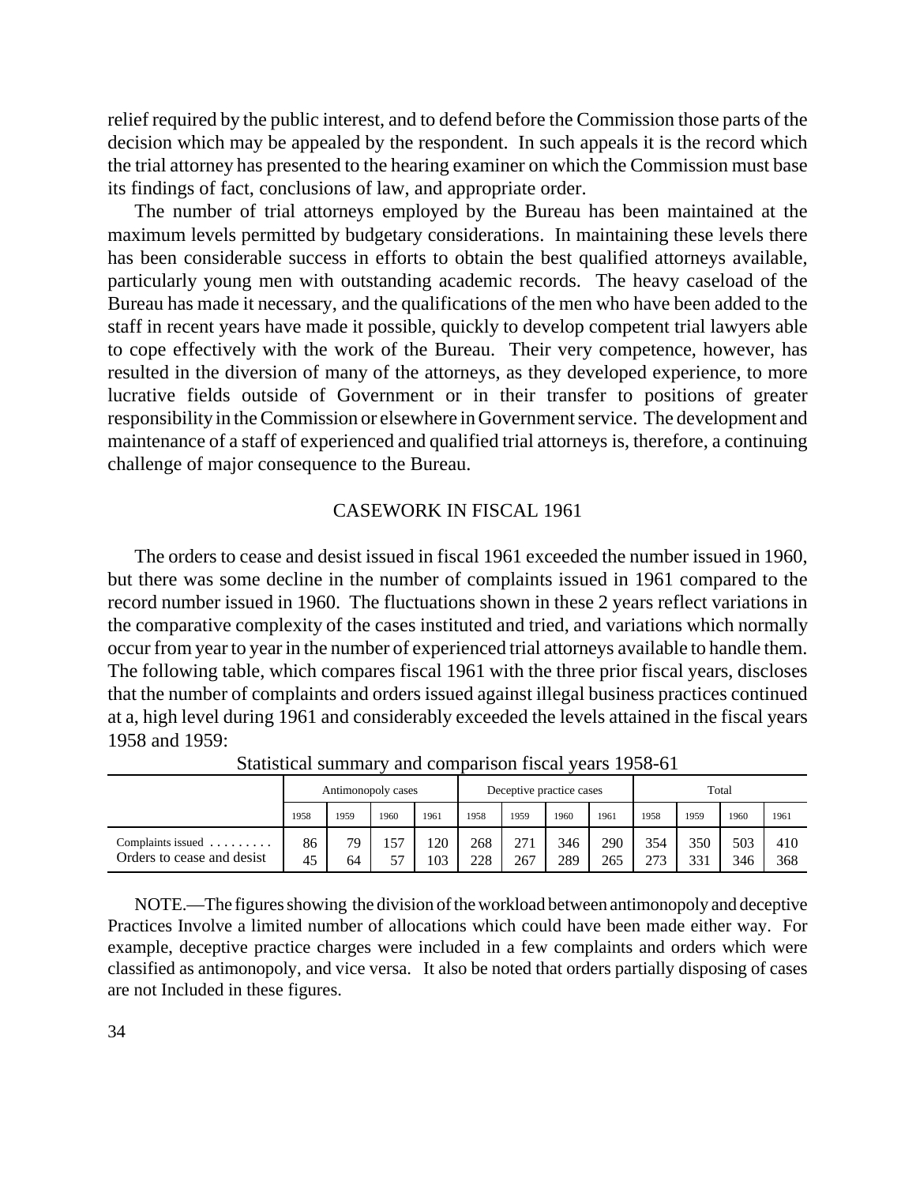relief required by the public interest, and to defend before the Commission those parts of the decision which may be appealed by the respondent. In such appeals it is the record which the trial attorney has presented to the hearing examiner on which the Commission must base its findings of fact, conclusions of law, and appropriate order.

The number of trial attorneys employed by the Bureau has been maintained at the maximum levels permitted by budgetary considerations. In maintaining these levels there has been considerable success in efforts to obtain the best qualified attorneys available, particularly young men with outstanding academic records. The heavy caseload of the Bureau has made it necessary, and the qualifications of the men who have been added to the staff in recent years have made it possible, quickly to develop competent trial lawyers able to cope effectively with the work of the Bureau. Their very competence, however, has resulted in the diversion of many of the attorneys, as they developed experience, to more lucrative fields outside of Government or in their transfer to positions of greater responsibility in the Commission or elsewhere in Government service. The development and maintenance of a staff of experienced and qualified trial attorneys is, therefore, a continuing challenge of major consequence to the Bureau.

## CASEWORK IN FISCAL 1961

The orders to cease and desist issued in fiscal 1961 exceeded the number issued in 1960, but there was some decline in the number of complaints issued in 1961 compared to the record number issued in 1960. The fluctuations shown in these 2 years reflect variations in the comparative complexity of the cases instituted and tried, and variations which normally occur from year to year in the number of experienced trial attorneys available to handle them. The following table, which compares fiscal 1961 with the three prior fiscal years, discloses that the number of complaints and orders issued against illegal business practices continued at a, high level during 1961 and considerably exceeded the levels attained in the fiscal years 1958 and 1959:

Statistical summary and comparison fiscal years 1958-61

| | Antimonopoly cases | | | | Deceptive practice cases | | | | Total | | | |
|---|---|---|---|---|---|---|---|---|---|---|---|---|
| | 1958 | 1959 | 1960 | 1961 | 1958 | 1959 | 1960 | 1961 | 1958 | 1959 | 1960 | 1961 |
| Complaints issued ......... | 86 | 79 | 157 | 120 | 268 | 271 | 346 | 290 | 354 | 350 | 503 | 410 |
| Orders to cease and desist | 45 | 64 | 57 | 103 | 228 | 267 | 289 | 265 | 273 | 331 | 346 | 368 |

NOTE.—The figures showing the division of the workload between antimonopoly and deceptive Practices Involve a limited number of allocations which could have been made either way. For example, deceptive practice charges were included in a few complaints and orders which were classified as antimonopoly, and vice versa. It also be noted that orders partially disposing of cases are not Included in these figures.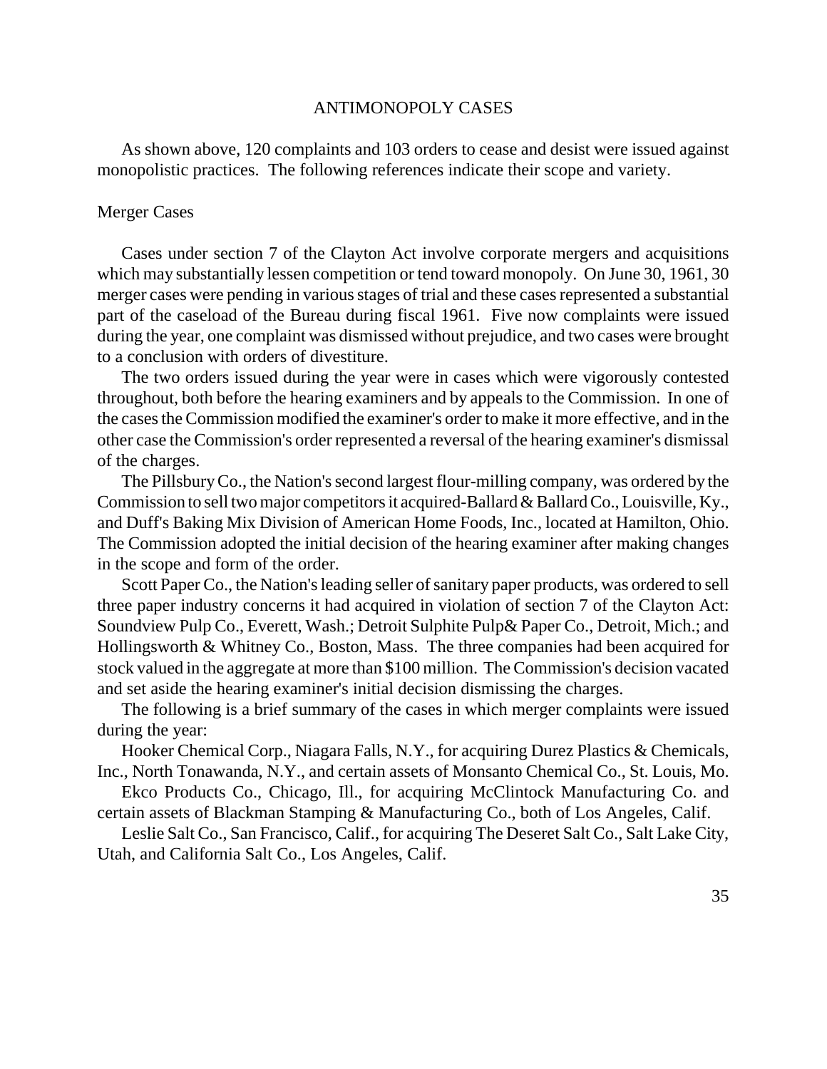## ANTIMONOPOLY CASES

As shown above, 120 complaints and 103 orders to cease and desist were issued against monopolistic practices. The following references indicate their scope and variety.

### Merger Cases

Cases under section 7 of the Clayton Act involve corporate mergers and acquisitions which may substantially lessen competition or tend toward monopoly. On June 30, 1961, 30 merger cases were pending in various stages of trial and these cases represented a substantial part of the caseload of the Bureau during fiscal 1961. Five now complaints were issued during the year, one complaint was dismissed without prejudice, and two cases were brought to a conclusion with orders of divestiture.

The two orders issued during the year were in cases which were vigorously contested throughout, both before the hearing examiners and by appeals to the Commission. In one of the cases the Commission modified the examiner's order to make it more effective, and in the other case the Commission's order represented a reversal of the hearing examiner's dismissal of the charges.

The Pillsbury Co., the Nation's second largest flour-milling company, was ordered by the Commission to sell two major competitors it acquired-Ballard & Ballard Co., Louisville, Ky., and Duff's Baking Mix Division of American Home Foods, Inc., located at Hamilton, Ohio. The Commission adopted the initial decision of the hearing examiner after making changes in the scope and form of the order.

Scott Paper Co., the Nation's leading seller of sanitary paper products, was ordered to sell three paper industry concerns it had acquired in violation of section 7 of the Clayton Act: Soundview Pulp Co., Everett, Wash.; Detroit Sulphite Pulp& Paper Co., Detroit, Mich.; and Hollingsworth & Whitney Co., Boston, Mass. The three companies had been acquired for stock valued in the aggregate at more than $100 million. The Commission's decision vacated and set aside the hearing examiner's initial decision dismissing the charges.

The following is a brief summary of the cases in which merger complaints were issued during the year:

Hooker Chemical Corp., Niagara Falls, N.Y., for acquiring Durez Plastics & Chemicals, Inc., North Tonawanda, N.Y., and certain assets of Monsanto Chemical Co., St. Louis, Mo.

Ekco Products Co., Chicago, Ill., for acquiring McClintock Manufacturing Co. and certain assets of Blackman Stamping & Manufacturing Co., both of Los Angeles, Calif.

Leslie Salt Co., San Francisco, Calif., for acquiring The Deseret Salt Co., Salt Lake City, Utah, and California Salt Co., Los Angeles, Calif.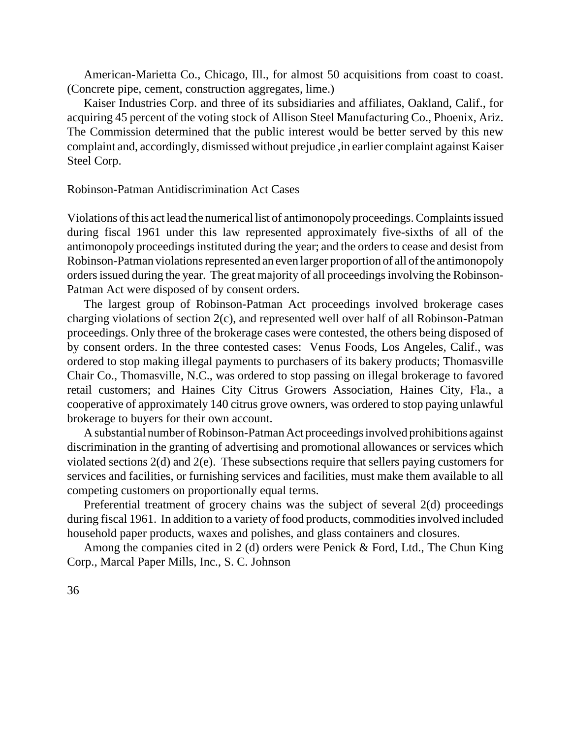American-Marietta Co., Chicago, Ill., for almost 50 acquisitions from coast to coast. (Concrete pipe, cement, construction aggregates, lime.)

Kaiser Industries Corp. and three of its subsidiaries and affiliates, Oakland, Calif., for acquiring 45 percent of the voting stock of Allison Steel Manufacturing Co., Phoenix, Ariz. The Commission determined that the public interest would be better served by this new complaint and, accordingly, dismissed without prejudice ,in earlier complaint against Kaiser Steel Corp.

## Robinson-Patman Antidiscrimination Act Cases

Violations of this act lead the numerical list of antimonopoly proceedings. Complaints issued during fiscal 1961 under this law represented approximately five-sixths of all of the antimonopoly proceedings instituted during the year; and the orders to cease and desist from Robinson-Patman violations represented an even larger proportion of all of the antimonopoly orders issued during the year. The great majority of all proceedings involving the Robinson-Patman Act were disposed of by consent orders.

The largest group of Robinson-Patman Act proceedings involved brokerage cases charging violations of section 2(c), and represented well over half of all Robinson-Patman proceedings. Only three of the brokerage cases were contested, the others being disposed of by consent orders. In the three contested cases: Venus Foods, Los Angeles, Calif., was ordered to stop making illegal payments to purchasers of its bakery products; Thomasville Chair Co., Thomasville, N.C., was ordered to stop passing on illegal brokerage to favored retail customers; and Haines City Citrus Growers Association, Haines City, Fla., a cooperative of approximately 140 citrus grove owners, was ordered to stop paying unlawful brokerage to buyers for their own account.

A substantial number of Robinson-Patman Act proceedings involved prohibitions against discrimination in the granting of advertising and promotional allowances or services which violated sections 2(d) and 2(e). These subsections require that sellers paying customers for services and facilities, or furnishing services and facilities, must make them available to all competing customers on proportionally equal terms.

Preferential treatment of grocery chains was the subject of several 2(d) proceedings during fiscal 1961. In addition to a variety of food products, commodities involved included household paper products, waxes and polishes, and glass containers and closures.

Among the companies cited in 2 (d) orders were Penick & Ford, Ltd., The Chun King Corp., Marcal Paper Mills, Inc., S. C. Johnson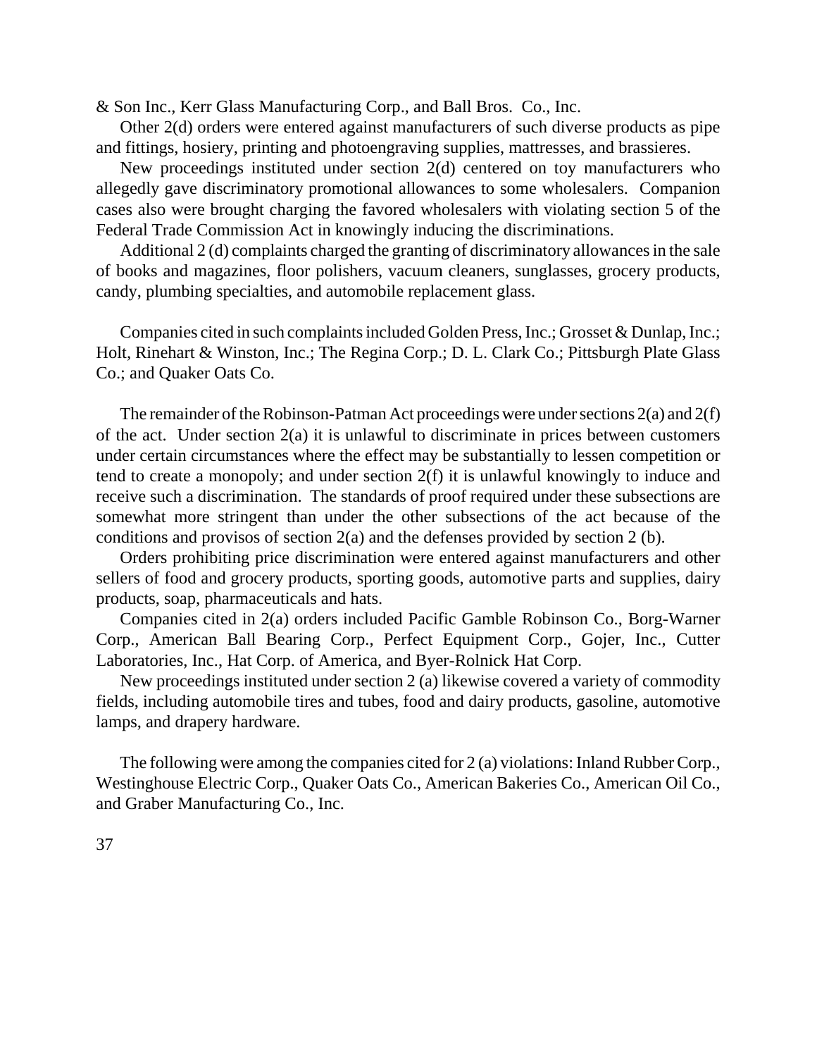& Son Inc., Kerr Glass Manufacturing Corp., and Ball Bros. Co., Inc.

Other 2(d) orders were entered against manufacturers of such diverse products as pipe and fittings, hosiery, printing and photoengraving supplies, mattresses, and brassieres.

New proceedings instituted under section 2(d) centered on toy manufacturers who allegedly gave discriminatory promotional allowances to some wholesalers. Companion cases also were brought charging the favored wholesalers with violating section 5 of the Federal Trade Commission Act in knowingly inducing the discriminations.

Additional 2 (d) complaints charged the granting of discriminatory allowances in the sale of books and magazines, floor polishers, vacuum cleaners, sunglasses, grocery products, candy, plumbing specialties, and automobile replacement glass.

Companies cited in such complaints included Golden Press, Inc.; Grosset & Dunlap, Inc.; Holt, Rinehart & Winston, Inc.; The Regina Corp.; D. L. Clark Co.; Pittsburgh Plate Glass Co.; and Quaker Oats Co.

The remainder of the Robinson-Patman Act proceedings were under sections 2(a) and 2(f) of the act. Under section 2(a) it is unlawful to discriminate in prices between customers under certain circumstances where the effect may be substantially to lessen competition or tend to create a monopoly; and under section 2(f) it is unlawful knowingly to induce and receive such a discrimination. The standards of proof required under these subsections are somewhat more stringent than under the other subsections of the act because of the conditions and provisos of section 2(a) and the defenses provided by section 2 (b).

Orders prohibiting price discrimination were entered against manufacturers and other sellers of food and grocery products, sporting goods, automotive parts and supplies, dairy products, soap, pharmaceuticals and hats.

Companies cited in 2(a) orders included Pacific Gamble Robinson Co., Borg-Warner Corp., American Ball Bearing Corp., Perfect Equipment Corp., Gojer, Inc., Cutter Laboratories, Inc., Hat Corp. of America, and Byer-Rolnick Hat Corp.

New proceedings instituted under section 2 (a) likewise covered a variety of commodity fields, including automobile tires and tubes, food and dairy products, gasoline, automotive lamps, and drapery hardware.

The following were among the companies cited for 2 (a) violations: Inland Rubber Corp., Westinghouse Electric Corp., Quaker Oats Co., American Bakeries Co., American Oil Co., and Graber Manufacturing Co., Inc.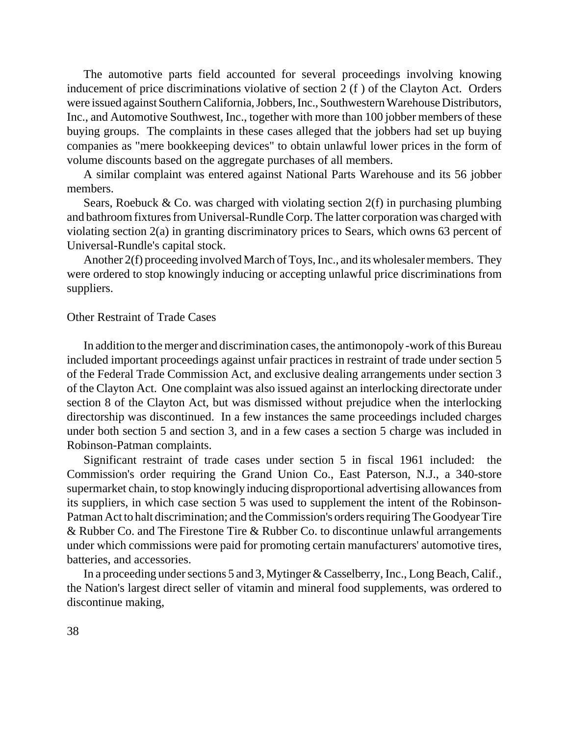The automotive parts field accounted for several proceedings involving knowing inducement of price discriminations violative of section 2 (f ) of the Clayton Act. Orders were issued against Southern California, Jobbers, Inc., Southwestern Warehouse Distributors, Inc., and Automotive Southwest, Inc., together with more than 100 jobber members of these buying groups. The complaints in these cases alleged that the jobbers had set up buying companies as "mere bookkeeping devices" to obtain unlawful lower prices in the form of volume discounts based on the aggregate purchases of all members.

A similar complaint was entered against National Parts Warehouse and its 56 jobber members.

Sears, Roebuck & Co. was charged with violating section 2(f) in purchasing plumbing and bathroom fixtures from Universal-Rundle Corp. The latter corporation was charged with violating section 2(a) in granting discriminatory prices to Sears, which owns 63 percent of Universal-Rundle's capital stock.

Another 2(f) proceeding involved March of Toys, Inc., and its wholesaler members. They were ordered to stop knowingly inducing or accepting unlawful price discriminations from suppliers.

## Other Restraint of Trade Cases

In addition to the merger and discrimination cases, the antimonopoly-work of this Bureau included important proceedings against unfair practices in restraint of trade under section 5 of the Federal Trade Commission Act, and exclusive dealing arrangements under section 3 of the Clayton Act. One complaint was also issued against an interlocking directorate under section 8 of the Clayton Act, but was dismissed without prejudice when the interlocking directorship was discontinued. In a few instances the same proceedings included charges under both section 5 and section 3, and in a few cases a section 5 charge was included in Robinson-Patman complaints.

Significant restraint of trade cases under section 5 in fiscal 1961 included: the Commission's order requiring the Grand Union Co., East Paterson, N.J., a 340-store supermarket chain, to stop knowingly inducing disproportional advertising allowances from its suppliers, in which case section 5 was used to supplement the intent of the Robinson-Patman Act to halt discrimination; and the Commission's orders requiring The Goodyear Tire & Rubber Co. and The Firestone Tire & Rubber Co. to discontinue unlawful arrangements under which commissions were paid for promoting certain manufacturers' automotive tires, batteries, and accessories.

In a proceeding under sections 5 and 3, Mytinger & Casselberry, Inc., Long Beach, Calif., the Nation's largest direct seller of vitamin and mineral food supplements, was ordered to discontinue making,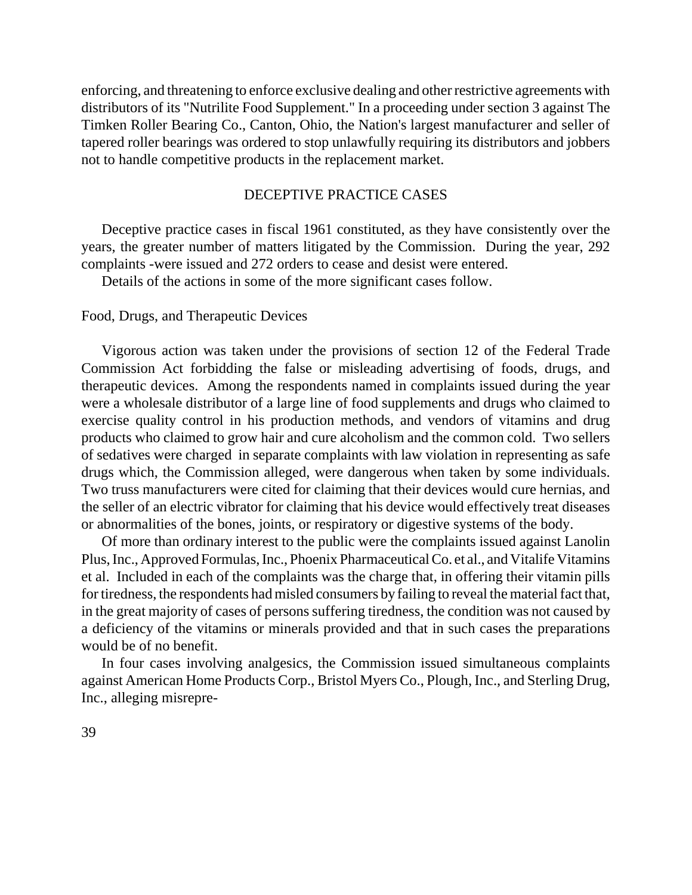enforcing, and threatening to enforce exclusive dealing and other restrictive agreements with distributors of its "Nutrilite Food Supplement." In a proceeding under section 3 against The Timken Roller Bearing Co., Canton, Ohio, the Nation's largest manufacturer and seller of tapered roller bearings was ordered to stop unlawfully requiring its distributors and jobbers not to handle competitive products in the replacement market.

## DECEPTIVE PRACTICE CASES

Deceptive practice cases in fiscal 1961 constituted, as they have consistently over the years, the greater number of matters litigated by the Commission. During the year, 292 complaints -were issued and 272 orders to cease and desist were entered.

Details of the actions in some of the more significant cases follow.

### Food, Drugs, and Therapeutic Devices

Vigorous action was taken under the provisions of section 12 of the Federal Trade Commission Act forbidding the false or misleading advertising of foods, drugs, and therapeutic devices. Among the respondents named in complaints issued during the year were a wholesale distributor of a large line of food supplements and drugs who claimed to exercise quality control in his production methods, and vendors of vitamins and drug products who claimed to grow hair and cure alcoholism and the common cold. Two sellers of sedatives were charged in separate complaints with law violation in representing as safe drugs which, the Commission alleged, were dangerous when taken by some individuals. Two truss manufacturers were cited for claiming that their devices would cure hernias, and the seller of an electric vibrator for claiming that his device would effectively treat diseases or abnormalities of the bones, joints, or respiratory or digestive systems of the body.

Of more than ordinary interest to the public were the complaints issued against Lanolin Plus, Inc., Approved Formulas, Inc., Phoenix Pharmaceutical Co. et al., and Vitalife Vitamins et al. Included in each of the complaints was the charge that, in offering their vitamin pills for tiredness, the respondents had misled consumers by failing to reveal the material fact that, in the great majority of cases of persons suffering tiredness, the condition was not caused by a deficiency of the vitamins or minerals provided and that in such cases the preparations would be of no benefit.

In four cases involving analgesics, the Commission issued simultaneous complaints against American Home Products Corp., Bristol Myers Co., Plough, Inc., and Sterling Drug, Inc., alleging misrepre-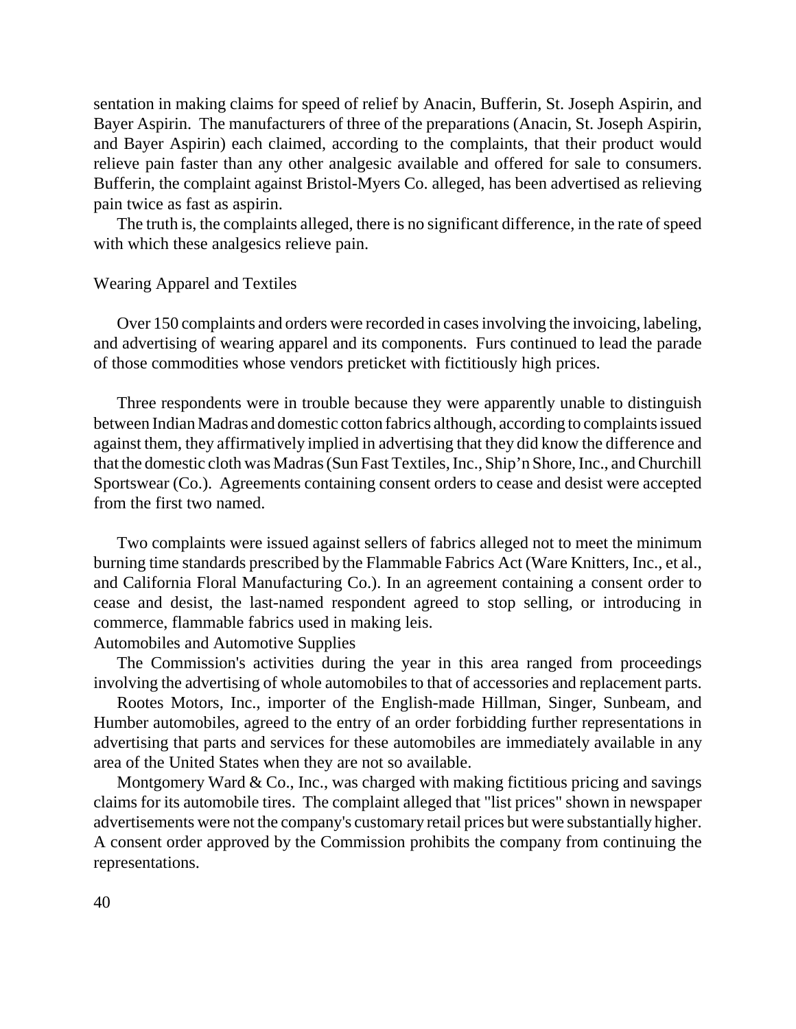sentation in making claims for speed of relief by Anacin, Bufferin, St. Joseph Aspirin, and Bayer Aspirin. The manufacturers of three of the preparations (Anacin, St. Joseph Aspirin, and Bayer Aspirin) each claimed, according to the complaints, that their product would relieve pain faster than any other analgesic available and offered for sale to consumers. Bufferin, the complaint against Bristol-Myers Co. alleged, has been advertised as relieving pain twice as fast as aspirin.

The truth is, the complaints alleged, there is no significant difference, in the rate of speed with which these analgesics relieve pain.

### Wearing Apparel and Textiles

Over 150 complaints and orders were recorded in cases involving the invoicing, labeling, and advertising of wearing apparel and its components. Furs continued to lead the parade of those commodities whose vendors preticket with fictitiously high prices.

Three respondents were in trouble because they were apparently unable to distinguish between Indian Madras and domestic cotton fabrics although, according to complaints issued against them, they affirmatively implied in advertising that they did know the difference and that the domestic cloth was Madras (Sun Fast Textiles, Inc., Ship'n Shore, Inc., and Churchill Sportswear (Co.). Agreements containing consent orders to cease and desist were accepted from the first two named.

Two complaints were issued against sellers of fabrics alleged not to meet the minimum burning time standards prescribed by the Flammable Fabrics Act (Ware Knitters, Inc., et al., and California Floral Manufacturing Co.). In an agreement containing a consent order to cease and desist, the last-named respondent agreed to stop selling, or introducing in commerce, flammable fabrics used in making leis.

### Automobiles and Automotive Supplies

The Commission's activities during the year in this area ranged from proceedings involving the advertising of whole automobiles to that of accessories and replacement parts.

Rootes Motors, Inc., importer of the English-made Hillman, Singer, Sunbeam, and Humber automobiles, agreed to the entry of an order forbidding further representations in advertising that parts and services for these automobiles are immediately available in any area of the United States when they are not so available.

Montgomery Ward & Co., Inc., was charged with making fictitious pricing and savings claims for its automobile tires. The complaint alleged that "list prices" shown in newspaper advertisements were not the company's customary retail prices but were substantially higher. A consent order approved by the Commission prohibits the company from continuing the representations.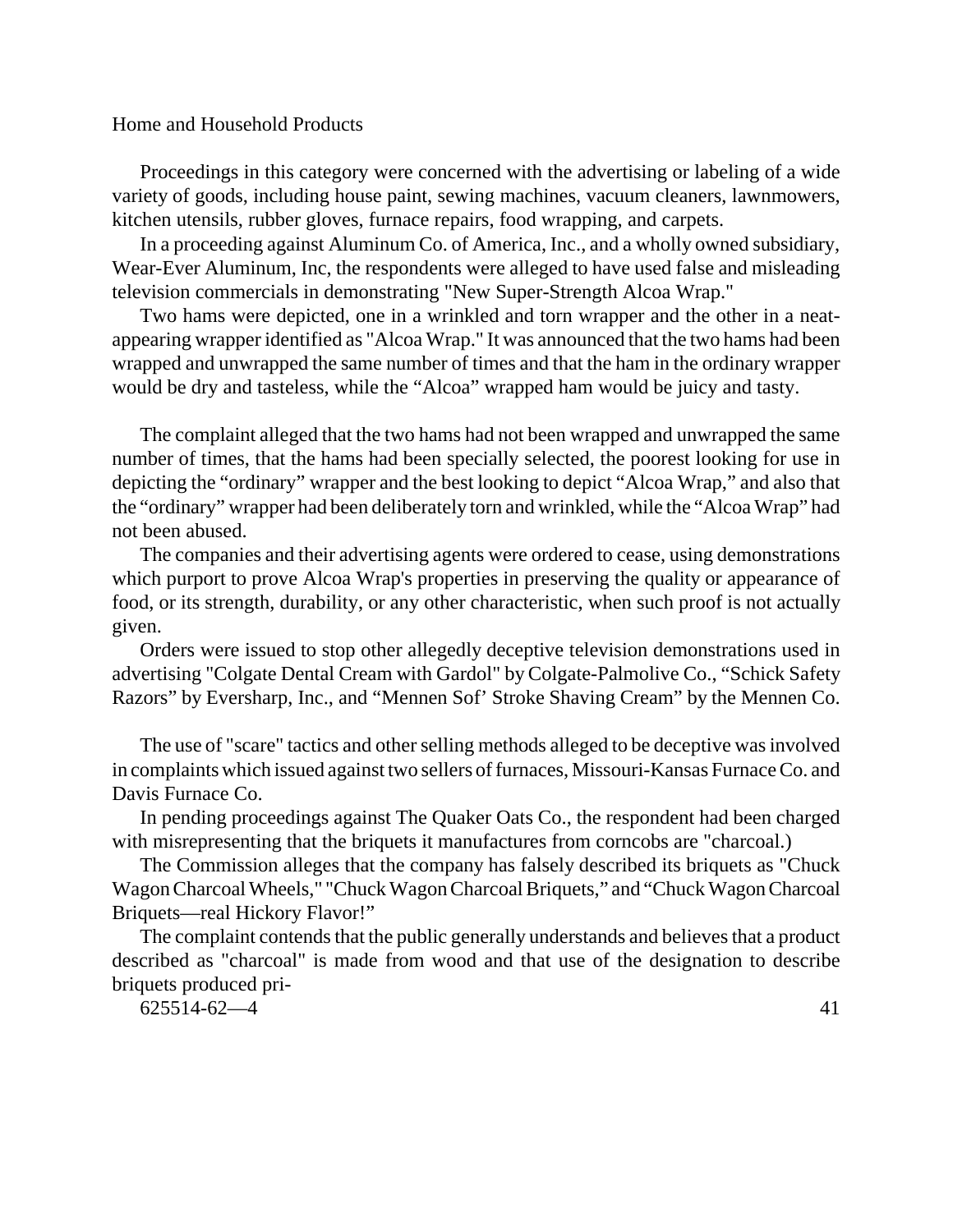## Home and Household Products

Proceedings in this category were concerned with the advertising or labeling of a wide variety of goods, including house paint, sewing machines, vacuum cleaners, lawnmowers, kitchen utensils, rubber gloves, furnace repairs, food wrapping, and carpets.

In a proceeding against Aluminum Co. of America, Inc., and a wholly owned subsidiary, Wear-Ever Aluminum, Inc, the respondents were alleged to have used false and misleading television commercials in demonstrating "New Super-Strength Alcoa Wrap."

Two hams were depicted, one in a wrinkled and torn wrapper and the other in a neat-appearing wrapper identified as "Alcoa Wrap." It was announced that the two hams had been wrapped and unwrapped the same number of times and that the ham in the ordinary wrapper would be dry and tasteless, while the "Alcoa" wrapped ham would be juicy and tasty.

The complaint alleged that the two hams had not been wrapped and unwrapped the same number of times, that the hams had been specially selected, the poorest looking for use in depicting the "ordinary" wrapper and the best looking to depict "Alcoa Wrap," and also that the "ordinary" wrapper had been deliberately torn and wrinkled, while the "Alcoa Wrap" had not been abused.

The companies and their advertising agents were ordered to cease, using demonstrations which purport to prove Alcoa Wrap's properties in preserving the quality or appearance of food, or its strength, durability, or any other characteristic, when such proof is not actually given.

Orders were issued to stop other allegedly deceptive television demonstrations used in advertising "Colgate Dental Cream with Gardol" by Colgate-Palmolive Co., "Schick Safety Razors" by Eversharp, Inc., and "Mennen Sof' Stroke Shaving Cream" by the Mennen Co.

The use of "scare" tactics and other selling methods alleged to be deceptive was involved in complaints which issued against two sellers of furnaces, Missouri-Kansas Furnace Co. and Davis Furnace Co.

In pending proceedings against The Quaker Oats Co., the respondent had been charged with misrepresenting that the briquets it manufactures from corncobs are "charcoal.)

The Commission alleges that the company has falsely described its briquets as "Chuck Wagon Charcoal Wheels," "Chuck Wagon Charcoal Briquets," and "Chuck Wagon Charcoal Briquets—real Hickory Flavor!"

The complaint contends that the public generally understands and believes that a product described as "charcoal" is made from wood and that use of the designation to describe briquets produced pri-

625514-62—4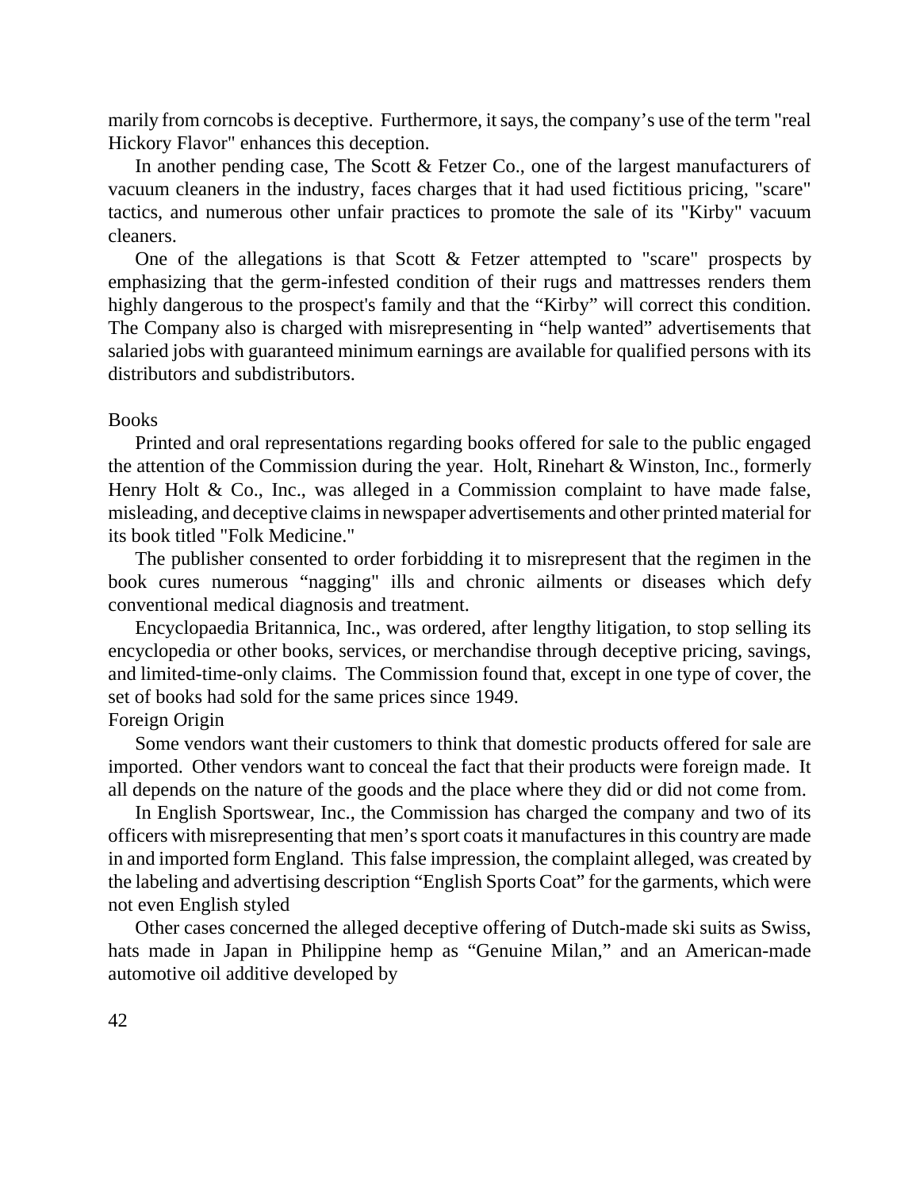marily from corncobs is deceptive. Furthermore, it says, the company's use of the term "real Hickory Flavor" enhances this deception.

In another pending case, The Scott & Fetzer Co., one of the largest manufacturers of vacuum cleaners in the industry, faces charges that it had used fictitious pricing, "scare" tactics, and numerous other unfair practices to promote the sale of its "Kirby" vacuum cleaners.

One of the allegations is that Scott & Fetzer attempted to "scare" prospects by emphasizing that the germ-infested condition of their rugs and mattresses renders them highly dangerous to the prospect's family and that the "Kirby" will correct this condition. The Company also is charged with misrepresenting in "help wanted" advertisements that salaried jobs with guaranteed minimum earnings are available for qualified persons with its distributors and subdistributors.

### Books

Printed and oral representations regarding books offered for sale to the public engaged the attention of the Commission during the year. Holt, Rinehart & Winston, Inc., formerly Henry Holt & Co., Inc., was alleged in a Commission complaint to have made false, misleading, and deceptive claims in newspaper advertisements and other printed material for its book titled "Folk Medicine."

The publisher consented to order forbidding it to misrepresent that the regimen in the book cures numerous "nagging" ills and chronic ailments or diseases which defy conventional medical diagnosis and treatment.

Encyclopaedia Britannica, Inc., was ordered, after lengthy litigation, to stop selling its encyclopedia or other books, services, or merchandise through deceptive pricing, savings, and limited-time-only claims. The Commission found that, except in one type of cover, the set of books had sold for the same prices since 1949.

### Foreign Origin

Some vendors want their customers to think that domestic products offered for sale are imported. Other vendors want to conceal the fact that their products were foreign made. It all depends on the nature of the goods and the place where they did or did not come from.

In English Sportswear, Inc., the Commission has charged the company and two of its officers with misrepresenting that men's sport coats it manufactures in this country are made in and imported form England. This false impression, the complaint alleged, was created by the labeling and advertising description "English Sports Coat" for the garments, which were not even English styled

Other cases concerned the alleged deceptive offering of Dutch-made ski suits as Swiss, hats made in Japan in Philippine hemp as "Genuine Milan," and an American-made automotive oil additive developed by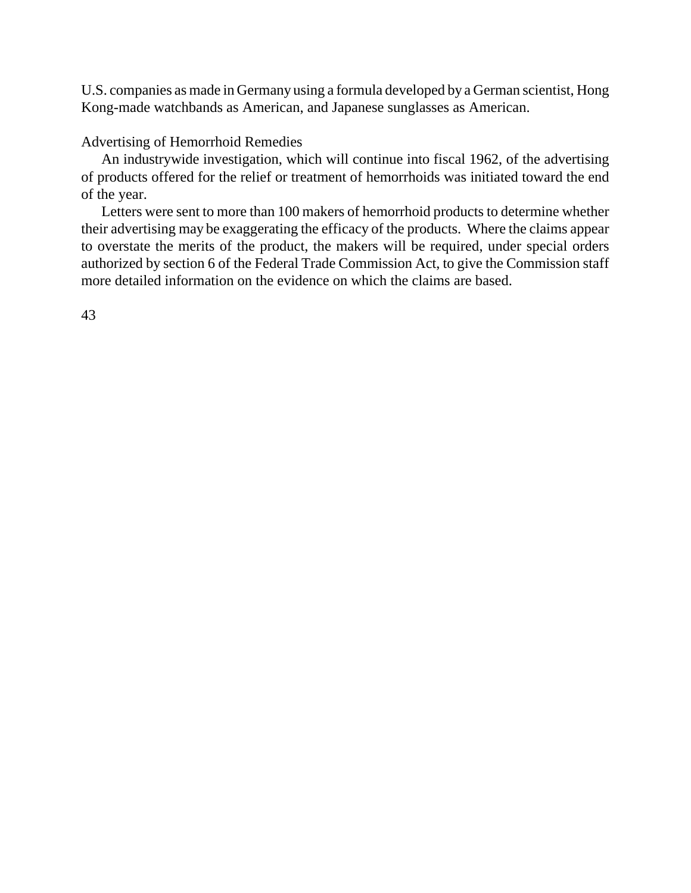U.S. companies as made in Germany using a formula developed by a German scientist, Hong Kong-made watchbands as American, and Japanese sunglasses as American.

### Advertising of Hemorrhoid Remedies

An industrywide investigation, which will continue into fiscal 1962, of the advertising of products offered for the relief or treatment of hemorrhoids was initiated toward the end of the year.

Letters were sent to more than 100 makers of hemorrhoid products to determine whether their advertising may be exaggerating the efficacy of the products. Where the claims appear to overstate the merits of the product, the makers will be required, under special orders authorized by section 6 of the Federal Trade Commission Act, to give the Commission staff more detailed information on the evidence on which the claims are based.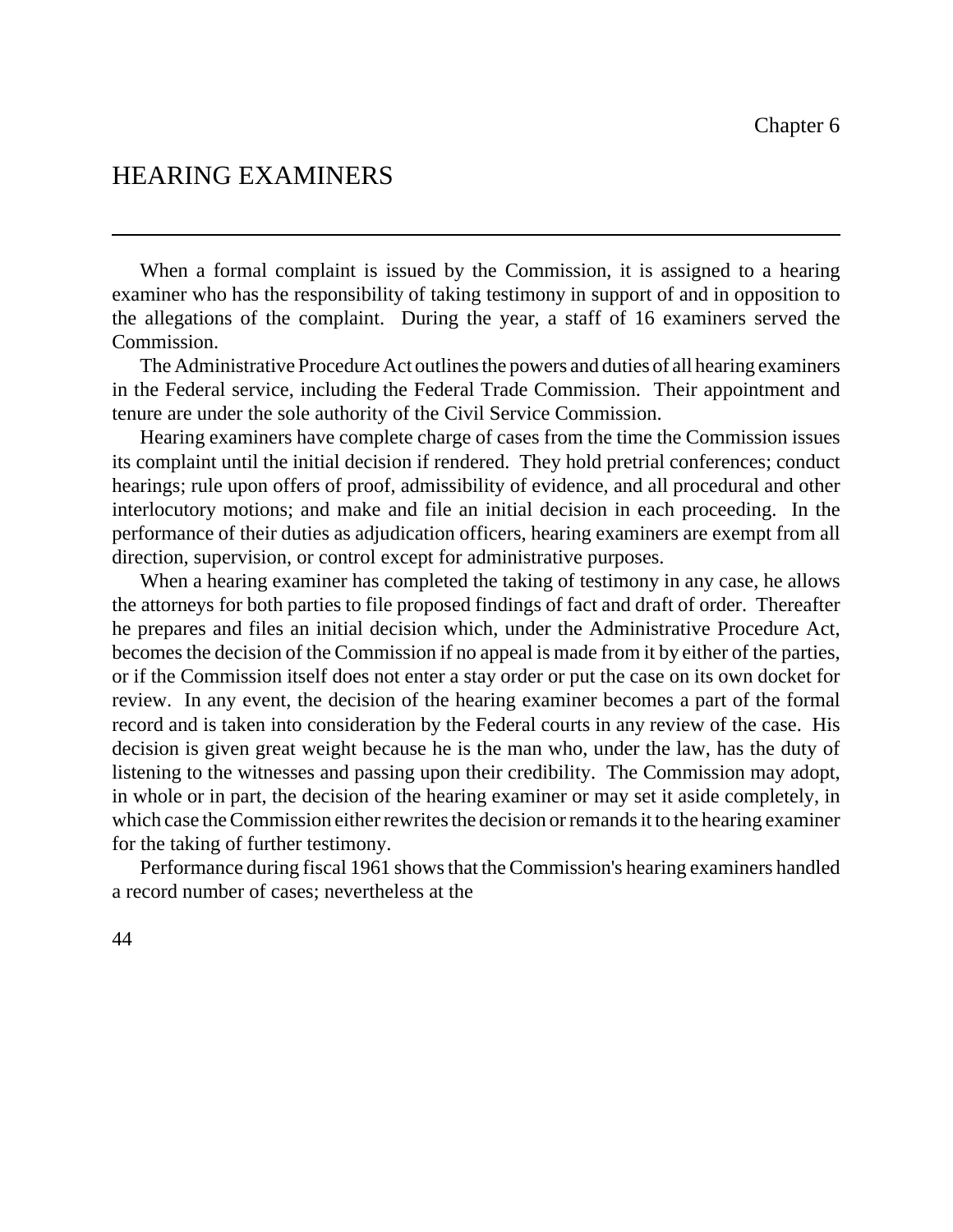Chapter 6

# HEARING EXAMINERS

When a formal complaint is issued by the Commission, it is assigned to a hearing examiner who has the responsibility of taking testimony in support of and in opposition to the allegations of the complaint. During the year, a staff of 16 examiners served the Commission.

The Administrative Procedure Act outlines the powers and duties of all hearing examiners in the Federal service, including the Federal Trade Commission. Their appointment and tenure are under the sole authority of the Civil Service Commission.

Hearing examiners have complete charge of cases from the time the Commission issues its complaint until the initial decision if rendered. They hold pretrial conferences; conduct hearings; rule upon offers of proof, admissibility of evidence, and all procedural and other interlocutory motions; and make and file an initial decision in each proceeding. In the performance of their duties as adjudication officers, hearing examiners are exempt from all direction, supervision, or control except for administrative purposes.

When a hearing examiner has completed the taking of testimony in any case, he allows the attorneys for both parties to file proposed findings of fact and draft of order. Thereafter he prepares and files an initial decision which, under the Administrative Procedure Act, becomes the decision of the Commission if no appeal is made from it by either of the parties, or if the Commission itself does not enter a stay order or put the case on its own docket for review. In any event, the decision of the hearing examiner becomes a part of the formal record and is taken into consideration by the Federal courts in any review of the case. His decision is given great weight because he is the man who, under the law, has the duty of listening to the witnesses and passing upon their credibility. The Commission may adopt, in whole or in part, the decision of the hearing examiner or may set it aside completely, in which case the Commission either rewrites the decision or remands it to the hearing examiner for the taking of further testimony.

Performance during fiscal 1961 shows that the Commission's hearing examiners handled a record number of cases; nevertheless at the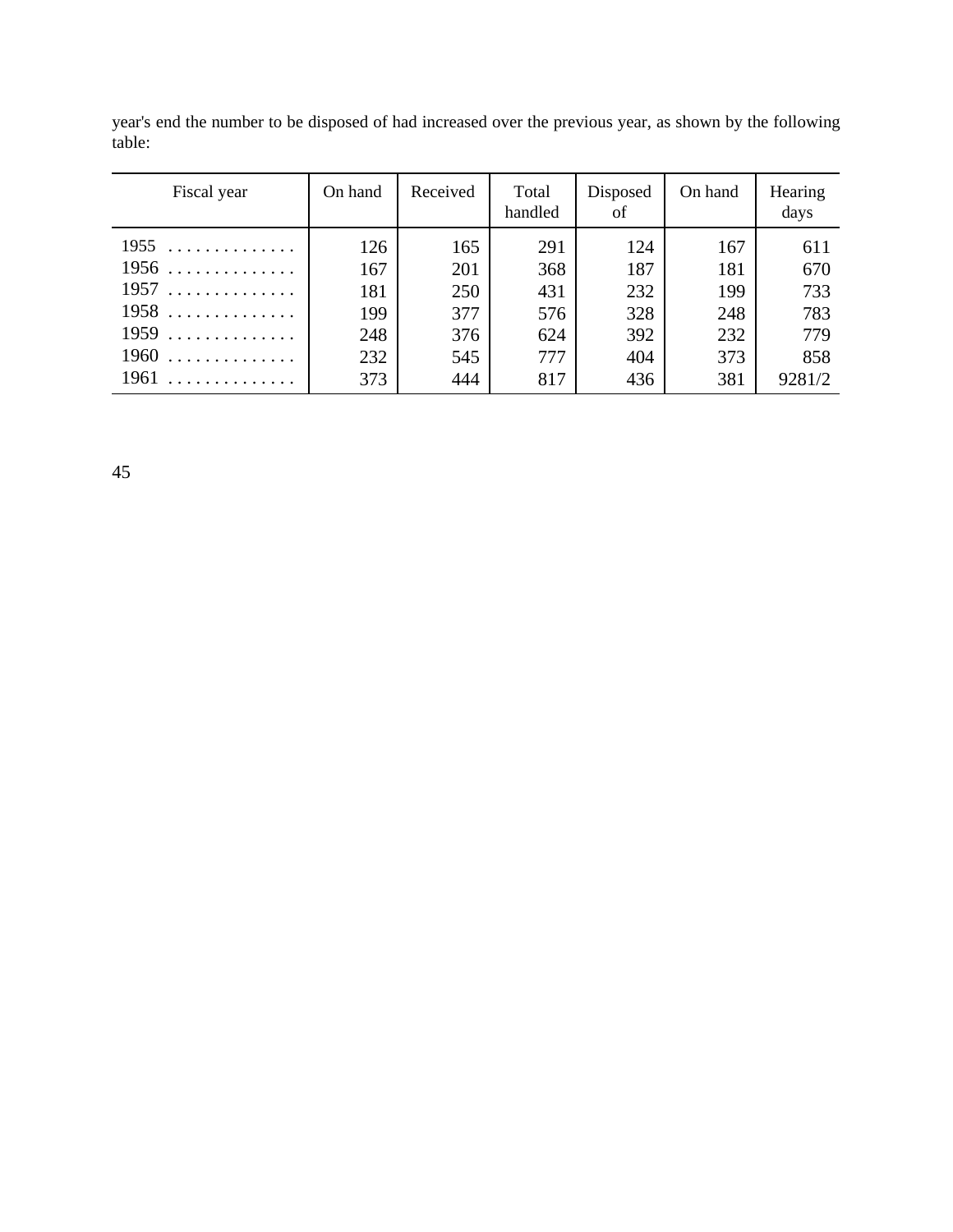year's end the number to be disposed of had increased over the previous year, as shown by the following table:

| Fiscal year | On hand | Received | Total handled | Disposed of | On hand | Hearing days |
|---|---|---|---|---|---|---|
| 1955 .............. | 126 | 165 | 291 | 124 | 167 | 611 |
| 1956 .............. | 167 | 201 | 368 | 187 | 181 | 670 |
| 1957 .............. | 181 | 250 | 431 | 232 | 199 | 733 |
| 1958 .............. | 199 | 377 | 576 | 328 | 248 | 783 |
| 1959 .............. | 248 | 376 | 624 | 392 | 232 | 779 |
| 1960 .............. | 232 | 545 | 777 | 404 | 373 | 858 |
| 1961 .............. | 373 | 444 | 817 | 436 | 381 | 9281/2 |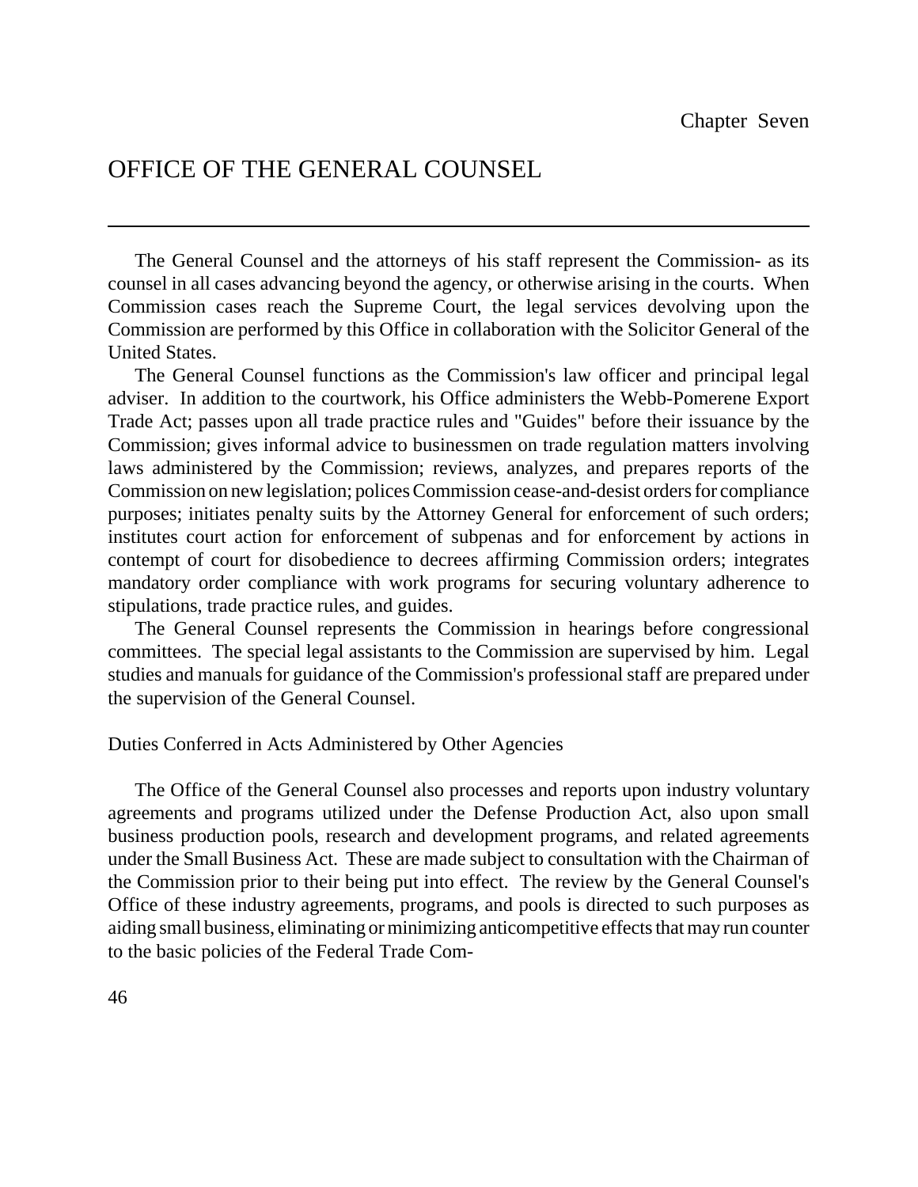Chapter Seven

# OFFICE OF THE GENERAL COUNSEL

The General Counsel and the attorneys of his staff represent the Commission- as its counsel in all cases advancing beyond the agency, or otherwise arising in the courts. When Commission cases reach the Supreme Court, the legal services devolving upon the Commission are performed by this Office in collaboration with the Solicitor General of the United States.

The General Counsel functions as the Commission's law officer and principal legal adviser. In addition to the courtwork, his Office administers the Webb-Pomerene Export Trade Act; passes upon all trade practice rules and "Guides" before their issuance by the Commission; gives informal advice to businessmen on trade regulation matters involving laws administered by the Commission; reviews, analyzes, and prepares reports of the Commission on new legislation; polices Commission cease-and-desist orders for compliance purposes; initiates penalty suits by the Attorney General for enforcement of such orders; institutes court action for enforcement of subpenas and for enforcement by actions in contempt of court for disobedience to decrees affirming Commission orders; integrates mandatory order compliance with work programs for securing voluntary adherence to stipulations, trade practice rules, and guides.

The General Counsel represents the Commission in hearings before congressional committees. The special legal assistants to the Commission are supervised by him. Legal studies and manuals for guidance of the Commission's professional staff are prepared under the supervision of the General Counsel.

## Duties Conferred in Acts Administered by Other Agencies

The Office of the General Counsel also processes and reports upon industry voluntary agreements and programs utilized under the Defense Production Act, also upon small business production pools, research and development programs, and related agreements under the Small Business Act. These are made subject to consultation with the Chairman of the Commission prior to their being put into effect. The review by the General Counsel's Office of these industry agreements, programs, and pools is directed to such purposes as aiding small business, eliminating or minimizing anticompetitive effects that may run counter to the basic policies of the Federal Trade Com-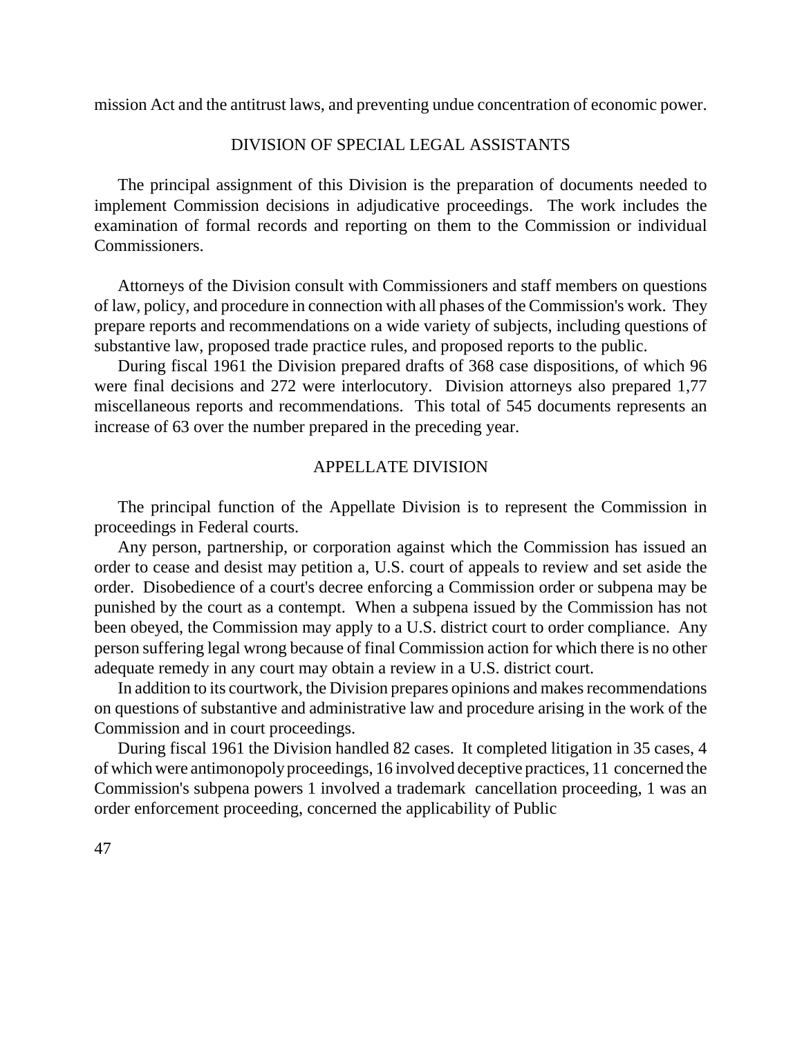mission Act and the antitrust laws, and preventing undue concentration of economic power.

## DIVISION OF SPECIAL LEGAL ASSISTANTS

The principal assignment of this Division is the preparation of documents needed to implement Commission decisions in adjudicative proceedings. The work includes the examination of formal records and reporting on them to the Commission or individual Commissioners.

Attorneys of the Division consult with Commissioners and staff members on questions of law, policy, and procedure in connection with all phases of the Commission's work. They prepare reports and recommendations on a wide variety of subjects, including questions of substantive law, proposed trade practice rules, and proposed reports to the public.

During fiscal 1961 the Division prepared drafts of 368 case dispositions, of which 96 were final decisions and 272 were interlocutory. Division attorneys also prepared 1,77 miscellaneous reports and recommendations. This total of 545 documents represents an increase of 63 over the number prepared in the preceding year.

## APPELLATE DIVISION

The principal function of the Appellate Division is to represent the Commission in proceedings in Federal courts.

Any person, partnership, or corporation against which the Commission has issued an order to cease and desist may petition a, U.S. court of appeals to review and set aside the order. Disobedience of a court's decree enforcing a Commission order or subpena may be punished by the court as a contempt. When a subpena issued by the Commission has not been obeyed, the Commission may apply to a U.S. district court to order compliance. Any person suffering legal wrong because of final Commission action for which there is no other adequate remedy in any court may obtain a review in a U.S. district court.

In addition to its courtwork, the Division prepares opinions and makes recommendations on questions of substantive and administrative law and procedure arising in the work of the Commission and in court proceedings.

During fiscal 1961 the Division handled 82 cases. It completed litigation in 35 cases, 4 of which were antimonopoly proceedings, 16 involved deceptive practices, 11 concerned the Commission's subpena powers 1 involved a trademark cancellation proceeding, 1 was an order enforcement proceeding, concerned the applicability of Public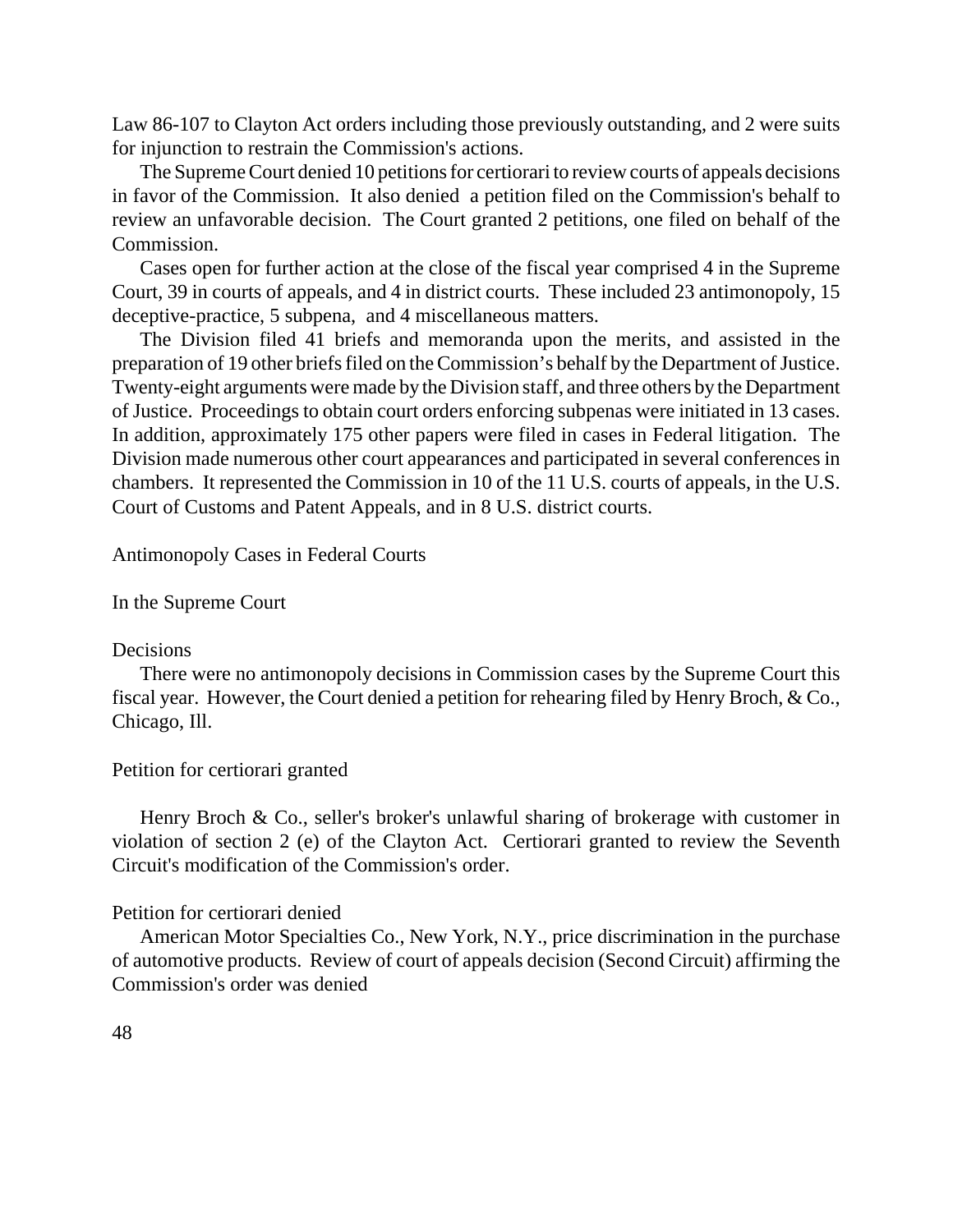Law 86-107 to Clayton Act orders including those previously outstanding, and 2 were suits for injunction to restrain the Commission's actions.

The Supreme Court denied 10 petitions for certiorari to review courts of appeals decisions in favor of the Commission. It also denied a petition filed on the Commission's behalf to review an unfavorable decision. The Court granted 2 petitions, one filed on behalf of the Commission.

Cases open for further action at the close of the fiscal year comprised 4 in the Supreme Court, 39 in courts of appeals, and 4 in district courts. These included 23 antimonopoly, 15 deceptive-practice, 5 subpena, and 4 miscellaneous matters.

The Division filed 41 briefs and memoranda upon the merits, and assisted in the preparation of 19 other briefs filed on the Commission's behalf by the Department of Justice. Twenty-eight arguments were made by the Division staff, and three others by the Department of Justice. Proceedings to obtain court orders enforcing subpenas were initiated in 13 cases. In addition, approximately 175 other papers were filed in cases in Federal litigation. The Division made numerous other court appearances and participated in several conferences in chambers. It represented the Commission in 10 of the 11 U.S. courts of appeals, in the U.S. Court of Customs and Patent Appeals, and in 8 U.S. district courts.

## Antimonopoly Cases in Federal Courts

### In the Supreme Court

#### Decisions

There were no antimonopoly decisions in Commission cases by the Supreme Court this fiscal year. However, the Court denied a petition for rehearing filed by Henry Broch, & Co., Chicago, Ill.

#### Petition for certiorari granted

Henry Broch & Co., seller's broker's unlawful sharing of brokerage with customer in violation of section 2 (e) of the Clayton Act. Certiorari granted to review the Seventh Circuit's modification of the Commission's order.

#### Petition for certiorari denied

American Motor Specialties Co., New York, N.Y., price discrimination in the purchase of automotive products. Review of court of appeals decision (Second Circuit) affirming the Commission's order was denied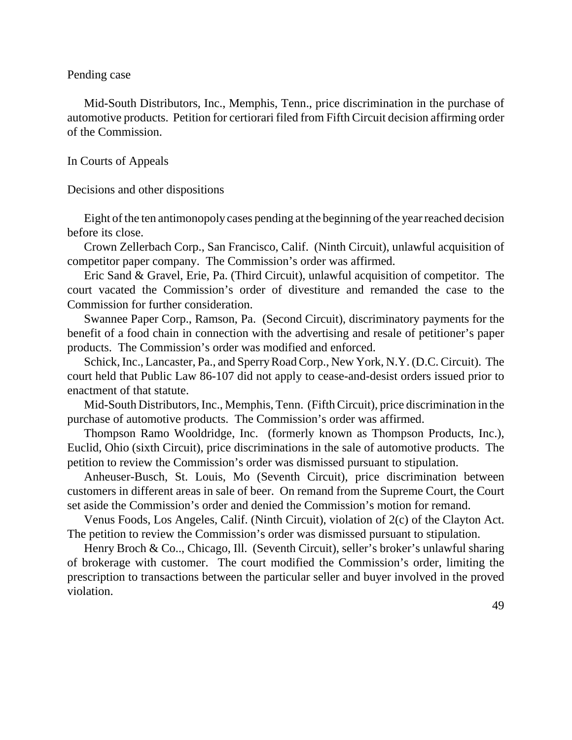Pending case

Mid-South Distributors, Inc., Memphis, Tenn., price discrimination in the purchase of automotive products. Petition for certiorari filed from Fifth Circuit decision affirming order of the Commission.

In Courts of Appeals

Decisions and other dispositions

Eight of the ten antimonopoly cases pending at the beginning of the year reached decision before its close.

Crown Zellerbach Corp., San Francisco, Calif. (Ninth Circuit), unlawful acquisition of competitor paper company. The Commission's order was affirmed.

Eric Sand & Gravel, Erie, Pa. (Third Circuit), unlawful acquisition of competitor. The court vacated the Commission's order of divestiture and remanded the case to the Commission for further consideration.

Swannee Paper Corp., Ramson, Pa. (Second Circuit), discriminatory payments for the benefit of a food chain in connection with the advertising and resale of petitioner's paper products. The Commission's order was modified and enforced.

Schick, Inc., Lancaster, Pa., and Sperry Road Corp., New York, N.Y. (D.C. Circuit). The court held that Public Law 86-107 did not apply to cease-and-desist orders issued prior to enactment of that statute.

Mid-South Distributors, Inc., Memphis, Tenn. (Fifth Circuit), price discrimination in the purchase of automotive products. The Commission's order was affirmed.

Thompson Ramo Wooldridge, Inc. (formerly known as Thompson Products, Inc.), Euclid, Ohio (sixth Circuit), price discriminations in the sale of automotive products. The petition to review the Commission's order was dismissed pursuant to stipulation.

Anheuser-Busch, St. Louis, Mo (Seventh Circuit), price discrimination between customers in different areas in sale of beer. On remand from the Supreme Court, the Court set aside the Commission's order and denied the Commission's motion for remand.

Venus Foods, Los Angeles, Calif. (Ninth Circuit), violation of 2(c) of the Clayton Act. The petition to review the Commission's order was dismissed pursuant to stipulation.

Henry Broch & Co.., Chicago, Ill. (Seventh Circuit), seller's broker's unlawful sharing of brokerage with customer. The court modified the Commission's order, limiting the prescription to transactions between the particular seller and buyer involved in the proved violation.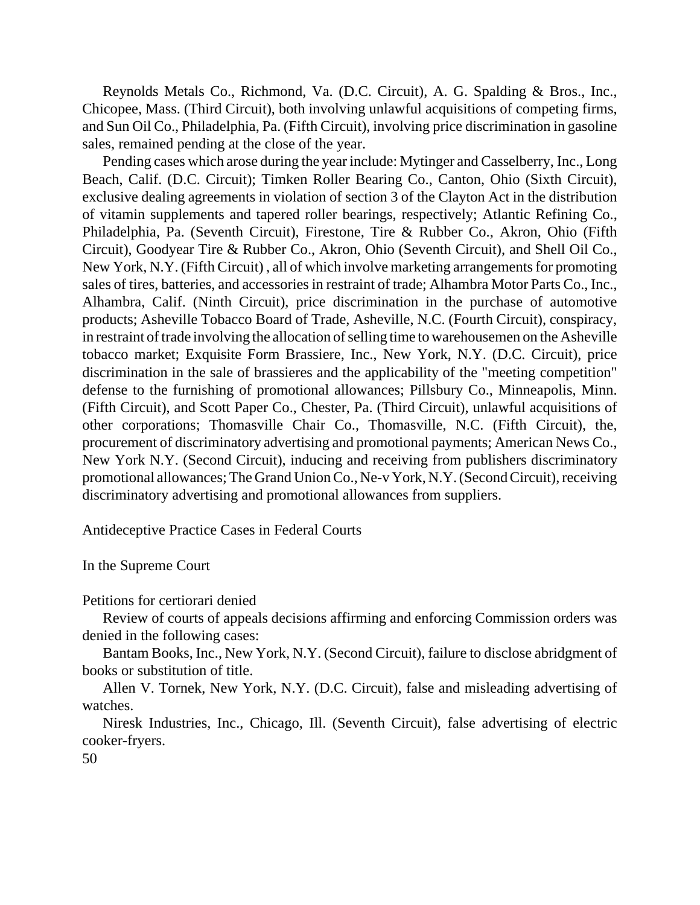Reynolds Metals Co., Richmond, Va. (D.C. Circuit), A. G. Spalding & Bros., Inc., Chicopee, Mass. (Third Circuit), both involving unlawful acquisitions of competing firms, and Sun Oil Co., Philadelphia, Pa. (Fifth Circuit), involving price discrimination in gasoline sales, remained pending at the close of the year.

Pending cases which arose during the year include: Mytinger and Casselberry, Inc., Long Beach, Calif. (D.C. Circuit); Timken Roller Bearing Co., Canton, Ohio (Sixth Circuit), exclusive dealing agreements in violation of section 3 of the Clayton Act in the distribution of vitamin supplements and tapered roller bearings, respectively; Atlantic Refining Co., Philadelphia, Pa. (Seventh Circuit), Firestone, Tire & Rubber Co., Akron, Ohio (Fifth Circuit), Goodyear Tire & Rubber Co., Akron, Ohio (Seventh Circuit), and Shell Oil Co., New York, N.Y. (Fifth Circuit) , all of which involve marketing arrangements for promoting sales of tires, batteries, and accessories in restraint of trade; Alhambra Motor Parts Co., Inc., Alhambra, Calif. (Ninth Circuit), price discrimination in the purchase of automotive products; Asheville Tobacco Board of Trade, Asheville, N.C. (Fourth Circuit), conspiracy, in restraint of trade involving the allocation of selling time to warehousemen on the Asheville tobacco market; Exquisite Form Brassiere, Inc., New York, N.Y. (D.C. Circuit), price discrimination in the sale of brassieres and the applicability of the "meeting competition" defense to the furnishing of promotional allowances; Pillsbury Co., Minneapolis, Minn. (Fifth Circuit), and Scott Paper Co., Chester, Pa. (Third Circuit), unlawful acquisitions of other corporations; Thomasville Chair Co., Thomasville, N.C. (Fifth Circuit), the, procurement of discriminatory advertising and promotional payments; American News Co., New York N.Y. (Second Circuit), inducing and receiving from publishers discriminatory promotional allowances; The Grand Union Co., Ne-v York, N.Y. (Second Circuit), receiving discriminatory advertising and promotional allowances from suppliers.

## Antideceptive Practice Cases in Federal Courts

### In the Supreme Court

#### Petitions for certiorari denied

Review of courts of appeals decisions affirming and enforcing Commission orders was denied in the following cases:

Bantam Books, Inc., New York, N.Y. (Second Circuit), failure to disclose abridgment of books or substitution of title.

Allen V. Tornek, New York, N.Y. (D.C. Circuit), false and misleading advertising of watches.

Niresk Industries, Inc., Chicago, Ill. (Seventh Circuit), false advertising of electric cooker-fryers.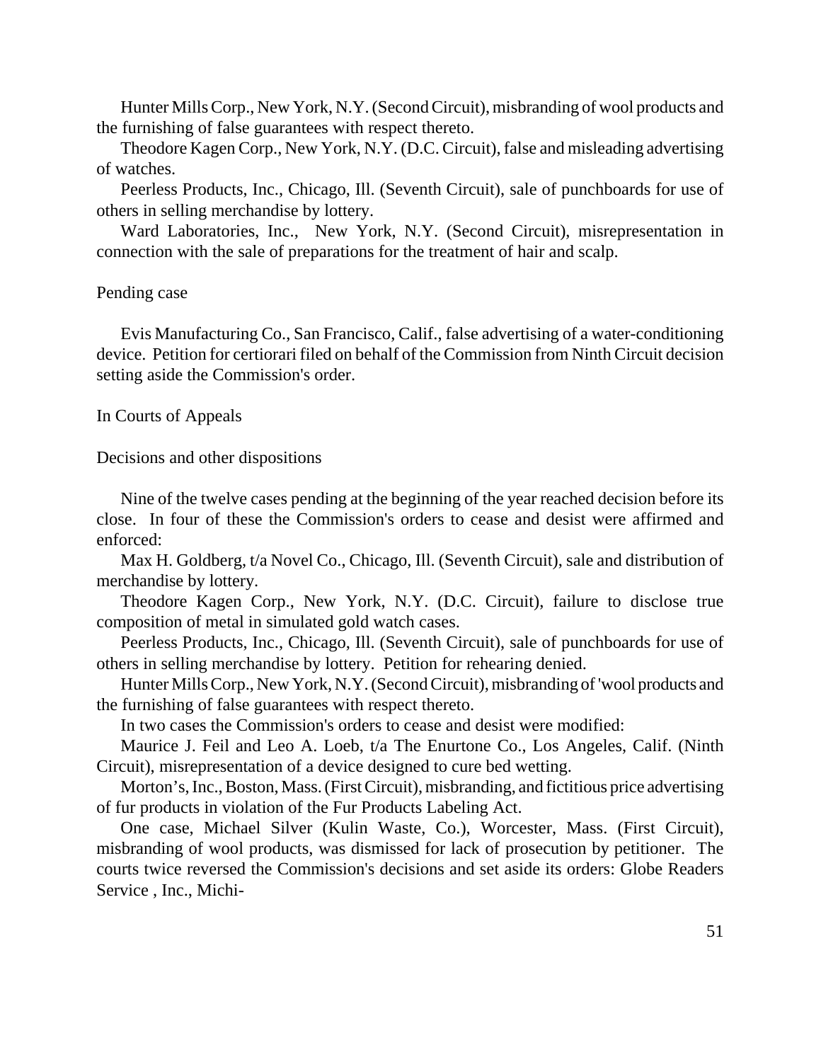Hunter Mills Corp., New York, N.Y. (Second Circuit), misbranding of wool products and the furnishing of false guarantees with respect thereto.

Theodore Kagen Corp., New York, N.Y. (D.C. Circuit), false and misleading advertising of watches.

Peerless Products, Inc., Chicago, Ill. (Seventh Circuit), sale of punchboards for use of others in selling merchandise by lottery.

Ward Laboratories, Inc., New York, N.Y. (Second Circuit), misrepresentation in connection with the sale of preparations for the treatment of hair and scalp.

Pending case

Evis Manufacturing Co., San Francisco, Calif., false advertising of a water-conditioning device. Petition for certiorari filed on behalf of the Commission from Ninth Circuit decision setting aside the Commission's order.

In Courts of Appeals

Decisions and other dispositions

Nine of the twelve cases pending at the beginning of the year reached decision before its close. In four of these the Commission's orders to cease and desist were affirmed and enforced:

Max H. Goldberg, t/a Novel Co., Chicago, Ill. (Seventh Circuit), sale and distribution of merchandise by lottery.

Theodore Kagen Corp., New York, N.Y. (D.C. Circuit), failure to disclose true composition of metal in simulated gold watch cases.

Peerless Products, Inc., Chicago, Ill. (Seventh Circuit), sale of punchboards for use of others in selling merchandise by lottery. Petition for rehearing denied.

Hunter Mills Corp., New York, N.Y. (Second Circuit), misbranding of 'wool products and the furnishing of false guarantees with respect thereto.

In two cases the Commission's orders to cease and desist were modified:

Maurice J. Feil and Leo A. Loeb, t/a The Enurtone Co., Los Angeles, Calif. (Ninth Circuit), misrepresentation of a device designed to cure bed wetting.

Morton's, Inc., Boston, Mass. (First Circuit), misbranding, and fictitious price advertising of fur products in violation of the Fur Products Labeling Act.

One case, Michael Silver (Kulin Waste, Co.), Worcester, Mass. (First Circuit), misbranding of wool products, was dismissed for lack of prosecution by petitioner. The courts twice reversed the Commission's decisions and set aside its orders: Globe Readers Service , Inc., Michi-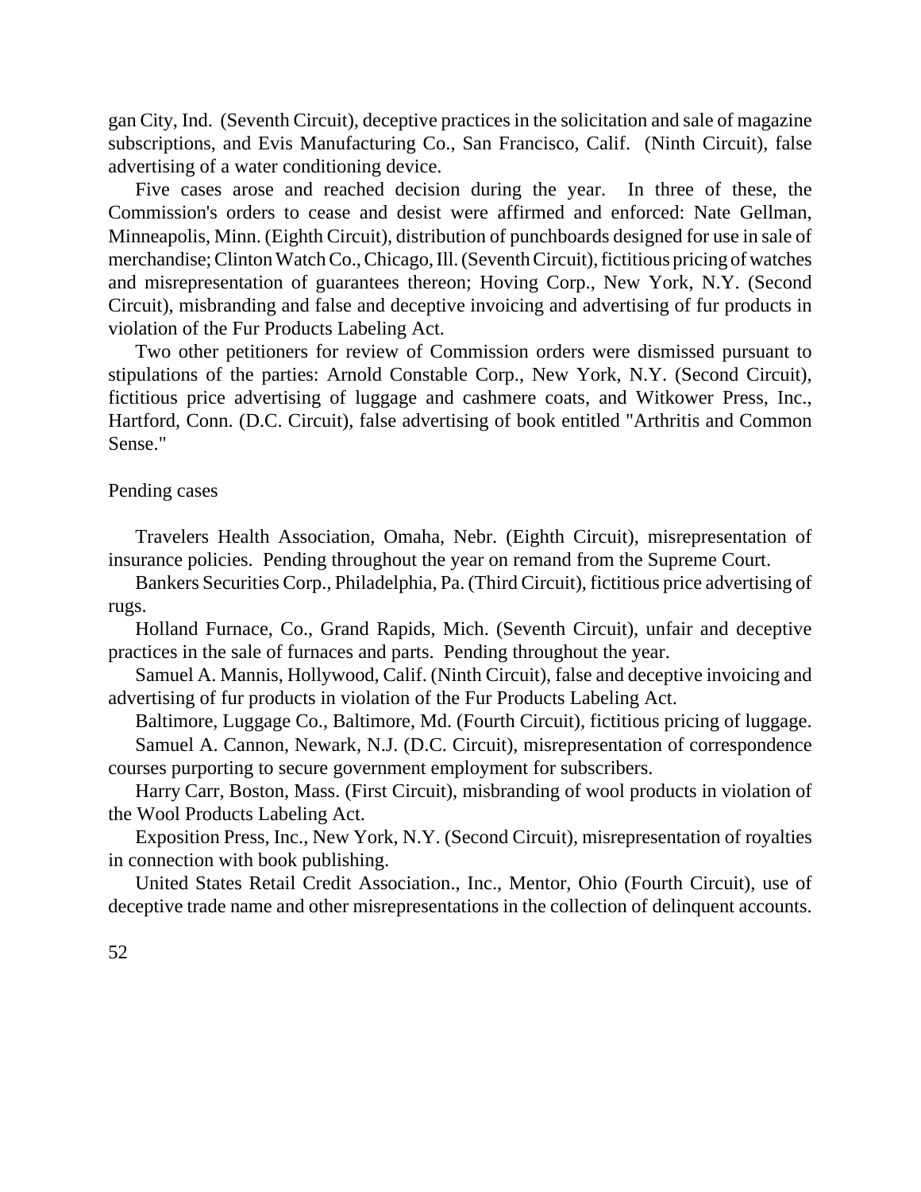gan City, Ind. (Seventh Circuit), deceptive practices in the solicitation and sale of magazine subscriptions, and Evis Manufacturing Co., San Francisco, Calif. (Ninth Circuit), false advertising of a water conditioning device.

Five cases arose and reached decision during the year. In three of these, the Commission's orders to cease and desist were affirmed and enforced: Nate Gellman, Minneapolis, Minn. (Eighth Circuit), distribution of punchboards designed for use in sale of merchandise; Clinton Watch Co., Chicago, Ill. (Seventh Circuit), fictitious pricing of watches and misrepresentation of guarantees thereon; Hoving Corp., New York, N.Y. (Second Circuit), misbranding and false and deceptive invoicing and advertising of fur products in violation of the Fur Products Labeling Act.

Two other petitioners for review of Commission orders were dismissed pursuant to stipulations of the parties: Arnold Constable Corp., New York, N.Y. (Second Circuit), fictitious price advertising of luggage and cashmere coats, and Witkower Press, Inc., Hartford, Conn. (D.C. Circuit), false advertising of book entitled "Arthritis and Common Sense."

Pending cases

Travelers Health Association, Omaha, Nebr. (Eighth Circuit), misrepresentation of insurance policies. Pending throughout the year on remand from the Supreme Court.

Bankers Securities Corp., Philadelphia, Pa. (Third Circuit), fictitious price advertising of rugs.

Holland Furnace, Co., Grand Rapids, Mich. (Seventh Circuit), unfair and deceptive practices in the sale of furnaces and parts. Pending throughout the year.

Samuel A. Mannis, Hollywood, Calif. (Ninth Circuit), false and deceptive invoicing and advertising of fur products in violation of the Fur Products Labeling Act.

Baltimore, Luggage Co., Baltimore, Md. (Fourth Circuit), fictitious pricing of luggage.

Samuel A. Cannon, Newark, N.J. (D.C. Circuit), misrepresentation of correspondence courses purporting to secure government employment for subscribers.

Harry Carr, Boston, Mass. (First Circuit), misbranding of wool products in violation of the Wool Products Labeling Act.

Exposition Press, Inc., New York, N.Y. (Second Circuit), misrepresentation of royalties in connection with book publishing.

United States Retail Credit Association., Inc., Mentor, Ohio (Fourth Circuit), use of deceptive trade name and other misrepresentations in the collection of delinquent accounts.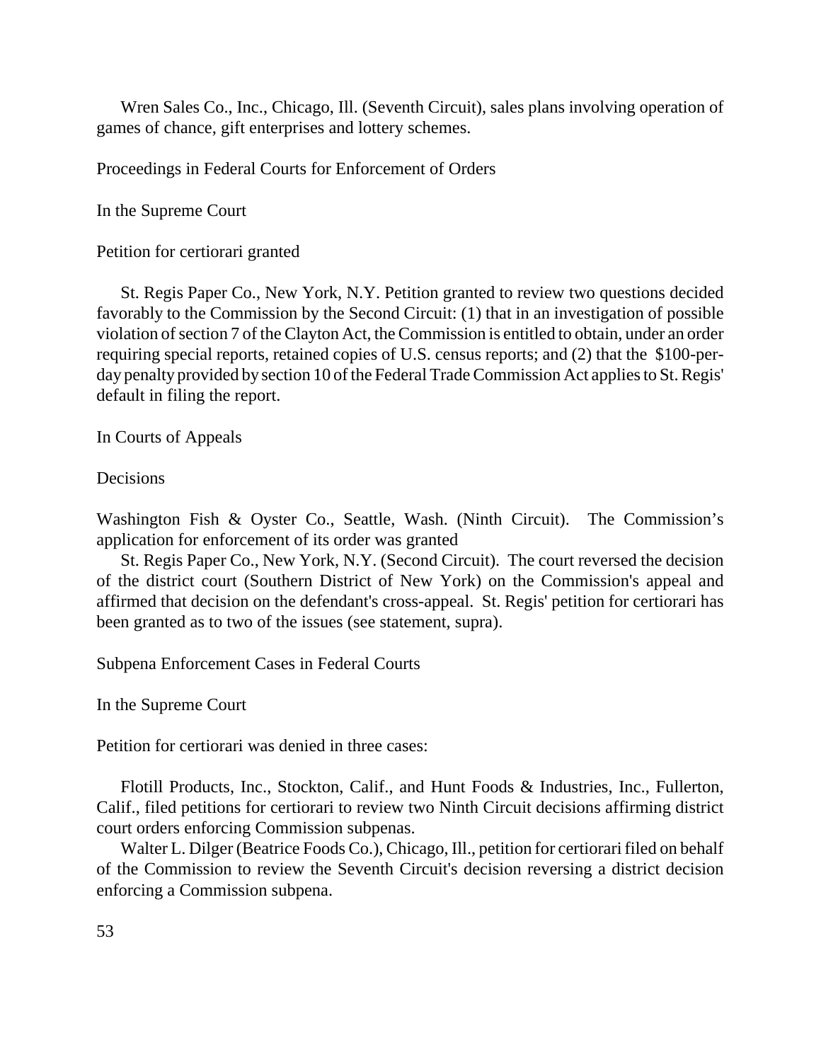Wren Sales Co., Inc., Chicago, Ill. (Seventh Circuit), sales plans involving operation of games of chance, gift enterprises and lottery schemes.

## Proceedings in Federal Courts for Enforcement of Orders

### In the Supreme Court

#### Petition for certiorari granted

St. Regis Paper Co., New York, N.Y. Petition granted to review two questions decided favorably to the Commission by the Second Circuit: (1) that in an investigation of possible violation of section 7 of the Clayton Act, the Commission is entitled to obtain, under an order requiring special reports, retained copies of U.S. census reports; and (2) that the $100-per-day penalty provided by section 10 of the Federal Trade Commission Act applies to St. Regis' default in filing the report.

### In Courts of Appeals

#### Decisions

Washington Fish & Oyster Co., Seattle, Wash. (Ninth Circuit). The Commission's application for enforcement of its order was granted

St. Regis Paper Co., New York, N.Y. (Second Circuit). The court reversed the decision of the district court (Southern District of New York) on the Commission's appeal and affirmed that decision on the defendant's cross-appeal. St. Regis' petition for certiorari has been granted as to two of the issues (see statement, supra).

## Subpena Enforcement Cases in Federal Courts

### In the Supreme Court

Petition for certiorari was denied in three cases:

Flotill Products, Inc., Stockton, Calif., and Hunt Foods & Industries, Inc., Fullerton, Calif., filed petitions for certiorari to review two Ninth Circuit decisions affirming district court orders enforcing Commission subpenas.

Walter L. Dilger (Beatrice Foods Co.), Chicago, Ill., petition for certiorari filed on behalf of the Commission to review the Seventh Circuit's decision reversing a district decision enforcing a Commission subpena.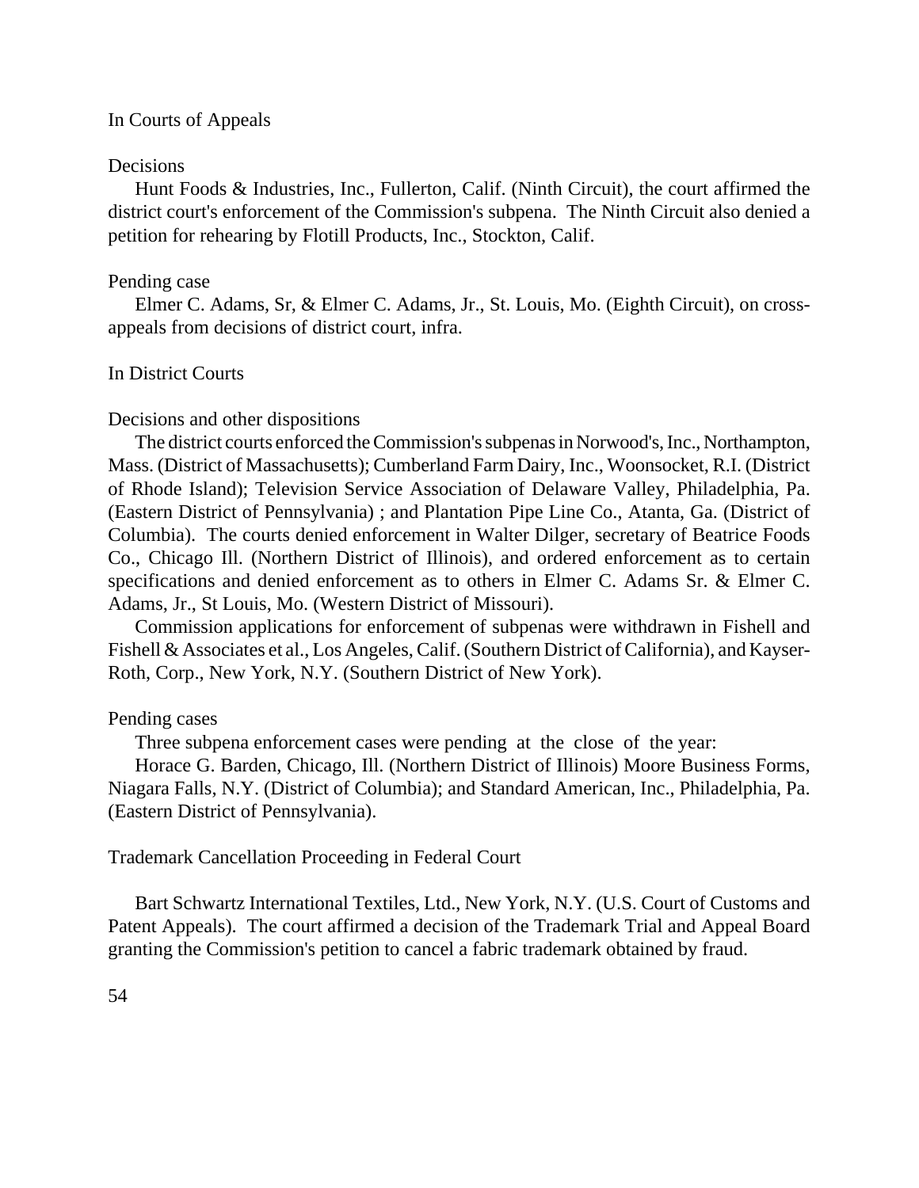### In Courts of Appeals

#### Decisions

Hunt Foods & Industries, Inc., Fullerton, Calif. (Ninth Circuit), the court affirmed the district court's enforcement of the Commission's subpena. The Ninth Circuit also denied a petition for rehearing by Flotill Products, Inc., Stockton, Calif.

#### Pending case

Elmer C. Adams, Sr, & Elmer C. Adams, Jr., St. Louis, Mo. (Eighth Circuit), on cross-appeals from decisions of district court, infra.

### In District Courts

#### Decisions and other dispositions

The district courts enforced the Commission's subpenas in Norwood's, Inc., Northampton, Mass. (District of Massachusetts); Cumberland Farm Dairy, Inc., Woonsocket, R.I. (District of Rhode Island); Television Service Association of Delaware Valley, Philadelphia, Pa. (Eastern District of Pennsylvania) ; and Plantation Pipe Line Co., Atanta, Ga. (District of Columbia). The courts denied enforcement in Walter Dilger, secretary of Beatrice Foods Co., Chicago Ill. (Northern District of Illinois), and ordered enforcement as to certain specifications and denied enforcement as to others in Elmer C. Adams Sr. & Elmer C. Adams, Jr., St Louis, Mo. (Western District of Missouri).

Commission applications for enforcement of subpenas were withdrawn in Fishell and Fishell & Associates et al., Los Angeles, Calif. (Southern District of California), and Kayser-Roth, Corp., New York, N.Y. (Southern District of New York).

#### Pending cases

Three subpena enforcement cases were pending at the close of the year:

Horace G. Barden, Chicago, Ill. (Northern District of Illinois) Moore Business Forms, Niagara Falls, N.Y. (District of Columbia); and Standard American, Inc., Philadelphia, Pa. (Eastern District of Pennsylvania).

### Trademark Cancellation Proceeding in Federal Court

Bart Schwartz International Textiles, Ltd., New York, N.Y. (U.S. Court of Customs and Patent Appeals). The court affirmed a decision of the Trademark Trial and Appeal Board granting the Commission's petition to cancel a fabric trademark obtained by fraud.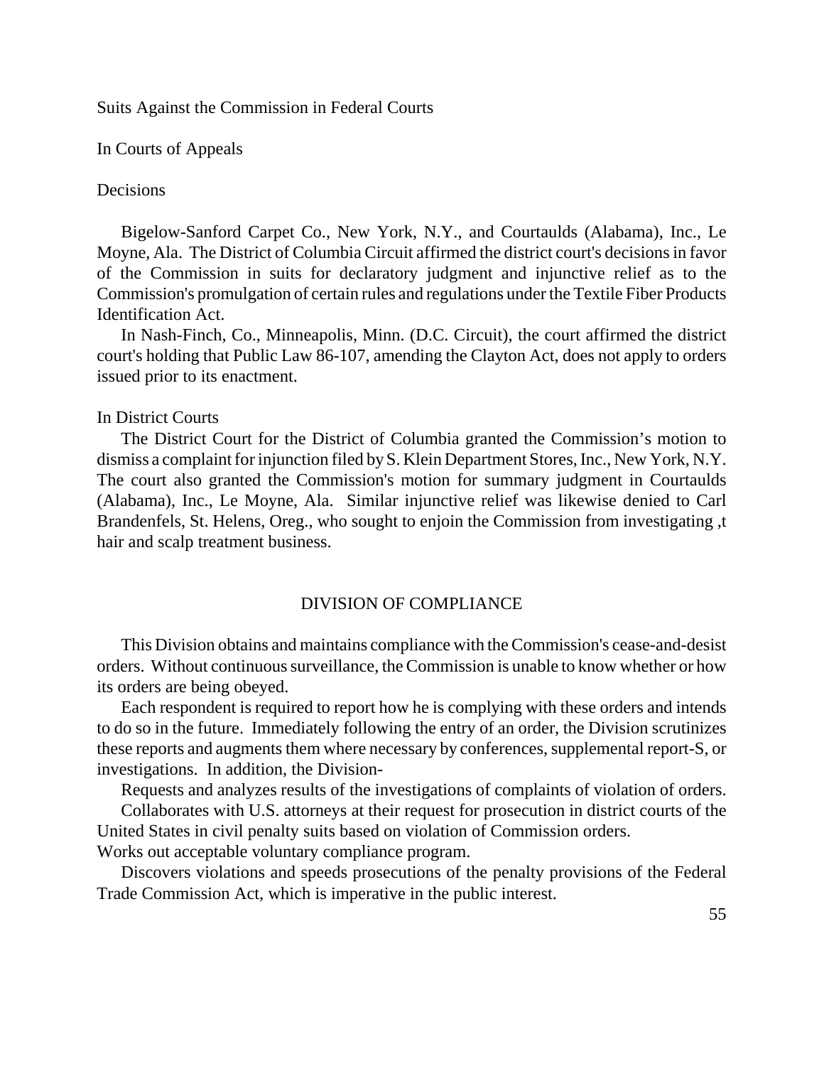Suits Against the Commission in Federal Courts

In Courts of Appeals

Decisions

Bigelow-Sanford Carpet Co., New York, N.Y., and Courtaulds (Alabama), Inc., Le Moyne, Ala. The District of Columbia Circuit affirmed the district court's decisions in favor of the Commission in suits for declaratory judgment and injunctive relief as to the Commission's promulgation of certain rules and regulations under the Textile Fiber Products Identification Act.

In Nash-Finch, Co., Minneapolis, Minn. (D.C. Circuit), the court affirmed the district court's holding that Public Law 86-107, amending the Clayton Act, does not apply to orders issued prior to its enactment.

In District Courts

The District Court for the District of Columbia granted the Commission's motion to dismiss a complaint for injunction filed by S. Klein Department Stores, Inc., New York, N.Y. The court also granted the Commission's motion for summary judgment in Courtaulds (Alabama), Inc., Le Moyne, Ala. Similar injunctive relief was likewise denied to Carl Brandenfels, St. Helens, Oreg., who sought to enjoin the Commission from investigating ,t hair and scalp treatment business.

## DIVISION OF COMPLIANCE

This Division obtains and maintains compliance with the Commission's cease-and-desist orders. Without continuous surveillance, the Commission is unable to know whether or how its orders are being obeyed.

Each respondent is required to report how he is complying with these orders and intends to do so in the future. Immediately following the entry of an order, the Division scrutinizes these reports and augments them where necessary by conferences, supplemental report-S, or investigations. In addition, the Division-

Requests and analyzes results of the investigations of complaints of violation of orders.

Collaborates with U.S. attorneys at their request for prosecution in district courts of the United States in civil penalty suits based on violation of Commission orders.

Works out acceptable voluntary compliance program.

Discovers violations and speeds prosecutions of the penalty provisions of the Federal Trade Commission Act, which is imperative in the public interest.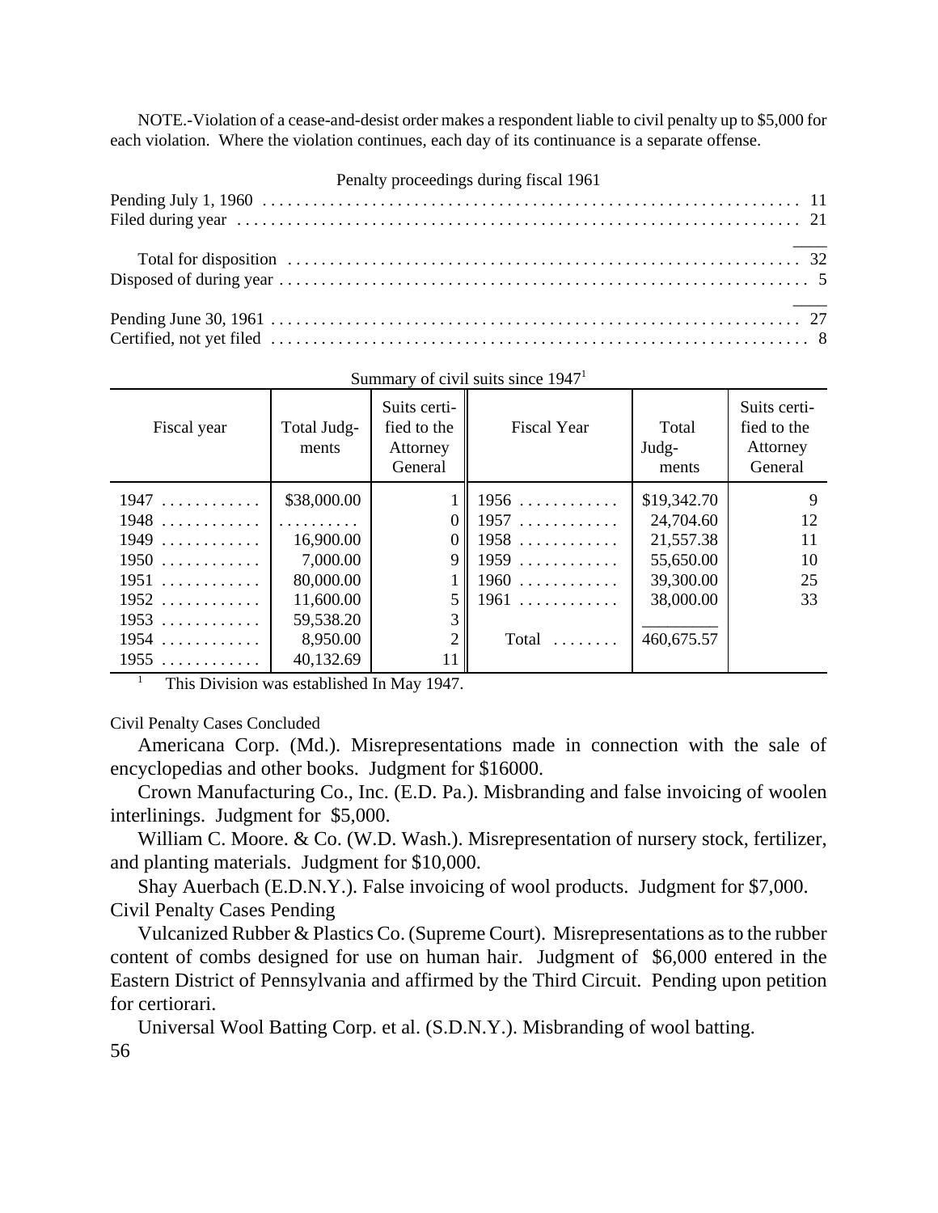NOTE.-Violation of a cease-and-desist order makes a respondent liable to civil penalty up to $5,000 for each violation. Where the violation continues, each day of its continuance is a separate offense.

Penalty proceedings during fiscal 1961

| | |
|---|---|
| Pending July 1, 1960 | 11 |
| Filed during year | 21 |
| Total for disposition | 32 |
| Disposed of during year | 5 |
| Pending June 30, 1961 | 27 |
| Certified, not yet filed | 8 |

Summary of civil suits since 1947[1]

| Fiscal year | Total Judgments | Suits certified to the Attorney General | Fiscal Year | Total Judgments | Suits certified to the Attorney General |
|---|---|---|---|---|---|
| 1947 | $38,000.00 | 1 | 1956 | $19,342.70 | 9 |
| 1948 | .......... | 0 | 1957 | 24,704.60 | 12 |
| 1949 | 16,900.00 | 0 | 1958 | 21,557.38 | 11 |
| 1950 | 7,000.00 | 9 | 1959 | 55,650.00 | 10 |
| 1951 | 80,000.00 | 1 | 1960 | 39,300.00 | 25 |
| 1952 | 11,600.00 | 5 | 1961 | 38,000.00 | 33 |
| 1953 | 59,538.20 | 3 | | | |
| 1954 | 8,950.00 | 2 | Total | 460,675.57 | |
| 1955 | 40,132.69 | 11 | | | |

[1] This Division was established In May 1947.

Civil Penalty Cases Concluded

Americana Corp. (Md.). Misrepresentations made in connection with the sale of encyclopedias and other books. Judgment for $16000.

Crown Manufacturing Co., Inc. (E.D. Pa.). Misbranding and false invoicing of woolen interlinings. Judgment for $5,000.

William C. Moore. & Co. (W.D. Wash.). Misrepresentation of nursery stock, fertilizer, and planting materials. Judgment for $10,000.

Shay Auerbach (E.D.N.Y.). False invoicing of wool products. Judgment for $7,000.

Civil Penalty Cases Pending

Vulcanized Rubber & Plastics Co. (Supreme Court). Misrepresentations as to the rubber content of combs designed for use on human hair. Judgment of $6,000 entered in the Eastern District of Pennsylvania and affirmed by the Third Circuit. Pending upon petition for certiorari.

Universal Wool Batting Corp. et al. (S.D.N.Y.). Misbranding of wool batting.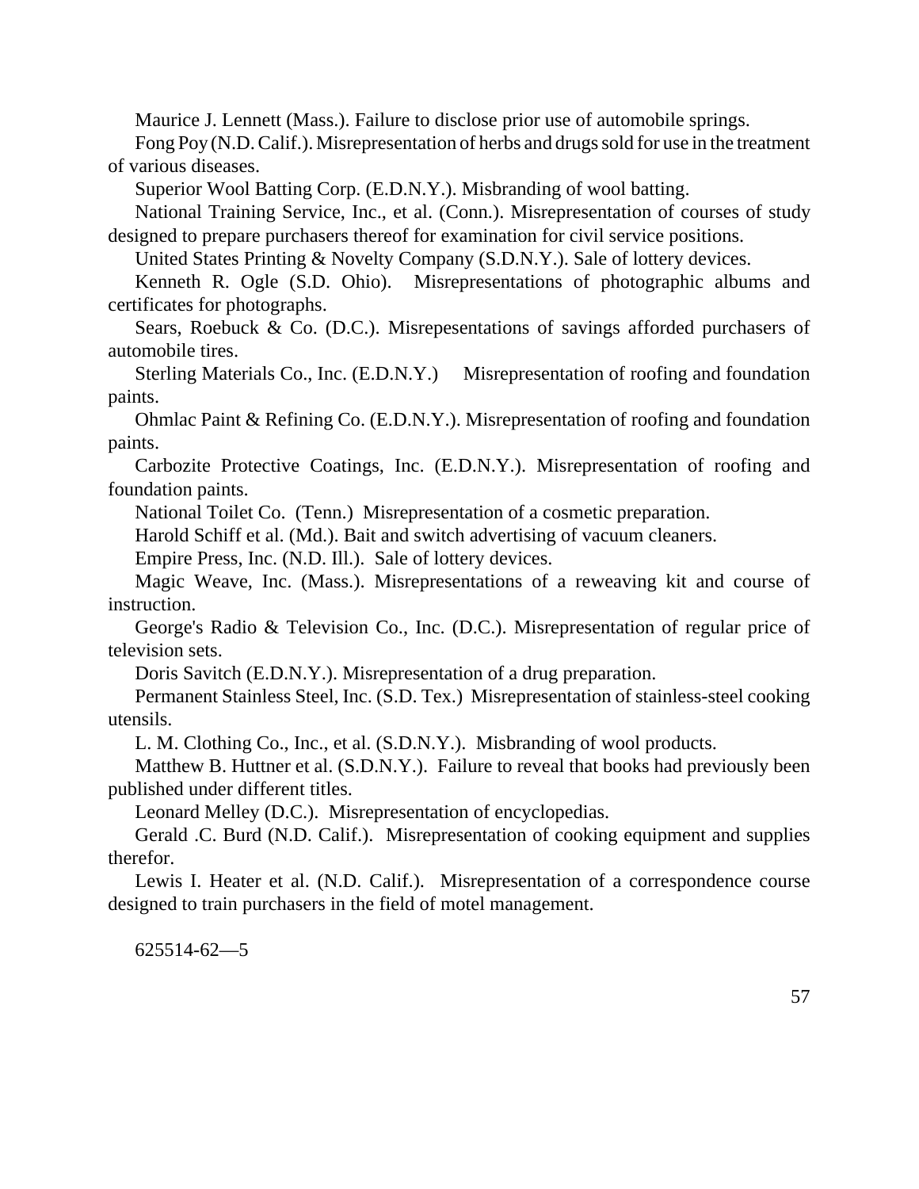Maurice J. Lennett (Mass.). Failure to disclose prior use of automobile springs.

Fong Poy (N.D. Calif.). Misrepresentation of herbs and drugs sold for use in the treatment of various diseases.

Superior Wool Batting Corp. (E.D.N.Y.). Misbranding of wool batting.

National Training Service, Inc., et al. (Conn.). Misrepresentation of courses of study designed to prepare purchasers thereof for examination for civil service positions.

United States Printing & Novelty Company (S.D.N.Y.). Sale of lottery devices.

Kenneth R. Ogle (S.D. Ohio). Misrepresentations of photographic albums and certificates for photographs.

Sears, Roebuck & Co. (D.C.). Misrepesentations of savings afforded purchasers of automobile tires.

Sterling Materials Co., Inc. (E.D.N.Y.) Misrepresentation of roofing and foundation paints.

Ohmlac Paint & Refining Co. (E.D.N.Y.). Misrepresentation of roofing and foundation paints.

Carbozite Protective Coatings, Inc. (E.D.N.Y.). Misrepresentation of roofing and foundation paints.

National Toilet Co. (Tenn.) Misrepresentation of a cosmetic preparation.

Harold Schiff et al. (Md.). Bait and switch advertising of vacuum cleaners.

Empire Press, Inc. (N.D. Ill.). Sale of lottery devices.

Magic Weave, Inc. (Mass.). Misrepresentations of a reweaving kit and course of instruction.

George's Radio & Television Co., Inc. (D.C.). Misrepresentation of regular price of television sets.

Doris Savitch (E.D.N.Y.). Misrepresentation of a drug preparation.

Permanent Stainless Steel, Inc. (S.D. Tex.) Misrepresentation of stainless-steel cooking utensils.

L. M. Clothing Co., Inc., et al. (S.D.N.Y.). Misbranding of wool products.

Matthew B. Huttner et al. (S.D.N.Y.). Failure to reveal that books had previously been published under different titles.

Leonard Melley (D.C.). Misrepresentation of encyclopedias.

Gerald .C. Burd (N.D. Calif.). Misrepresentation of cooking equipment and supplies therefor.

Lewis I. Heater et al. (N.D. Calif.). Misrepresentation of a correspondence course designed to train purchasers in the field of motel management.

625514-62—5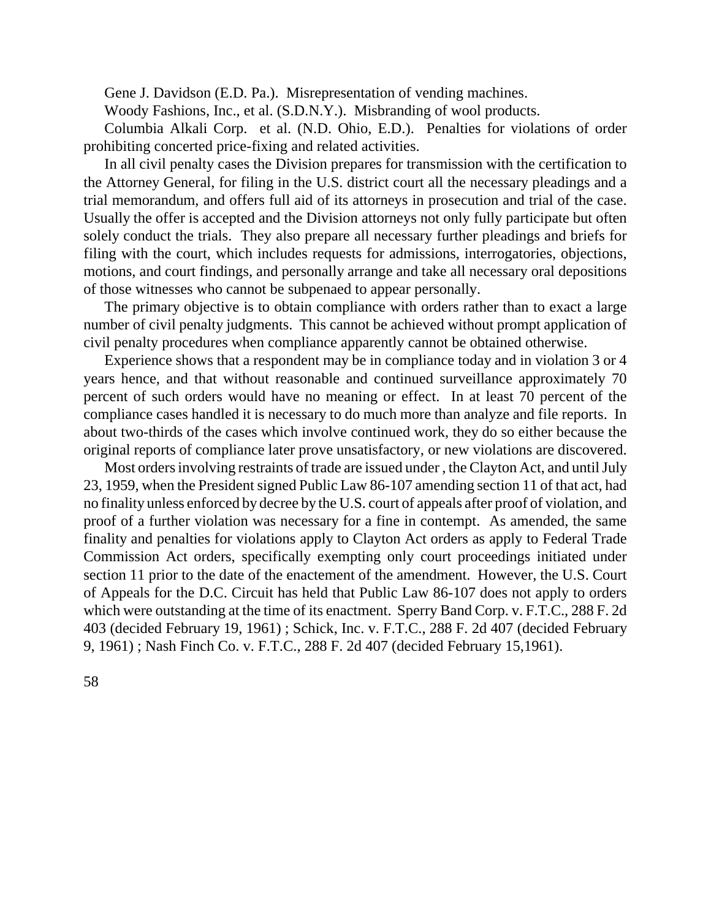Gene J. Davidson (E.D. Pa.). Misrepresentation of vending machines.

Woody Fashions, Inc., et al. (S.D.N.Y.). Misbranding of wool products.

Columbia Alkali Corp. et al. (N.D. Ohio, E.D.). Penalties for violations of order prohibiting concerted price-fixing and related activities.

In all civil penalty cases the Division prepares for transmission with the certification to the Attorney General, for filing in the U.S. district court all the necessary pleadings and a trial memorandum, and offers full aid of its attorneys in prosecution and trial of the case. Usually the offer is accepted and the Division attorneys not only fully participate but often solely conduct the trials. They also prepare all necessary further pleadings and briefs for filing with the court, which includes requests for admissions, interrogatories, objections, motions, and court findings, and personally arrange and take all necessary oral depositions of those witnesses who cannot be subpenaed to appear personally.

The primary objective is to obtain compliance with orders rather than to exact a large number of civil penalty judgments. This cannot be achieved without prompt application of civil penalty procedures when compliance apparently cannot be obtained otherwise.

Experience shows that a respondent may be in compliance today and in violation 3 or 4 years hence, and that without reasonable and continued surveillance approximately 70 percent of such orders would have no meaning or effect. In at least 70 percent of the compliance cases handled it is necessary to do much more than analyze and file reports. In about two-thirds of the cases which involve continued work, they do so either because the original reports of compliance later prove unsatisfactory, or new violations are discovered.

Most orders involving restraints of trade are issued under , the Clayton Act, and until July 23, 1959, when the President signed Public Law 86-107 amending section 11 of that act, had no finality unless enforced by decree by the U.S. court of appeals after proof of violation, and proof of a further violation was necessary for a fine in contempt. As amended, the same finality and penalties for violations apply to Clayton Act orders as apply to Federal Trade Commission Act orders, specifically exempting only court proceedings initiated under section 11 prior to the date of the enactement of the amendment. However, the U.S. Court of Appeals for the D.C. Circuit has held that Public Law 86-107 does not apply to orders which were outstanding at the time of its enactment. Sperry Band Corp. v. F.T.C., 288 F. 2d 403 (decided February 19, 1961) ; Schick, Inc. v. F.T.C., 288 F. 2d 407 (decided February 9, 1961) ; Nash Finch Co. v. F.T.C., 288 F. 2d 407 (decided February 15,1961).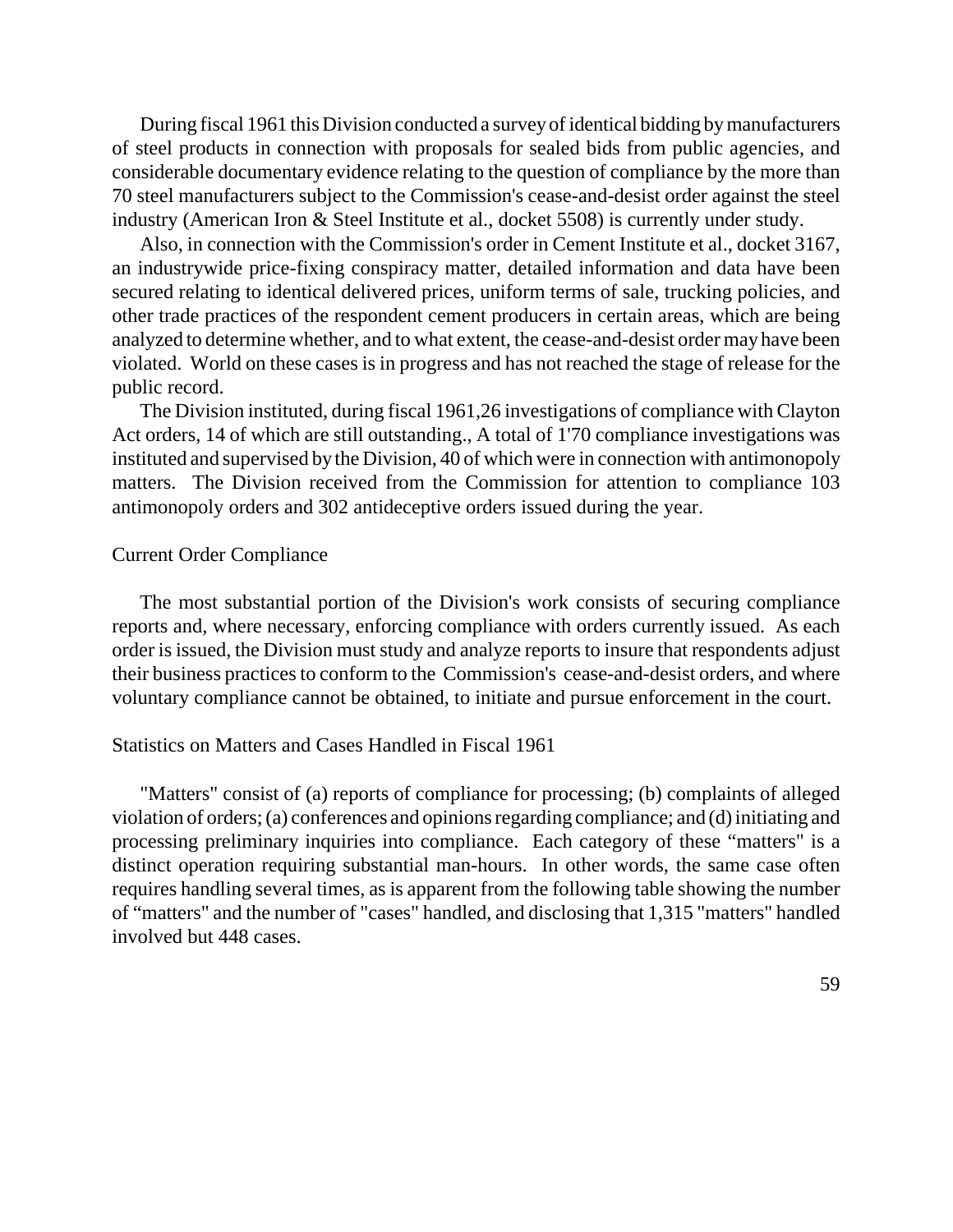During fiscal 1961 this Division conducted a survey of identical bidding by manufacturers of steel products in connection with proposals for sealed bids from public agencies, and considerable documentary evidence relating to the question of compliance by the more than 70 steel manufacturers subject to the Commission's cease-and-desist order against the steel industry (American Iron & Steel Institute et al., docket 5508) is currently under study.

Also, in connection with the Commission's order in Cement Institute et al., docket 3167, an industrywide price-fixing conspiracy matter, detailed information and data have been secured relating to identical delivered prices, uniform terms of sale, trucking policies, and other trade practices of the respondent cement producers in certain areas, which are being analyzed to determine whether, and to what extent, the cease-and-desist order may have been violated. World on these cases is in progress and has not reached the stage of release for the public record.

The Division instituted, during fiscal 1961,26 investigations of compliance with Clayton Act orders, 14 of which are still outstanding., A total of 1'70 compliance investigations was instituted and supervised by the Division, 40 of which were in connection with antimonopoly matters. The Division received from the Commission for attention to compliance 103 antimonopoly orders and 302 antideceptive orders issued during the year.

## Current Order Compliance

The most substantial portion of the Division's work consists of securing compliance reports and, where necessary, enforcing compliance with orders currently issued. As each order is issued, the Division must study and analyze reports to insure that respondents adjust their business practices to conform to the Commission's cease-and-desist orders, and where voluntary compliance cannot be obtained, to initiate and pursue enforcement in the court.

## Statistics on Matters and Cases Handled in Fiscal 1961

"Matters" consist of (a) reports of compliance for processing; (b) complaints of alleged violation of orders; (a) conferences and opinions regarding compliance; and (d) initiating and processing preliminary inquiries into compliance. Each category of these "matters" is a distinct operation requiring substantial man-hours. In other words, the same case often requires handling several times, as is apparent from the following table showing the number of "matters" and the number of "cases" handled, and disclosing that 1,315 "matters" handled involved but 448 cases.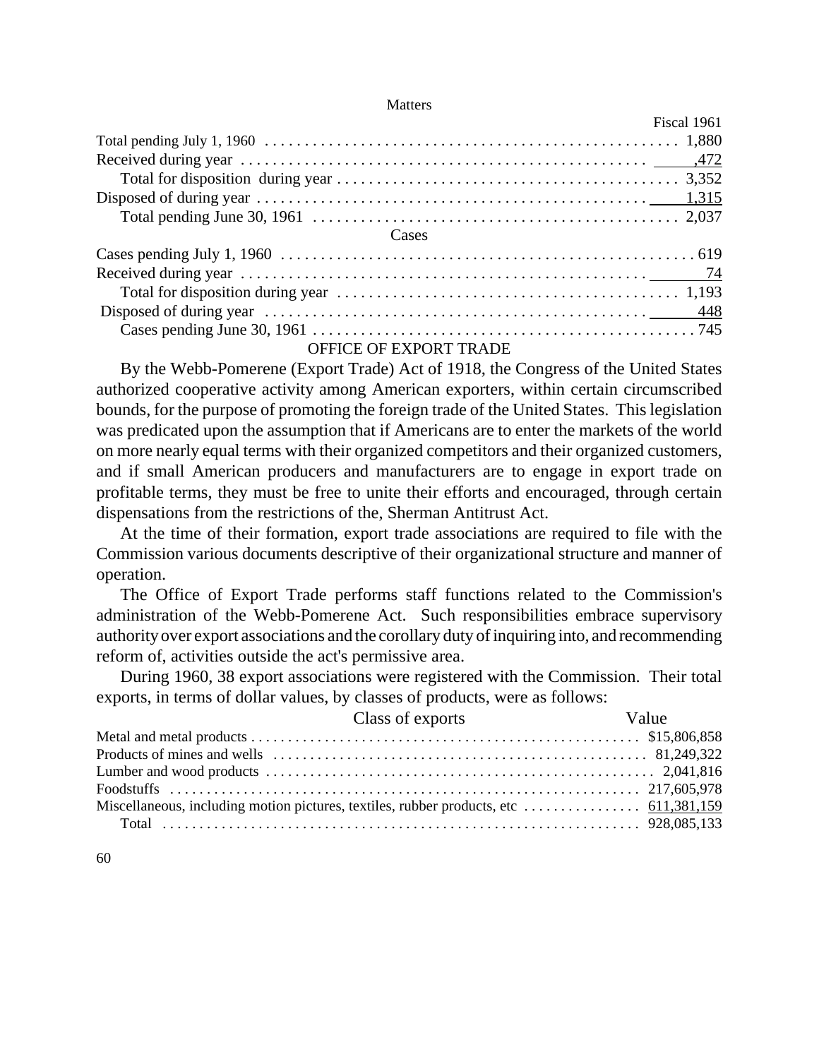**Matters**

| | Fiscal 1961 |
|---|---|
| Total pending July 1, 1960 | 1,880 |
| Received during year | ,472 |
| Total for disposition during year | 3,352 |
| Disposed of during year | 1,315 |
| Total pending June 30, 1961 | 2,037 |

**Cases**

| | |
|---|---|
| Cases pending July 1, 1960 | 619 |
| Received during year | 74 |
| Total for disposition during year | 1,193 |
| Disposed of during year | 448 |
| Cases pending June 30, 1961 | 745 |

## OFFICE OF EXPORT TRADE

By the Webb-Pomerene (Export Trade) Act of 1918, the Congress of the United States authorized cooperative activity among American exporters, within certain circumscribed bounds, for the purpose of promoting the foreign trade of the United States. This legislation was predicated upon the assumption that if Americans are to enter the markets of the world on more nearly equal terms with their organized competitors and their organized customers, and if small American producers and manufacturers are to engage in export trade on profitable terms, they must be free to unite their efforts and encouraged, through certain dispensations from the restrictions of the, Sherman Antitrust Act.

At the time of their formation, export trade associations are required to file with the Commission various documents descriptive of their organizational structure and manner of operation.

The Office of Export Trade performs staff functions related to the Commission's administration of the Webb-Pomerene Act. Such responsibilities embrace supervisory authority over export associations and the corollary duty of inquiring into, and recommending reform of, activities outside the act's permissive area.

During 1960, 38 export associations were registered with the Commission. Their total exports, in terms of dollar values, by classes of products, were as follows:

| Class of exports | Value |
|---|---|
| Metal and metal products | $15,806,858 |
| Products of mines and wells | 81,249,322 |
| Lumber and wood products | 2,041,816 |
| Foodstuffs | 217,605,978 |
| Miscellaneous, including motion pictures, textiles, rubber products, etc | 611,381,159 |
| Total | 928,085,133 |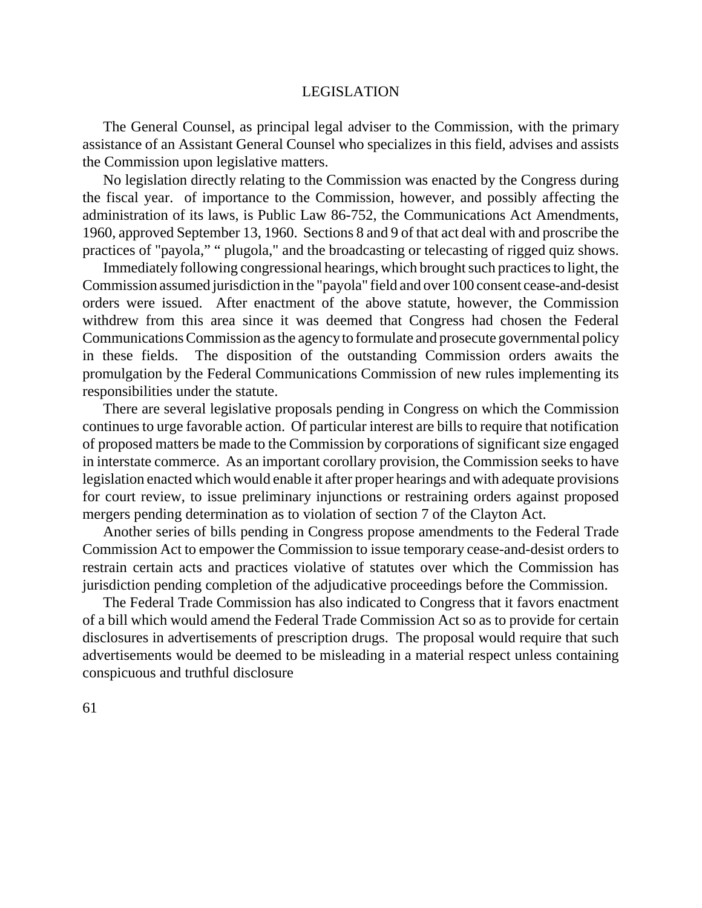# LEGISLATION

The General Counsel, as principal legal adviser to the Commission, with the primary assistance of an Assistant General Counsel who specializes in this field, advises and assists the Commission upon legislative matters.

No legislation directly relating to the Commission was enacted by the Congress during the fiscal year. of importance to the Commission, however, and possibly affecting the administration of its laws, is Public Law 86-752, the Communications Act Amendments, 1960, approved September 13, 1960. Sections 8 and 9 of that act deal with and proscribe the practices of "payola," " plugola," and the broadcasting or telecasting of rigged quiz shows.

Immediately following congressional hearings, which brought such practices to light, the Commission assumed jurisdiction in the "payola" field and over 100 consent cease-and-desist orders were issued. After enactment of the above statute, however, the Commission withdrew from this area since it was deemed that Congress had chosen the Federal Communications Commission as the agency to formulate and prosecute governmental policy in these fields. The disposition of the outstanding Commission orders awaits the promulgation by the Federal Communications Commission of new rules implementing its responsibilities under the statute.

There are several legislative proposals pending in Congress on which the Commission continues to urge favorable action. Of particular interest are bills to require that notification of proposed matters be made to the Commission by corporations of significant size engaged in interstate commerce. As an important corollary provision, the Commission seeks to have legislation enacted which would enable it after proper hearings and with adequate provisions for court review, to issue preliminary injunctions or restraining orders against proposed mergers pending determination as to violation of section 7 of the Clayton Act.

Another series of bills pending in Congress propose amendments to the Federal Trade Commission Act to empower the Commission to issue temporary cease-and-desist orders to restrain certain acts and practices violative of statutes over which the Commission has jurisdiction pending completion of the adjudicative proceedings before the Commission.

The Federal Trade Commission has also indicated to Congress that it favors enactment of a bill which would amend the Federal Trade Commission Act so as to provide for certain disclosures in advertisements of prescription drugs. The proposal would require that such advertisements would be deemed to be misleading in a material respect unless containing conspicuous and truthful disclosure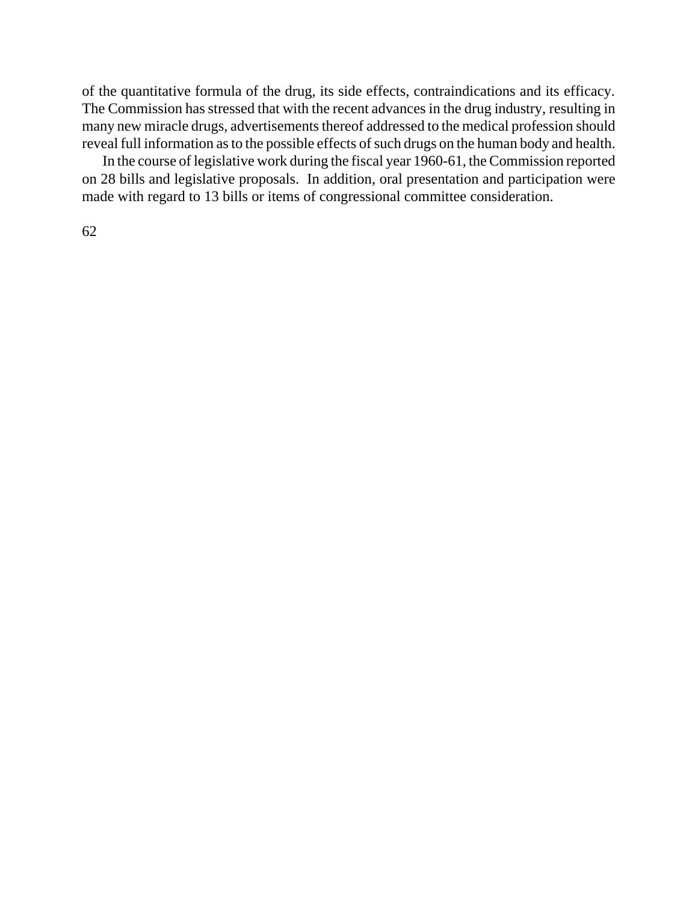of the quantitative formula of the drug, its side effects, contraindications and its efficacy. The Commission has stressed that with the recent advances in the drug industry, resulting in many new miracle drugs, advertisements thereof addressed to the medical profession should reveal full information as to the possible effects of such drugs on the human body and health.

In the course of legislative work during the fiscal year 1960-61, the Commission reported on 28 bills and legislative proposals. In addition, oral presentation and participation were made with regard to 13 bills or items of congressional committee consideration.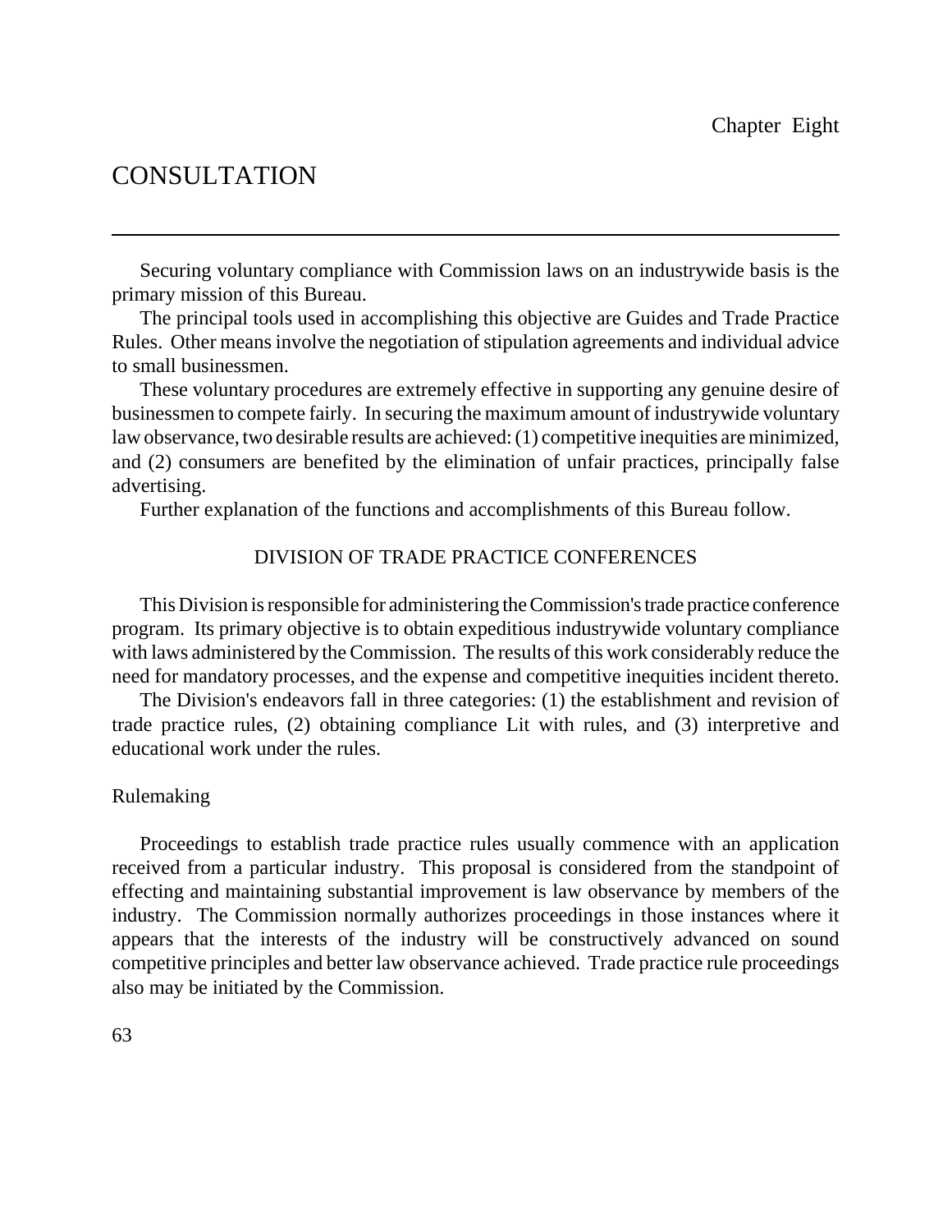Chapter Eight

# CONSULTATION

---

Securing voluntary compliance with Commission laws on an industrywide basis is the primary mission of this Bureau.

The principal tools used in accomplishing this objective are Guides and Trade Practice Rules. Other means involve the negotiation of stipulation agreements and individual advice to small businessmen.

These voluntary procedures are extremely effective in supporting any genuine desire of businessmen to compete fairly. In securing the maximum amount of industrywide voluntary law observance, two desirable results are achieved: (1) competitive inequities are minimized, and (2) consumers are benefited by the elimination of unfair practices, principally false advertising.

Further explanation of the functions and accomplishments of this Bureau follow.

## DIVISION OF TRADE PRACTICE CONFERENCES

This Division is responsible for administering the Commission's trade practice conference program. Its primary objective is to obtain expeditious industrywide voluntary compliance with laws administered by the Commission. The results of this work considerably reduce the need for mandatory processes, and the expense and competitive inequities incident thereto.

The Division's endeavors fall in three categories: (1) the establishment and revision of trade practice rules, (2) obtaining compliance Lit with rules, and (3) interpretive and educational work under the rules.

### Rulemaking

Proceedings to establish trade practice rules usually commence with an application received from a particular industry. This proposal is considered from the standpoint of effecting and maintaining substantial improvement is law observance by members of the industry. The Commission normally authorizes proceedings in those instances where it appears that the interests of the industry will be constructively advanced on sound competitive principles and better law observance achieved. Trade practice rule proceedings also may be initiated by the Commission.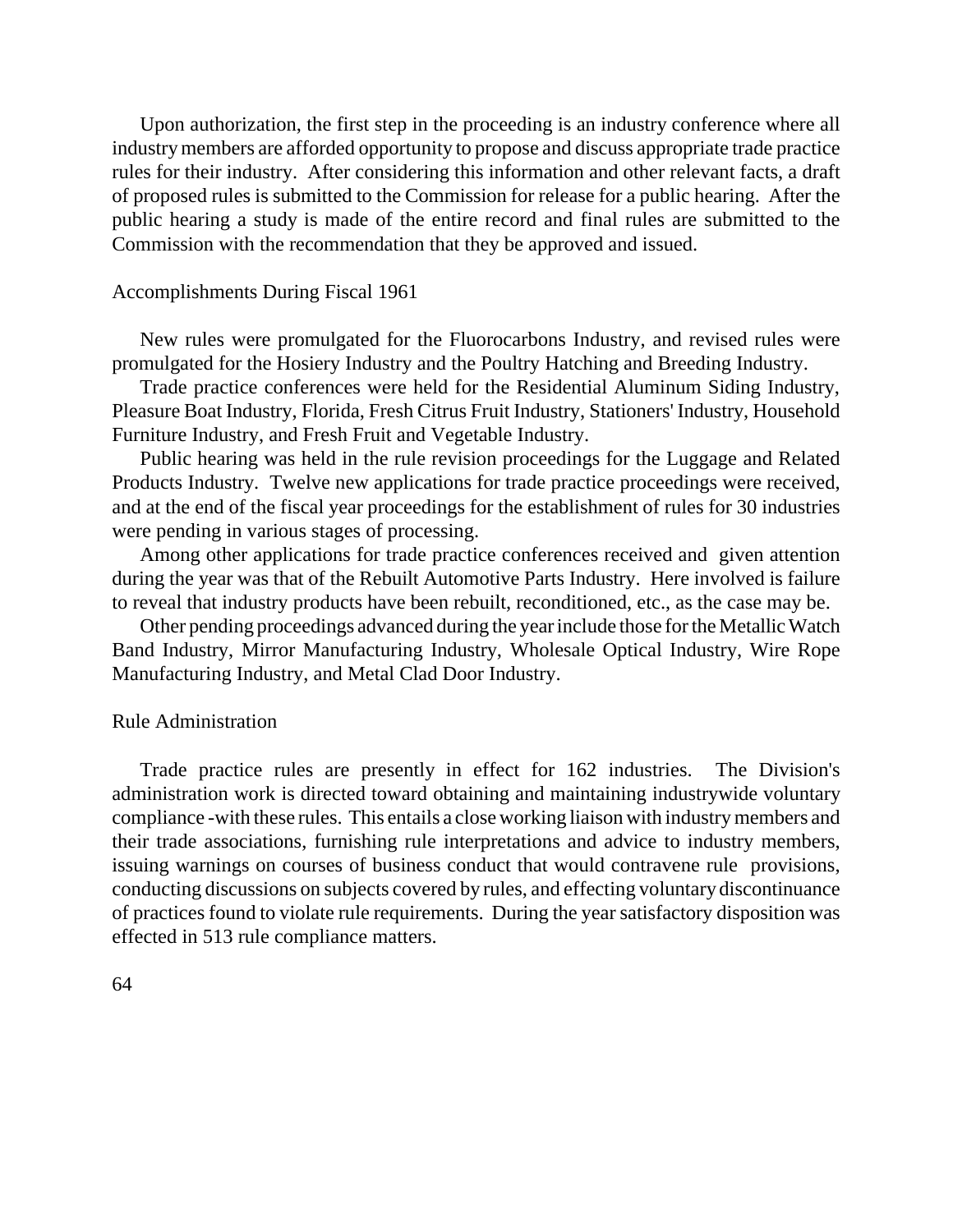Upon authorization, the first step in the proceeding is an industry conference where all industry members are afforded opportunity to propose and discuss appropriate trade practice rules for their industry. After considering this information and other relevant facts, a draft of proposed rules is submitted to the Commission for release for a public hearing. After the public hearing a study is made of the entire record and final rules are submitted to the Commission with the recommendation that they be approved and issued.

## Accomplishments During Fiscal 1961

New rules were promulgated for the Fluorocarbons Industry, and revised rules were promulgated for the Hosiery Industry and the Poultry Hatching and Breeding Industry.

Trade practice conferences were held for the Residential Aluminum Siding Industry, Pleasure Boat Industry, Florida, Fresh Citrus Fruit Industry, Stationers' Industry, Household Furniture Industry, and Fresh Fruit and Vegetable Industry.

Public hearing was held in the rule revision proceedings for the Luggage and Related Products Industry. Twelve new applications for trade practice proceedings were received, and at the end of the fiscal year proceedings for the establishment of rules for 30 industries were pending in various stages of processing.

Among other applications for trade practice conferences received and given attention during the year was that of the Rebuilt Automotive Parts Industry. Here involved is failure to reveal that industry products have been rebuilt, reconditioned, etc., as the case may be.

Other pending proceedings advanced during the year include those for the Metallic Watch Band Industry, Mirror Manufacturing Industry, Wholesale Optical Industry, Wire Rope Manufacturing Industry, and Metal Clad Door Industry.

## Rule Administration

Trade practice rules are presently in effect for 162 industries. The Division's administration work is directed toward obtaining and maintaining industrywide voluntary compliance -with these rules. This entails a close working liaison with industry members and their trade associations, furnishing rule interpretations and advice to industry members, issuing warnings on courses of business conduct that would contravene rule provisions, conducting discussions on subjects covered by rules, and effecting voluntary discontinuance of practices found to violate rule requirements. During the year satisfactory disposition was effected in 513 rule compliance matters.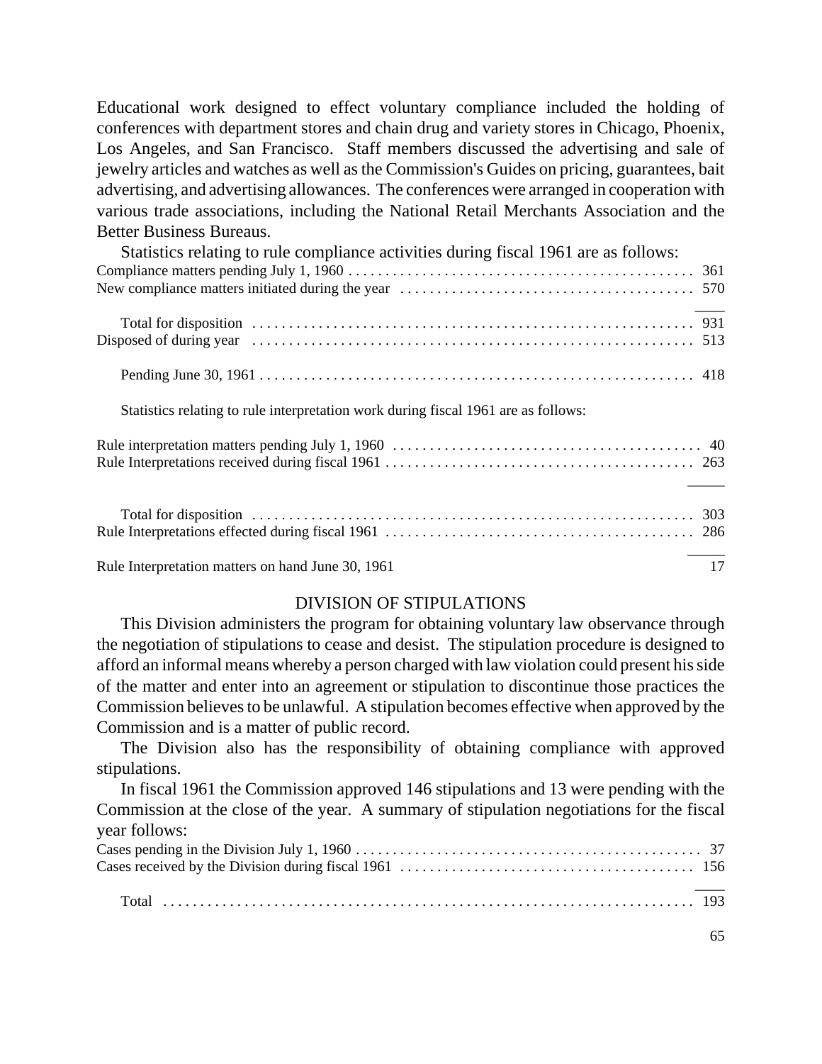Educational work designed to effect voluntary compliance included the holding of conferences with department stores and chain drug and variety stores in Chicago, Phoenix, Los Angeles, and San Francisco. Staff members discussed the advertising and sale of jewelry articles and watches as well as the Commission's Guides on pricing, guarantees, bait advertising, and advertising allowances. The conferences were arranged in cooperation with various trade associations, including the National Retail Merchants Association and the Better Business Bureaus.

Statistics relating to rule compliance activities during fiscal 1961 are as follows:

| | |
|---|---|
| Compliance matters pending July 1, 1960 | 361 |
| New compliance matters initiated during the year | 570 |
| Total for disposition | 931 |
| Disposed of during year | 513 |
| Pending June 30, 1961 | 418 |

Statistics relating to rule interpretation work during fiscal 1961 are as follows:

| | |
|---|---|
| Rule interpretation matters pending July 1, 1960 | 40 |
| Rule Interpretations received during fiscal 1961 | 263 |
| Total for disposition | 303 |
| Rule Interpretations effected during fiscal 1961 | 286 |
| Rule Interpretation matters on hand June 30, 1961 | 17 |

## DIVISION OF STIPULATIONS

This Division administers the program for obtaining voluntary law observance through the negotiation of stipulations to cease and desist. The stipulation procedure is designed to afford an informal means whereby a person charged with law violation could present his side of the matter and enter into an agreement or stipulation to discontinue those practices the Commission believes to be unlawful. A stipulation becomes effective when approved by the Commission and is a matter of public record.

The Division also has the responsibility of obtaining compliance with approved stipulations.

In fiscal 1961 the Commission approved 146 stipulations and 13 were pending with the Commission at the close of the year. A summary of stipulation negotiations for the fiscal year follows:

| | |
|---|---|
| Cases pending in the Division July 1, 1960 | 37 |
| Cases received by the Division during fiscal 1961 | 156 |
| Total | 193 |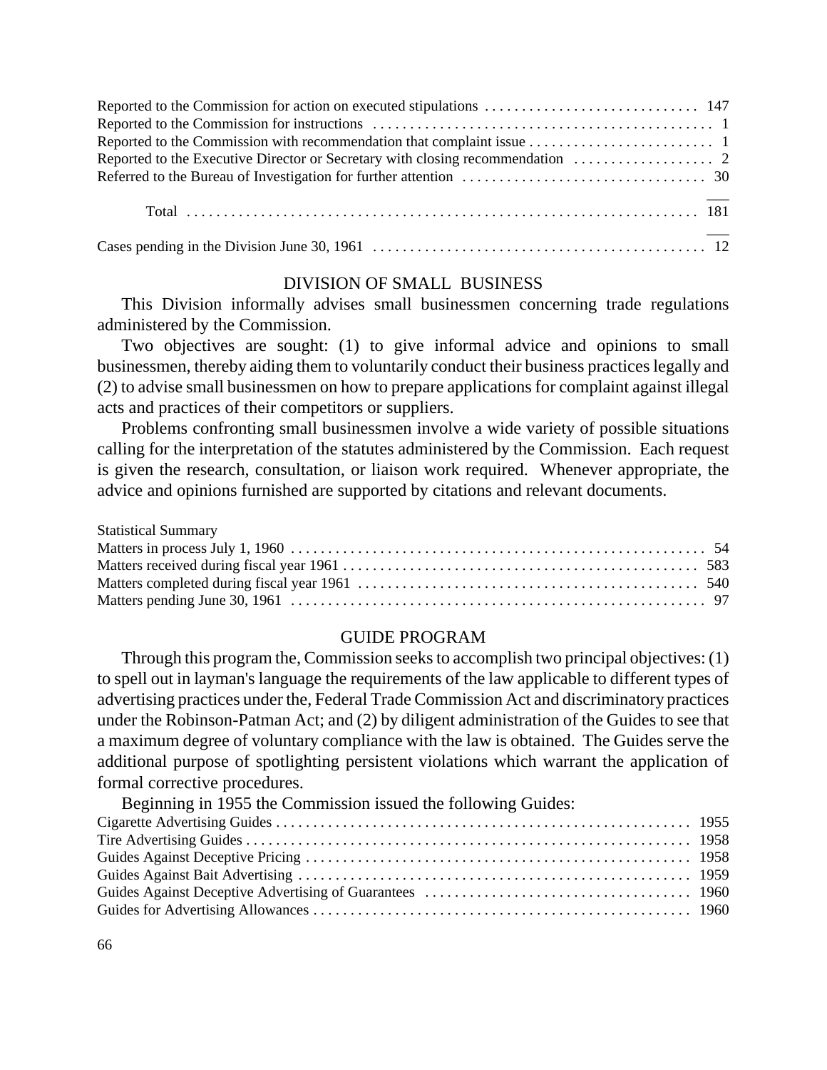| | |
|---|---|
| Reported to the Commission for action on executed stipulations | 147 |
| Reported to the Commission for instructions | 1 |
| Reported to the Commission with recommendation that complaint issue | 1 |
| Reported to the Executive Director or Secretary with closing recommendation | 2 |
| Referred to the Bureau of Investigation for further attention | 30 |
| Total | 181 |
| Cases pending in the Division June 30, 1961 | 12 |

## DIVISION OF SMALL BUSINESS

This Division informally advises small businessmen concerning trade regulations administered by the Commission.

Two objectives are sought: (1) to give informal advice and opinions to small businessmen, thereby aiding them to voluntarily conduct their business practices legally and (2) to advise small businessmen on how to prepare applications for complaint against illegal acts and practices of their competitors or suppliers.

Problems confronting small businessmen involve a wide variety of possible situations calling for the interpretation of the statutes administered by the Commission. Each request is given the research, consultation, or liaison work required. Whenever appropriate, the advice and opinions furnished are supported by citations and relevant documents.

Statistical Summary

| | |
|---|---|
| Matters in process July 1, 1960 | 54 |
| Matters received during fiscal year 1961 | 583 |
| Matters completed during fiscal year 1961 | 540 |
| Matters pending June 30, 1961 | 97 |

## GUIDE PROGRAM

Through this program the, Commission seeks to accomplish two principal objectives: (1) to spell out in layman's language the requirements of the law applicable to different types of advertising practices under the, Federal Trade Commission Act and discriminatory practices under the Robinson-Patman Act; and (2) by diligent administration of the Guides to see that a maximum degree of voluntary compliance with the law is obtained. The Guides serve the additional purpose of spotlighting persistent violations which warrant the application of formal corrective procedures.

Beginning in 1955 the Commission issued the following Guides:

| | |
|---|---|
| Cigarette Advertising Guides | 1955 |
| Tire Advertising Guides | 1958 |
| Guides Against Deceptive Pricing | 1958 |
| Guides Against Bait Advertising | 1959 |
| Guides Against Deceptive Advertising of Guarantees | 1960 |
| Guides for Advertising Allowances | 1960 |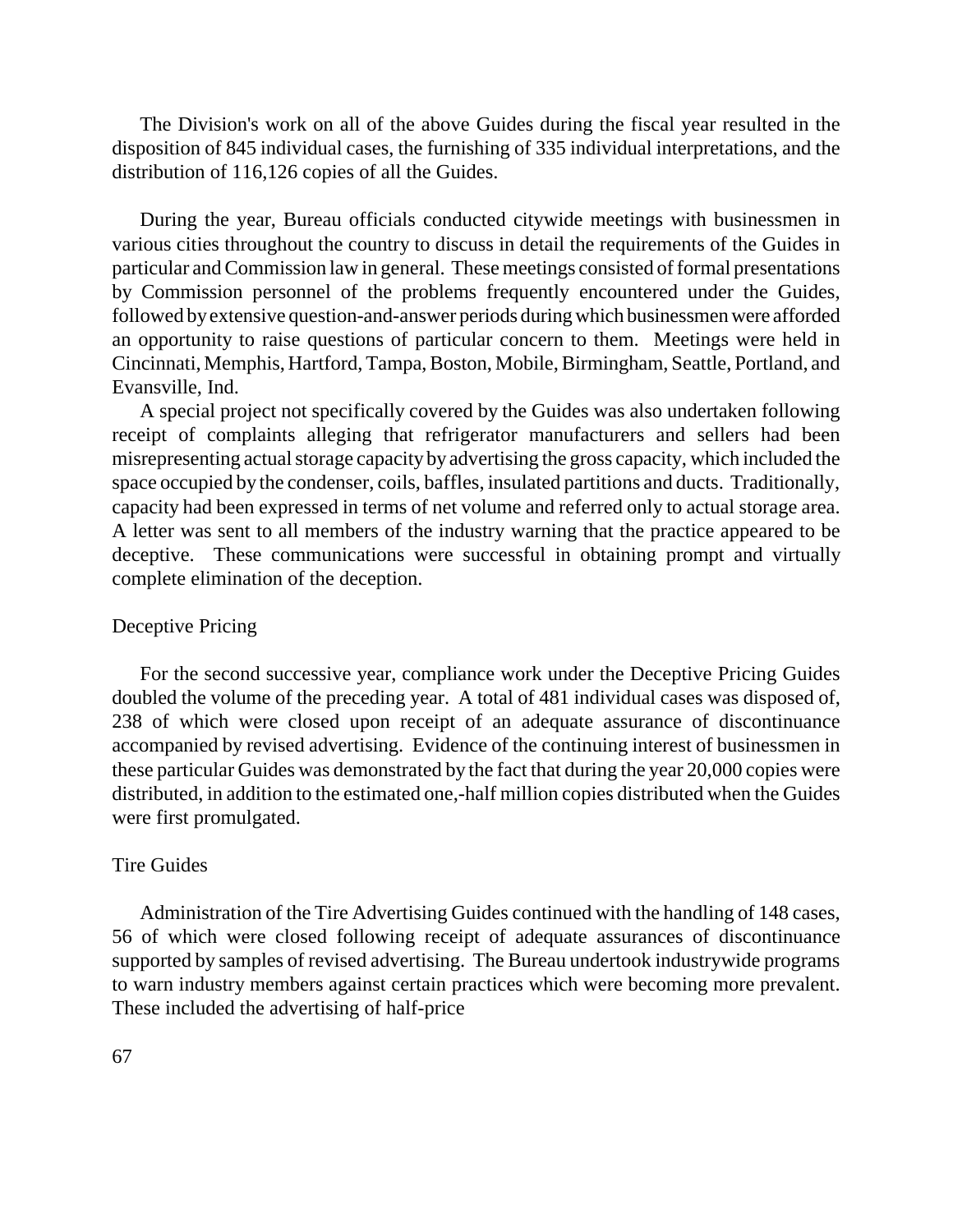The Division's work on all of the above Guides during the fiscal year resulted in the disposition of 845 individual cases, the furnishing of 335 individual interpretations, and the distribution of 116,126 copies of all the Guides.

During the year, Bureau officials conducted citywide meetings with businessmen in various cities throughout the country to discuss in detail the requirements of the Guides in particular and Commission law in general. These meetings consisted of formal presentations by Commission personnel of the problems frequently encountered under the Guides, followed by extensive question-and-answer periods during which businessmen were afforded an opportunity to raise questions of particular concern to them. Meetings were held in Cincinnati, Memphis, Hartford, Tampa, Boston, Mobile, Birmingham, Seattle, Portland, and Evansville, Ind.

A special project not specifically covered by the Guides was also undertaken following receipt of complaints alleging that refrigerator manufacturers and sellers had been misrepresenting actual storage capacity by advertising the gross capacity, which included the space occupied by the condenser, coils, baffles, insulated partitions and ducts. Traditionally, capacity had been expressed in terms of net volume and referred only to actual storage area. A letter was sent to all members of the industry warning that the practice appeared to be deceptive. These communications were successful in obtaining prompt and virtually complete elimination of the deception.

### Deceptive Pricing

For the second successive year, compliance work under the Deceptive Pricing Guides doubled the volume of the preceding year. A total of 481 individual cases was disposed of, 238 of which were closed upon receipt of an adequate assurance of discontinuance accompanied by revised advertising. Evidence of the continuing interest of businessmen in these particular Guides was demonstrated by the fact that during the year 20,000 copies were distributed, in addition to the estimated one,-half million copies distributed when the Guides were first promulgated.

### Tire Guides

Administration of the Tire Advertising Guides continued with the handling of 148 cases, 56 of which were closed following receipt of adequate assurances of discontinuance supported by samples of revised advertising. The Bureau undertook industrywide programs to warn industry members against certain practices which were becoming more prevalent. These included the advertising of half-price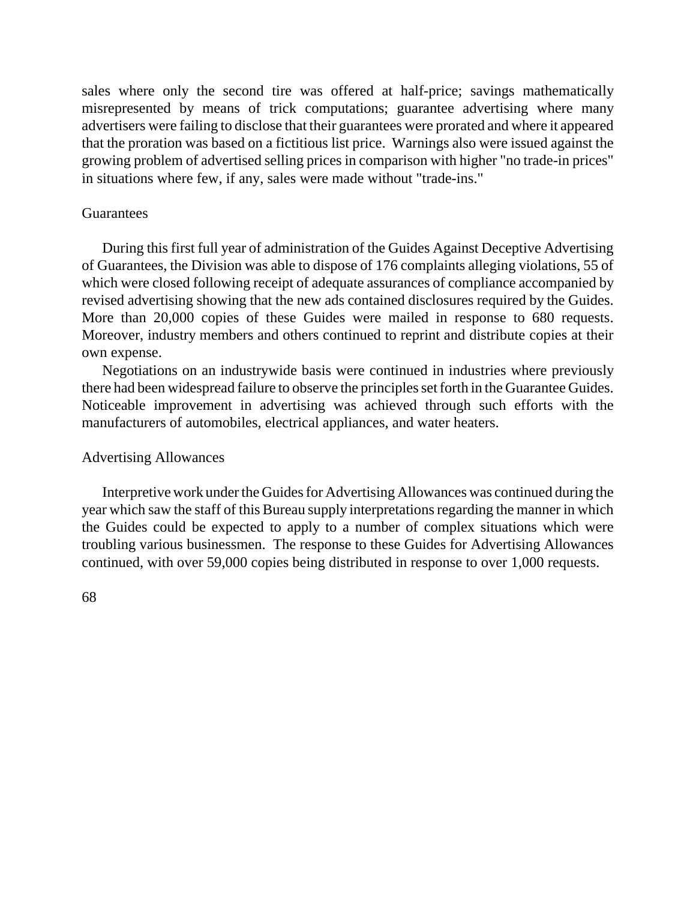sales where only the second tire was offered at half-price; savings mathematically misrepresented by means of trick computations; guarantee advertising where many advertisers were failing to disclose that their guarantees were prorated and where it appeared that the proration was based on a fictitious list price. Warnings also were issued against the growing problem of advertised selling prices in comparison with higher "no trade-in prices" in situations where few, if any, sales were made without "trade-ins."

### Guarantees

During this first full year of administration of the Guides Against Deceptive Advertising of Guarantees, the Division was able to dispose of 176 complaints alleging violations, 55 of which were closed following receipt of adequate assurances of compliance accompanied by revised advertising showing that the new ads contained disclosures required by the Guides. More than 20,000 copies of these Guides were mailed in response to 680 requests. Moreover, industry members and others continued to reprint and distribute copies at their own expense.

Negotiations on an industrywide basis were continued in industries where previously there had been widespread failure to observe the principles set forth in the Guarantee Guides. Noticeable improvement in advertising was achieved through such efforts with the manufacturers of automobiles, electrical appliances, and water heaters.

### Advertising Allowances

Interpretive work under the Guides for Advertising Allowances was continued during the year which saw the staff of this Bureau supply interpretations regarding the manner in which the Guides could be expected to apply to a number of complex situations which were troubling various businessmen. The response to these Guides for Advertising Allowances continued, with over 59,000 copies being distributed in response to over 1,000 requests.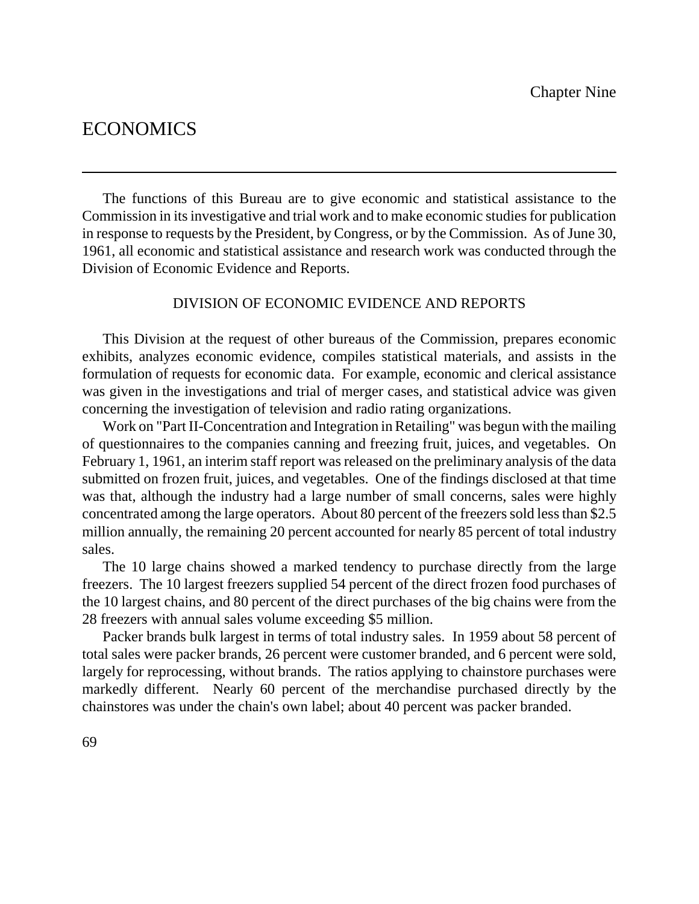Chapter Nine

# ECONOMICS

The functions of this Bureau are to give economic and statistical assistance to the Commission in its investigative and trial work and to make economic studies for publication in response to requests by the President, by Congress, or by the Commission. As of June 30, 1961, all economic and statistical assistance and research work was conducted through the Division of Economic Evidence and Reports.

## DIVISION OF ECONOMIC EVIDENCE AND REPORTS

This Division at the request of other bureaus of the Commission, prepares economic exhibits, analyzes economic evidence, compiles statistical materials, and assists in the formulation of requests for economic data. For example, economic and clerical assistance was given in the investigations and trial of merger cases, and statistical advice was given concerning the investigation of television and radio rating organizations.

Work on "Part II-Concentration and Integration in Retailing" was begun with the mailing of questionnaires to the companies canning and freezing fruit, juices, and vegetables. On February 1, 1961, an interim staff report was released on the preliminary analysis of the data submitted on frozen fruit, juices, and vegetables. One of the findings disclosed at that time was that, although the industry had a large number of small concerns, sales were highly concentrated among the large operators. About 80 percent of the freezers sold less than $2.5 million annually, the remaining 20 percent accounted for nearly 85 percent of total industry sales.

The 10 large chains showed a marked tendency to purchase directly from the large freezers. The 10 largest freezers supplied 54 percent of the direct frozen food purchases of the 10 largest chains, and 80 percent of the direct purchases of the big chains were from the 28 freezers with annual sales volume exceeding $5 million.

Packer brands bulk largest in terms of total industry sales. In 1959 about 58 percent of total sales were packer brands, 26 percent were customer branded, and 6 percent were sold, largely for reprocessing, without brands. The ratios applying to chainstore purchases were markedly different. Nearly 60 percent of the merchandise purchased directly by the chainstores was under the chain's own label; about 40 percent was packer branded.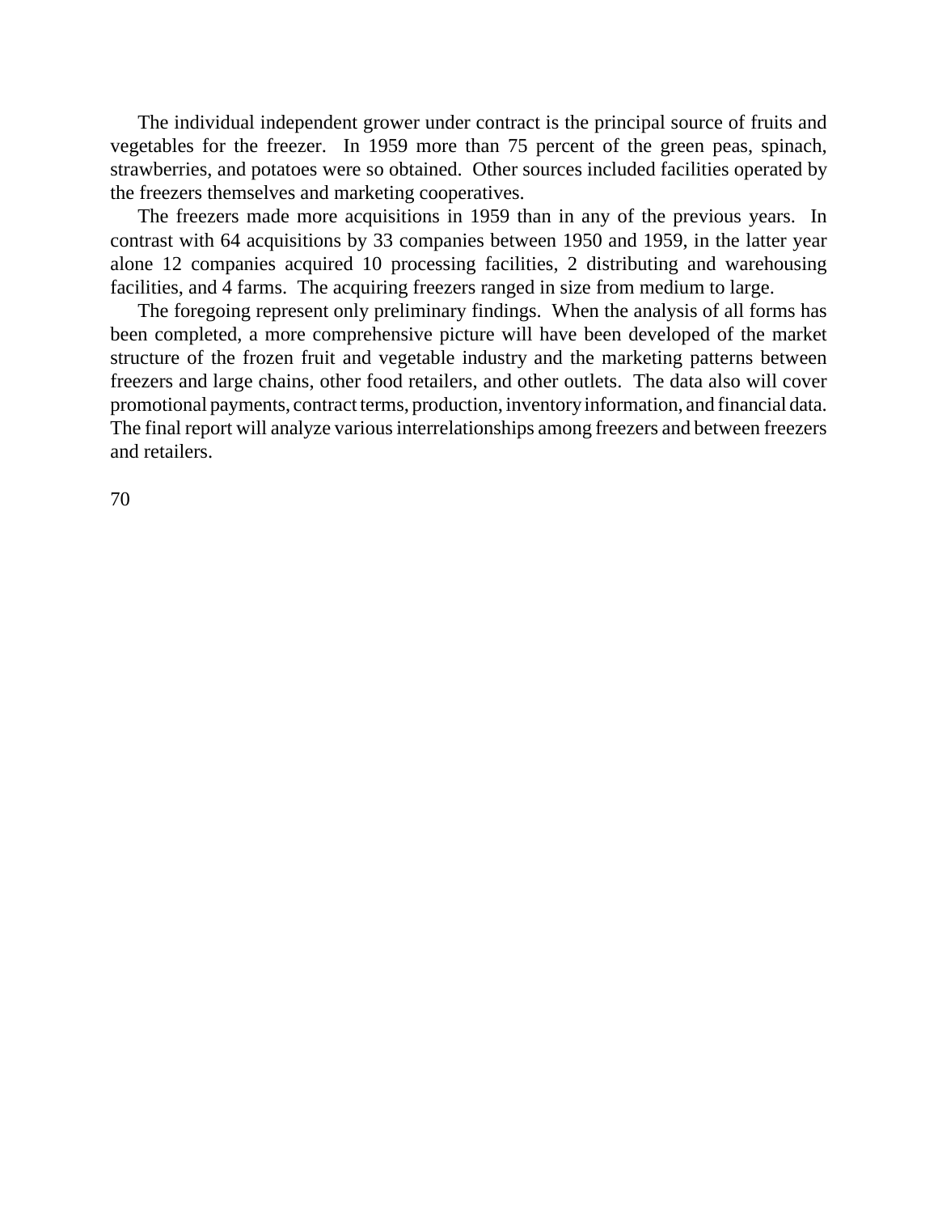The individual independent grower under contract is the principal source of fruits and vegetables for the freezer. In 1959 more than 75 percent of the green peas, spinach, strawberries, and potatoes were so obtained. Other sources included facilities operated by the freezers themselves and marketing cooperatives.

The freezers made more acquisitions in 1959 than in any of the previous years. In contrast with 64 acquisitions by 33 companies between 1950 and 1959, in the latter year alone 12 companies acquired 10 processing facilities, 2 distributing and warehousing facilities, and 4 farms. The acquiring freezers ranged in size from medium to large.

The foregoing represent only preliminary findings. When the analysis of all forms has been completed, a more comprehensive picture will have been developed of the market structure of the frozen fruit and vegetable industry and the marketing patterns between freezers and large chains, other food retailers, and other outlets. The data also will cover promotional payments, contract terms, production, inventory information, and financial data. The final report will analyze various interrelationships among freezers and between freezers and retailers.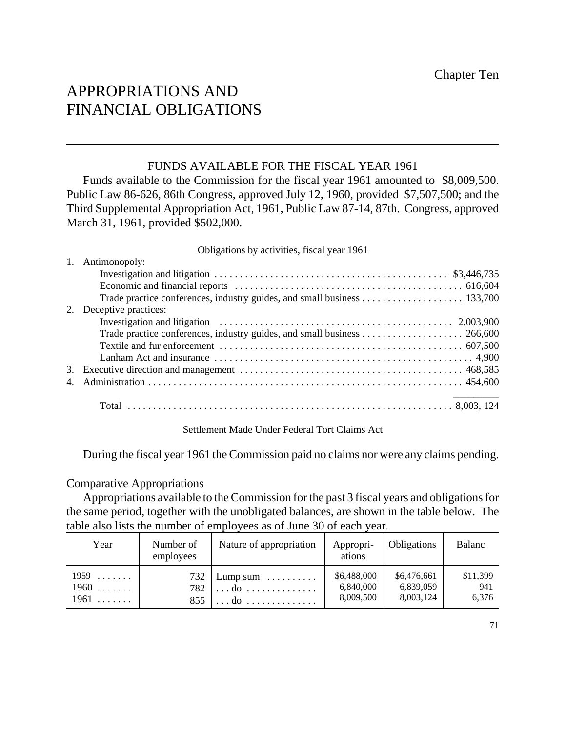Chapter Ten

# APPROPRIATIONS AND FINANCIAL OBLIGATIONS

## FUNDS AVAILABLE FOR THE FISCAL YEAR 1961

Funds available to the Commission for the fiscal year 1961 amounted to $8,009,500. Public Law 86-626, 86th Congress, approved July 12, 1960, provided $7,507,500; and the Third Supplemental Appropriation Act, 1961, Public Law 87-14, 87th. Congress, approved March 31, 1961, provided $502,000.

Obligations by activities, fiscal year 1961

| | |
|---|---|
| 1. Antimonopoly: | |
| Investigation and litigation | $3,446,735 |
| Economic and financial reports | 616,604 |
| Trade practice conferences, industry guides, and small business | 133,700 |
| 2. Deceptive practices: | |
| Investigation and litigation | 2,003,900 |
| Trade practice conferences, industry guides, and small business | 266,600 |
| Textile and fur enforcement | 607,500 |
| Lanham Act and insurance | 4,900 |
| 3. Executive direction and management | 468,585 |
| 4. Administration | 454,600 |
| Total | 8,003, 124 |

Settlement Made Under Federal Tort Claims Act

During the fiscal year 1961 the Commission paid no claims nor were any claims pending.

### Comparative Appropriations

Appropriations available to the Commission for the past 3 fiscal years and obligations for the same period, together with the unobligated balances, are shown in the table below. The table also lists the number of employees as of June 30 of each year.

| Year | Number of employees | Nature of appropriation | Appropri-ations | Obligations | Balanc |
|---|---|---|---|---|---|
| 1959 | 732 | Lump sum | $6,488,000 | $6,476,661 | $11,399 |
| 1960 | 782 | ...do | 6,840,000 | 6,839,059 | 941 |
| 1961 | 855 | ...do | 8,009,500 | 8,003,124 | 6,376 |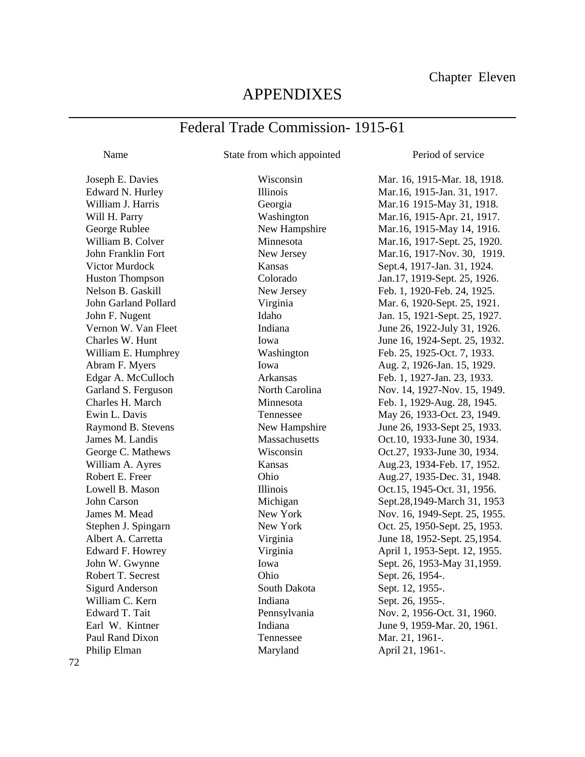Chapter Eleven

# APPENDIXES

## Federal Trade Commission- 1915-61

| Name | State from which appointed | Period of service |
|---|---|---|
| Joseph E. Davies | Wisconsin | Mar. 16, 1915-Mar. 18, 1918. |
| Edward N. Hurley | Illinois | Mar.16, 1915-Jan. 31, 1917. |
| William J. Harris | Georgia | Mar.16 1915-May 31, 1918. |
| Will H. Parry | Washington | Mar.16, 1915-Apr. 21, 1917. |
| George Rublee | New Hampshire | Mar.16, 1915-May 14, 1916. |
| William B. Colver | Minnesota | Mar.16, 1917-Sept. 25, 1920. |
| John Franklin Fort | New Jersey | Mar.16, 1917-Nov. 30, 1919. |
| Victor Murdock | Kansas | Sept.4, 1917-Jan. 31, 1924. |
| Huston Thompson | Colorado | Jan.17, 1919-Sept. 25, 1926. |
| Nelson B. Gaskill | New Jersey | Feb. 1, 1920-Feb. 24, 1925. |
| John Garland Pollard | Virginia | Mar. 6, 1920-Sept. 25, 1921. |
| John F. Nugent | Idaho | Jan. 15, 1921-Sept. 25, 1927. |
| Vernon W. Van Fleet | Indiana | June 26, 1922-July 31, 1926. |
| Charles W. Hunt | Iowa | June 16, 1924-Sept. 25, 1932. |
| William E. Humphrey | Washington | Feb. 25, 1925-Oct. 7, 1933. |
| Abram F. Myers | Iowa | Aug. 2, 1926-Jan. 15, 1929. |
| Edgar A. McCulloch | Arkansas | Feb. 1, 1927-Jan. 23, 1933. |
| Garland S. Ferguson | North Carolina | Nov. 14, 1927-Nov. 15, 1949. |
| Charles H. March | Minnesota | Feb. 1, 1929-Aug. 28, 1945. |
| Ewin L. Davis | Tennessee | May 26, 1933-Oct. 23, 1949. |
| Raymond B. Stevens | New Hampshire | June 26, 1933-Sept 25, 1933. |
| James M. Landis | Massachusetts | Oct.10, 1933-June 30, 1934. |
| George C. Mathews | Wisconsin | Oct.27, 1933-June 30, 1934. |
| William A. Ayres | Kansas | Aug.23, 1934-Feb. 17, 1952. |
| Robert E. Freer | Ohio | Aug.27, 1935-Dec. 31, 1948. |
| Lowell B. Mason | Illinois | Oct.15, 1945-Oct. 31, 1956. |
| John Carson | Michigan | Sept.28,1949-March 31, 1953 |
| James M. Mead | New York | Nov. 16, 1949-Sept. 25, 1955. |
| Stephen J. Spingarn | New York | Oct. 25, 1950-Sept. 25, 1953. |
| Albert A. Carretta | Virginia | June 18, 1952-Sept. 25,1954. |
| Edward F. Howrey | Virginia | April 1, 1953-Sept. 12, 1955. |
| John W. Gwynne | Iowa | Sept. 26, 1953-May 31,1959. |
| Robert T. Secrest | Ohio | Sept. 26, 1954-. |
| Sigurd Anderson | South Dakota | Sept. 12, 1955-. |
| William C. Kern | Indiana | Sept. 26, 1955-. |
| Edward T. Tait | Pennsylvania | Nov. 2, 1956-Oct. 31, 1960. |
| Earl W. Kintner | Indiana | June 9, 1959-Mar. 20, 1961. |
| Paul Rand Dixon | Tennessee | Mar. 21, 1961-. |
| Philip Elman | Maryland | April 21, 1961-. |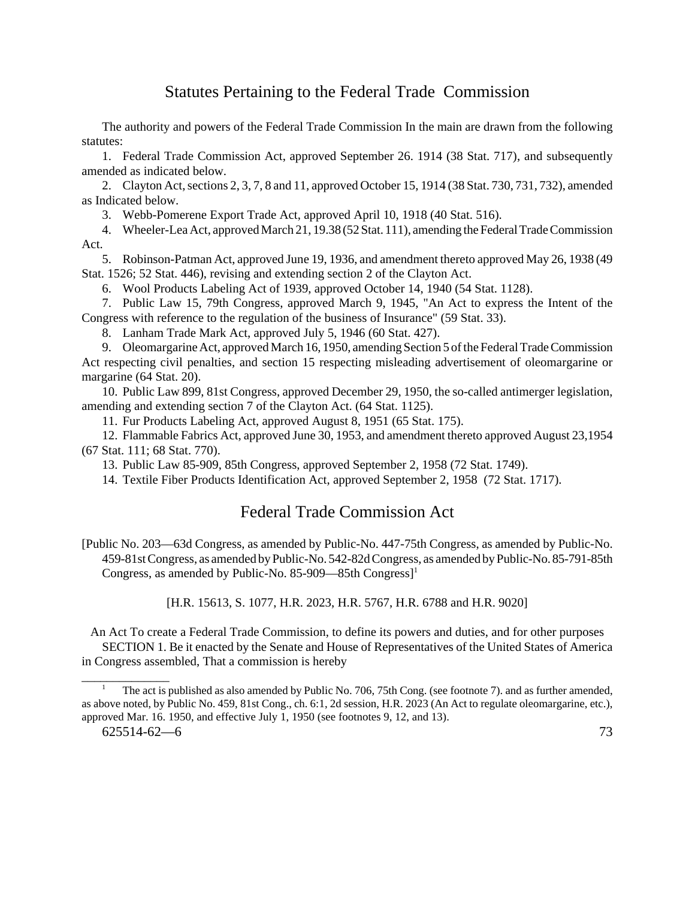# Statutes Pertaining to the Federal Trade Commission

The authority and powers of the Federal Trade Commission In the main are drawn from the following statutes:

1. Federal Trade Commission Act, approved September 26. 1914 (38 Stat. 717), and subsequently amended as indicated below.
2. Clayton Act, sections 2, 3, 7, 8 and 11, approved October 15, 1914 (38 Stat. 730, 731, 732), amended as Indicated below.
3. Webb-Pomerene Export Trade Act, approved April 10, 1918 (40 Stat. 516).
4. Wheeler-Lea Act, approved March 21, 19.38 (52 Stat. 111), amending the Federal Trade Commission Act.
5. Robinson-Patman Act, approved June 19, 1936, and amendment thereto approved May 26, 1938 (49 Stat. 1526; 52 Stat. 446), revising and extending section 2 of the Clayton Act.
6. Wool Products Labeling Act of 1939, approved October 14, 1940 (54 Stat. 1128).
7. Public Law 15, 79th Congress, approved March 9, 1945, "An Act to express the Intent of the Congress with reference to the regulation of the business of Insurance" (59 Stat. 33).
8. Lanham Trade Mark Act, approved July 5, 1946 (60 Stat. 427).
9. Oleomargarine Act, approved March 16, 1950, amending Section 5 of the Federal Trade Commission Act respecting civil penalties, and section 15 respecting misleading advertisement of oleomargarine or margarine (64 Stat. 20).
10. Public Law 899, 81st Congress, approved December 29, 1950, the so-called antimerger legislation, amending and extending section 7 of the Clayton Act. (64 Stat. 1125).
11. Fur Products Labeling Act, approved August 8, 1951 (65 Stat. 175).
12. Flammable Fabrics Act, approved June 30, 1953, and amendment thereto approved August 23,1954 (67 Stat. 111; 68 Stat. 770).
13. Public Law 85-909, 85th Congress, approved September 2, 1958 (72 Stat. 1749).
14. Textile Fiber Products Identification Act, approved September 2, 1958 (72 Stat. 1717).

# Federal Trade Commission Act

[Public No. 203—63d Congress, as amended by Public-No. 447-75th Congress, as amended by Public-No. 459-81st Congress, as amended by Public-No. 542-82d Congress, as amended by Public-No. 85-791-85th Congress, as amended by Public-No. 85-909—85th Congress][1]

[H.R. 15613, S. 1077, H.R. 2023, H.R. 5767, H.R. 6788 and H.R. 9020]

An Act To create a Federal Trade Commission, to define its powers and duties, and for other purposes

SECTION 1. Be it enacted by the Senate and House of Representatives of the United States of America in Congress assembled, That a commission is hereby

---

[1] The act is published as also amended by Public No. 706, 75th Cong. (see footnote 7). and as further amended, as above noted, by Public No. 459, 81st Cong., ch. 6:1, 2d session, H.R. 2023 (An Act to regulate oleomargarine, etc.), approved Mar. 16. 1950, and effective July 1, 1950 (see footnotes 9, 12, and 13).

625514-62—6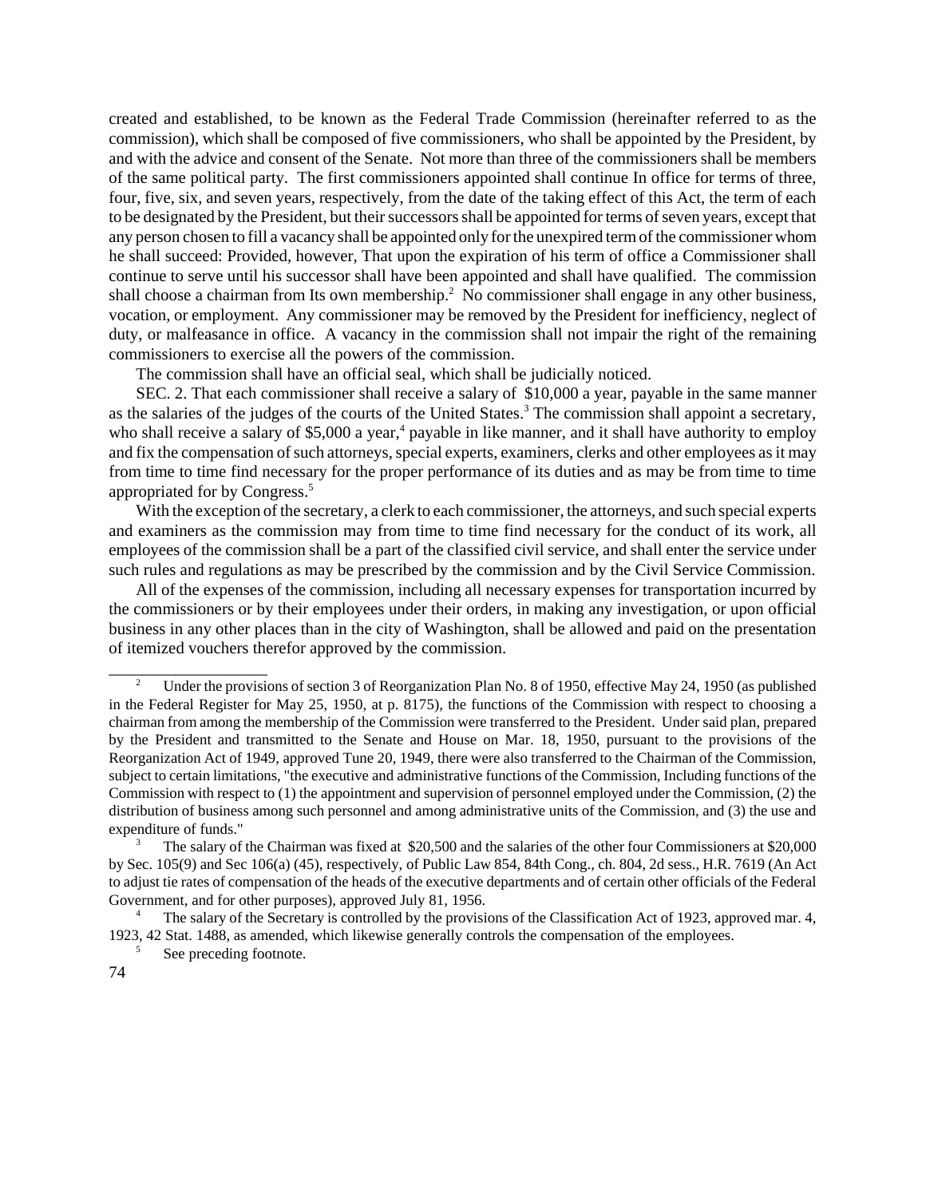created and established, to be known as the Federal Trade Commission (hereinafter referred to as the commission), which shall be composed of five commissioners, who shall be appointed by the President, by and with the advice and consent of the Senate. Not more than three of the commissioners shall be members of the same political party. The first commissioners appointed shall continue In office for terms of three, four, five, six, and seven years, respectively, from the date of the taking effect of this Act, the term of each to be designated by the President, but their successors shall be appointed for terms of seven years, except that any person chosen to fill a vacancy shall be appointed only for the unexpired term of the commissioner whom he shall succeed: Provided, however, That upon the expiration of his term of office a Commissioner shall continue to serve until his successor shall have been appointed and shall have qualified. The commission shall choose a chairman from Its own membership.[2] No commissioner shall engage in any other business, vocation, or employment. Any commissioner may be removed by the President for inefficiency, neglect of duty, or malfeasance in office. A vacancy in the commission shall not impair the right of the remaining commissioners to exercise all the powers of the commission.

The commission shall have an official seal, which shall be judicially noticed.

SEC. 2. That each commissioner shall receive a salary of $10,000 a year, payable in the same manner as the salaries of the judges of the courts of the United States.[3] The commission shall appoint a secretary, who shall receive a salary of $5,000 a year,[4] payable in like manner, and it shall have authority to employ and fix the compensation of such attorneys, special experts, examiners, clerks and other employees as it may from time to time find necessary for the proper performance of its duties and as may be from time to time appropriated for by Congress.[5]

With the exception of the secretary, a clerk to each commissioner, the attorneys, and such special experts and examiners as the commission may from time to time find necessary for the conduct of its work, all employees of the commission shall be a part of the classified civil service, and shall enter the service under such rules and regulations as may be prescribed by the commission and by the Civil Service Commission.

All of the expenses of the commission, including all necessary expenses for transportation incurred by the commissioners or by their employees under their orders, in making any investigation, or upon official business in any other places than in the city of Washington, shall be allowed and paid on the presentation of itemized vouchers therefor approved by the commission.

---

[2] Under the provisions of section 3 of Reorganization Plan No. 8 of 1950, effective May 24, 1950 (as published in the Federal Register for May 25, 1950, at p. 8175), the functions of the Commission with respect to choosing a chairman from among the membership of the Commission were transferred to the President. Under said plan, prepared by the President and transmitted to the Senate and House on Mar. 18, 1950, pursuant to the provisions of the Reorganization Act of 1949, approved Tune 20, 1949, there were also transferred to the Chairman of the Commission, subject to certain limitations, "the executive and administrative functions of the Commission, Including functions of the Commission with respect to (1) the appointment and supervision of personnel employed under the Commission, (2) the distribution of business among such personnel and among administrative units of the Commission, and (3) the use and expenditure of funds."

[3] The salary of the Chairman was fixed at $20,500 and the salaries of the other four Commissioners at $20,000 by Sec. 105(9) and Sec 106(a) (45), respectively, of Public Law 854, 84th Cong., ch. 804, 2d sess., H.R. 7619 (An Act to adjust tie rates of compensation of the heads of the executive departments and of certain other officials of the Federal Government, and for other purposes), approved July 81, 1956.

[4] The salary of the Secretary is controlled by the provisions of the Classification Act of 1923, approved mar. 4, 1923, 42 Stat. 1488, as amended, which likewise generally controls the compensation of the employees.

[5] See preceding footnote.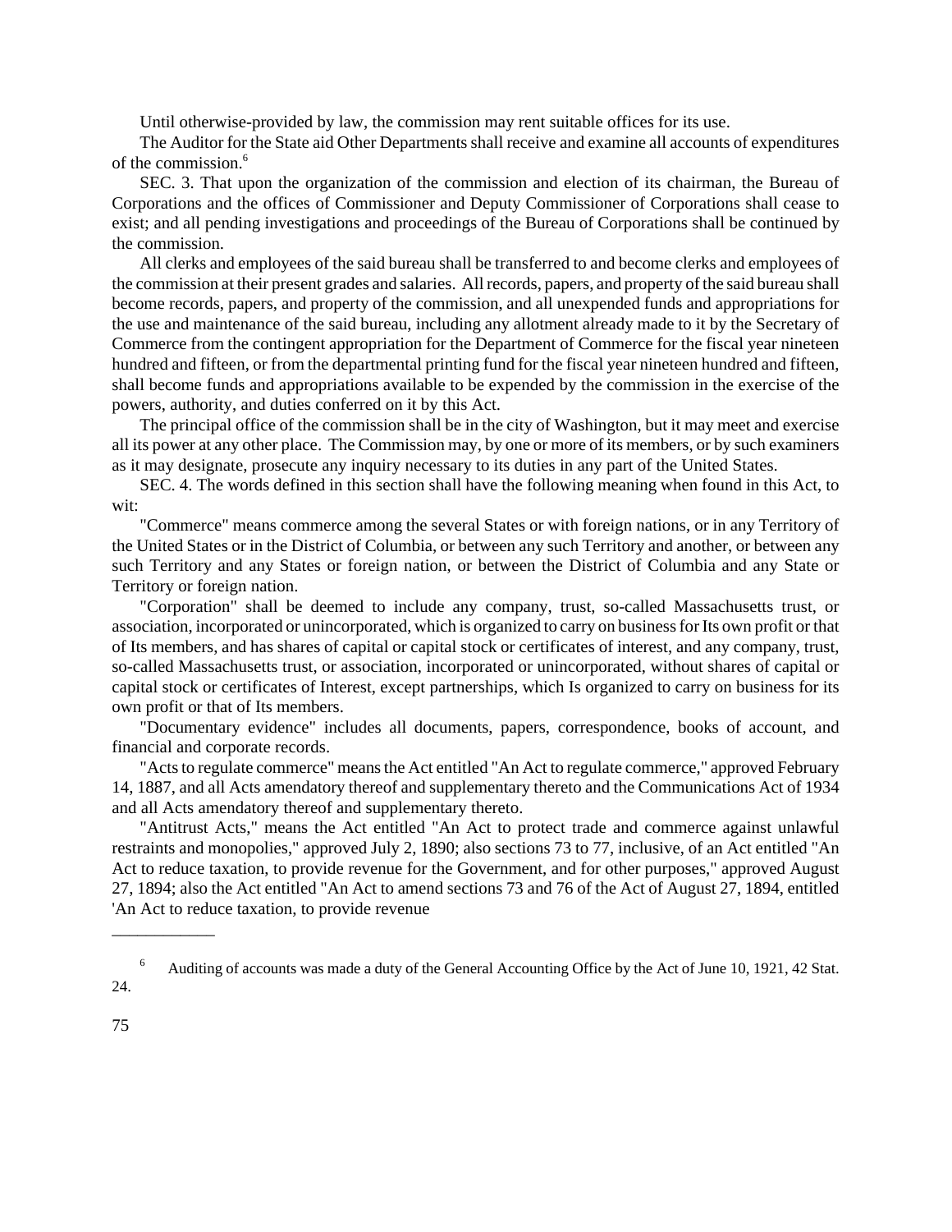Until otherwise-provided by law, the commission may rent suitable offices for its use.

The Auditor for the State aid Other Departments shall receive and examine all accounts of expenditures of the commission.[6]

SEC. 3. That upon the organization of the commission and election of its chairman, the Bureau of Corporations and the offices of Commissioner and Deputy Commissioner of Corporations shall cease to exist; and all pending investigations and proceedings of the Bureau of Corporations shall be continued by the commission.

All clerks and employees of the said bureau shall be transferred to and become clerks and employees of the commission at their present grades and salaries. All records, papers, and property of the said bureau shall become records, papers, and property of the commission, and all unexpended funds and appropriations for the use and maintenance of the said bureau, including any allotment already made to it by the Secretary of Commerce from the contingent appropriation for the Department of Commerce for the fiscal year nineteen hundred and fifteen, or from the departmental printing fund for the fiscal year nineteen hundred and fifteen, shall become funds and appropriations available to be expended by the commission in the exercise of the powers, authority, and duties conferred on it by this Act.

The principal office of the commission shall be in the city of Washington, but it may meet and exercise all its power at any other place. The Commission may, by one or more of its members, or by such examiners as it may designate, prosecute any inquiry necessary to its duties in any part of the United States.

SEC. 4. The words defined in this section shall have the following meaning when found in this Act, to wit:

"Commerce" means commerce among the several States or with foreign nations, or in any Territory of the United States or in the District of Columbia, or between any such Territory and another, or between any such Territory and any States or foreign nation, or between the District of Columbia and any State or Territory or foreign nation.

"Corporation" shall be deemed to include any company, trust, so-called Massachusetts trust, or association, incorporated or unincorporated, which is organized to carry on business for Its own profit or that of Its members, and has shares of capital or capital stock or certificates of interest, and any company, trust, so-called Massachusetts trust, or association, incorporated or unincorporated, without shares of capital or capital stock or certificates of Interest, except partnerships, which Is organized to carry on business for its own profit or that of Its members.

"Documentary evidence" includes all documents, papers, correspondence, books of account, and financial and corporate records.

"Acts to regulate commerce" means the Act entitled "An Act to regulate commerce," approved February 14, 1887, and all Acts amendatory thereof and supplementary thereto and the Communications Act of 1934 and all Acts amendatory thereof and supplementary thereto.

"Antitrust Acts," means the Act entitled "An Act to protect trade and commerce against unlawful restraints and monopolies," approved July 2, 1890; also sections 73 to 77, inclusive, of an Act entitled "An Act to reduce taxation, to provide revenue for the Government, and for other purposes," approved August 27, 1894; also the Act entitled "An Act to amend sections 73 and 76 of the Act of August 27, 1894, entitled 'An Act to reduce taxation, to provide revenue

---

[6] Auditing of accounts was made a duty of the General Accounting Office by the Act of June 10, 1921, 42 Stat. 24.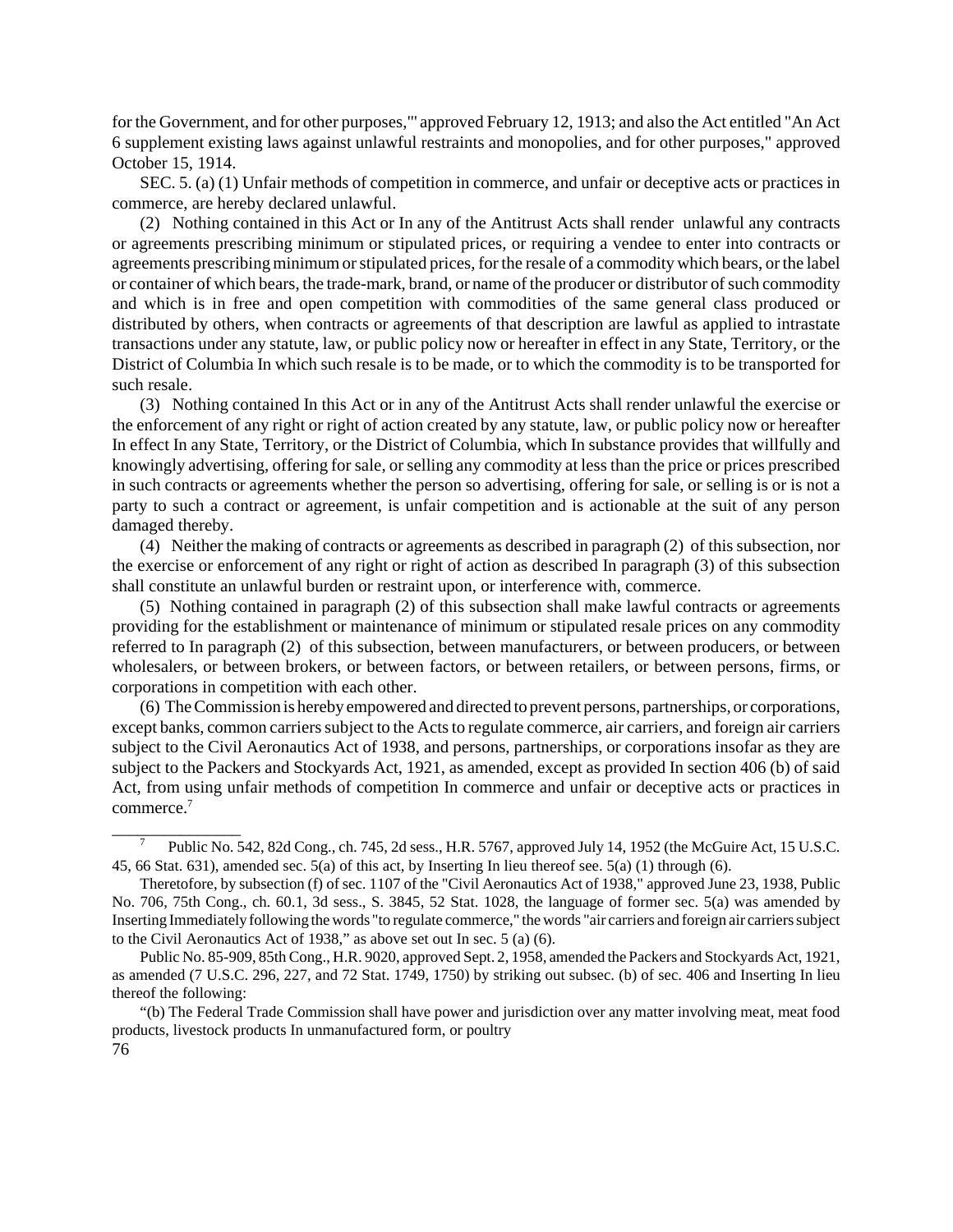for the Government, and for other purposes,'" approved February 12, 1913; and also the Act entitled "An Act 6 supplement existing laws against unlawful restraints and monopolies, and for other purposes," approved October 15, 1914.

SEC. 5. (a) (1) Unfair methods of competition in commerce, and unfair or deceptive acts or practices in commerce, are hereby declared unlawful.

(2) Nothing contained in this Act or In any of the Antitrust Acts shall render unlawful any contracts or agreements prescribing minimum or stipulated prices, or requiring a vendee to enter into contracts or agreements prescribing minimum or stipulated prices, for the resale of a commodity which bears, or the label or container of which bears, the trade-mark, brand, or name of the producer or distributor of such commodity and which is in free and open competition with commodities of the same general class produced or distributed by others, when contracts or agreements of that description are lawful as applied to intrastate transactions under any statute, law, or public policy now or hereafter in effect in any State, Territory, or the District of Columbia In which such resale is to be made, or to which the commodity is to be transported for such resale.

(3) Nothing contained In this Act or in any of the Antitrust Acts shall render unlawful the exercise or the enforcement of any right or right of action created by any statute, law, or public policy now or hereafter In effect In any State, Territory, or the District of Columbia, which In substance provides that willfully and knowingly advertising, offering for sale, or selling any commodity at less than the price or prices prescribed in such contracts or agreements whether the person so advertising, offering for sale, or selling is or is not a party to such a contract or agreement, is unfair competition and is actionable at the suit of any person damaged thereby.

(4) Neither the making of contracts or agreements as described in paragraph (2) of this subsection, nor the exercise or enforcement of any right or right of action as described In paragraph (3) of this subsection shall constitute an unlawful burden or restraint upon, or interference with, commerce.

(5) Nothing contained in paragraph (2) of this subsection shall make lawful contracts or agreements providing for the establishment or maintenance of minimum or stipulated resale prices on any commodity referred to In paragraph (2) of this subsection, between manufacturers, or between producers, or between wholesalers, or between brokers, or between factors, or between retailers, or between persons, firms, or corporations in competition with each other.

(6) The Commission is hereby empowered and directed to prevent persons, partnerships, or corporations, except banks, common carriers subject to the Acts to regulate commerce, air carriers, and foreign air carriers subject to the Civil Aeronautics Act of 1938, and persons, partnerships, or corporations insofar as they are subject to the Packers and Stockyards Act, 1921, as amended, except as provided In section 406 (b) of said Act, from using unfair methods of competition In commerce and unfair or deceptive acts or practices in commerce.[7]

---

[7] Public No. 542, 82d Cong., ch. 745, 2d sess., H.R. 5767, approved July 14, 1952 (the McGuire Act, 15 U.S.C. 45, 66 Stat. 631), amended sec. 5(a) of this act, by Inserting In lieu thereof see. 5(a) (1) through (6).

Theretofore, by subsection (f) of sec. 1107 of the "Civil Aeronautics Act of 1938," approved June 23, 1938, Public No. 706, 75th Cong., ch. 60.1, 3d sess., S. 3845, 52 Stat. 1028, the language of former sec. 5(a) was amended by Inserting Immediately following the words "to regulate commerce," the words "air carriers and foreign air carriers subject to the Civil Aeronautics Act of 1938," as above set out In sec. 5 (a) (6).

Public No. 85-909, 85th Cong., H.R. 9020, approved Sept. 2, 1958, amended the Packers and Stockyards Act, 1921, as amended (7 U.S.C. 296, 227, and 72 Stat. 1749, 1750) by striking out subsec. (b) of sec. 406 and Inserting In lieu thereof the following:

"(b) The Federal Trade Commission shall have power and jurisdiction over any matter involving meat, meat food products, livestock products In unmanufactured form, or poultry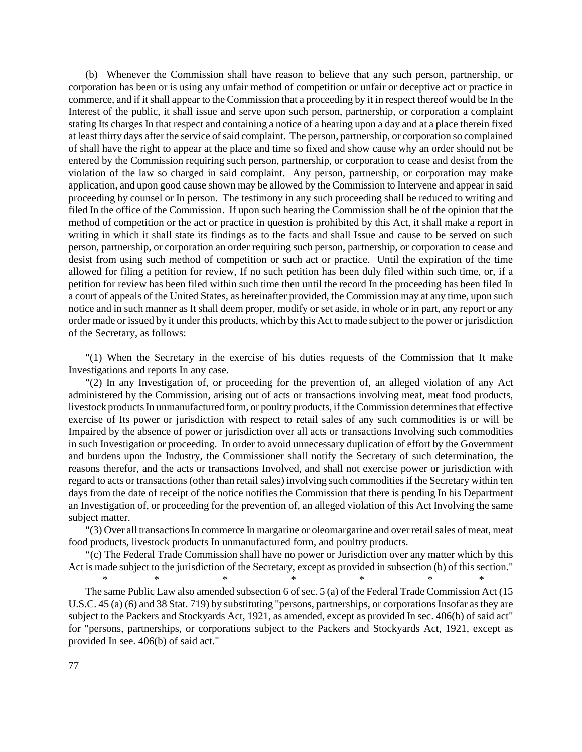(b) Whenever the Commission shall have reason to believe that any such person, partnership, or corporation has been or is using any unfair method of competition or unfair or deceptive act or practice in commerce, and if it shall appear to the Commission that a proceeding by it in respect thereof would be In the Interest of the public, it shall issue and serve upon such person, partnership, or corporation a complaint stating Its charges In that respect and containing a notice of a hearing upon a day and at a place therein fixed at least thirty days after the service of said complaint. The person, partnership, or corporation so complained of shall have the right to appear at the place and time so fixed and show cause why an order should not be entered by the Commission requiring such person, partnership, or corporation to cease and desist from the violation of the law so charged in said complaint. Any person, partnership, or corporation may make application, and upon good cause shown may be allowed by the Commission to Intervene and appear in said proceeding by counsel or In person. The testimony in any such proceeding shall be reduced to writing and filed In the office of the Commission. If upon such hearing the Commission shall be of the opinion that the method of competition or the act or practice in question is prohibited by this Act, it shall make a report in writing in which it shall state its findings as to the facts and shall Issue and cause to be served on such person, partnership, or corporation an order requiring such person, partnership, or corporation to cease and desist from using such method of competition or such act or practice. Until the expiration of the time allowed for filing a petition for review, If no such petition has been duly filed within such time, or, if a petition for review has been filed within such time then until the record In the proceeding has been filed In a court of appeals of the United States, as hereinafter provided, the Commission may at any time, upon such notice and in such manner as It shall deem proper, modify or set aside, in whole or in part, any report or any order made or issued by it under this products, which by this Act to made subject to the power or jurisdiction of the Secretary, as follows:

"(1) When the Secretary in the exercise of his duties requests of the Commission that It make Investigations and reports In any case.

"(2) In any Investigation of, or proceeding for the prevention of, an alleged violation of any Act administered by the Commission, arising out of acts or transactions involving meat, meat food products, livestock products In unmanufactured form, or poultry products, if the Commission determines that effective exercise of Its power or jurisdiction with respect to retail sales of any such commodities is or will be Impaired by the absence of power or jurisdiction over all acts or transactions Involving such commodities in such Investigation or proceeding. In order to avoid unnecessary duplication of effort by the Government and burdens upon the Industry, the Commissioner shall notify the Secretary of such determination, the reasons therefor, and the acts or transactions Involved, and shall not exercise power or jurisdiction with regard to acts or transactions (other than retail sales) involving such commodities if the Secretary within ten days from the date of receipt of the notice notifies the Commission that there is pending In his Department an Investigation of, or proceeding for the prevention of, an alleged violation of this Act Involving the same subject matter.

"(3) Over all transactions In commerce In margarine or oleomargarine and over retail sales of meat, meat food products, livestock products In unmanufactured form, and poultry products.

"(c) The Federal Trade Commission shall have no power or Jurisdiction over any matter which by this Act is made subject to the jurisdiction of the Secretary, except as provided in subsection (b) of this section."

\* \* \* \* \* \* \*

The same Public Law also amended subsection 6 of sec. 5 (a) of the Federal Trade Commission Act (15 U.S.C. 45 (a) (6) and 38 Stat. 719) by substituting "persons, partnerships, or corporations Insofar as they are subject to the Packers and Stockyards Act, 1921, as amended, except as provided In sec. 406(b) of said act" for "persons, partnerships, or corporations subject to the Packers and Stockyards Act, 1921, except as provided In see. 406(b) of said act."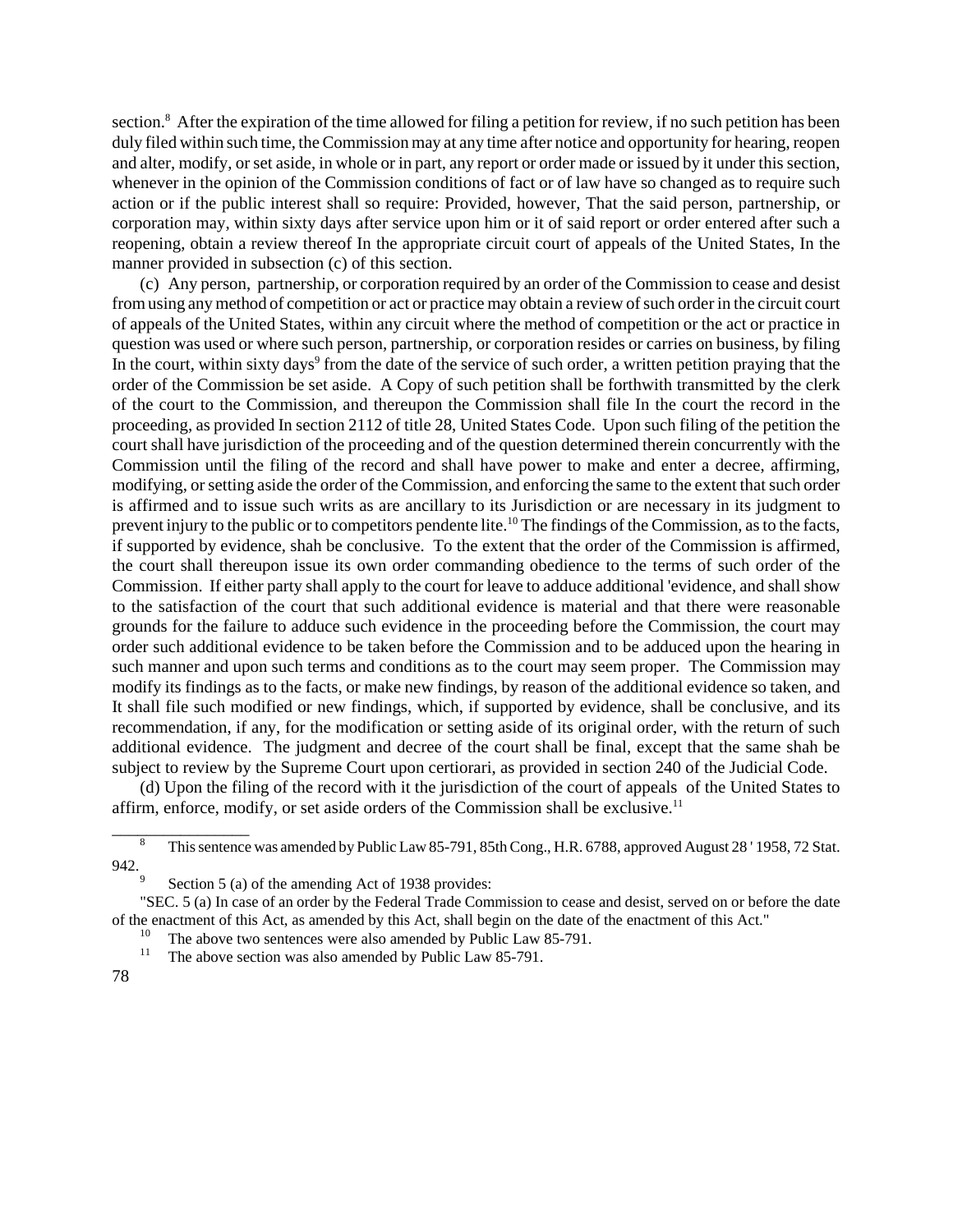section.[8] After the expiration of the time allowed for filing a petition for review, if no such petition has been duly filed within such time, the Commission may at any time after notice and opportunity for hearing, reopen and alter, modify, or set aside, in whole or in part, any report or order made or issued by it under this section, whenever in the opinion of the Commission conditions of fact or of law have so changed as to require such action or if the public interest shall so require: Provided, however, That the said person, partnership, or corporation may, within sixty days after service upon him or it of said report or order entered after such a reopening, obtain a review thereof In the appropriate circuit court of appeals of the United States, In the manner provided in subsection (c) of this section.

(c) Any person, partnership, or corporation required by an order of the Commission to cease and desist from using any method of competition or act or practice may obtain a review of such order in the circuit court of appeals of the United States, within any circuit where the method of competition or the act or practice in question was used or where such person, partnership, or corporation resides or carries on business, by filing In the court, within sixty days[9] from the date of the service of such order, a written petition praying that the order of the Commission be set aside. A Copy of such petition shall be forthwith transmitted by the clerk of the court to the Commission, and thereupon the Commission shall file In the court the record in the proceeding, as provided In section 2112 of title 28, United States Code. Upon such filing of the petition the court shall have jurisdiction of the proceeding and of the question determined therein concurrently with the Commission until the filing of the record and shall have power to make and enter a decree, affirming, modifying, or setting aside the order of the Commission, and enforcing the same to the extent that such order is affirmed and to issue such writs as are ancillary to its Jurisdiction or are necessary in its judgment to prevent injury to the public or to competitors pendente lite.[10] The findings of the Commission, as to the facts, if supported by evidence, shah be conclusive. To the extent that the order of the Commission is affirmed, the court shall thereupon issue its own order commanding obedience to the terms of such order of the Commission. If either party shall apply to the court for leave to adduce additional 'evidence, and shall show to the satisfaction of the court that such additional evidence is material and that there were reasonable grounds for the failure to adduce such evidence in the proceeding before the Commission, the court may order such additional evidence to be taken before the Commission and to be adduced upon the hearing in such manner and upon such terms and conditions as to the court may seem proper. The Commission may modify its findings as to the facts, or make new findings, by reason of the additional evidence so taken, and It shall file such modified or new findings, which, if supported by evidence, shall be conclusive, and its recommendation, if any, for the modification or setting aside of its original order, with the return of such additional evidence. The judgment and decree of the court shall be final, except that the same shah be subject to review by the Supreme Court upon certiorari, as provided in section 240 of the Judicial Code.

(d) Upon the filing of the record with it the jurisdiction of the court of appeals of the United States to affirm, enforce, modify, or set aside orders of the Commission shall be exclusive.[11]

---

[8] This sentence was amended by Public Law 85-791, 85th Cong., H.R. 6788, approved August 28 ' 1958, 72 Stat. 942.

[9] Section 5 (a) of the amending Act of 1938 provides:

"SEC. 5 (a) In case of an order by the Federal Trade Commission to cease and desist, served on or before the date of the enactment of this Act, as amended by this Act, shall begin on the date of the enactment of this Act."

[10] The above two sentences were also amended by Public Law 85-791.

[11] The above section was also amended by Public Law 85-791.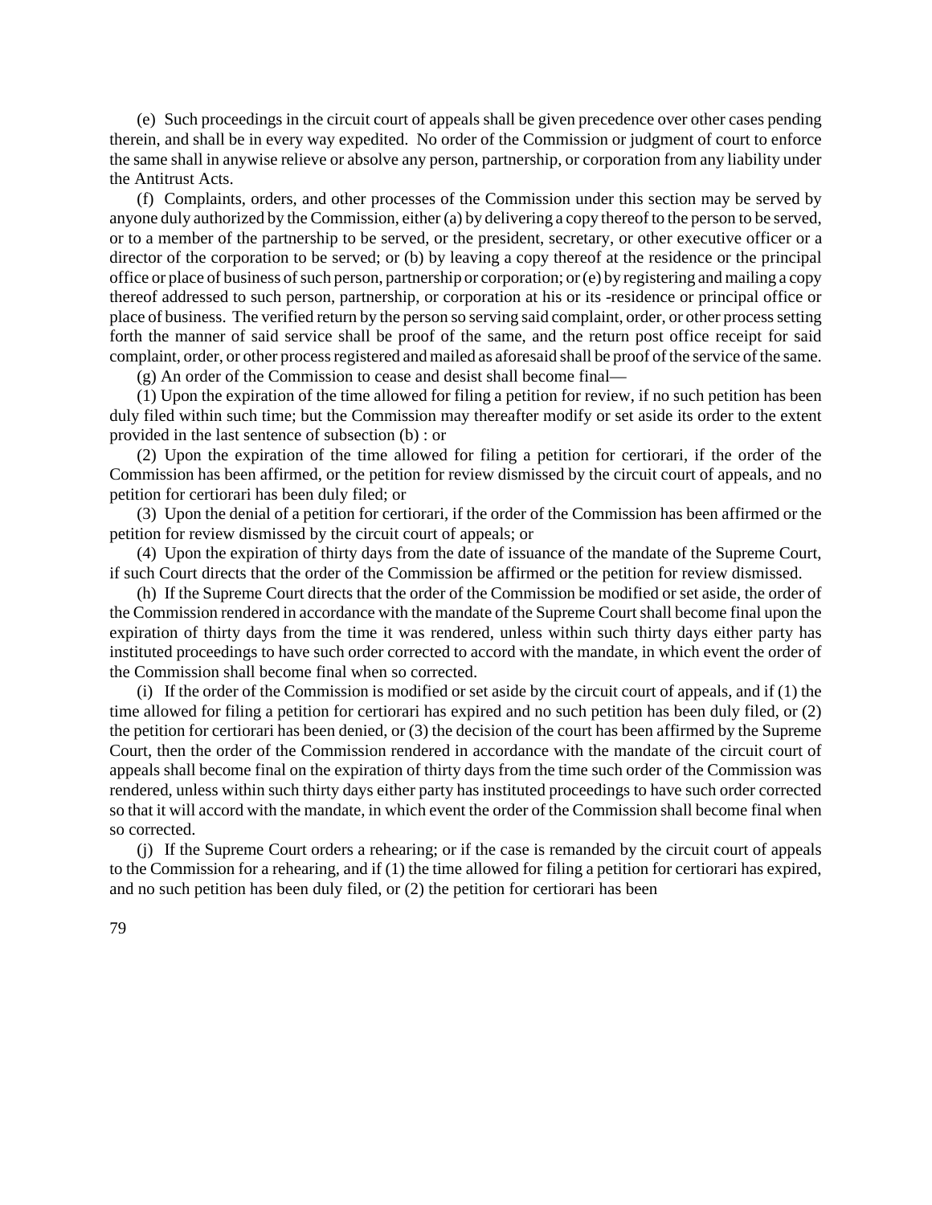(e) Such proceedings in the circuit court of appeals shall be given precedence over other cases pending therein, and shall be in every way expedited. No order of the Commission or judgment of court to enforce the same shall in anywise relieve or absolve any person, partnership, or corporation from any liability under the Antitrust Acts.

(f) Complaints, orders, and other processes of the Commission under this section may be served by anyone duly authorized by the Commission, either (a) by delivering a copy thereof to the person to be served, or to a member of the partnership to be served, or the president, secretary, or other executive officer or a director of the corporation to be served; or (b) by leaving a copy thereof at the residence or the principal office or place of business of such person, partnership or corporation; or (e) by registering and mailing a copy thereof addressed to such person, partnership, or corporation at his or its -residence or principal office or place of business. The verified return by the person so serving said complaint, order, or other process setting forth the manner of said service shall be proof of the same, and the return post office receipt for said complaint, order, or other process registered and mailed as aforesaid shall be proof of the service of the same.

(g) An order of the Commission to cease and desist shall become final—

(1) Upon the expiration of the time allowed for filing a petition for review, if no such petition has been duly filed within such time; but the Commission may thereafter modify or set aside its order to the extent provided in the last sentence of subsection (b) : or

(2) Upon the expiration of the time allowed for filing a petition for certiorari, if the order of the Commission has been affirmed, or the petition for review dismissed by the circuit court of appeals, and no petition for certiorari has been duly filed; or

(3) Upon the denial of a petition for certiorari, if the order of the Commission has been affirmed or the petition for review dismissed by the circuit court of appeals; or

(4) Upon the expiration of thirty days from the date of issuance of the mandate of the Supreme Court, if such Court directs that the order of the Commission be affirmed or the petition for review dismissed.

(h) If the Supreme Court directs that the order of the Commission be modified or set aside, the order of the Commission rendered in accordance with the mandate of the Supreme Court shall become final upon the expiration of thirty days from the time it was rendered, unless within such thirty days either party has instituted proceedings to have such order corrected to accord with the mandate, in which event the order of the Commission shall become final when so corrected.

(i) If the order of the Commission is modified or set aside by the circuit court of appeals, and if (1) the time allowed for filing a petition for certiorari has expired and no such petition has been duly filed, or (2) the petition for certiorari has been denied, or (3) the decision of the court has been affirmed by the Supreme Court, then the order of the Commission rendered in accordance with the mandate of the circuit court of appeals shall become final on the expiration of thirty days from the time such order of the Commission was rendered, unless within such thirty days either party has instituted proceedings to have such order corrected so that it will accord with the mandate, in which event the order of the Commission shall become final when so corrected.

(j) If the Supreme Court orders a rehearing; or if the case is remanded by the circuit court of appeals to the Commission for a rehearing, and if (1) the time allowed for filing a petition for certiorari has expired, and no such petition has been duly filed, or (2) the petition for certiorari has been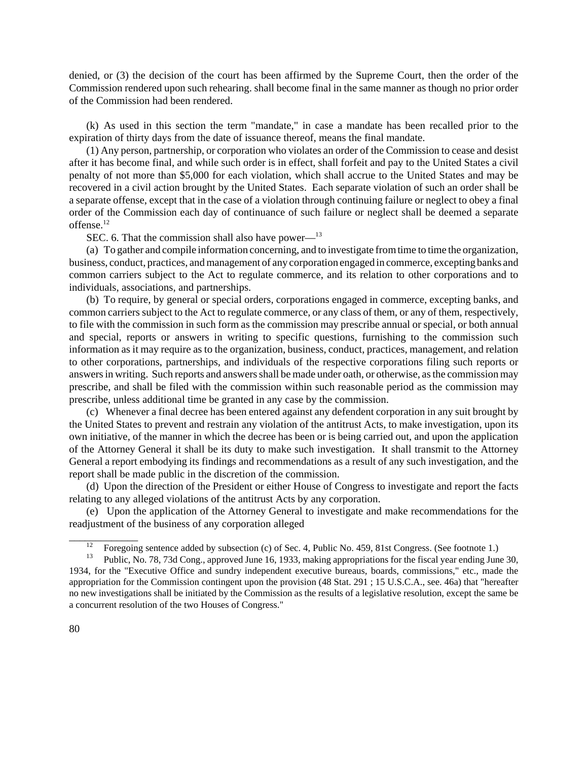denied, or (3) the decision of the court has been affirmed by the Supreme Court, then the order of the Commission rendered upon such rehearing. shall become final in the same manner as though no prior order of the Commission had been rendered.

(k) As used in this section the term "mandate," in case a mandate has been recalled prior to the expiration of thirty days from the date of issuance thereof, means the final mandate.

(1) Any person, partnership, or corporation who violates an order of the Commission to cease and desist after it has become final, and while such order is in effect, shall forfeit and pay to the United States a civil penalty of not more than $5,000 for each violation, which shall accrue to the United States and may be recovered in a civil action brought by the United States. Each separate violation of such an order shall be a separate offense, except that in the case of a violation through continuing failure or neglect to obey a final order of the Commission each day of continuance of such failure or neglect shall be deemed a separate offense.[12]

SEC. 6. That the commission shall also have power—[13]

(a) To gather and compile information concerning, and to investigate from time to time the organization, business, conduct, practices, and management of any corporation engaged in commerce, excepting banks and common carriers subject to the Act to regulate commerce, and its relation to other corporations and to individuals, associations, and partnerships.

(b) To require, by general or special orders, corporations engaged in commerce, excepting banks, and common carriers subject to the Act to regulate commerce, or any class of them, or any of them, respectively, to file with the commission in such form as the commission may prescribe annual or special, or both annual and special, reports or answers in writing to specific questions, furnishing to the commission such information as it may require as to the organization, business, conduct, practices, management, and relation to other corporations, partnerships, and individuals of the respective corporations filing such reports or answers in writing. Such reports and answers shall be made under oath, or otherwise, as the commission may prescribe, and shall be filed with the commission within such reasonable period as the commission may prescribe, unless additional time be granted in any case by the commission.

(c) Whenever a final decree has been entered against any defendent corporation in any suit brought by the United States to prevent and restrain any violation of the antitrust Acts, to make investigation, upon its own initiative, of the manner in which the decree has been or is being carried out, and upon the application of the Attorney General it shall be its duty to make such investigation. It shall transmit to the Attorney General a report embodying its findings and recommendations as a result of any such investigation, and the report shall be made public in the discretion of the commission.

(d) Upon the direction of the President or either House of Congress to investigate and report the facts relating to any alleged violations of the antitrust Acts by any corporation.

(e) Upon the application of the Attorney General to investigate and make recommendations for the readjustment of the business of any corporation alleged

---

[12] Foregoing sentence added by subsection (c) of Sec. 4, Public No. 459, 81st Congress. (See footnote 1.)

[13] Public, No. 78, 73d Cong., approved June 16, 1933, making appropriations for the fiscal year ending June 30, 1934, for the "Executive Office and sundry independent executive bureaus, boards, commissions," etc., made the appropriation for the Commission contingent upon the provision (48 Stat. 291 ; 15 U.S.C.A., see. 46a) that "hereafter no new investigations shall be initiated by the Commission as the results of a legislative resolution, except the same be a concurrent resolution of the two Houses of Congress."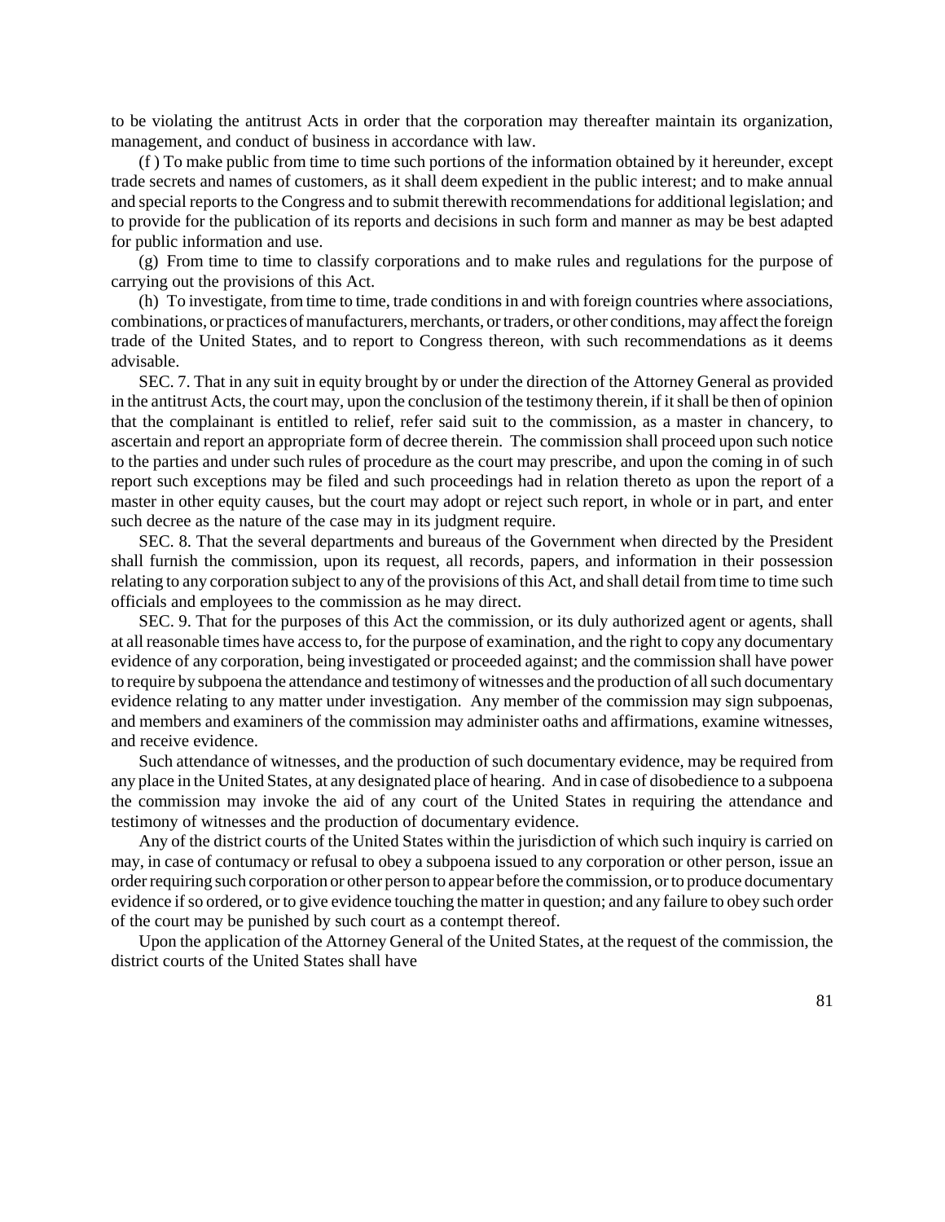to be violating the antitrust Acts in order that the corporation may thereafter maintain its organization, management, and conduct of business in accordance with law.

(f ) To make public from time to time such portions of the information obtained by it hereunder, except trade secrets and names of customers, as it shall deem expedient in the public interest; and to make annual and special reports to the Congress and to submit therewith recommendations for additional legislation; and to provide for the publication of its reports and decisions in such form and manner as may be best adapted for public information and use.

(g) From time to time to classify corporations and to make rules and regulations for the purpose of carrying out the provisions of this Act.

(h) To investigate, from time to time, trade conditions in and with foreign countries where associations, combinations, or practices of manufacturers, merchants, or traders, or other conditions, may affect the foreign trade of the United States, and to report to Congress thereon, with such recommendations as it deems advisable.

SEC. 7. That in any suit in equity brought by or under the direction of the Attorney General as provided in the antitrust Acts, the court may, upon the conclusion of the testimony therein, if it shall be then of opinion that the complainant is entitled to relief, refer said suit to the commission, as a master in chancery, to ascertain and report an appropriate form of decree therein. The commission shall proceed upon such notice to the parties and under such rules of procedure as the court may prescribe, and upon the coming in of such report such exceptions may be filed and such proceedings had in relation thereto as upon the report of a master in other equity causes, but the court may adopt or reject such report, in whole or in part, and enter such decree as the nature of the case may in its judgment require.

SEC. 8. That the several departments and bureaus of the Government when directed by the President shall furnish the commission, upon its request, all records, papers, and information in their possession relating to any corporation subject to any of the provisions of this Act, and shall detail from time to time such officials and employees to the commission as he may direct.

SEC. 9. That for the purposes of this Act the commission, or its duly authorized agent or agents, shall at all reasonable times have access to, for the purpose of examination, and the right to copy any documentary evidence of any corporation, being investigated or proceeded against; and the commission shall have power to require by subpoena the attendance and testimony of witnesses and the production of all such documentary evidence relating to any matter under investigation. Any member of the commission may sign subpoenas, and members and examiners of the commission may administer oaths and affirmations, examine witnesses, and receive evidence.

Such attendance of witnesses, and the production of such documentary evidence, may be required from any place in the United States, at any designated place of hearing. And in case of disobedience to a subpoena the commission may invoke the aid of any court of the United States in requiring the attendance and testimony of witnesses and the production of documentary evidence.

Any of the district courts of the United States within the jurisdiction of which such inquiry is carried on may, in case of contumacy or refusal to obey a subpoena issued to any corporation or other person, issue an order requiring such corporation or other person to appear before the commission, or to produce documentary evidence if so ordered, or to give evidence touching the matter in question; and any failure to obey such order of the court may be punished by such court as a contempt thereof.

Upon the application of the Attorney General of the United States, at the request of the commission, the district courts of the United States shall have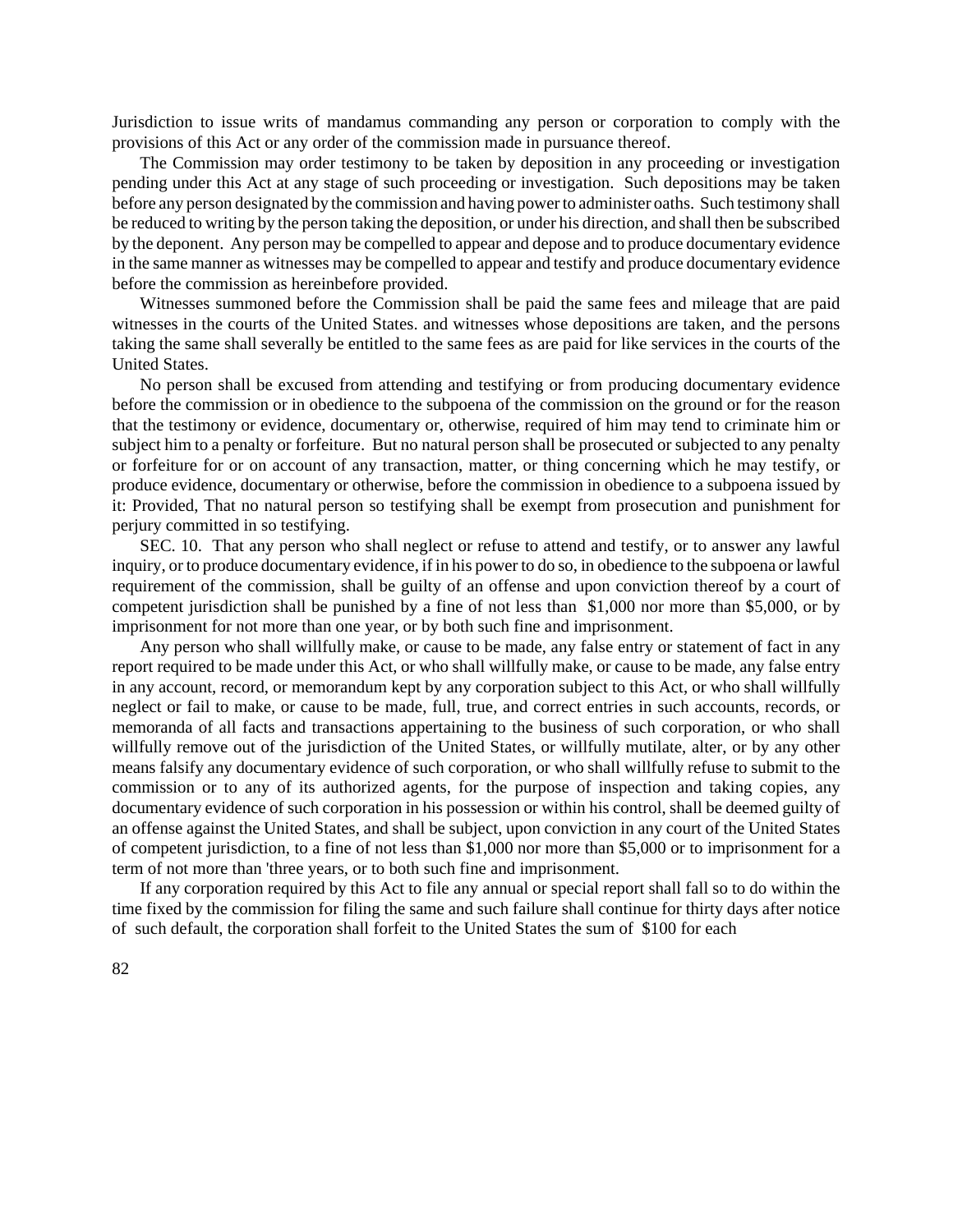Jurisdiction to issue writs of mandamus commanding any person or corporation to comply with the provisions of this Act or any order of the commission made in pursuance thereof.

The Commission may order testimony to be taken by deposition in any proceeding or investigation pending under this Act at any stage of such proceeding or investigation. Such depositions may be taken before any person designated by the commission and having power to administer oaths. Such testimony shall be reduced to writing by the person taking the deposition, or under his direction, and shall then be subscribed by the deponent. Any person may be compelled to appear and depose and to produce documentary evidence in the same manner as witnesses may be compelled to appear and testify and produce documentary evidence before the commission as hereinbefore provided.

Witnesses summoned before the Commission shall be paid the same fees and mileage that are paid witnesses in the courts of the United States. and witnesses whose depositions are taken, and the persons taking the same shall severally be entitled to the same fees as are paid for like services in the courts of the United States.

No person shall be excused from attending and testifying or from producing documentary evidence before the commission or in obedience to the subpoena of the commission on the ground or for the reason that the testimony or evidence, documentary or, otherwise, required of him may tend to criminate him or subject him to a penalty or forfeiture. But no natural person shall be prosecuted or subjected to any penalty or forfeiture for or on account of any transaction, matter, or thing concerning which he may testify, or produce evidence, documentary or otherwise, before the commission in obedience to a subpoena issued by it: Provided, That no natural person so testifying shall be exempt from prosecution and punishment for perjury committed in so testifying.

SEC. 10. That any person who shall neglect or refuse to attend and testify, or to answer any lawful inquiry, or to produce documentary evidence, if in his power to do so, in obedience to the subpoena or lawful requirement of the commission, shall be guilty of an offense and upon conviction thereof by a court of competent jurisdiction shall be punished by a fine of not less than $1,000 nor more than $5,000, or by imprisonment for not more than one year, or by both such fine and imprisonment.

Any person who shall willfully make, or cause to be made, any false entry or statement of fact in any report required to be made under this Act, or who shall willfully make, or cause to be made, any false entry in any account, record, or memorandum kept by any corporation subject to this Act, or who shall willfully neglect or fail to make, or cause to be made, full, true, and correct entries in such accounts, records, or memoranda of all facts and transactions appertaining to the business of such corporation, or who shall willfully remove out of the jurisdiction of the United States, or willfully mutilate, alter, or by any other means falsify any documentary evidence of such corporation, or who shall willfully refuse to submit to the commission or to any of its authorized agents, for the purpose of inspection and taking copies, any documentary evidence of such corporation in his possession or within his control, shall be deemed guilty of an offense against the United States, and shall be subject, upon conviction in any court of the United States of competent jurisdiction, to a fine of not less than $1,000 nor more than $5,000 or to imprisonment for a term of not more than 'three years, or to both such fine and imprisonment.

If any corporation required by this Act to file any annual or special report shall fall so to do within the time fixed by the commission for filing the same and such failure shall continue for thirty days after notice of such default, the corporation shall forfeit to the United States the sum of $100 for each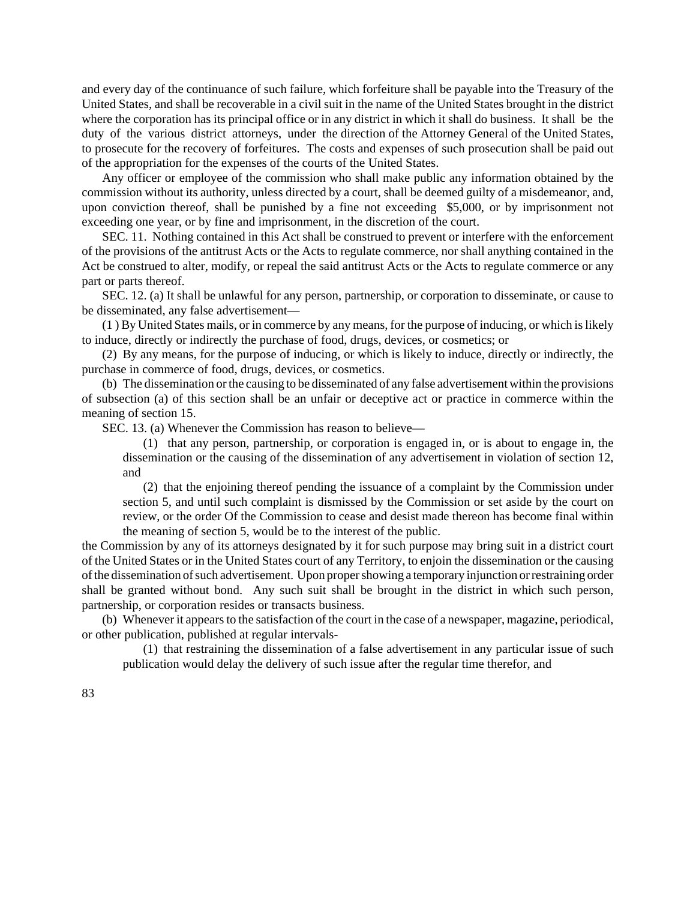and every day of the continuance of such failure, which forfeiture shall be payable into the Treasury of the United States, and shall be recoverable in a civil suit in the name of the United States brought in the district where the corporation has its principal office or in any district in which it shall do business. It shall be the duty of the various district attorneys, under the direction of the Attorney General of the United States, to prosecute for the recovery of forfeitures. The costs and expenses of such prosecution shall be paid out of the appropriation for the expenses of the courts of the United States.

Any officer or employee of the commission who shall make public any information obtained by the commission without its authority, unless directed by a court, shall be deemed guilty of a misdemeanor, and, upon conviction thereof, shall be punished by a fine not exceeding $5,000, or by imprisonment not exceeding one year, or by fine and imprisonment, in the discretion of the court.

SEC. 11. Nothing contained in this Act shall be construed to prevent or interfere with the enforcement of the provisions of the antitrust Acts or the Acts to regulate commerce, nor shall anything contained in the Act be construed to alter, modify, or repeal the said antitrust Acts or the Acts to regulate commerce or any part or parts thereof.

SEC. 12. (a) It shall be unlawful for any person, partnership, or corporation to disseminate, or cause to be disseminated, any false advertisement—

(1 ) By United States mails, or in commerce by any means, for the purpose of inducing, or which is likely to induce, directly or indirectly the purchase of food, drugs, devices, or cosmetics; or

(2) By any means, for the purpose of inducing, or which is likely to induce, directly or indirectly, the purchase in commerce of food, drugs, devices, or cosmetics.

(b) The dissemination or the causing to be disseminated of any false advertisement within the provisions of subsection (a) of this section shall be an unfair or deceptive act or practice in commerce within the meaning of section 15.

SEC. 13. (a) Whenever the Commission has reason to believe—

> (1) that any person, partnership, or corporation is engaged in, or is about to engage in, the dissemination or the causing of the dissemination of any advertisement in violation of section 12, and
>
> (2) that the enjoining thereof pending the issuance of a complaint by the Commission under section 5, and until such complaint is dismissed by the Commission or set aside by the court on review, or the order Of the Commission to cease and desist made thereon has become final within the meaning of section 5, would be to the interest of the public.

the Commission by any of its attorneys designated by it for such purpose may bring suit in a district court of the United States or in the United States court of any Territory, to enjoin the dissemination or the causing of the dissemination of such advertisement. Upon proper showing a temporary injunction or restraining order shall be granted without bond. Any such suit shall be brought in the district in which such person, partnership, or corporation resides or transacts business.

(b) Whenever it appears to the satisfaction of the court in the case of a newspaper, magazine, periodical, or other publication, published at regular intervals-

> (1) that restraining the dissemination of a false advertisement in any particular issue of such publication would delay the delivery of such issue after the regular time therefor, and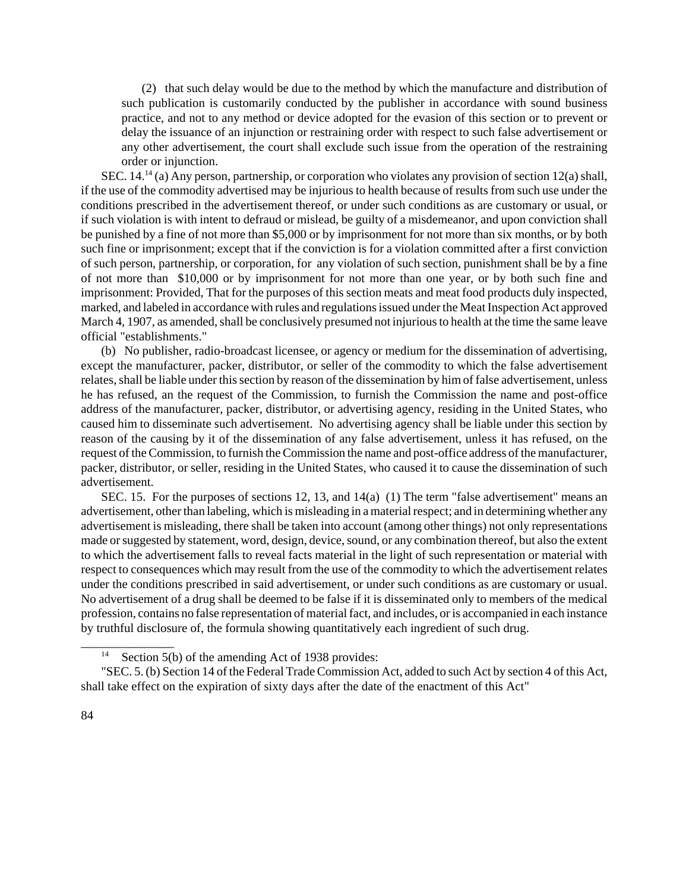(2) that such delay would be due to the method by which the manufacture and distribution of such publication is customarily conducted by the publisher in accordance with sound business practice, and not to any method or device adopted for the evasion of this section or to prevent or delay the issuance of an injunction or restraining order with respect to such false advertisement or any other advertisement, the court shall exclude such issue from the operation of the restraining order or injunction.

SEC. 14.[14] (a) Any person, partnership, or corporation who violates any provision of section 12(a) shall, if the use of the commodity advertised may be injurious to health because of results from such use under the conditions prescribed in the advertisement thereof, or under such conditions as are customary or usual, or if such violation is with intent to defraud or mislead, be guilty of a misdemeanor, and upon conviction shall be punished by a fine of not more than $5,000 or by imprisonment for not more than six months, or by both such fine or imprisonment; except that if the conviction is for a violation committed after a first conviction of such person, partnership, or corporation, for any violation of such section, punishment shall be by a fine of not more than $10,000 or by imprisonment for not more than one year, or by both such fine and imprisonment: Provided, That for the purposes of this section meats and meat food products duly inspected, marked, and labeled in accordance with rules and regulations issued under the Meat Inspection Act approved March 4, 1907, as amended, shall be conclusively presumed not injurious to health at the time the same leave official "establishments."

(b) No publisher, radio-broadcast licensee, or agency or medium for the dissemination of advertising, except the manufacturer, packer, distributor, or seller of the commodity to which the false advertisement relates, shall be liable under this section by reason of the dissemination by him of false advertisement, unless he has refused, an the request of the Commission, to furnish the Commission the name and post-office address of the manufacturer, packer, distributor, or advertising agency, residing in the United States, who caused him to disseminate such advertisement. No advertising agency shall be liable under this section by reason of the causing by it of the dissemination of any false advertisement, unless it has refused, on the request of the Commission, to furnish the Commission the name and post-office address of the manufacturer, packer, distributor, or seller, residing in the United States, who caused it to cause the dissemination of such advertisement.

SEC. 15. For the purposes of sections 12, 13, and 14(a) (1) The term "false advertisement" means an advertisement, other than labeling, which is misleading in a material respect; and in determining whether any advertisement is misleading, there shall be taken into account (among other things) not only representations made or suggested by statement, word, design, device, sound, or any combination thereof, but also the extent to which the advertisement falls to reveal facts material in the light of such representation or material with respect to consequences which may result from the use of the commodity to which the advertisement relates under the conditions prescribed in said advertisement, or under such conditions as are customary or usual. No advertisement of a drug shall be deemed to be false if it is disseminated only to members of the medical profession, contains no false representation of material fact, and includes, or is accompanied in each instance by truthful disclosure of, the formula showing quantitatively each ingredient of such drug.

---

[14] Section 5(b) of the amending Act of 1938 provides:

"SEC. 5. (b) Section 14 of the Federal Trade Commission Act, added to such Act by section 4 of this Act, shall take effect on the expiration of sixty days after the date of the enactment of this Act"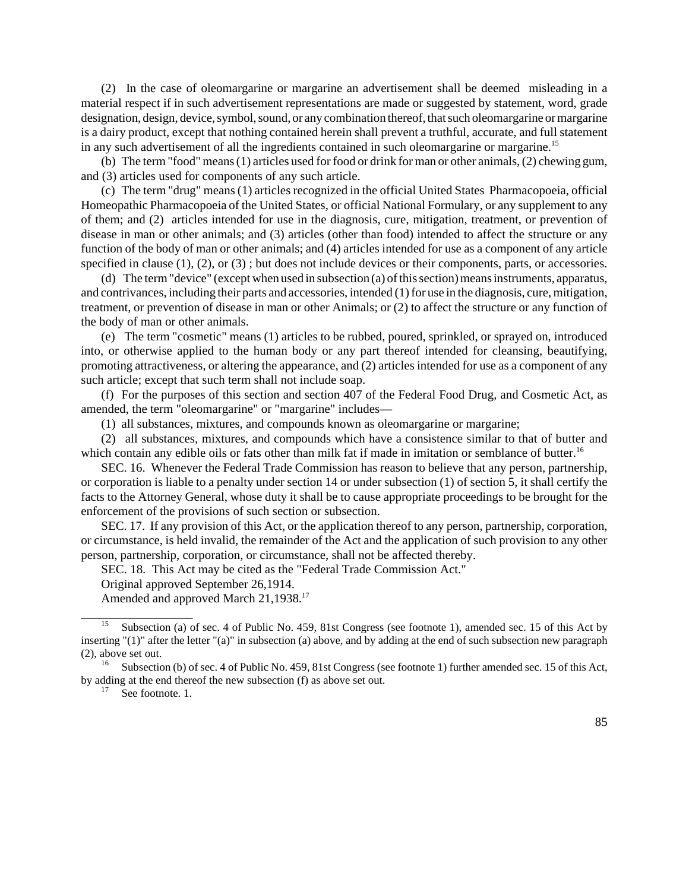(2) In the case of oleomargarine or margarine an advertisement shall be deemed misleading in a material respect if in such advertisement representations are made or suggested by statement, word, grade designation, design, device, symbol, sound, or any combination thereof, that such oleomargarine or margarine is a dairy product, except that nothing contained herein shall prevent a truthful, accurate, and full statement in any such advertisement of all the ingredients contained in such oleomargarine or margarine.[15]

(b) The term "food" means (1) articles used for food or drink for man or other animals, (2) chewing gum, and (3) articles used for components of any such article.

(c) The term "drug" means (1) articles recognized in the official United States Pharmacopoeia, official Homeopathic Pharmacopoeia of the United States, or official National Formulary, or any supplement to any of them; and (2) articles intended for use in the diagnosis, cure, mitigation, treatment, or prevention of disease in man or other animals; and (3) articles (other than food) intended to affect the structure or any function of the body of man or other animals; and (4) articles intended for use as a component of any article specified in clause (1), (2), or (3) ; but does not include devices or their components, parts, or accessories.

(d) The term "device" (except when used in subsection (a) of this section) means instruments, apparatus, and contrivances, including their parts and accessories, intended (1) for use in the diagnosis, cure, mitigation, treatment, or prevention of disease in man or other Animals; or (2) to affect the structure or any function of the body of man or other animals.

(e) The term "cosmetic" means (1) articles to be rubbed, poured, sprinkled, or sprayed on, introduced into, or otherwise applied to the human body or any part thereof intended for cleansing, beautifying, promoting attractiveness, or altering the appearance, and (2) articles intended for use as a component of any such article; except that such term shall not include soap.

(f) For the purposes of this section and section 407 of the Federal Food Drug, and Cosmetic Act, as amended, the term "oleomargarine" or "margarine" includes—

(1) all substances, mixtures, and compounds known as oleomargarine or margarine;

(2) all substances, mixtures, and compounds which have a consistence similar to that of butter and which contain any edible oils or fats other than milk fat if made in imitation or semblance of butter.[16]

SEC. 16. Whenever the Federal Trade Commission has reason to believe that any person, partnership, or corporation is liable to a penalty under section 14 or under subsection (1) of section 5, it shall certify the facts to the Attorney General, whose duty it shall be to cause appropriate proceedings to be brought for the enforcement of the provisions of such section or subsection.

SEC. 17. If any provision of this Act, or the application thereof to any person, partnership, corporation, or circumstance, is held invalid, the remainder of the Act and the application of such provision to any other person, partnership, corporation, or circumstance, shall not be affected thereby.

SEC. 18. This Act may be cited as the "Federal Trade Commission Act."

Original approved September 26,1914.

Amended and approved March 21,1938.[17]

---

[15] Subsection (a) of sec. 4 of Public No. 459, 81st Congress (see footnote 1), amended sec. 15 of this Act by inserting "(1)" after the letter "(a)" in subsection (a) above, and by adding at the end of such subsection new paragraph (2), above set out.

[16] Subsection (b) of sec. 4 of Public No. 459, 81st Congress (see footnote 1) further amended sec. 15 of this Act, by adding at the end thereof the new subsection (f) as above set out.

[17] See footnote. 1.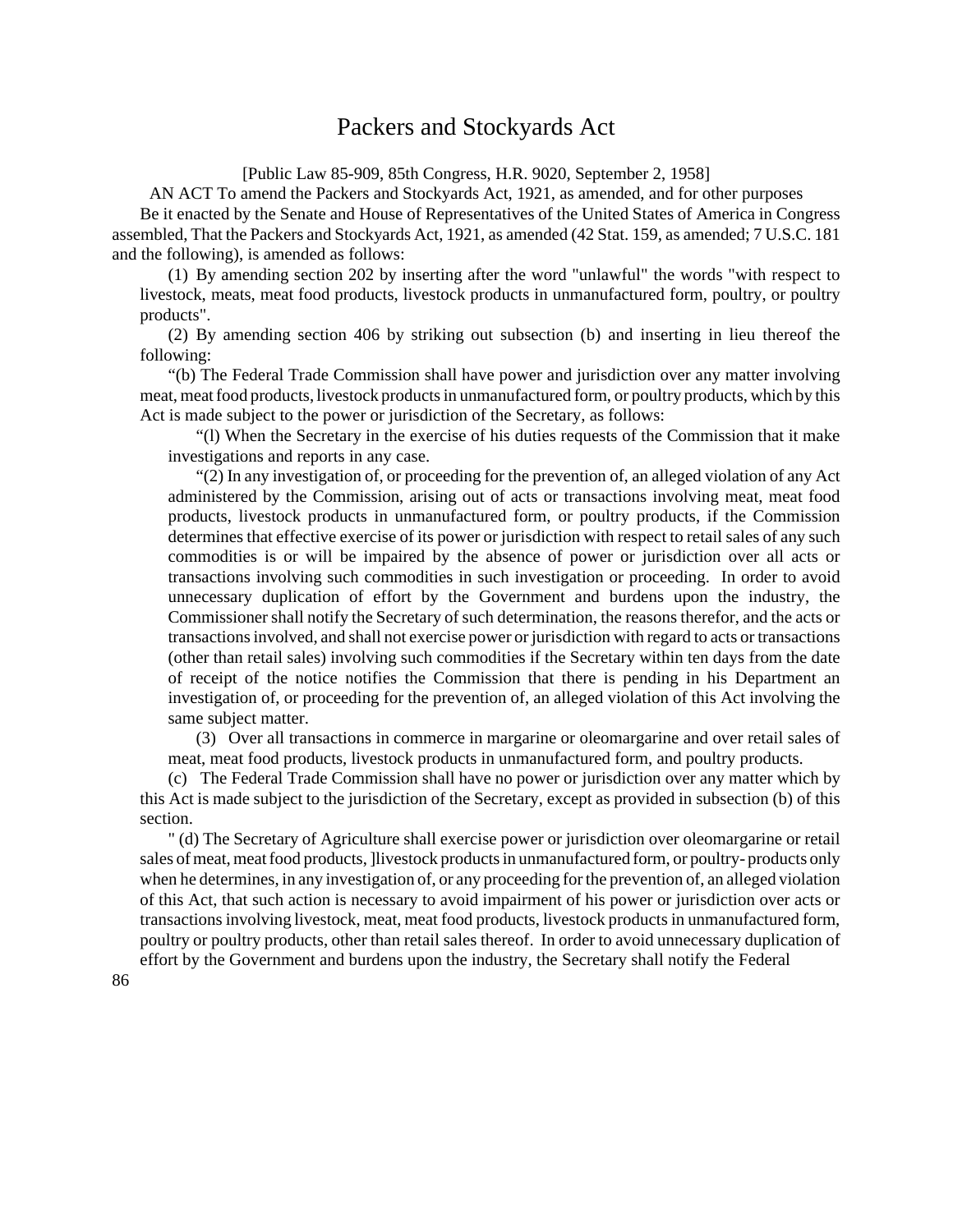# Packers and Stockyards Act

[Public Law 85-909, 85th Congress, H.R. 9020, September 2, 1958]

AN ACT To amend the Packers and Stockyards Act, 1921, as amended, and for other purposes

Be it enacted by the Senate and House of Representatives of the United States of America in Congress assembled, That the Packers and Stockyards Act, 1921, as amended (42 Stat. 159, as amended; 7 U.S.C. 181 and the following), is amended as follows:

(1) By amending section 202 by inserting after the word "unlawful" the words "with respect to livestock, meats, meat food products, livestock products in unmanufactured form, poultry, or poultry products".

(2) By amending section 406 by striking out subsection (b) and inserting in lieu thereof the following:

"(b) The Federal Trade Commission shall have power and jurisdiction over any matter involving meat, meat food products, livestock products in unmanufactured form, or poultry products, which by this Act is made subject to the power or jurisdiction of the Secretary, as follows:

"(l) When the Secretary in the exercise of his duties requests of the Commission that it make investigations and reports in any case.

"(2) In any investigation of, or proceeding for the prevention of, an alleged violation of any Act administered by the Commission, arising out of acts or transactions involving meat, meat food products, livestock products in unmanufactured form, or poultry products, if the Commission determines that effective exercise of its power or jurisdiction with respect to retail sales of any such commodities is or will be impaired by the absence of power or jurisdiction over all acts or transactions involving such commodities in such investigation or proceeding. In order to avoid unnecessary duplication of effort by the Government and burdens upon the industry, the Commissioner shall notify the Secretary of such determination, the reasons therefor, and the acts or transactions involved, and shall not exercise power or jurisdiction with regard to acts or transactions (other than retail sales) involving such commodities if the Secretary within ten days from the date of receipt of the notice notifies the Commission that there is pending in his Department an investigation of, or proceeding for the prevention of, an alleged violation of this Act involving the same subject matter.

(3) Over all transactions in commerce in margarine or oleomargarine and over retail sales of meat, meat food products, livestock products in unmanufactured form, and poultry products.

(c) The Federal Trade Commission shall have no power or jurisdiction over any matter which by this Act is made subject to the jurisdiction of the Secretary, except as provided in subsection (b) of this section.

" (d) The Secretary of Agriculture shall exercise power or jurisdiction over oleomargarine or retail sales of meat, meat food products, ]livestock products in unmanufactured form, or poultry- products only when he determines, in any investigation of, or any proceeding for the prevention of, an alleged violation of this Act, that such action is necessary to avoid impairment of his power or jurisdiction over acts or transactions involving livestock, meat, meat food products, livestock products in unmanufactured form, poultry or poultry products, other than retail sales thereof. In order to avoid unnecessary duplication of effort by the Government and burdens upon the industry, the Secretary shall notify the Federal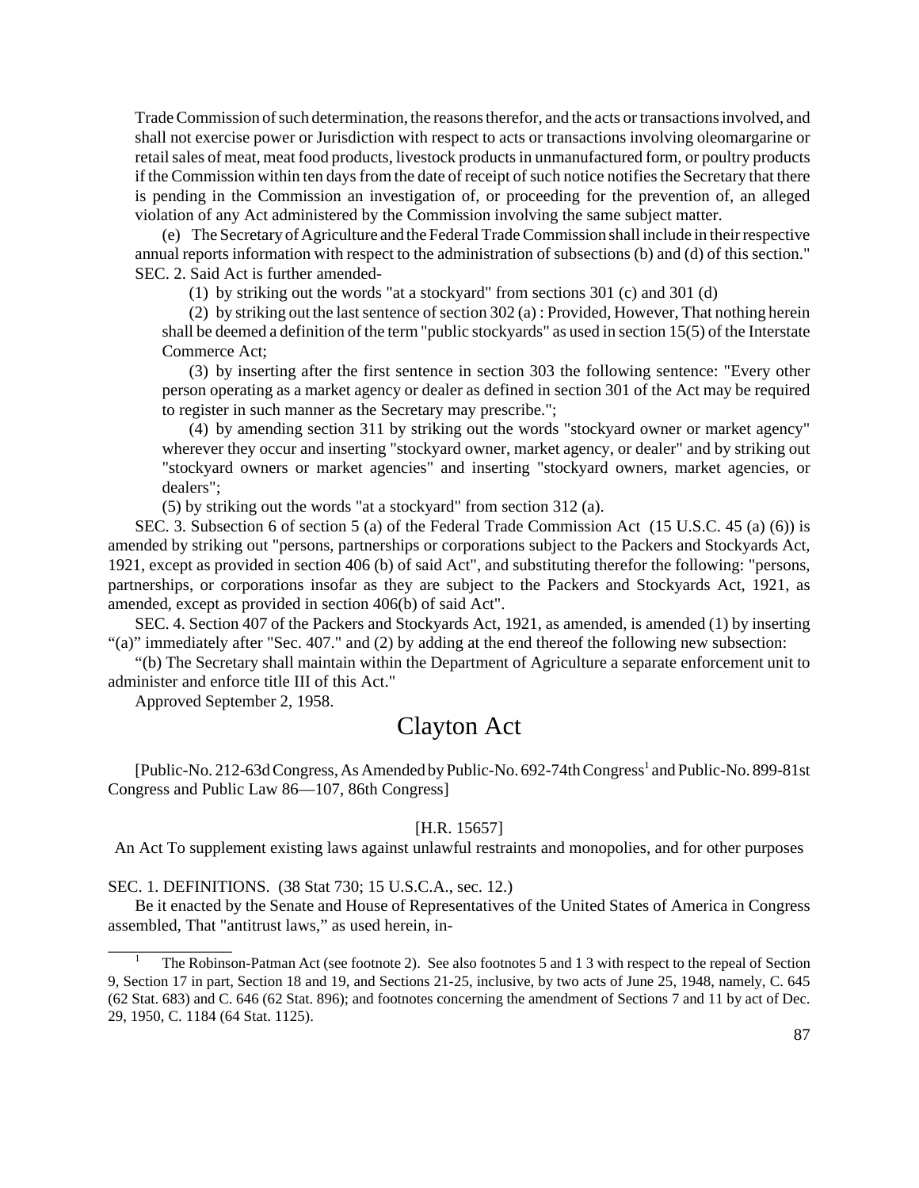Trade Commission of such determination, the reasons therefor, and the acts or transactions involved, and shall not exercise power or Jurisdiction with respect to acts or transactions involving oleomargarine or retail sales of meat, meat food products, livestock products in unmanufactured form, or poultry products if the Commission within ten days from the date of receipt of such notice notifies the Secretary that there is pending in the Commission an investigation of, or proceeding for the prevention of, an alleged violation of any Act administered by the Commission involving the same subject matter.

(e) The Secretary of Agriculture and the Federal Trade Commission shall include in their respective annual reports information with respect to the administration of subsections (b) and (d) of this section."

SEC. 2. Said Act is further amended-

(1) by striking out the words "at a stockyard" from sections 301 (c) and 301 (d)

(2) by striking out the last sentence of section 302 (a) : Provided, However, That nothing herein shall be deemed a definition of the term "public stockyards" as used in section 15(5) of the Interstate Commerce Act;

(3) by inserting after the first sentence in section 303 the following sentence: "Every other person operating as a market agency or dealer as defined in section 301 of the Act may be required to register in such manner as the Secretary may prescribe.";

(4) by amending section 311 by striking out the words "stockyard owner or market agency" wherever they occur and inserting "stockyard owner, market agency, or dealer" and by striking out "stockyard owners or market agencies" and inserting "stockyard owners, market agencies, or dealers";

(5) by striking out the words "at a stockyard" from section 312 (a).

SEC. 3. Subsection 6 of section 5 (a) of the Federal Trade Commission Act (15 U.S.C. 45 (a) (6)) is amended by striking out "persons, partnerships or corporations subject to the Packers and Stockyards Act, 1921, except as provided in section 406 (b) of said Act", and substituting therefor the following: "persons, partnerships, or corporations insofar as they are subject to the Packers and Stockyards Act, 1921, as amended, except as provided in section 406(b) of said Act".

SEC. 4. Section 407 of the Packers and Stockyards Act, 1921, as amended, is amended (1) by inserting "(a)" immediately after "Sec. 407." and (2) by adding at the end thereof the following new subsection:

"(b) The Secretary shall maintain within the Department of Agriculture a separate enforcement unit to administer and enforce title III of this Act."

Approved September 2, 1958.

# Clayton Act

[Public-No. 212-63d Congress, As Amended by Public-No. 692-74th Congress[1] and Public-No. 899-81st Congress and Public Law 86—107, 86th Congress]

[H.R. 15657]

An Act To supplement existing laws against unlawful restraints and monopolies, and for other purposes

SEC. 1. DEFINITIONS. (38 Stat 730; 15 U.S.C.A., sec. 12.)

Be it enacted by the Senate and House of Representatives of the United States of America in Congress assembled, That "antitrust laws," as used herein, in-

---

[1] The Robinson-Patman Act (see footnote 2). See also footnotes 5 and 1 3 with respect to the repeal of Section 9, Section 17 in part, Section 18 and 19, and Sections 21-25, inclusive, by two acts of June 25, 1948, namely, C. 645 (62 Stat. 683) and C. 646 (62 Stat. 896); and footnotes concerning the amendment of Sections 7 and 11 by act of Dec. 29, 1950, C. 1184 (64 Stat. 1125).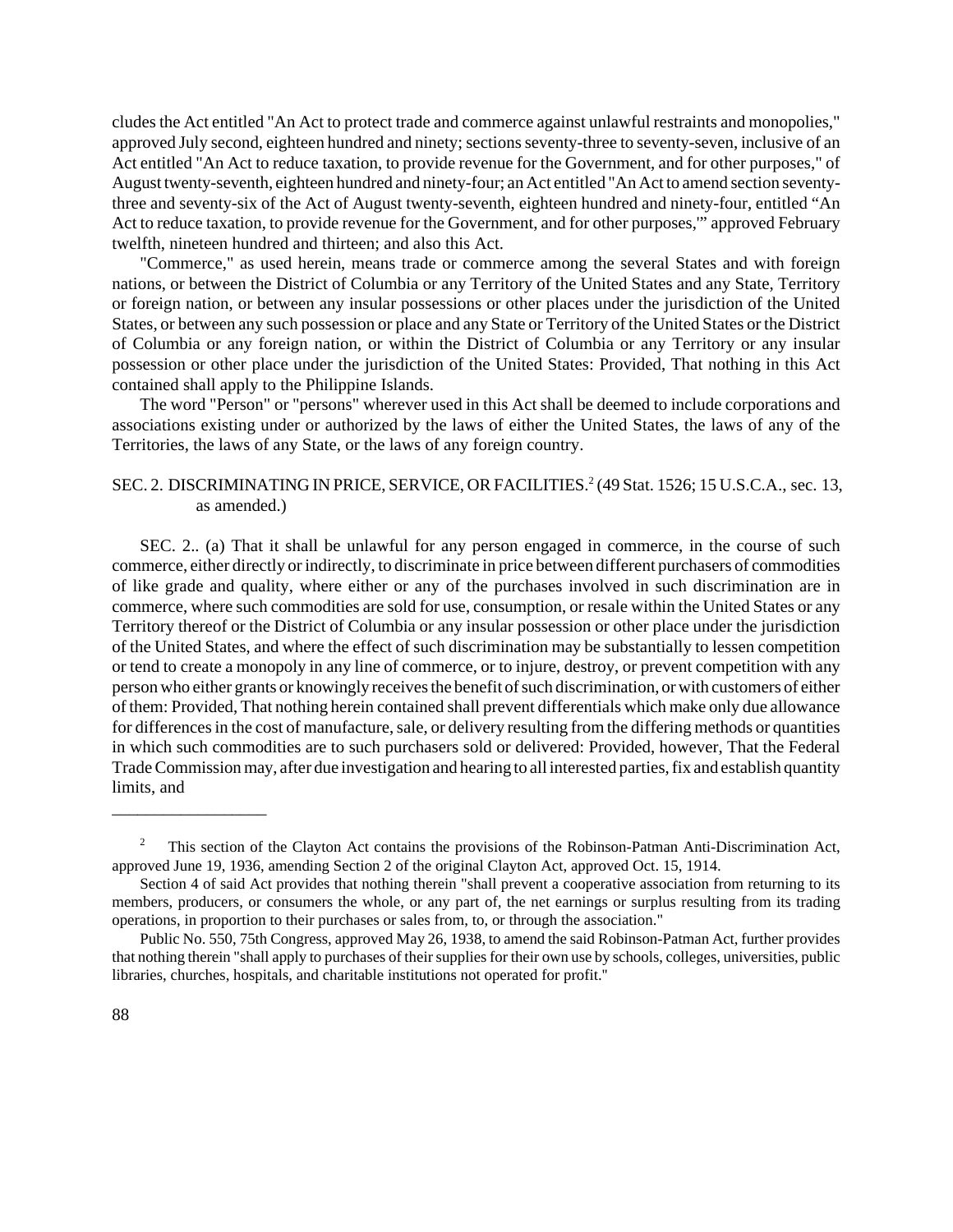cludes the Act entitled "An Act to protect trade and commerce against unlawful restraints and monopolies," approved July second, eighteen hundred and ninety; sections seventy-three to seventy-seven, inclusive of an Act entitled "An Act to reduce taxation, to provide revenue for the Government, and for other purposes," of August twenty-seventh, eighteen hundred and ninety-four; an Act entitled "An Act to amend section seventy-three and seventy-six of the Act of August twenty-seventh, eighteen hundred and ninety-four, entitled "An Act to reduce taxation, to provide revenue for the Government, and for other purposes,'" approved February twelfth, nineteen hundred and thirteen; and also this Act.

"Commerce," as used herein, means trade or commerce among the several States and with foreign nations, or between the District of Columbia or any Territory of the United States and any State, Territory or foreign nation, or between any insular possessions or other places under the jurisdiction of the United States, or between any such possession or place and any State or Territory of the United States or the District of Columbia or any foreign nation, or within the District of Columbia or any Territory or any insular possession or other place under the jurisdiction of the United States: Provided, That nothing in this Act contained shall apply to the Philippine Islands.

The word "Person" or "persons" wherever used in this Act shall be deemed to include corporations and associations existing under or authorized by the laws of either the United States, the laws of any of the Territories, the laws of any State, or the laws of any foreign country.

## SEC. 2. DISCRIMINATING IN PRICE, SERVICE, OR FACILITIES.[2] (49 Stat. 1526; 15 U.S.C.A., sec. 13, as amended.)

SEC. 2.. (a) That it shall be unlawful for any person engaged in commerce, in the course of such commerce, either directly or indirectly, to discriminate in price between different purchasers of commodities of like grade and quality, where either or any of the purchases involved in such discrimination are in commerce, where such commodities are sold for use, consumption, or resale within the United States or any Territory thereof or the District of Columbia or any insular possession or other place under the jurisdiction of the United States, and where the effect of such discrimination may be substantially to lessen competition or tend to create a monopoly in any line of commerce, or to injure, destroy, or prevent competition with any person who either grants or knowingly receives the benefit of such discrimination, or with customers of either of them: Provided, That nothing herein contained shall prevent differentials which make only due allowance for differences in the cost of manufacture, sale, or delivery resulting from the differing methods or quantities in which such commodities are to such purchasers sold or delivered: Provided, however, That the Federal Trade Commission may, after due investigation and hearing to all interested parties, fix and establish quantity limits, and

---

[2] This section of the Clayton Act contains the provisions of the Robinson-Patman Anti-Discrimination Act, approved June 19, 1936, amending Section 2 of the original Clayton Act, approved Oct. 15, 1914.

Section 4 of said Act provides that nothing therein "shall prevent a cooperative association from returning to its members, producers, or consumers the whole, or any part of, the net earnings or surplus resulting from its trading operations, in proportion to their purchases or sales from, to, or through the association."

Public No. 550, 75th Congress, approved May 26, 1938, to amend the said Robinson-Patman Act, further provides that nothing therein "shall apply to purchases of their supplies for their own use by schools, colleges, universities, public libraries, churches, hospitals, and charitable institutions not operated for profit."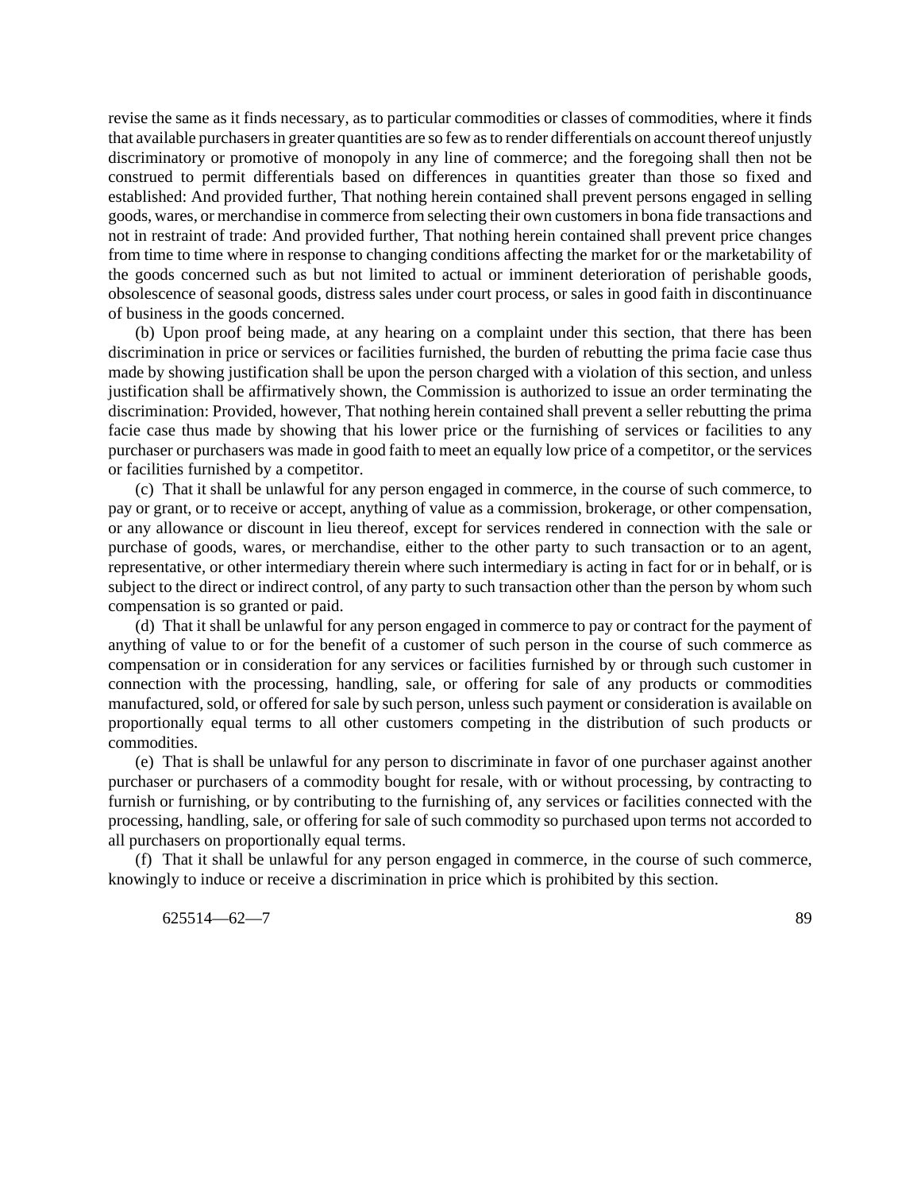revise the same as it finds necessary, as to particular commodities or classes of commodities, where it finds that available purchasers in greater quantities are so few as to render differentials on account thereof unjustly discriminatory or promotive of monopoly in any line of commerce; and the foregoing shall then not be construed to permit differentials based on differences in quantities greater than those so fixed and established: And provided further, That nothing herein contained shall prevent persons engaged in selling goods, wares, or merchandise in commerce from selecting their own customers in bona fide transactions and not in restraint of trade: And provided further, That nothing herein contained shall prevent price changes from time to time where in response to changing conditions affecting the market for or the marketability of the goods concerned such as but not limited to actual or imminent deterioration of perishable goods, obsolescence of seasonal goods, distress sales under court process, or sales in good faith in discontinuance of business in the goods concerned.

(b) Upon proof being made, at any hearing on a complaint under this section, that there has been discrimination in price or services or facilities furnished, the burden of rebutting the prima facie case thus made by showing justification shall be upon the person charged with a violation of this section, and unless justification shall be affirmatively shown, the Commission is authorized to issue an order terminating the discrimination: Provided, however, That nothing herein contained shall prevent a seller rebutting the prima facie case thus made by showing that his lower price or the furnishing of services or facilities to any purchaser or purchasers was made in good faith to meet an equally low price of a competitor, or the services or facilities furnished by a competitor.

(c) That it shall be unlawful for any person engaged in commerce, in the course of such commerce, to pay or grant, or to receive or accept, anything of value as a commission, brokerage, or other compensation, or any allowance or discount in lieu thereof, except for services rendered in connection with the sale or purchase of goods, wares, or merchandise, either to the other party to such transaction or to an agent, representative, or other intermediary therein where such intermediary is acting in fact for or in behalf, or is subject to the direct or indirect control, of any party to such transaction other than the person by whom such compensation is so granted or paid.

(d) That it shall be unlawful for any person engaged in commerce to pay or contract for the payment of anything of value to or for the benefit of a customer of such person in the course of such commerce as compensation or in consideration for any services or facilities furnished by or through such customer in connection with the processing, handling, sale, or offering for sale of any products or commodities manufactured, sold, or offered for sale by such person, unless such payment or consideration is available on proportionally equal terms to all other customers competing in the distribution of such products or commodities.

(e) That is shall be unlawful for any person to discriminate in favor of one purchaser against another purchaser or purchasers of a commodity bought for resale, with or without processing, by contracting to furnish or furnishing, or by contributing to the furnishing of, any services or facilities connected with the processing, handling, sale, or offering for sale of such commodity so purchased upon terms not accorded to all purchasers on proportionally equal terms.

(f) That it shall be unlawful for any person engaged in commerce, in the course of such commerce, knowingly to induce or receive a discrimination in price which is prohibited by this section.

625514—62—7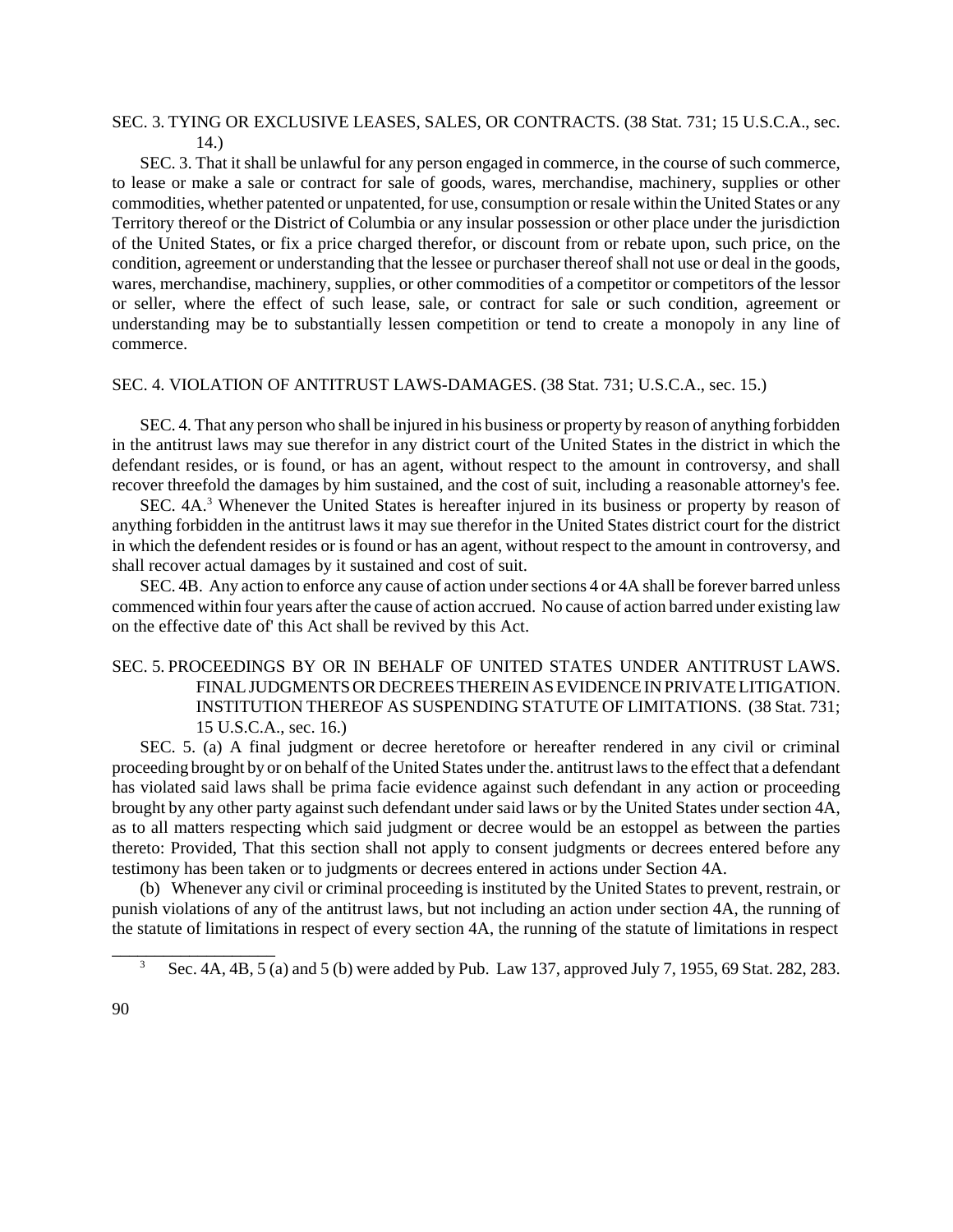SEC. 3. TYING OR EXCLUSIVE LEASES, SALES, OR CONTRACTS. (38 Stat. 731; 15 U.S.C.A., sec. 14.)

SEC. 3. That it shall be unlawful for any person engaged in commerce, in the course of such commerce, to lease or make a sale or contract for sale of goods, wares, merchandise, machinery, supplies or other commodities, whether patented or unpatented, for use, consumption or resale within the United States or any Territory thereof or the District of Columbia or any insular possession or other place under the jurisdiction of the United States, or fix a price charged therefor, or discount from or rebate upon, such price, on the condition, agreement or understanding that the lessee or purchaser thereof shall not use or deal in the goods, wares, merchandise, machinery, supplies, or other commodities of a competitor or competitors of the lessor or seller, where the effect of such lease, sale, or contract for sale or such condition, agreement or understanding may be to substantially lessen competition or tend to create a monopoly in any line of commerce.

SEC. 4. VIOLATION OF ANTITRUST LAWS-DAMAGES. (38 Stat. 731; U.S.C.A., sec. 15.)

SEC. 4. That any person who shall be injured in his business or property by reason of anything forbidden in the antitrust laws may sue therefor in any district court of the United States in the district in which the defendant resides, or is found, or has an agent, without respect to the amount in controversy, and shall recover threefold the damages by him sustained, and the cost of suit, including a reasonable attorney's fee.

SEC. 4A.[3] Whenever the United States is hereafter injured in its business or property by reason of anything forbidden in the antitrust laws it may sue therefor in the United States district court for the district in which the defendent resides or is found or has an agent, without respect to the amount in controversy, and shall recover actual damages by it sustained and cost of suit.

SEC. 4B. Any action to enforce any cause of action under sections 4 or 4A shall be forever barred unless commenced within four years after the cause of action accrued. No cause of action barred under existing law on the effective date of' this Act shall be revived by this Act.

SEC. 5. PROCEEDINGS BY OR IN BEHALF OF UNITED STATES UNDER ANTITRUST LAWS. FINAL JUDGMENTS OR DECREES THEREIN AS EVIDENCE IN PRIVATE LITIGATION. INSTITUTION THEREOF AS SUSPENDING STATUTE OF LIMITATIONS. (38 Stat. 731; 15 U.S.C.A., sec. 16.)

SEC. 5. (a) A final judgment or decree heretofore or hereafter rendered in any civil or criminal proceeding brought by or on behalf of the United States under the. antitrust laws to the effect that a defendant has violated said laws shall be prima facie evidence against such defendant in any action or proceeding brought by any other party against such defendant under said laws or by the United States under section 4A, as to all matters respecting which said judgment or decree would be an estoppel as between the parties thereto: Provided, That this section shall not apply to consent judgments or decrees entered before any testimony has been taken or to judgments or decrees entered in actions under Section 4A.

(b) Whenever any civil or criminal proceeding is instituted by the United States to prevent, restrain, or punish violations of any of the antitrust laws, but not including an action under section 4A, the running of the statute of limitations in respect of every section 4A, the running of the statute of limitations in respect

[3] Sec. 4A, 4B, 5 (a) and 5 (b) were added by Pub. Law 137, approved July 7, 1955, 69 Stat. 282, 283.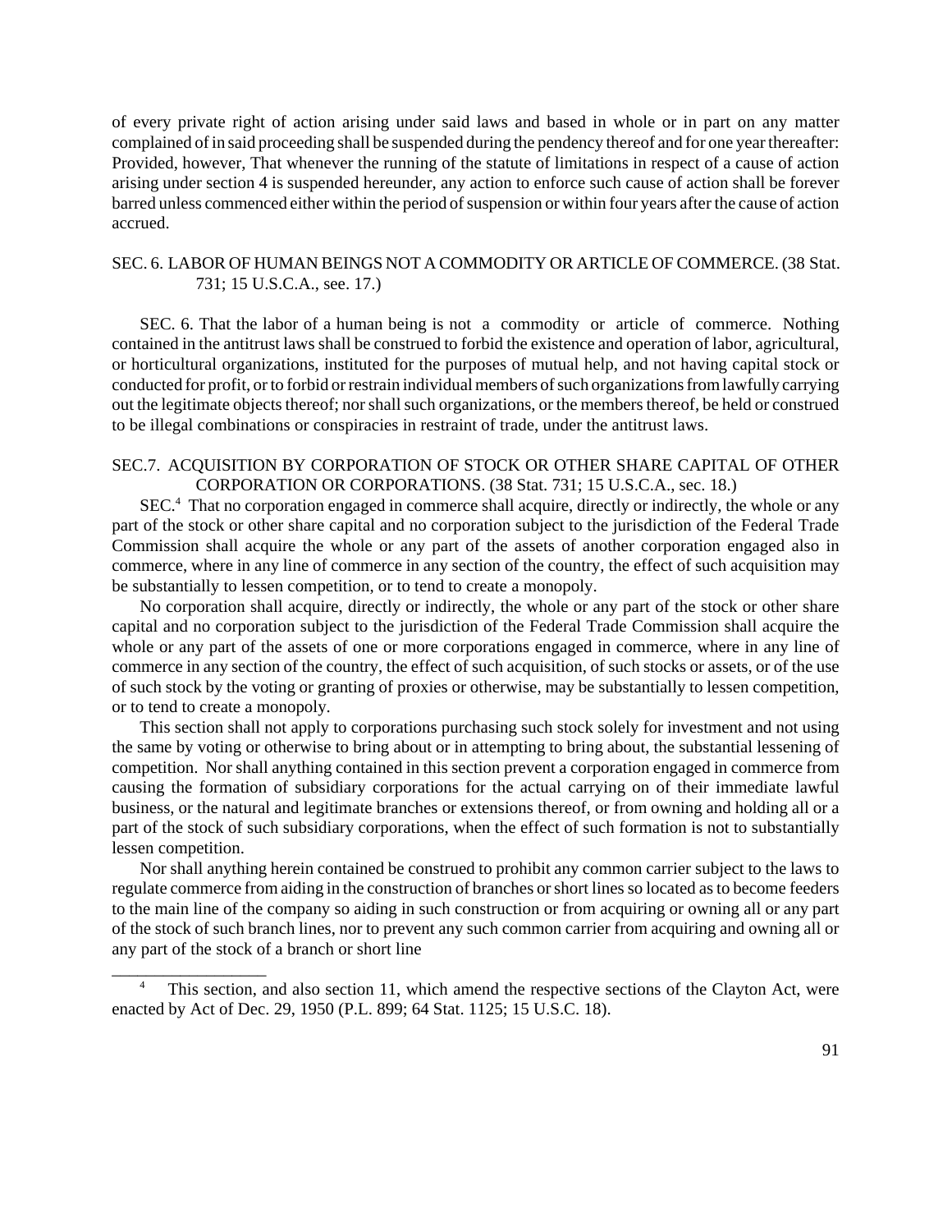of every private right of action arising under said laws and based in whole or in part on any matter complained of in said proceeding shall be suspended during the pendency thereof and for one year thereafter: Provided, however, That whenever the running of the statute of limitations in respect of a cause of action arising under section 4 is suspended hereunder, any action to enforce such cause of action shall be forever barred unless commenced either within the period of suspension or within four years after the cause of action accrued.

## SEC. 6. LABOR OF HUMAN BEINGS NOT A COMMODITY OR ARTICLE OF COMMERCE. (38 Stat. 731; 15 U.S.C.A., see. 17.)

SEC. 6. That the labor of a human being is not a commodity or article of commerce. Nothing contained in the antitrust laws shall be construed to forbid the existence and operation of labor, agricultural, or horticultural organizations, instituted for the purposes of mutual help, and not having capital stock or conducted for profit, or to forbid or restrain individual members of such organizations from lawfully carrying out the legitimate objects thereof; nor shall such organizations, or the members thereof, be held or construed to be illegal combinations or conspiracies in restraint of trade, under the antitrust laws.

## SEC.7. ACQUISITION BY CORPORATION OF STOCK OR OTHER SHARE CAPITAL OF OTHER CORPORATION OR CORPORATIONS. (38 Stat. 731; 15 U.S.C.A., sec. 18.)

SEC.[4] That no corporation engaged in commerce shall acquire, directly or indirectly, the whole or any part of the stock or other share capital and no corporation subject to the jurisdiction of the Federal Trade Commission shall acquire the whole or any part of the assets of another corporation engaged also in commerce, where in any line of commerce in any section of the country, the effect of such acquisition may be substantially to lessen competition, or to tend to create a monopoly.

No corporation shall acquire, directly or indirectly, the whole or any part of the stock or other share capital and no corporation subject to the jurisdiction of the Federal Trade Commission shall acquire the whole or any part of the assets of one or more corporations engaged in commerce, where in any line of commerce in any section of the country, the effect of such acquisition, of such stocks or assets, or of the use of such stock by the voting or granting of proxies or otherwise, may be substantially to lessen competition, or to tend to create a monopoly.

This section shall not apply to corporations purchasing such stock solely for investment and not using the same by voting or otherwise to bring about or in attempting to bring about, the substantial lessening of competition. Nor shall anything contained in this section prevent a corporation engaged in commerce from causing the formation of subsidiary corporations for the actual carrying on of their immediate lawful business, or the natural and legitimate branches or extensions thereof, or from owning and holding all or a part of the stock of such subsidiary corporations, when the effect of such formation is not to substantially lessen competition.

Nor shall anything herein contained be construed to prohibit any common carrier subject to the laws to regulate commerce from aiding in the construction of branches or short lines so located as to become feeders to the main line of the company so aiding in such construction or from acquiring or owning all or any part of the stock of such branch lines, nor to prevent any such common carrier from acquiring and owning all or any part of the stock of a branch or short line

---

[4] This section, and also section 11, which amend the respective sections of the Clayton Act, were enacted by Act of Dec. 29, 1950 (P.L. 899; 64 Stat. 1125; 15 U.S.C. 18).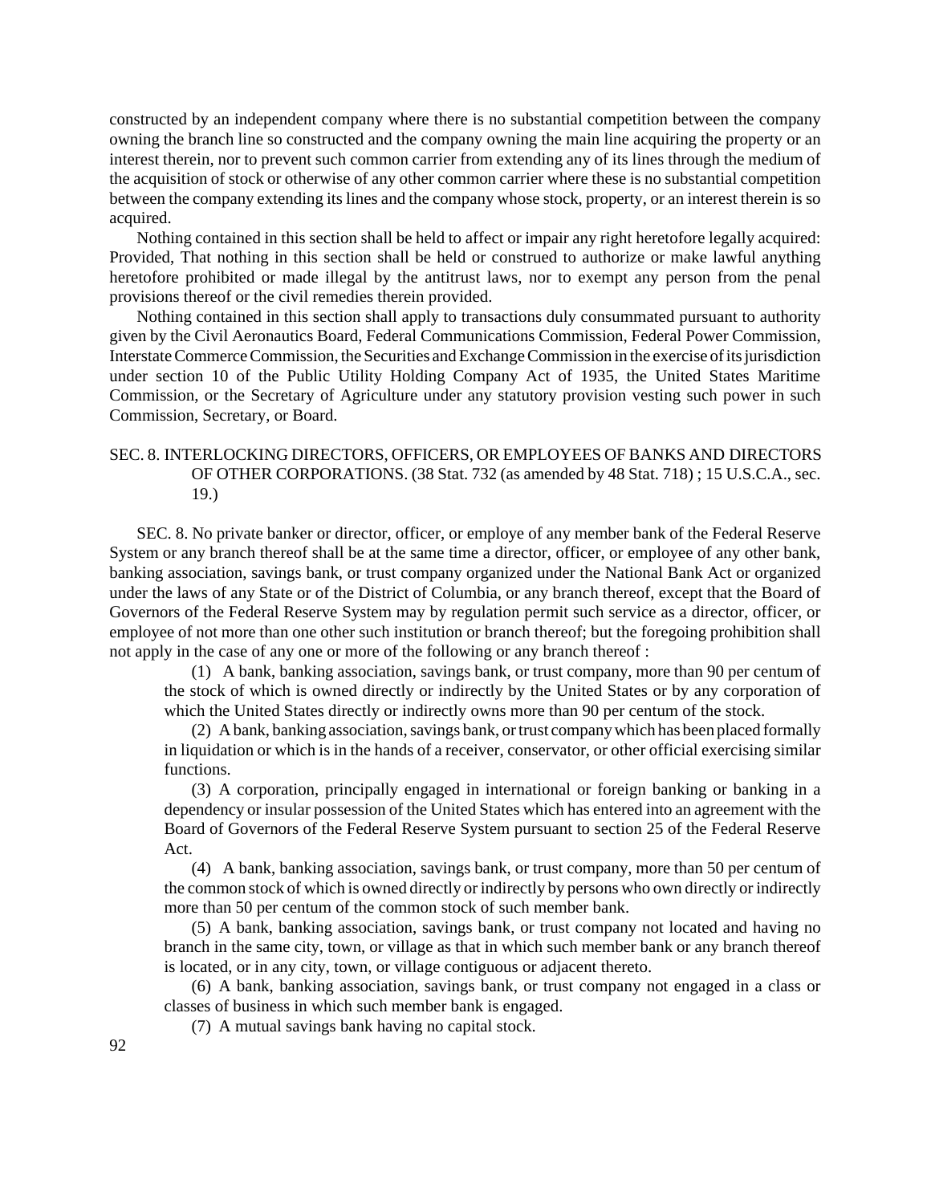constructed by an independent company where there is no substantial competition between the company owning the branch line so constructed and the company owning the main line acquiring the property or an interest therein, nor to prevent such common carrier from extending any of its lines through the medium of the acquisition of stock or otherwise of any other common carrier where these is no substantial competition between the company extending its lines and the company whose stock, property, or an interest therein is so acquired.

Nothing contained in this section shall be held to affect or impair any right heretofore legally acquired: Provided, That nothing in this section shall be held or construed to authorize or make lawful anything heretofore prohibited or made illegal by the antitrust laws, nor to exempt any person from the penal provisions thereof or the civil remedies therein provided.

Nothing contained in this section shall apply to transactions duly consummated pursuant to authority given by the Civil Aeronautics Board, Federal Communications Commission, Federal Power Commission, Interstate Commerce Commission, the Securities and Exchange Commission in the exercise of its jurisdiction under section 10 of the Public Utility Holding Company Act of 1935, the United States Maritime Commission, or the Secretary of Agriculture under any statutory provision vesting such power in such Commission, Secretary, or Board.

## SEC. 8. INTERLOCKING DIRECTORS, OFFICERS, OR EMPLOYEES OF BANKS AND DIRECTORS OF OTHER CORPORATIONS. (38 Stat. 732 (as amended by 48 Stat. 718) ; 15 U.S.C.A., sec. 19.)

SEC. 8. No private banker or director, officer, or employe of any member bank of the Federal Reserve System or any branch thereof shall be at the same time a director, officer, or employee of any other bank, banking association, savings bank, or trust company organized under the National Bank Act or organized under the laws of any State or of the District of Columbia, or any branch thereof, except that the Board of Governors of the Federal Reserve System may by regulation permit such service as a director, officer, or employee of not more than one other such institution or branch thereof; but the foregoing prohibition shall not apply in the case of any one or more of the following or any branch thereof :

(1) A bank, banking association, savings bank, or trust company, more than 90 per centum of the stock of which is owned directly or indirectly by the United States or by any corporation of which the United States directly or indirectly owns more than 90 per centum of the stock.

(2) A bank, banking association, savings bank, or trust company which has been placed formally in liquidation or which is in the hands of a receiver, conservator, or other official exercising similar functions.

(3) A corporation, principally engaged in international or foreign banking or banking in a dependency or insular possession of the United States which has entered into an agreement with the Board of Governors of the Federal Reserve System pursuant to section 25 of the Federal Reserve Act.

(4) A bank, banking association, savings bank, or trust company, more than 50 per centum of the common stock of which is owned directly or indirectly by persons who own directly or indirectly more than 50 per centum of the common stock of such member bank.

(5) A bank, banking association, savings bank, or trust company not located and having no branch in the same city, town, or village as that in which such member bank or any branch thereof is located, or in any city, town, or village contiguous or adjacent thereto.

(6) A bank, banking association, savings bank, or trust company not engaged in a class or classes of business in which such member bank is engaged.

(7) A mutual savings bank having no capital stock.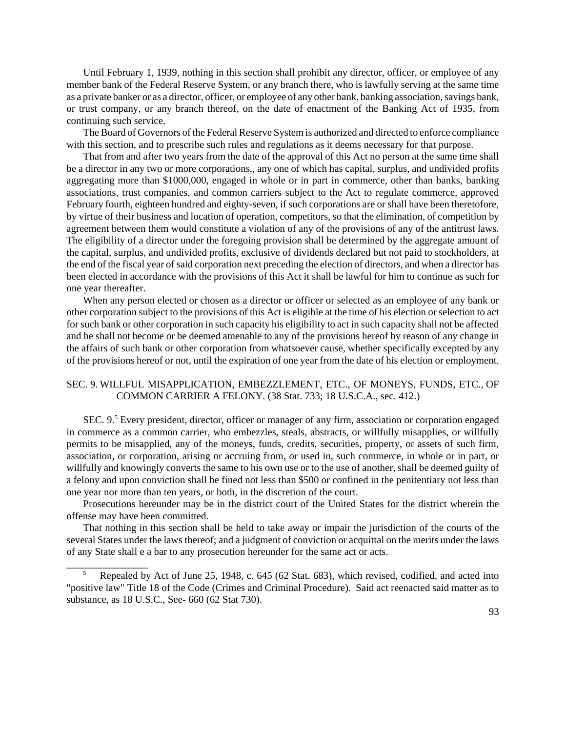Until February 1, 1939, nothing in this section shall prohibit any director, officer, or employee of any member bank of the Federal Reserve System, or any branch there, who is lawfully serving at the same time as a private banker or as a director, officer, or employee of any other bank, banking association, savings bank, or trust company, or any branch thereof, on the date of enactment of the Banking Act of 1935, from continuing such service.

The Board of Governors of the Federal Reserve System is authorized and directed to enforce compliance with this section, and to prescribe such rules and regulations as it deems necessary for that purpose.

That from and after two years from the date of the approval of this Act no person at the same time shall be a director in any two or more corporations,, any one of which has capital, surplus, and undivided profits aggregating more than $1000,000, engaged in whole or in part in commerce, other than banks, banking associations, trust companies, and common carriers subject to the Act to regulate commerce, approved February fourth, eighteen hundred and eighty-seven, if such corporations are or shall have been theretofore, by virtue of their business and location of operation, competitors, so that the elimination, of competition by agreement between them would constitute a violation of any of the provisions of any of the antitrust laws. The eligibility of a director under the foregoing provision shall be determined by the aggregate amount of the capital, surplus, and undivided profits, exclusive of dividends declared but not paid to stockholders, at the end of the fiscal year of said corporation next preceding the election of directors, and when a director has been elected in accordance with the provisions of this Act it shall be lawful for him to continue as such for one year thereafter.

When any person elected or chosen as a director or officer or selected as an employee of any bank or other corporation subject to the provisions of this Act is eligible at the time of his election or selection to act for such bank or other corporation in such capacity his eligibility to act in such capacity shall not be affected and he shall not become or be deemed amenable to any of the provisions hereof by reason of any change in the affairs of such bank or other corporation from whatsoever cause, whether specifically excepted by any of the provisions hereof or not, until the expiration of one year from the date of his election or employment.

## SEC. 9. WILLFUL MISAPPLICATION, EMBEZZLEMENT, ETC., OF MONEYS, FUNDS, ETC., OF COMMON CARRIER A FELONY. (38 Stat. 733; 18 U.S.C.A., sec. 412.)

SEC. 9.[5] Every president, director, officer or manager of any firm, association or corporation engaged in commerce as a common carrier, who embezzles, steals, abstracts, or willfully misapplies, or willfully permits to be misapplied, any of the moneys, funds, credits, securities, property, or assets of such firm, association, or corporation, arising or accruing from, or used in, such commerce, in whole or in part, or willfully and knowingly converts the same to his own use or to the use of another, shall be deemed guilty of a felony and upon conviction shall be fined not less than $500 or confined in the penitentiary not less than one year nor more than ten years, or both, in the discretion of the court.

Prosecutions hereunder may be in the district court of the United States for the district wherein the offense may have been committed.

That nothing in this section shall be held to take away or impair the jurisdiction of the courts of the several States under the laws thereof; and a judgment of conviction or acquittal on the merits under the laws of any State shall e a bar to any prosecution hereunder for the same act or acts.

---

[5] Repealed by Act of June 25, 1948, c. 645 (62 Stat. 683), which revised, codified, and acted into "positive law" Title 18 of the Code (Crimes and Criminal Procedure). Said act reenacted said matter as to substance, as 18 U.S.C., See- 660 (62 Stat 730).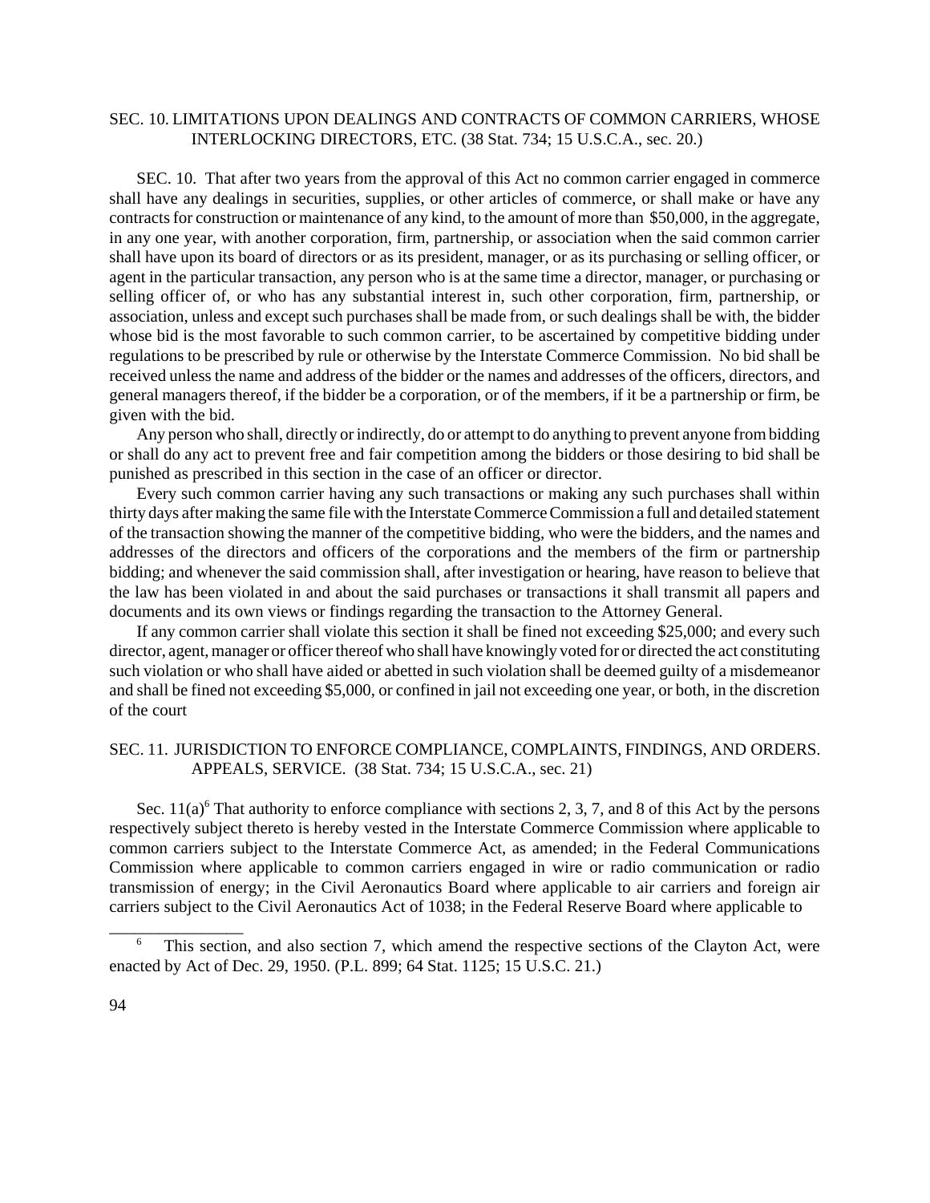## SEC. 10. LIMITATIONS UPON DEALINGS AND CONTRACTS OF COMMON CARRIERS, WHOSE INTERLOCKING DIRECTORS, ETC. (38 Stat. 734; 15 U.S.C.A., sec. 20.)

SEC. 10. That after two years from the approval of this Act no common carrier engaged in commerce shall have any dealings in securities, supplies, or other articles of commerce, or shall make or have any contracts for construction or maintenance of any kind, to the amount of more than $50,000, in the aggregate, in any one year, with another corporation, firm, partnership, or association when the said common carrier shall have upon its board of directors or as its president, manager, or as its purchasing or selling officer, or agent in the particular transaction, any person who is at the same time a director, manager, or purchasing or selling officer of, or who has any substantial interest in, such other corporation, firm, partnership, or association, unless and except such purchases shall be made from, or such dealings shall be with, the bidder whose bid is the most favorable to such common carrier, to be ascertained by competitive bidding under regulations to be prescribed by rule or otherwise by the Interstate Commerce Commission. No bid shall be received unless the name and address of the bidder or the names and addresses of the officers, directors, and general managers thereof, if the bidder be a corporation, or of the members, if it be a partnership or firm, be given with the bid.

Any person who shall, directly or indirectly, do or attempt to do anything to prevent anyone from bidding or shall do any act to prevent free and fair competition among the bidders or those desiring to bid shall be punished as prescribed in this section in the case of an officer or director.

Every such common carrier having any such transactions or making any such purchases shall within thirty days after making the same file with the Interstate Commerce Commission a full and detailed statement of the transaction showing the manner of the competitive bidding, who were the bidders, and the names and addresses of the directors and officers of the corporations and the members of the firm or partnership bidding; and whenever the said commission shall, after investigation or hearing, have reason to believe that the law has been violated in and about the said purchases or transactions it shall transmit all papers and documents and its own views or findings regarding the transaction to the Attorney General.

If any common carrier shall violate this section it shall be fined not exceeding $25,000; and every such director, agent, manager or officer thereof who shall have knowingly voted for or directed the act constituting such violation or who shall have aided or abetted in such violation shall be deemed guilty of a misdemeanor and shall be fined not exceeding $5,000, or confined in jail not exceeding one year, or both, in the discretion of the court

## SEC. 11. JURISDICTION TO ENFORCE COMPLIANCE, COMPLAINTS, FINDINGS, AND ORDERS. APPEALS, SERVICE. (38 Stat. 734; 15 U.S.C.A., sec. 21)

Sec. 11(a)[6] That authority to enforce compliance with sections 2, 3, 7, and 8 of this Act by the persons respectively subject thereto is hereby vested in the Interstate Commerce Commission where applicable to common carriers subject to the Interstate Commerce Act, as amended; in the Federal Communications Commission where applicable to common carriers engaged in wire or radio communication or radio transmission of energy; in the Civil Aeronautics Board where applicable to air carriers and foreign air carriers subject to the Civil Aeronautics Act of 1038; in the Federal Reserve Board where applicable to

---

[6] This section, and also section 7, which amend the respective sections of the Clayton Act, were enacted by Act of Dec. 29, 1950. (P.L. 899; 64 Stat. 1125; 15 U.S.C. 21.)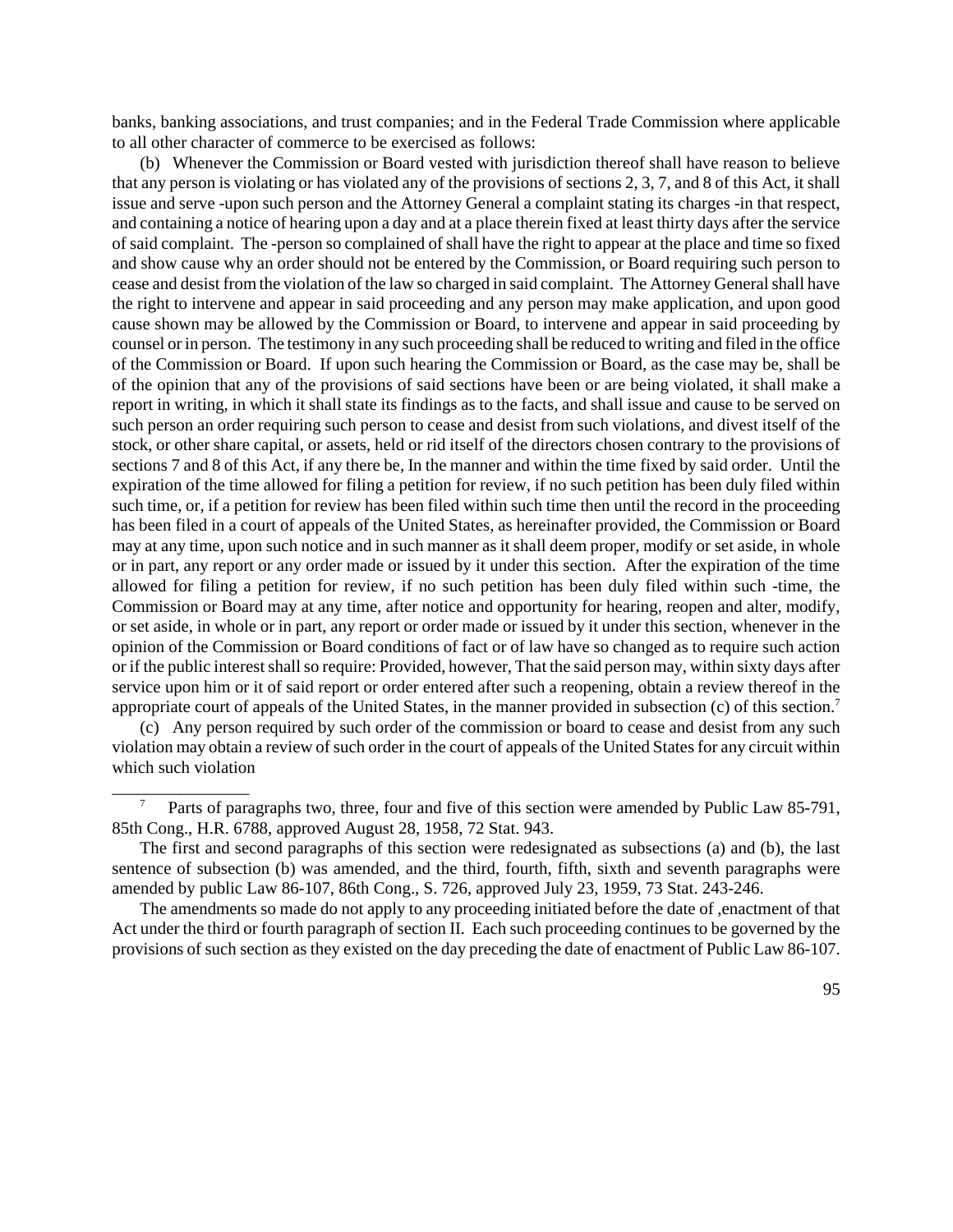banks, banking associations, and trust companies; and in the Federal Trade Commission where applicable to all other character of commerce to be exercised as follows:

(b) Whenever the Commission or Board vested with jurisdiction thereof shall have reason to believe that any person is violating or has violated any of the provisions of sections 2, 3, 7, and 8 of this Act, it shall issue and serve -upon such person and the Attorney General a complaint stating its charges -in that respect, and containing a notice of hearing upon a day and at a place therein fixed at least thirty days after the service of said complaint. The -person so complained of shall have the right to appear at the place and time so fixed and show cause why an order should not be entered by the Commission, or Board requiring such person to cease and desist from the violation of the law so charged in said complaint. The Attorney General shall have the right to intervene and appear in said proceeding and any person may make application, and upon good cause shown may be allowed by the Commission or Board, to intervene and appear in said proceeding by counsel or in person. The testimony in any such proceeding shall be reduced to writing and filed in the office of the Commission or Board. If upon such hearing the Commission or Board, as the case may be, shall be of the opinion that any of the provisions of said sections have been or are being violated, it shall make a report in writing, in which it shall state its findings as to the facts, and shall issue and cause to be served on such person an order requiring such person to cease and desist from such violations, and divest itself of the stock, or other share capital, or assets, held or rid itself of the directors chosen contrary to the provisions of sections 7 and 8 of this Act, if any there be, In the manner and within the time fixed by said order. Until the expiration of the time allowed for filing a petition for review, if no such petition has been duly filed within such time, or, if a petition for review has been filed within such time then until the record in the proceeding has been filed in a court of appeals of the United States, as hereinafter provided, the Commission or Board may at any time, upon such notice and in such manner as it shall deem proper, modify or set aside, in whole or in part, any report or any order made or issued by it under this section. After the expiration of the time allowed for filing a petition for review, if no such petition has been duly filed within such -time, the Commission or Board may at any time, after notice and opportunity for hearing, reopen and alter, modify, or set aside, in whole or in part, any report or order made or issued by it under this section, whenever in the opinion of the Commission or Board conditions of fact or of law have so changed as to require such action or if the public interest shall so require: Provided, however, That the said person may, within sixty days after service upon him or it of said report or order entered after such a reopening, obtain a review thereof in the appropriate court of appeals of the United States, in the manner provided in subsection (c) of this section.[7]

(c) Any person required by such order of the commission or board to cease and desist from any such violation may obtain a review of such order in the court of appeals of the United States for any circuit within which such violation

---

[7] Parts of paragraphs two, three, four and five of this section were amended by Public Law 85-791, 85th Cong., H.R. 6788, approved August 28, 1958, 72 Stat. 943.

The first and second paragraphs of this section were redesignated as subsections (a) and (b), the last sentence of subsection (b) was amended, and the third, fourth, fifth, sixth and seventh paragraphs were amended by public Law 86-107, 86th Cong., S. 726, approved July 23, 1959, 73 Stat. 243-246.

The amendments so made do not apply to any proceeding initiated before the date of ,enactment of that Act under the third or fourth paragraph of section II. Each such proceeding continues to be governed by the provisions of such section as they existed on the day preceding the date of enactment of Public Law 86-107.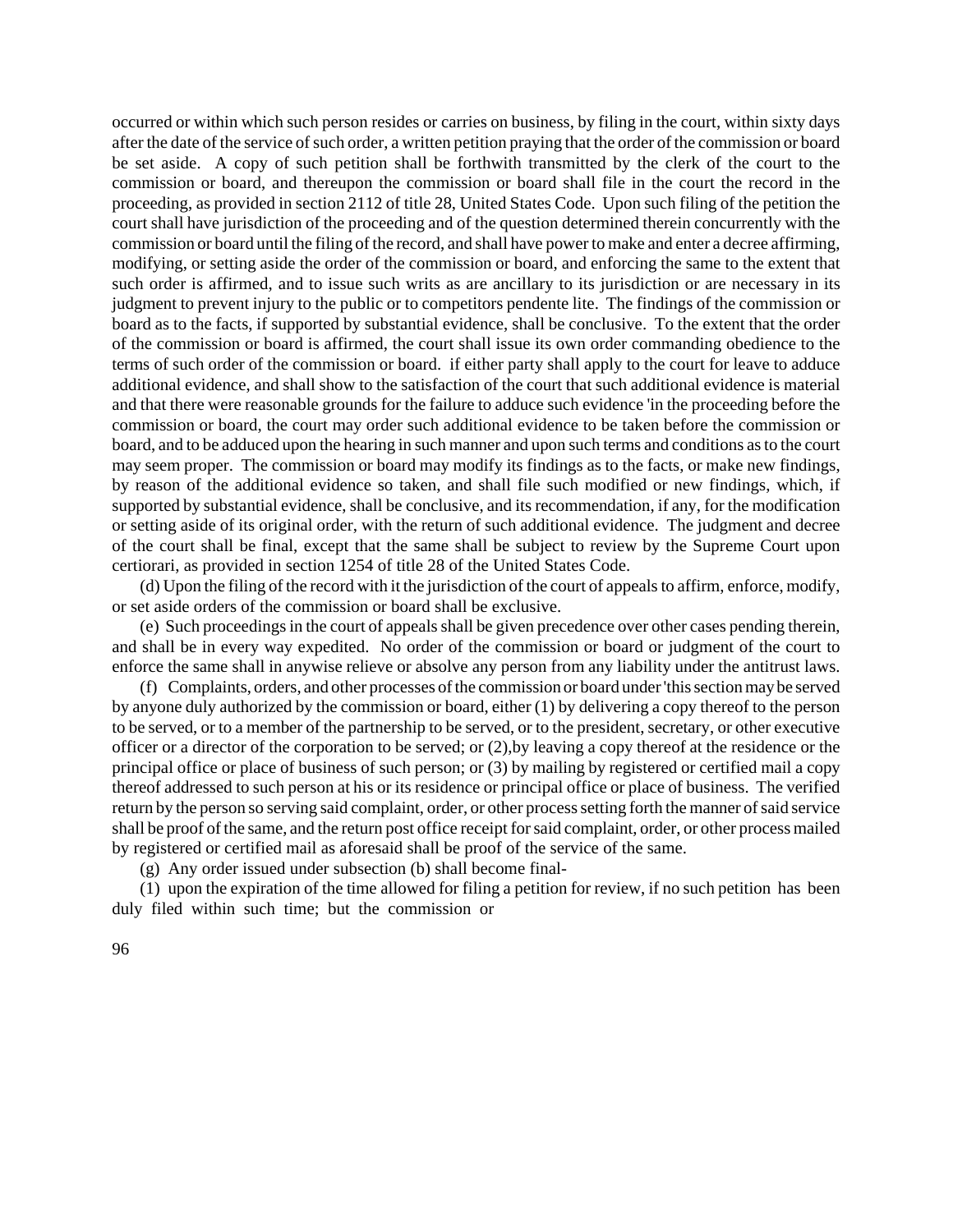occurred or within which such person resides or carries on business, by filing in the court, within sixty days after the date of the service of such order, a written petition praying that the order of the commission or board be set aside. A copy of such petition shall be forthwith transmitted by the clerk of the court to the commission or board, and thereupon the commission or board shall file in the court the record in the proceeding, as provided in section 2112 of title 28, United States Code. Upon such filing of the petition the court shall have jurisdiction of the proceeding and of the question determined therein concurrently with the commission or board until the filing of the record, and shall have power to make and enter a decree affirming, modifying, or setting aside the order of the commission or board, and enforcing the same to the extent that such order is affirmed, and to issue such writs as are ancillary to its jurisdiction or are necessary in its judgment to prevent injury to the public or to competitors pendente lite. The findings of the commission or board as to the facts, if supported by substantial evidence, shall be conclusive. To the extent that the order of the commission or board is affirmed, the court shall issue its own order commanding obedience to the terms of such order of the commission or board. if either party shall apply to the court for leave to adduce additional evidence, and shall show to the satisfaction of the court that such additional evidence is material and that there were reasonable grounds for the failure to adduce such evidence 'in the proceeding before the commission or board, the court may order such additional evidence to be taken before the commission or board, and to be adduced upon the hearing in such manner and upon such terms and conditions as to the court may seem proper. The commission or board may modify its findings as to the facts, or make new findings, by reason of the additional evidence so taken, and shall file such modified or new findings, which, if supported by substantial evidence, shall be conclusive, and its recommendation, if any, for the modification or setting aside of its original order, with the return of such additional evidence. The judgment and decree of the court shall be final, except that the same shall be subject to review by the Supreme Court upon certiorari, as provided in section 1254 of title 28 of the United States Code.

(d) Upon the filing of the record with it the jurisdiction of the court of appeals to affirm, enforce, modify, or set aside orders of the commission or board shall be exclusive.

(e) Such proceedings in the court of appeals shall be given precedence over other cases pending therein, and shall be in every way expedited. No order of the commission or board or judgment of the court to enforce the same shall in anywise relieve or absolve any person from any liability under the antitrust laws.

(f) Complaints, orders, and other processes of the commission or board under 'this section may be served by anyone duly authorized by the commission or board, either (1) by delivering a copy thereof to the person to be served, or to a member of the partnership to be served, or to the president, secretary, or other executive officer or a director of the corporation to be served; or (2),by leaving a copy thereof at the residence or the principal office or place of business of such person; or (3) by mailing by registered or certified mail a copy thereof addressed to such person at his or its residence or principal office or place of business. The verified return by the person so serving said complaint, order, or other process setting forth the manner of said service shall be proof of the same, and the return post office receipt for said complaint, order, or other process mailed by registered or certified mail as aforesaid shall be proof of the service of the same.

(g) Any order issued under subsection (b) shall become final-

(1) upon the expiration of the time allowed for filing a petition for review, if no such petition has been duly filed within such time; but the commission or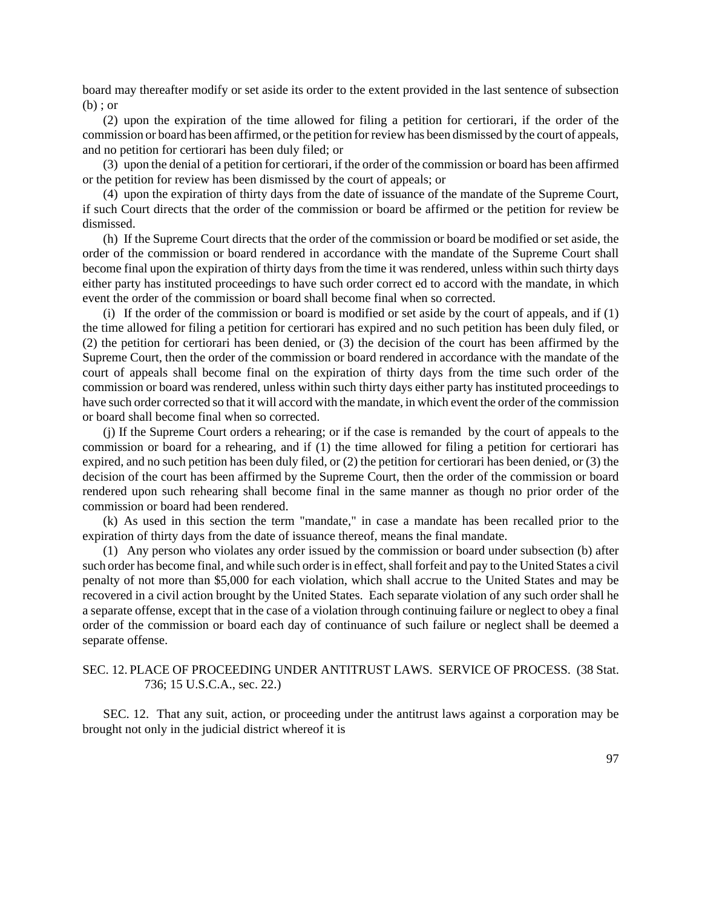board may thereafter modify or set aside its order to the extent provided in the last sentence of subsection (b) ; or

(2) upon the expiration of the time allowed for filing a petition for certiorari, if the order of the commission or board has been affirmed, or the petition for review has been dismissed by the court of appeals, and no petition for certiorari has been duly filed; or

(3) upon the denial of a petition for certiorari, if the order of the commission or board has been affirmed or the petition for review has been dismissed by the court of appeals; or

(4) upon the expiration of thirty days from the date of issuance of the mandate of the Supreme Court, if such Court directs that the order of the commission or board be affirmed or the petition for review be dismissed.

(h) If the Supreme Court directs that the order of the commission or board be modified or set aside, the order of the commission or board rendered in accordance with the mandate of the Supreme Court shall become final upon the expiration of thirty days from the time it was rendered, unless within such thirty days either party has instituted proceedings to have such order correct ed to accord with the mandate, in which event the order of the commission or board shall become final when so corrected.

(i) If the order of the commission or board is modified or set aside by the court of appeals, and if (1) the time allowed for filing a petition for certiorari has expired and no such petition has been duly filed, or (2) the petition for certiorari has been denied, or (3) the decision of the court has been affirmed by the Supreme Court, then the order of the commission or board rendered in accordance with the mandate of the court of appeals shall become final on the expiration of thirty days from the time such order of the commission or board was rendered, unless within such thirty days either party has instituted proceedings to have such order corrected so that it will accord with the mandate, in which event the order of the commission or board shall become final when so corrected.

(j) If the Supreme Court orders a rehearing; or if the case is remanded by the court of appeals to the commission or board for a rehearing, and if (1) the time allowed for filing a petition for certiorari has expired, and no such petition has been duly filed, or (2) the petition for certiorari has been denied, or (3) the decision of the court has been affirmed by the Supreme Court, then the order of the commission or board rendered upon such rehearing shall become final in the same manner as though no prior order of the commission or board had been rendered.

(k) As used in this section the term "mandate," in case a mandate has been recalled prior to the expiration of thirty days from the date of issuance thereof, means the final mandate.

(1) Any person who violates any order issued by the commission or board under subsection (b) after such order has become final, and while such order is in effect, shall forfeit and pay to the United States a civil penalty of not more than $5,000 for each violation, which shall accrue to the United States and may be recovered in a civil action brought by the United States. Each separate violation of any such order shall he a separate offense, except that in the case of a violation through continuing failure or neglect to obey a final order of the commission or board each day of continuance of such failure or neglect shall be deemed a separate offense.

SEC. 12. PLACE OF PROCEEDING UNDER ANTITRUST LAWS. SERVICE OF PROCESS. (38 Stat. 736; 15 U.S.C.A., sec. 22.)

SEC. 12. That any suit, action, or proceeding under the antitrust laws against a corporation may be brought not only in the judicial district whereof it is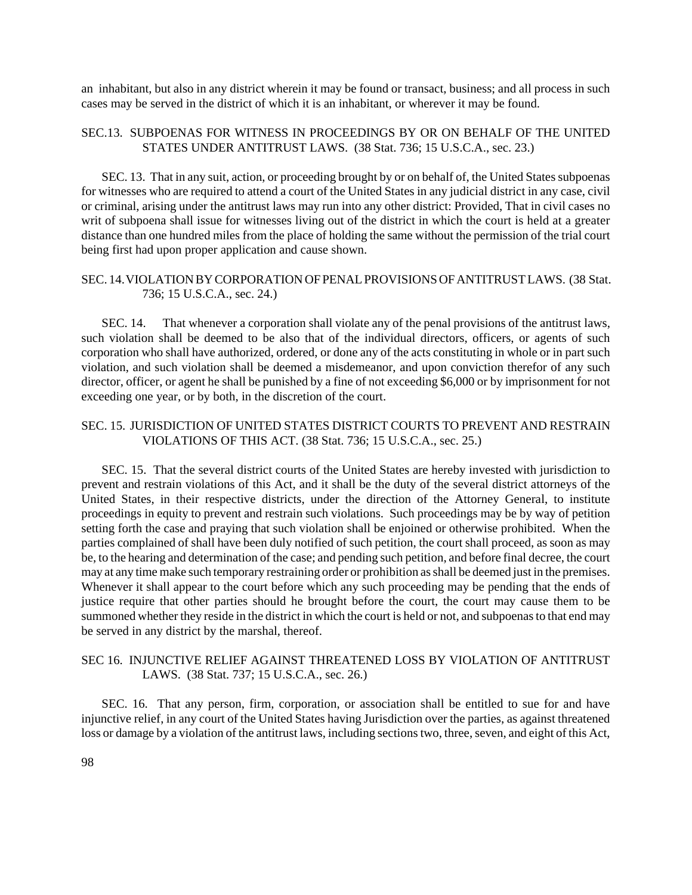an inhabitant, but also in any district wherein it may be found or transact, business; and all process in such cases may be served in the district of which it is an inhabitant, or wherever it may be found.

### SEC.13. SUBPOENAS FOR WITNESS IN PROCEEDINGS BY OR ON BEHALF OF THE UNITED STATES UNDER ANTITRUST LAWS. (38 Stat. 736; 15 U.S.C.A., sec. 23.)

SEC. 13. That in any suit, action, or proceeding brought by or on behalf of, the United States subpoenas for witnesses who are required to attend a court of the United States in any judicial district in any case, civil or criminal, arising under the antitrust laws may run into any other district: Provided, That in civil cases no writ of subpoena shall issue for witnesses living out of the district in which the court is held at a greater distance than one hundred miles from the place of holding the same without the permission of the trial court being first had upon proper application and cause shown.

### SEC. 14. VIOLATION BY CORPORATION OF PENAL PROVISIONS OF ANTITRUST LAWS. (38 Stat. 736; 15 U.S.C.A., sec. 24.)

SEC. 14. That whenever a corporation shall violate any of the penal provisions of the antitrust laws, such violation shall be deemed to be also that of the individual directors, officers, or agents of such corporation who shall have authorized, ordered, or done any of the acts constituting in whole or in part such violation, and such violation shall be deemed a misdemeanor, and upon conviction therefor of any such director, officer, or agent he shall be punished by a fine of not exceeding $6,000 or by imprisonment for not exceeding one year, or by both, in the discretion of the court.

### SEC. 15. JURISDICTION OF UNITED STATES DISTRICT COURTS TO PREVENT AND RESTRAIN VIOLATIONS OF THIS ACT. (38 Stat. 736; 15 U.S.C.A., sec. 25.)

SEC. 15. That the several district courts of the United States are hereby invested with jurisdiction to prevent and restrain violations of this Act, and it shall be the duty of the several district attorneys of the United States, in their respective districts, under the direction of the Attorney General, to institute proceedings in equity to prevent and restrain such violations. Such proceedings may be by way of petition setting forth the case and praying that such violation shall be enjoined or otherwise prohibited. When the parties complained of shall have been duly notified of such petition, the court shall proceed, as soon as may be, to the hearing and determination of the case; and pending such petition, and before final decree, the court may at any time make such temporary restraining order or prohibition as shall be deemed just in the premises. Whenever it shall appear to the court before which any such proceeding may be pending that the ends of justice require that other parties should he brought before the court, the court may cause them to be summoned whether they reside in the district in which the court is held or not, and subpoenas to that end may be served in any district by the marshal, thereof.

### SEC 16. INJUNCTIVE RELIEF AGAINST THREATENED LOSS BY VIOLATION OF ANTITRUST LAWS. (38 Stat. 737; 15 U.S.C.A., sec. 26.)

SEC. 16. That any person, firm, corporation, or association shall be entitled to sue for and have injunctive relief, in any court of the United States having Jurisdiction over the parties, as against threatened loss or damage by a violation of the antitrust laws, including sections two, three, seven, and eight of this Act,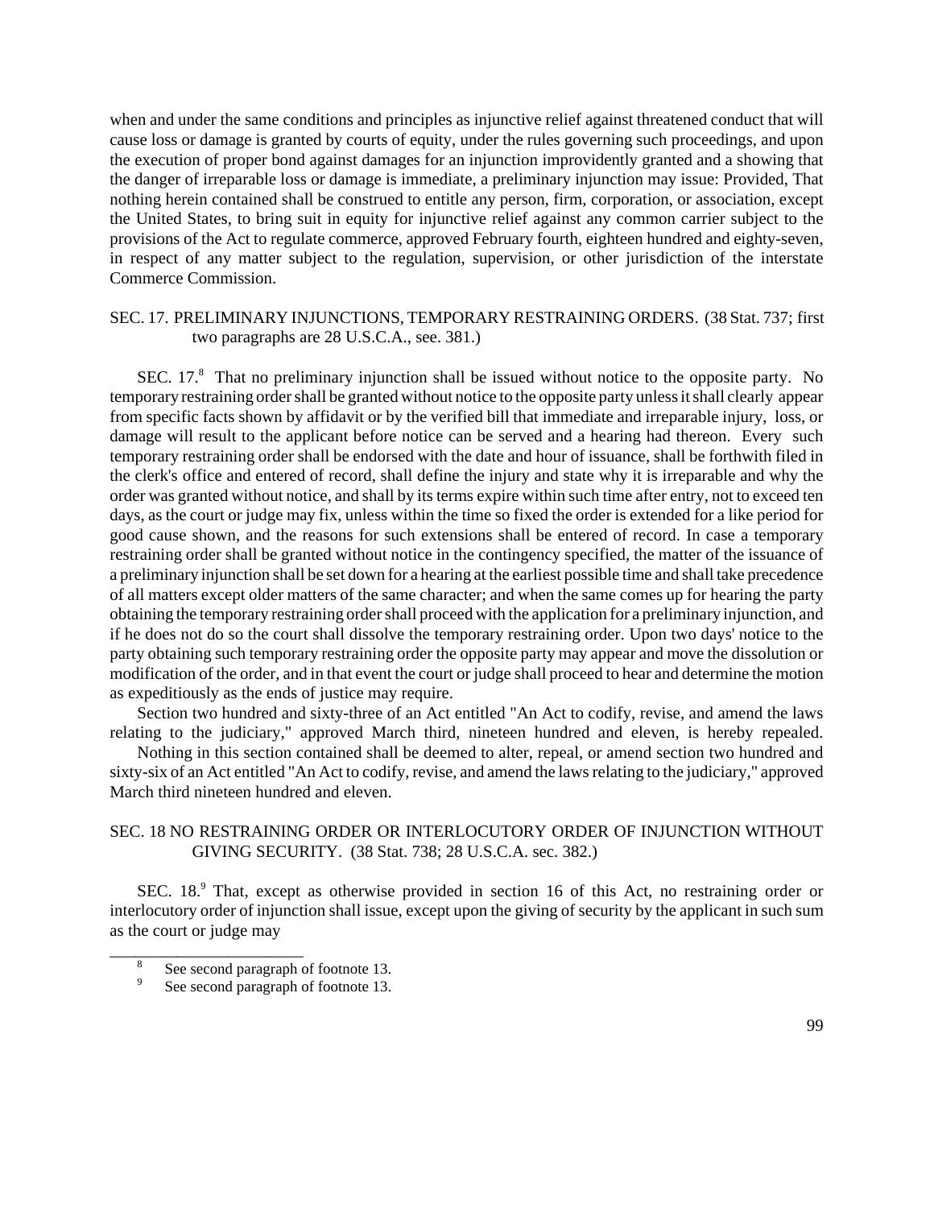when and under the same conditions and principles as injunctive relief against threatened conduct that will cause loss or damage is granted by courts of equity, under the rules governing such proceedings, and upon the execution of proper bond against damages for an injunction improvidently granted and a showing that the danger of irreparable loss or damage is immediate, a preliminary injunction may issue: Provided, That nothing herein contained shall be construed to entitle any person, firm, corporation, or association, except the United States, to bring suit in equity for injunctive relief against any common carrier subject to the provisions of the Act to regulate commerce, approved February fourth, eighteen hundred and eighty-seven, in respect of any matter subject to the regulation, supervision, or other jurisdiction of the interstate Commerce Commission.

## SEC. 17. PRELIMINARY INJUNCTIONS, TEMPORARY RESTRAINING ORDERS. (38 Stat. 737; first two paragraphs are 28 U.S.C.A., see. 381.)

SEC. 17.[8] That no preliminary injunction shall be issued without notice to the opposite party. No temporary restraining order shall be granted without notice to the opposite party unless it shall clearly appear from specific facts shown by affidavit or by the verified bill that immediate and irreparable injury, loss, or damage will result to the applicant before notice can be served and a hearing had thereon. Every such temporary restraining order shall be endorsed with the date and hour of issuance, shall be forthwith filed in the clerk's office and entered of record, shall define the injury and state why it is irreparable and why the order was granted without notice, and shall by its terms expire within such time after entry, not to exceed ten days, as the court or judge may fix, unless within the time so fixed the order is extended for a like period for good cause shown, and the reasons for such extensions shall be entered of record. In case a temporary restraining order shall be granted without notice in the contingency specified, the matter of the issuance of a preliminary injunction shall be set down for a hearing at the earliest possible time and shall take precedence of all matters except older matters of the same character; and when the same comes up for hearing the party obtaining the temporary restraining order shall proceed with the application for a preliminary injunction, and if he does not do so the court shall dissolve the temporary restraining order. Upon two days' notice to the party obtaining such temporary restraining order the opposite party may appear and move the dissolution or modification of the order, and in that event the court or judge shall proceed to hear and determine the motion as expeditiously as the ends of justice may require.

Section two hundred and sixty-three of an Act entitled "An Act to codify, revise, and amend the laws relating to the judiciary," approved March third, nineteen hundred and eleven, is hereby repealed.

Nothing in this section contained shall be deemed to alter, repeal, or amend section two hundred and sixty-six of an Act entitled "An Act to codify, revise, and amend the laws relating to the judiciary," approved March third nineteen hundred and eleven.

## SEC. 18 NO RESTRAINING ORDER OR INTERLOCUTORY ORDER OF INJUNCTION WITHOUT GIVING SECURITY. (38 Stat. 738; 28 U.S.C.A. sec. 382.)

SEC. 18.[9] That, except as otherwise provided in section 16 of this Act, no restraining order or interlocutory order of injunction shall issue, except upon the giving of security by the applicant in such sum as the court or judge may

---

[8] See second paragraph of footnote 13.

[9] See second paragraph of footnote 13.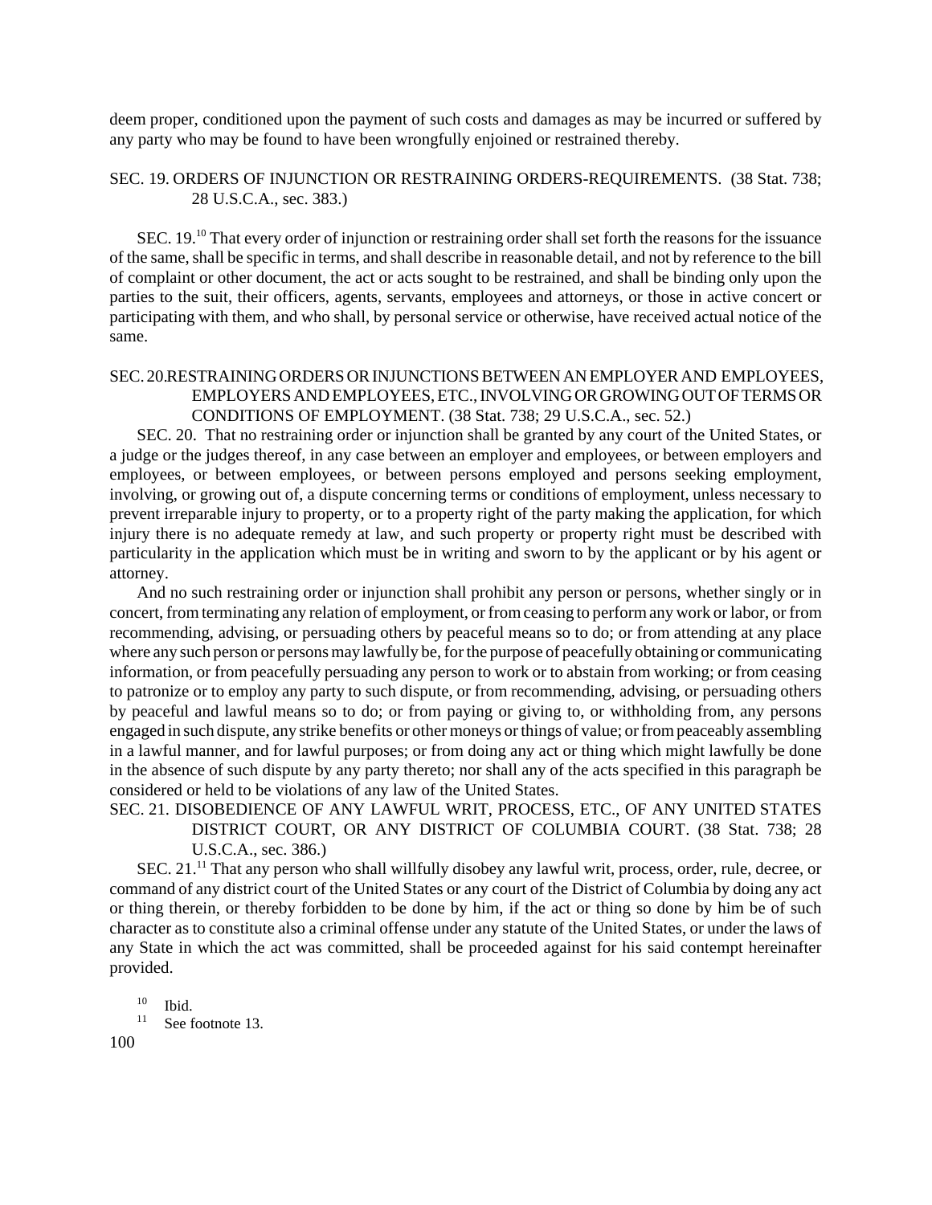deem proper, conditioned upon the payment of such costs and damages as may be incurred or suffered by any party who may be found to have been wrongfully enjoined or restrained thereby.

### SEC. 19. ORDERS OF INJUNCTION OR RESTRAINING ORDERS-REQUIREMENTS. (38 Stat. 738; 28 U.S.C.A., sec. 383.)

SEC. 19.[10] That every order of injunction or restraining order shall set forth the reasons for the issuance of the same, shall be specific in terms, and shall describe in reasonable detail, and not by reference to the bill of complaint or other document, the act or acts sought to be restrained, and shall be binding only upon the parties to the suit, their officers, agents, servants, employees and attorneys, or those in active concert or participating with them, and who shall, by personal service or otherwise, have received actual notice of the same.

### SEC. 20. RESTRAINING ORDERS OR INJUNCTIONS BETWEEN AN EMPLOYER AND EMPLOYEES, EMPLOYERS AND EMPLOYEES, ETC., INVOLVING OR GROWING OUT OF TERMS OR CONDITIONS OF EMPLOYMENT. (38 Stat. 738; 29 U.S.C.A., sec. 52.)

SEC. 20. That no restraining order or injunction shall be granted by any court of the United States, or a judge or the judges thereof, in any case between an employer and employees, or between employers and employees, or between employees, or between persons employed and persons seeking employment, involving, or growing out of, a dispute concerning terms or conditions of employment, unless necessary to prevent irreparable injury to property, or to a property right of the party making the application, for which injury there is no adequate remedy at law, and such property or property right must be described with particularity in the application which must be in writing and sworn to by the applicant or by his agent or attorney.

And no such restraining order or injunction shall prohibit any person or persons, whether singly or in concert, from terminating any relation of employment, or from ceasing to perform any work or labor, or from recommending, advising, or persuading others by peaceful means so to do; or from attending at any place where any such person or persons may lawfully be, for the purpose of peacefully obtaining or communicating information, or from peacefully persuading any person to work or to abstain from working; or from ceasing to patronize or to employ any party to such dispute, or from recommending, advising, or persuading others by peaceful and lawful means so to do; or from paying or giving to, or withholding from, any persons engaged in such dispute, any strike benefits or other moneys or things of value; or from peaceably assembling in a lawful manner, and for lawful purposes; or from doing any act or thing which might lawfully be done in the absence of such dispute by any party thereto; nor shall any of the acts specified in this paragraph be considered or held to be violations of any law of the United States.

### SEC. 21. DISOBEDIENCE OF ANY LAWFUL WRIT, PROCESS, ETC., OF ANY UNITED STATES DISTRICT COURT, OR ANY DISTRICT OF COLUMBIA COURT. (38 Stat. 738; 28 U.S.C.A., sec. 386.)

SEC. 21.[11] That any person who shall willfully disobey any lawful writ, process, order, rule, decree, or command of any district court of the United States or any court of the District of Columbia by doing any act or thing therein, or thereby forbidden to be done by him, if the act or thing so done by him be of such character as to constitute also a criminal offense under any statute of the United States, or under the laws of any State in which the act was committed, shall be proceeded against for his said contempt hereinafter provided.

[10] Ibid.

[11] See footnote 13.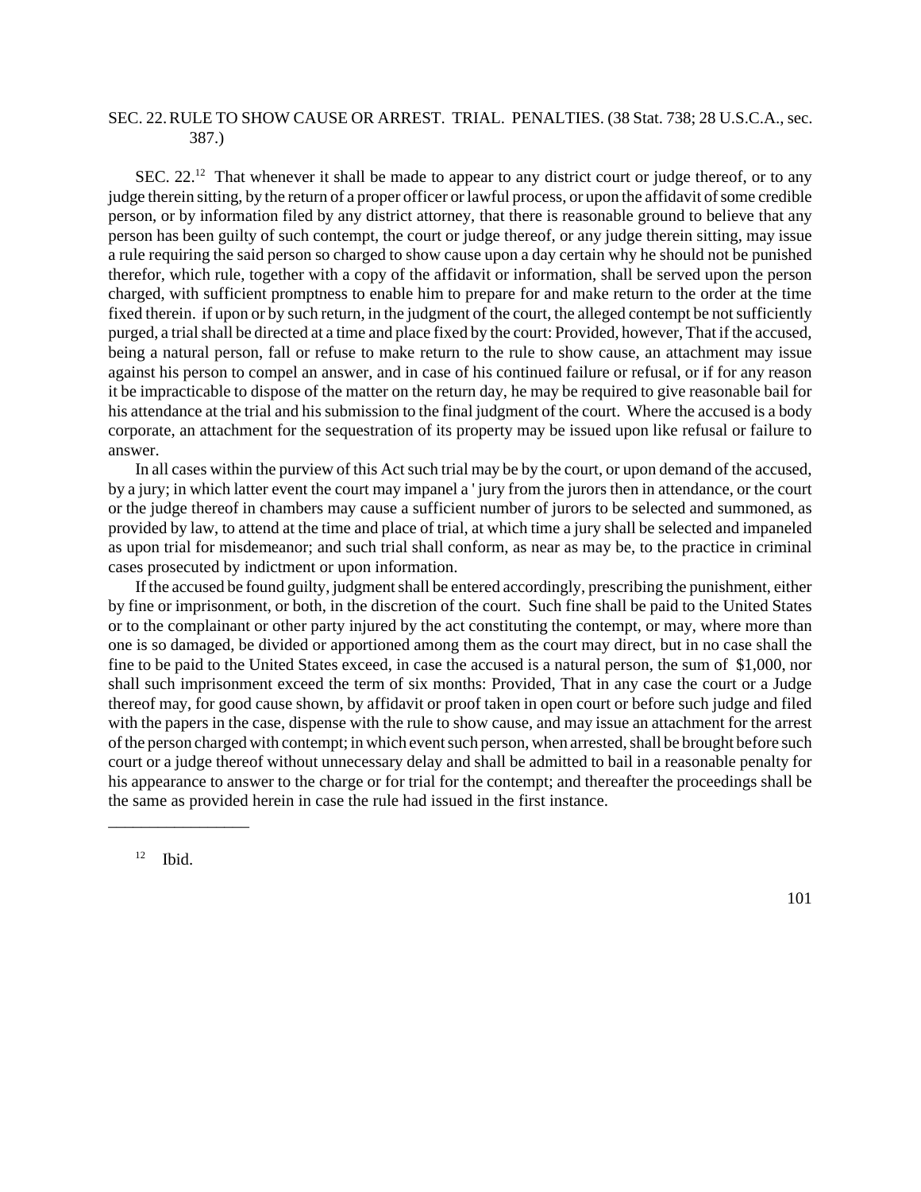SEC. 22. RULE TO SHOW CAUSE OR ARREST. TRIAL. PENALTIES. (38 Stat. 738; 28 U.S.C.A., sec. 387.)

SEC. 22.[12] That whenever it shall be made to appear to any district court or judge thereof, or to any judge therein sitting, by the return of a proper officer or lawful process, or upon the affidavit of some credible person, or by information filed by any district attorney, that there is reasonable ground to believe that any person has been guilty of such contempt, the court or judge thereof, or any judge therein sitting, may issue a rule requiring the said person so charged to show cause upon a day certain why he should not be punished therefor, which rule, together with a copy of the affidavit or information, shall be served upon the person charged, with sufficient promptness to enable him to prepare for and make return to the order at the time fixed therein. if upon or by such return, in the judgment of the court, the alleged contempt be not sufficiently purged, a trial shall be directed at a time and place fixed by the court: Provided, however, That if the accused, being a natural person, fall or refuse to make return to the rule to show cause, an attachment may issue against his person to compel an answer, and in case of his continued failure or refusal, or if for any reason it be impracticable to dispose of the matter on the return day, he may be required to give reasonable bail for his attendance at the trial and his submission to the final judgment of the court. Where the accused is a body corporate, an attachment for the sequestration of its property may be issued upon like refusal or failure to answer.

In all cases within the purview of this Act such trial may be by the court, or upon demand of the accused, by a jury; in which latter event the court may impanel a ' jury from the jurors then in attendance, or the court or the judge thereof in chambers may cause a sufficient number of jurors to be selected and summoned, as provided by law, to attend at the time and place of trial, at which time a jury shall be selected and impaneled as upon trial for misdemeanor; and such trial shall conform, as near as may be, to the practice in criminal cases prosecuted by indictment or upon information.

If the accused be found guilty, judgment shall be entered accordingly, prescribing the punishment, either by fine or imprisonment, or both, in the discretion of the court. Such fine shall be paid to the United States or to the complainant or other party injured by the act constituting the contempt, or may, where more than one is so damaged, be divided or apportioned among them as the court may direct, but in no case shall the fine to be paid to the United States exceed, in case the accused is a natural person, the sum of $1,000, nor shall such imprisonment exceed the term of six months: Provided, That in any case the court or a Judge thereof may, for good cause shown, by affidavit or proof taken in open court or before such judge and filed with the papers in the case, dispense with the rule to show cause, and may issue an attachment for the arrest of the person charged with contempt; in which event such person, when arrested, shall be brought before such court or a judge thereof without unnecessary delay and shall be admitted to bail in a reasonable penalty for his appearance to answer to the charge or for trial for the contempt; and thereafter the proceedings shall be the same as provided herein in case the rule had issued in the first instance.

---

[12] Ibid.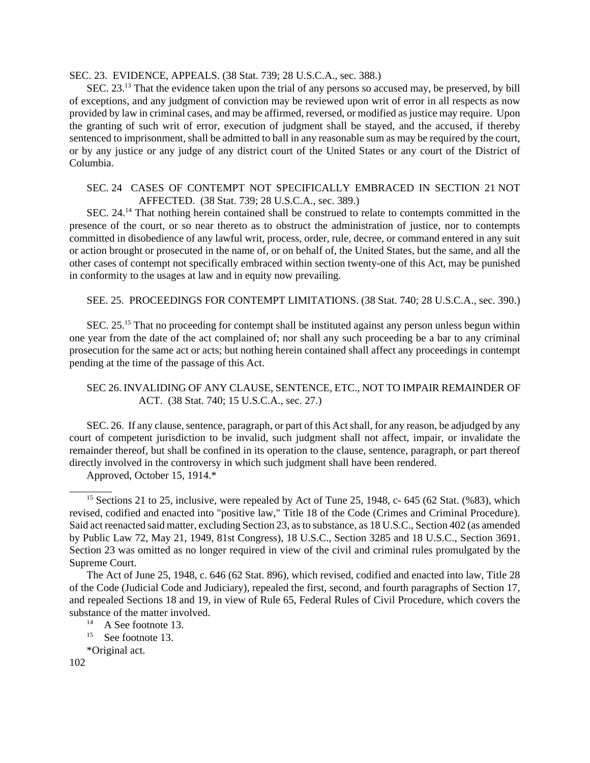SEC. 23. EVIDENCE, APPEALS. (38 Stat. 739; 28 U.S.C.A., sec. 388.)

SEC. 23.[13] That the evidence taken upon the trial of any persons so accused may, be preserved, by bill of exceptions, and any judgment of conviction may be reviewed upon writ of error in all respects as now provided by law in criminal cases, and may be affirmed, reversed, or modified as justice may require. Upon the granting of such writ of error, execution of judgment shall be stayed, and the accused, if thereby sentenced to imprisonment, shall be admitted to ball in any reasonable sum as may be required by the court, or by any justice or any judge of any district court of the United States or any court of the District of Columbia.

SEC. 24 CASES OF CONTEMPT NOT SPECIFICALLY EMBRACED IN SECTION 21 NOT AFFECTED. (38 Stat. 739; 28 U.S.C.A., sec. 389.)

SEC. 24.[14] That nothing herein contained shall be construed to relate to contempts committed in the presence of the court, or so near thereto as to obstruct the administration of justice, nor to contempts committed in disobedience of any lawful writ, process, order, rule, decree, or command entered in any suit or action brought or prosecuted in the name of, or on behalf of, the United States, but the same, and all the other cases of contempt not specifically embraced within section twenty-one of this Act, may be punished in conformity to the usages at law and in equity now prevailing.

SEE. 25. PROCEEDINGS FOR CONTEMPT LIMITATIONS. (38 Stat. 740; 28 U.S.C.A., sec. 390.)

SEC. 25.[15] That no proceeding for contempt shall be instituted against any person unless begun within one year from the date of the act complained of; nor shall any such proceeding be a bar to any criminal prosecution for the same act or acts; but nothing herein contained shall affect any proceedings in contempt pending at the time of the passage of this Act.

SEC 26. INVALIDING OF ANY CLAUSE, SENTENCE, ETC., NOT TO IMPAIR REMAINDER OF ACT. (38 Stat. 740; 15 U.S.C.A., sec. 27.)

SEC. 26. If any clause, sentence, paragraph, or part of this Act shall, for any reason, be adjudged by any court of competent jurisdiction to be invalid, such judgment shall not affect, impair, or invalidate the remainder thereof, but shall be confined in its operation to the clause, sentence, paragraph, or part thereof directly involved in the controversy in which such judgment shall have been rendered.

Approved, October 15, 1914.*

---

[15] Sections 21 to 25, inclusive, were repealed by Act of Tune 25, 1948, c- 645 (62 Stat. (%83), which revised, codified and enacted into "positive law," Title 18 of the Code (Crimes and Criminal Procedure). Said act reenacted said matter, excluding Section 23, as to substance, as 18 U.S.C., Section 402 (as amended by Public Law 72, May 21, 1949, 81st Congress), 18 U.S.C., Section 3285 and 18 U.S.C., Section 3691. Section 23 was omitted as no longer required in view of the civil and criminal rules promulgated by the Supreme Court.

The Act of June 25, 1948, c. 646 (62 Stat. 896), which revised, codified and enacted into law, Title 28 of the Code (Judicial Code and Judiciary), repealed the first, second, and fourth paragraphs of Section 17, and repealed Sections 18 and 19, in view of Rule 65, Federal Rules of Civil Procedure, which covers the substance of the matter involved.

[14] A See footnote 13.

[15] See footnote 13.

*Original act.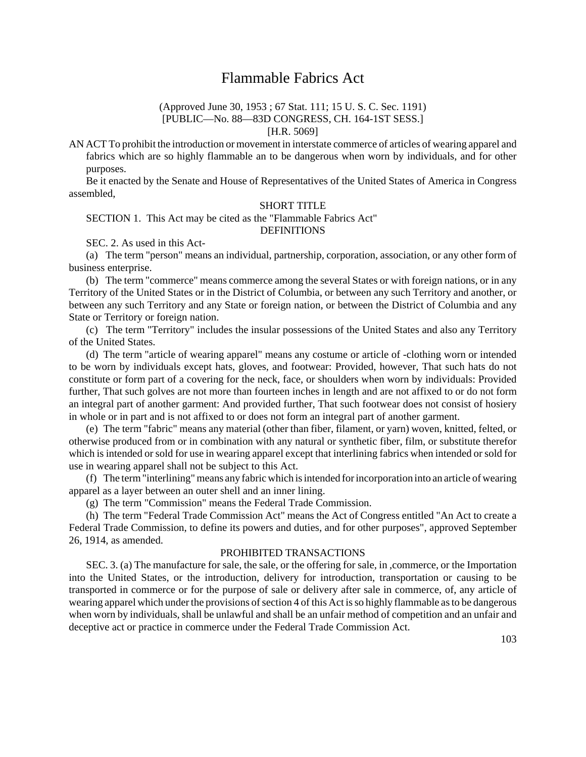# Flammable Fabrics Act

(Approved June 30, 1953 ; 67 Stat. 111; 15 U. S. C. Sec. 1191)
[PUBLIC—No. 88—83D CONGRESS, CH. 164-1ST SESS.]
[H.R. 5069]

AN ACT To prohibit the introduction or movement in interstate commerce of articles of wearing apparel and fabrics which are so highly flammable an to be dangerous when worn by individuals, and for other purposes.

Be it enacted by the Senate and House of Representatives of the United States of America in Congress assembled,

SHORT TITLE

SECTION 1. This Act may be cited as the "Flammable Fabrics Act"

DEFINITIONS

SEC. 2. As used in this Act-

(a) The term "person" means an individual, partnership, corporation, association, or any other form of business enterprise.

(b) The term "commerce" means commerce among the several States or with foreign nations, or in any Territory of the United States or in the District of Columbia, or between any such Territory and another, or between any such Territory and any State or foreign nation, or between the District of Columbia and any State or Territory or foreign nation.

(c) The term "Territory" includes the insular possessions of the United States and also any Territory of the United States.

(d) The term "article of wearing apparel" means any costume or article of -clothing worn or intended to be worn by individuals except hats, gloves, and footwear: Provided, however, That such hats do not constitute or form part of a covering for the neck, face, or shoulders when worn by individuals: Provided further, That such golves are not more than fourteen inches in length and are not affixed to or do not form an integral part of another garment: And provided further, That such footwear does not consist of hosiery in whole or in part and is not affixed to or does not form an integral part of another garment.

(e) The term "fabric" means any material (other than fiber, filament, or yarn) woven, knitted, felted, or otherwise produced from or in combination with any natural or synthetic fiber, film, or substitute therefor which is intended or sold for use in wearing apparel except that interlining fabrics when intended or sold for use in wearing apparel shall not be subject to this Act.

(f) The term "interlining" means any fabric which is intended for incorporation into an article of wearing apparel as a layer between an outer shell and an inner lining.

(g) The term "Commission" means the Federal Trade Commission.

(h) The term "Federal Trade Commission Act" means the Act of Congress entitled "An Act to create a Federal Trade Commission, to define its powers and duties, and for other purposes", approved September 26, 1914, as amended.

PROHIBITED TRANSACTIONS

SEC. 3. (a) The manufacture for sale, the sale, or the offering for sale, in ,commerce, or the Importation into the United States, or the introduction, delivery for introduction, transportation or causing to be transported in commerce or for the purpose of sale or delivery after sale in commerce, of, any article of wearing apparel which under the provisions of section 4 of this Act is so highly flammable as to be dangerous when worn by individuals, shall be unlawful and shall be an unfair method of competition and an unfair and deceptive act or practice in commerce under the Federal Trade Commission Act.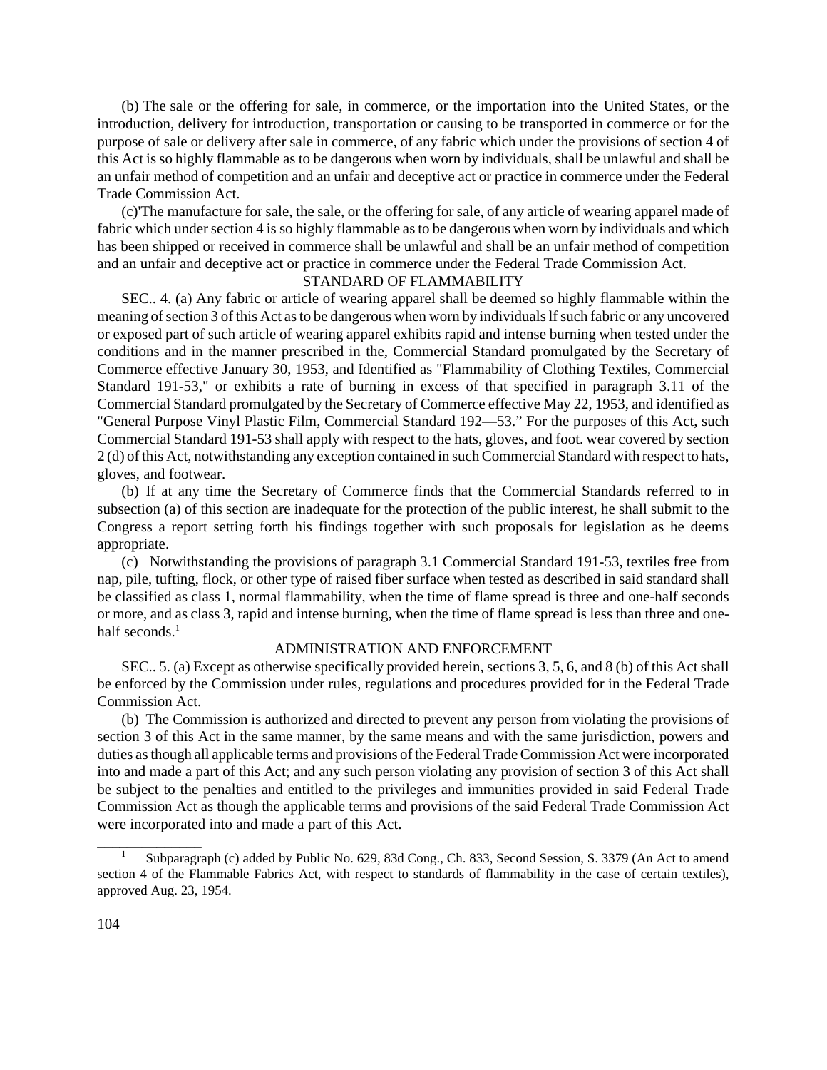(b) The sale or the offering for sale, in commerce, or the importation into the United States, or the introduction, delivery for introduction, transportation or causing to be transported in commerce or for the purpose of sale or delivery after sale in commerce, of any fabric which under the provisions of section 4 of this Act is so highly flammable as to be dangerous when worn by individuals, shall be unlawful and shall be an unfair method of competition and an unfair and deceptive act or practice in commerce under the Federal Trade Commission Act.

(c)'The manufacture for sale, the sale, or the offering for sale, of any article of wearing apparel made of fabric which under section 4 is so highly flammable as to be dangerous when worn by individuals and which has been shipped or received in commerce shall be unlawful and shall be an unfair method of competition and an unfair and deceptive act or practice in commerce under the Federal Trade Commission Act.

STANDARD OF FLAMMABILITY

SEC.. 4. (a) Any fabric or article of wearing apparel shall be deemed so highly flammable within the meaning of section 3 of this Act as to be dangerous when worn by individuals lf such fabric or any uncovered or exposed part of such article of wearing apparel exhibits rapid and intense burning when tested under the conditions and in the manner prescribed in the, Commercial Standard promulgated by the Secretary of Commerce effective January 30, 1953, and Identified as "Flammability of Clothing Textiles, Commercial Standard 191-53," or exhibits a rate of burning in excess of that specified in paragraph 3.11 of the Commercial Standard promulgated by the Secretary of Commerce effective May 22, 1953, and identified as "General Purpose Vinyl Plastic Film, Commercial Standard 192—53." For the purposes of this Act, such Commercial Standard 191-53 shall apply with respect to the hats, gloves, and foot. wear covered by section 2 (d) of this Act, notwithstanding any exception contained in such Commercial Standard with respect to hats, gloves, and footwear.

(b) If at any time the Secretary of Commerce finds that the Commercial Standards referred to in subsection (a) of this section are inadequate for the protection of the public interest, he shall submit to the Congress a report setting forth his findings together with such proposals for legislation as he deems appropriate.

(c) Notwithstanding the provisions of paragraph 3.1 Commercial Standard 191-53, textiles free from nap, pile, tufting, flock, or other type of raised fiber surface when tested as described in said standard shall be classified as class 1, normal flammability, when the time of flame spread is three and one-half seconds or more, and as class 3, rapid and intense burning, when the time of flame spread is less than three and one-half seconds.[1]

ADMINISTRATION AND ENFORCEMENT

SEC.. 5. (a) Except as otherwise specifically provided herein, sections 3, 5, 6, and 8 (b) of this Act shall be enforced by the Commission under rules, regulations and procedures provided for in the Federal Trade Commission Act.

(b) The Commission is authorized and directed to prevent any person from violating the provisions of section 3 of this Act in the same manner, by the same means and with the same jurisdiction, powers and duties as though all applicable terms and provisions of the Federal Trade Commission Act were incorporated into and made a part of this Act; and any such person violating any provision of section 3 of this Act shall be subject to the penalties and entitled to the privileges and immunities provided in said Federal Trade Commission Act as though the applicable terms and provisions of the said Federal Trade Commission Act were incorporated into and made a part of this Act.

---

[1] Subparagraph (c) added by Public No. 629, 83d Cong., Ch. 833, Second Session, S. 3379 (An Act to amend section 4 of the Flammable Fabrics Act, with respect to standards of flammability in the case of certain textiles), approved Aug. 23, 1954.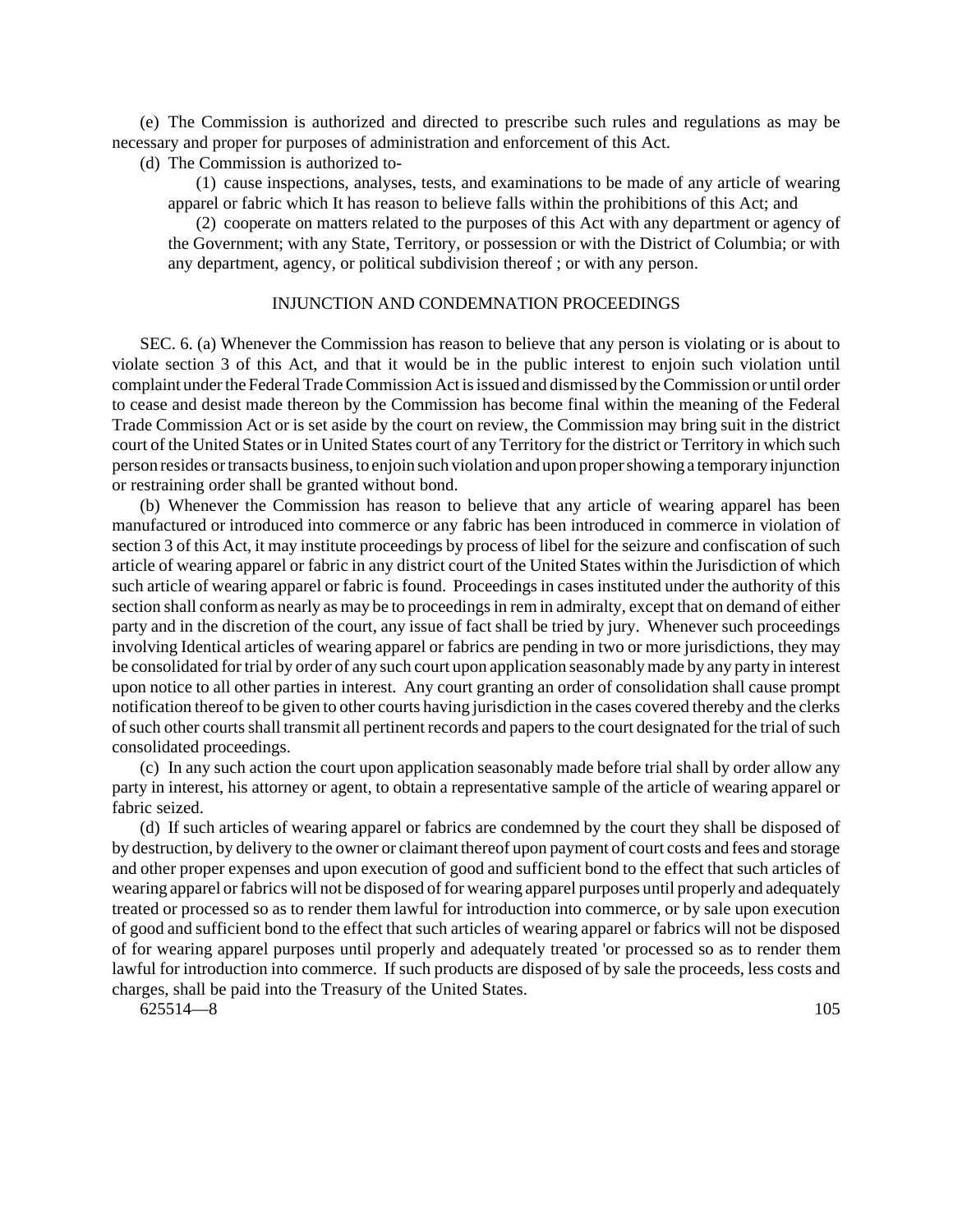(e) The Commission is authorized and directed to prescribe such rules and regulations as may be necessary and proper for purposes of administration and enforcement of this Act.

(d) The Commission is authorized to-

(1) cause inspections, analyses, tests, and examinations to be made of any article of wearing apparel or fabric which It has reason to believe falls within the prohibitions of this Act; and

(2) cooperate on matters related to the purposes of this Act with any department or agency of the Government; with any State, Territory, or possession or with the District of Columbia; or with any department, agency, or political subdivision thereof ; or with any person.

INJUNCTION AND CONDEMNATION PROCEEDINGS

SEC. 6. (a) Whenever the Commission has reason to believe that any person is violating or is about to violate section 3 of this Act, and that it would be in the public interest to enjoin such violation until complaint under the Federal Trade Commission Act is issued and dismissed by the Commission or until order to cease and desist made thereon by the Commission has become final within the meaning of the Federal Trade Commission Act or is set aside by the court on review, the Commission may bring suit in the district court of the United States or in United States court of any Territory for the district or Territory in which such person resides or transacts business, to enjoin such violation and upon proper showing a temporary injunction or restraining order shall be granted without bond.

(b) Whenever the Commission has reason to believe that any article of wearing apparel has been manufactured or introduced into commerce or any fabric has been introduced in commerce in violation of section 3 of this Act, it may institute proceedings by process of libel for the seizure and confiscation of such article of wearing apparel or fabric in any district court of the United States within the Jurisdiction of which such article of wearing apparel or fabric is found. Proceedings in cases instituted under the authority of this section shall conform as nearly as may be to proceedings in rem in admiralty, except that on demand of either party and in the discretion of the court, any issue of fact shall be tried by jury. Whenever such proceedings involving Identical articles of wearing apparel or fabrics are pending in two or more jurisdictions, they may be consolidated for trial by order of any such court upon application seasonably made by any party in interest upon notice to all other parties in interest. Any court granting an order of consolidation shall cause prompt notification thereof to be given to other courts having jurisdiction in the cases covered thereby and the clerks of such other courts shall transmit all pertinent records and papers to the court designated for the trial of such consolidated proceedings.

(c) In any such action the court upon application seasonably made before trial shall by order allow any party in interest, his attorney or agent, to obtain a representative sample of the article of wearing apparel or fabric seized.

(d) If such articles of wearing apparel or fabrics are condemned by the court they shall be disposed of by destruction, by delivery to the owner or claimant thereof upon payment of court costs and fees and storage and other proper expenses and upon execution of good and sufficient bond to the effect that such articles of wearing apparel or fabrics will not be disposed of for wearing apparel purposes until properly and adequately treated or processed so as to render them lawful for introduction into commerce, or by sale upon execution of good and sufficient bond to the effect that such articles of wearing apparel or fabrics will not be disposed of for wearing apparel purposes until properly and adequately treated 'or processed so as to render them lawful for introduction into commerce. If such products are disposed of by sale the proceeds, less costs and charges, shall be paid into the Treasury of the United States.

625514—8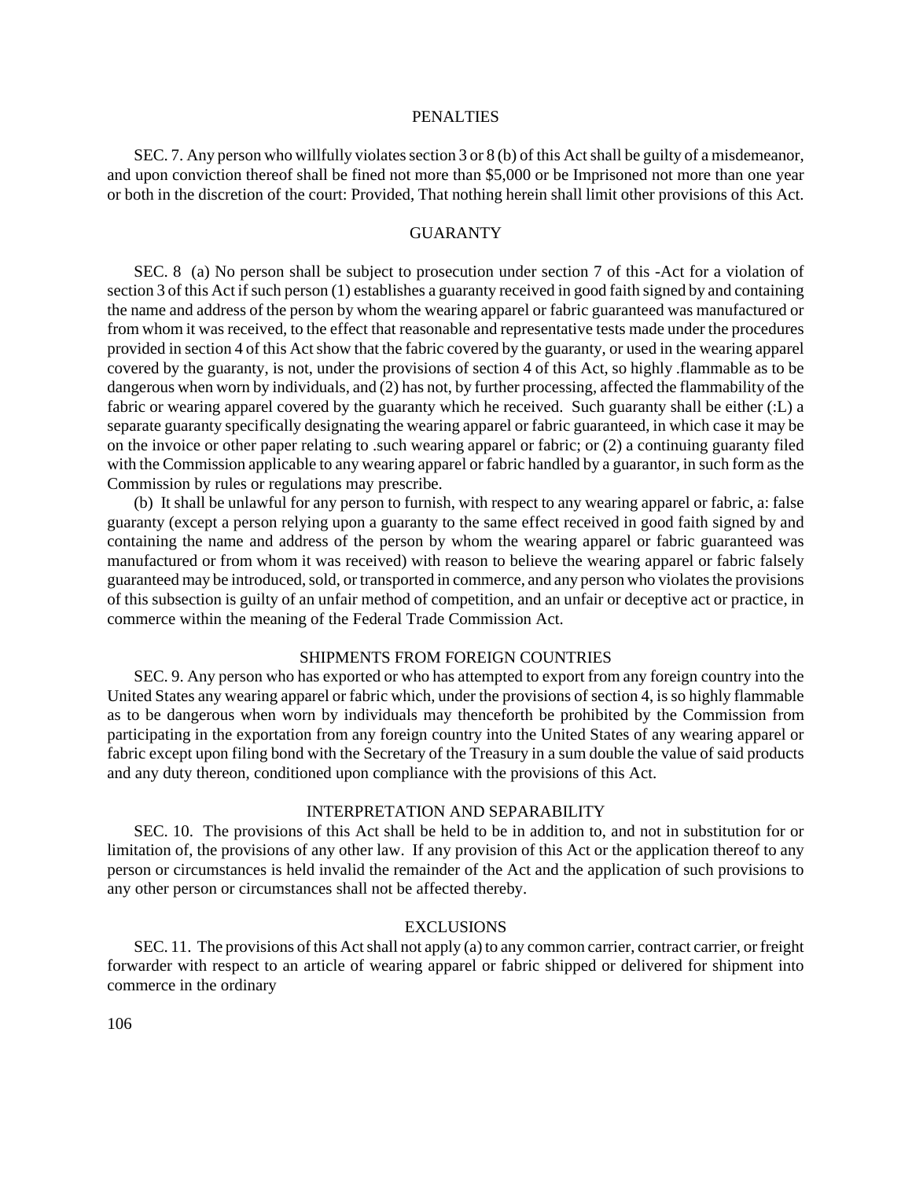## PENALTIES

SEC. 7. Any person who willfully violates section 3 or 8 (b) of this Act shall be guilty of a misdemeanor, and upon conviction thereof shall be fined not more than $5,000 or be Imprisoned not more than one year or both in the discretion of the court: Provided, That nothing herein shall limit other provisions of this Act.

## GUARANTY

SEC. 8 (a) No person shall be subject to prosecution under section 7 of this -Act for a violation of section 3 of this Act if such person (1) establishes a guaranty received in good faith signed by and containing the name and address of the person by whom the wearing apparel or fabric guaranteed was manufactured or from whom it was received, to the effect that reasonable and representative tests made under the procedures provided in section 4 of this Act show that the fabric covered by the guaranty, or used in the wearing apparel covered by the guaranty, is not, under the provisions of section 4 of this Act, so highly .flammable as to be dangerous when worn by individuals, and (2) has not, by further processing, affected the flammability of the fabric or wearing apparel covered by the guaranty which he received. Such guaranty shall be either (:L) a separate guaranty specifically designating the wearing apparel or fabric guaranteed, in which case it may be on the invoice or other paper relating to .such wearing apparel or fabric; or (2) a continuing guaranty filed with the Commission applicable to any wearing apparel or fabric handled by a guarantor, in such form as the Commission by rules or regulations may prescribe.

(b) It shall be unlawful for any person to furnish, with respect to any wearing apparel or fabric, a: false guaranty (except a person relying upon a guaranty to the same effect received in good faith signed by and containing the name and address of the person by whom the wearing apparel or fabric guaranteed was manufactured or from whom it was received) with reason to believe the wearing apparel or fabric falsely guaranteed may be introduced, sold, or transported in commerce, and any person who violates the provisions of this subsection is guilty of an unfair method of competition, and an unfair or deceptive act or practice, in commerce within the meaning of the Federal Trade Commission Act.

## SHIPMENTS FROM FOREIGN COUNTRIES

SEC. 9. Any person who has exported or who has attempted to export from any foreign country into the United States any wearing apparel or fabric which, under the provisions of section 4, is so highly flammable as to be dangerous when worn by individuals may thenceforth be prohibited by the Commission from participating in the exportation from any foreign country into the United States of any wearing apparel or fabric except upon filing bond with the Secretary of the Treasury in a sum double the value of said products and any duty thereon, conditioned upon compliance with the provisions of this Act.

## INTERPRETATION AND SEPARABILITY

SEC. 10. The provisions of this Act shall be held to be in addition to, and not in substitution for or limitation of, the provisions of any other law. If any provision of this Act or the application thereof to any person or circumstances is held invalid the remainder of the Act and the application of such provisions to any other person or circumstances shall not be affected thereby.

## EXCLUSIONS

SEC. 11. The provisions of this Act shall not apply (a) to any common carrier, contract carrier, or freight forwarder with respect to an article of wearing apparel or fabric shipped or delivered for shipment into commerce in the ordinary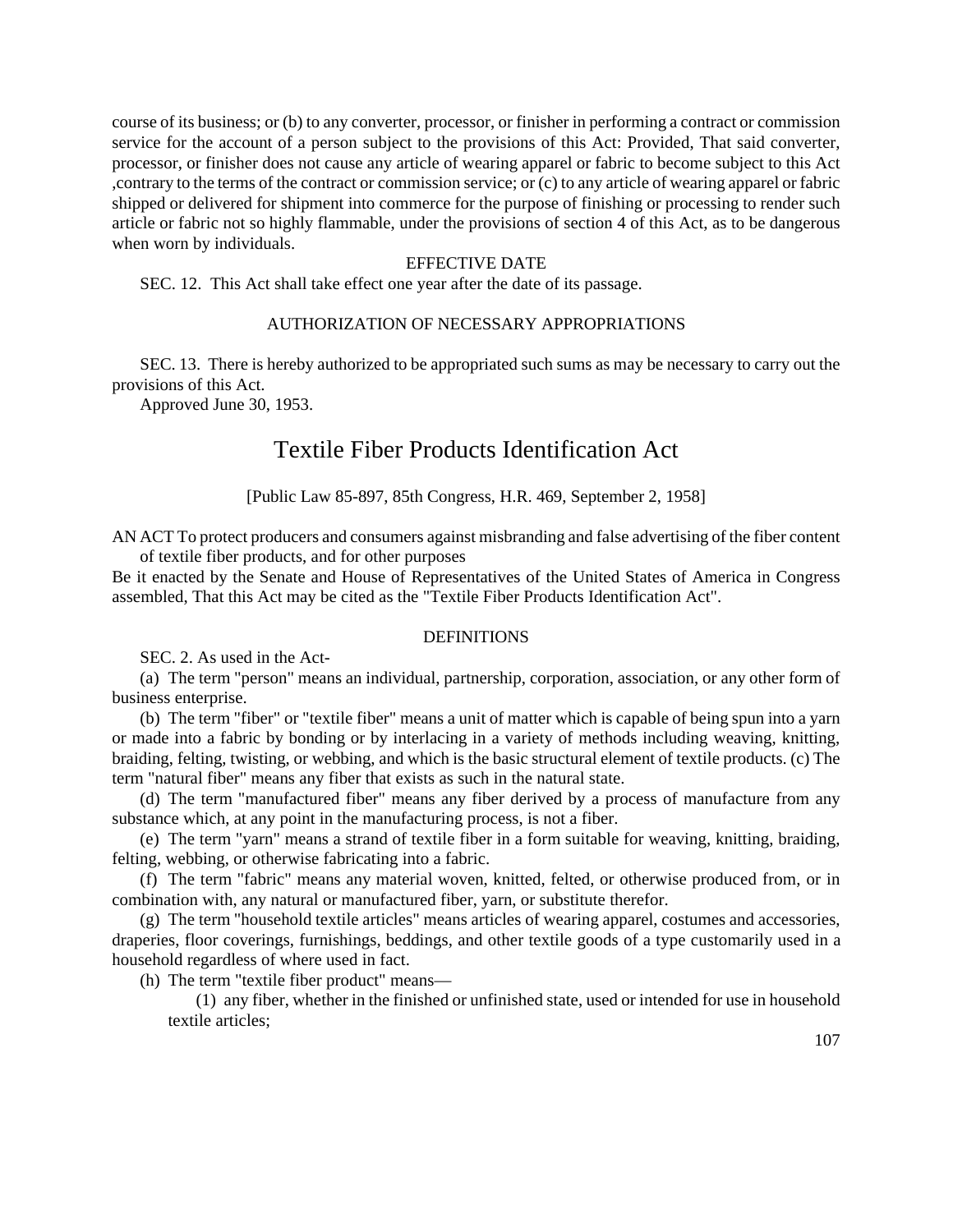course of its business; or (b) to any converter, processor, or finisher in performing a contract or commission service for the account of a person subject to the provisions of this Act: Provided, That said converter, processor, or finisher does not cause any article of wearing apparel or fabric to become subject to this Act ,contrary to the terms of the contract or commission service; or (c) to any article of wearing apparel or fabric shipped or delivered for shipment into commerce for the purpose of finishing or processing to render such article or fabric not so highly flammable, under the provisions of section 4 of this Act, as to be dangerous when worn by individuals.

EFFECTIVE DATE

SEC. 12. This Act shall take effect one year after the date of its passage.

AUTHORIZATION OF NECESSARY APPROPRIATIONS

SEC. 13. There is hereby authorized to be appropriated such sums as may be necessary to carry out the provisions of this Act.

Approved June 30, 1953.

# Textile Fiber Products Identification Act

[Public Law 85-897, 85th Congress, H.R. 469, September 2, 1958]

AN ACT To protect producers and consumers against misbranding and false advertising of the fiber content of textile fiber products, and for other purposes

Be it enacted by the Senate and House of Representatives of the United States of America in Congress assembled, That this Act may be cited as the "Textile Fiber Products Identification Act".

DEFINITIONS

SEC. 2. As used in the Act-

(a) The term "person" means an individual, partnership, corporation, association, or any other form of business enterprise.

(b) The term "fiber" or "textile fiber" means a unit of matter which is capable of being spun into a yarn or made into a fabric by bonding or by interlacing in a variety of methods including weaving, knitting, braiding, felting, twisting, or webbing, and which is the basic structural element of textile products. (c) The term "natural fiber" means any fiber that exists as such in the natural state.

(d) The term "manufactured fiber" means any fiber derived by a process of manufacture from any substance which, at any point in the manufacturing process, is not a fiber.

(e) The term "yarn" means a strand of textile fiber in a form suitable for weaving, knitting, braiding, felting, webbing, or otherwise fabricating into a fabric.

(f) The term "fabric" means any material woven, knitted, felted, or otherwise produced from, or in combination with, any natural or manufactured fiber, yarn, or substitute therefor.

(g) The term "household textile articles" means articles of wearing apparel, costumes and accessories, draperies, floor coverings, furnishings, beddings, and other textile goods of a type customarily used in a household regardless of where used in fact.

(h) The term "textile fiber product" means—

(1) any fiber, whether in the finished or unfinished state, used or intended for use in household textile articles;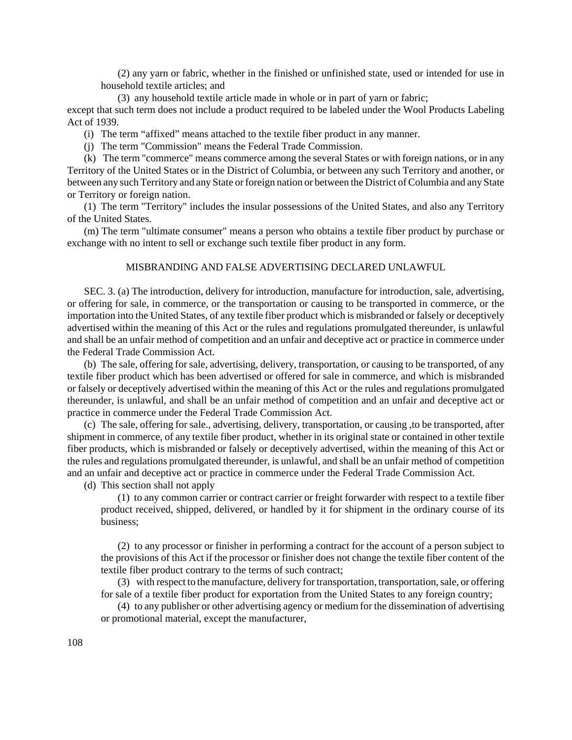(2) any yarn or fabric, whether in the finished or unfinished state, used or intended for use in household textile articles; and

(3) any household textile article made in whole or in part of yarn or fabric;

except that such term does not include a product required to be labeled under the Wool Products Labeling Act of 1939.

(i) The term "affixed" means attached to the textile fiber product in any manner.

(j) The term "Commission" means the Federal Trade Commission.

(k) The term "commerce" means commerce among the several States or with foreign nations, or in any Territory of the United States or in the District of Columbia, or between any such Territory and another, or between any such Territory and any State or foreign nation or between the District of Columbia and any State or Territory or foreign nation.

(1) The term "Territory" includes the insular possessions of the United States, and also any Territory of the United States.

(m) The term "ultimate consumer" means a person who obtains a textile fiber product by purchase or exchange with no intent to sell or exchange such textile fiber product in any form.

MISBRANDING AND FALSE ADVERTISING DECLARED UNLAWFUL

SEC. 3. (a) The introduction, delivery for introduction, manufacture for introduction, sale, advertising, or offering for sale, in commerce, or the transportation or causing to be transported in commerce, or the importation into the United States, of any textile fiber product which is misbranded or falsely or deceptively advertised within the meaning of this Act or the rules and regulations promulgated thereunder, is unlawful and shall be an unfair method of competition and an unfair and deceptive act or practice in commerce under the Federal Trade Commission Act.

(b) The sale, offering for sale, advertising, delivery, transportation, or causing to be transported, of any textile fiber product which has been advertised or offered for sale in commerce, and which is misbranded or falsely or deceptively advertised within the meaning of this Act or the rules and regulations promulgated thereunder, is unlawful, and shall be an unfair method of competition and an unfair and deceptive act or practice in commerce under the Federal Trade Commission Act.

(c) The sale, offering for sale., advertising, delivery, transportation, or causing ,to be transported, after shipment in commerce, of any textile fiber product, whether in its original state or contained in other textile fiber products, which is misbranded or falsely or deceptively advertised, within the meaning of this Act or the rules and regulations promulgated thereunder, is unlawful, and shall be an unfair method of competition and an unfair and deceptive act or practice in commerce under the Federal Trade Commission Act.

(d) This section shall not apply

(1) to any common carrier or contract carrier or freight forwarder with respect to a textile fiber product received, shipped, delivered, or handled by it for shipment in the ordinary course of its business;

(2) to any processor or finisher in performing a contract for the account of a person subject to the provisions of this Act if the processor or finisher does not change the textile fiber content of the textile fiber product contrary to the terms of such contract;

(3) with respect to the manufacture, delivery for transportation, transportation, sale, or offering for sale of a textile fiber product for exportation from the United States to any foreign country;

(4) to any publisher or other advertising agency or medium for the dissemination of advertising or promotional material, except the manufacturer,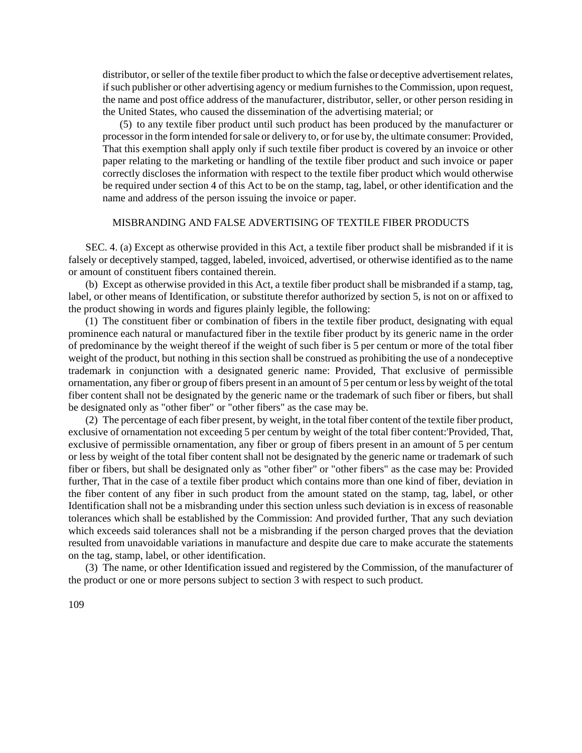distributor, or seller of the textile fiber product to which the false or deceptive advertisement relates, if such publisher or other advertising agency or medium furnishes to the Commission, upon request, the name and post office address of the manufacturer, distributor, seller, or other person residing in the United States, who caused the dissemination of the advertising material; or

(5) to any textile fiber product until such product has been produced by the manufacturer or processor in the form intended for sale or delivery to, or for use by, the ultimate consumer: Provided, That this exemption shall apply only if such textile fiber product is covered by an invoice or other paper relating to the marketing or handling of the textile fiber product and such invoice or paper correctly discloses the information with respect to the textile fiber product which would otherwise be required under section 4 of this Act to be on the stamp, tag, label, or other identification and the name and address of the person issuing the invoice or paper.

## MISBRANDING AND FALSE ADVERTISING OF TEXTILE FIBER PRODUCTS

SEC. 4. (a) Except as otherwise provided in this Act, a textile fiber product shall be misbranded if it is falsely or deceptively stamped, tagged, labeled, invoiced, advertised, or otherwise identified as to the name or amount of constituent fibers contained therein.

(b) Except as otherwise provided in this Act, a textile fiber product shall be misbranded if a stamp, tag, label, or other means of Identification, or substitute therefor authorized by section 5, is not on or affixed to the product showing in words and figures plainly legible, the following:

(1) The constituent fiber or combination of fibers in the textile fiber product, designating with equal prominence each natural or manufactured fiber in the textile fiber product by its generic name in the order of predominance by the weight thereof if the weight of such fiber is 5 per centum or more of the total fiber weight of the product, but nothing in this section shall be construed as prohibiting the use of a nondeceptive trademark in conjunction with a designated generic name: Provided, That exclusive of permissible ornamentation, any fiber or group of fibers present in an amount of 5 per centum or less by weight of the total fiber content shall not be designated by the generic name or the trademark of such fiber or fibers, but shall be designated only as "other fiber" or "other fibers" as the case may be.

(2) The percentage of each fiber present, by weight, in the total fiber content of the textile fiber product, exclusive of ornamentation not exceeding 5 per centum by weight of the total fiber content:'Provided, That, exclusive of permissible ornamentation, any fiber or group of fibers present in an amount of 5 per centum or less by weight of the total fiber content shall not be designated by the generic name or trademark of such fiber or fibers, but shall be designated only as "other fiber" or "other fibers" as the case may be: Provided further, That in the case of a textile fiber product which contains more than one kind of fiber, deviation in the fiber content of any fiber in such product from the amount stated on the stamp, tag, label, or other Identification shall not be a misbranding under this section unless such deviation is in excess of reasonable tolerances which shall be established by the Commission: And provided further, That any such deviation which exceeds said tolerances shall not be a misbranding if the person charged proves that the deviation resulted from unavoidable variations in manufacture and despite due care to make accurate the statements on the tag, stamp, label, or other identification.

(3) The name, or other Identification issued and registered by the Commission, of the manufacturer of the product or one or more persons subject to section 3 with respect to such product.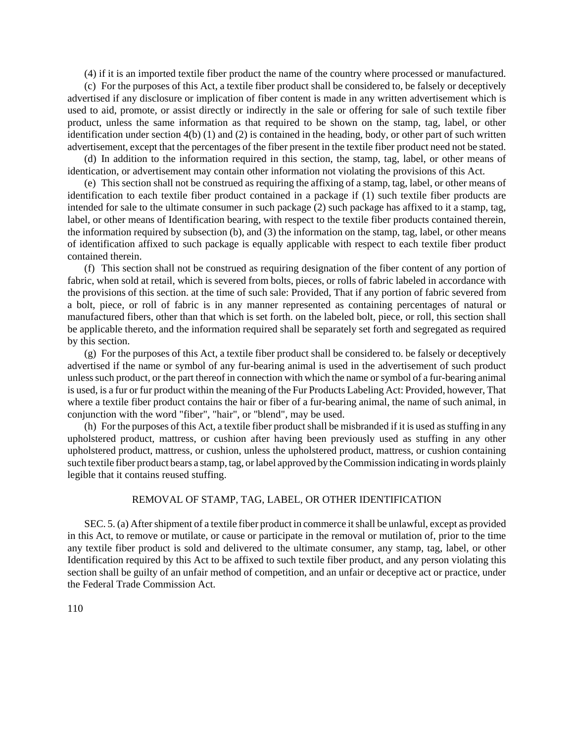(4) if it is an imported textile fiber product the name of the country where processed or manufactured.

(c) For the purposes of this Act, a textile fiber product shall be considered to, be falsely or deceptively advertised if any disclosure or implication of fiber content is made in any written advertisement which is used to aid, promote, or assist directly or indirectly in the sale or offering for sale of such textile fiber product, unless the same information as that required to be shown on the stamp, tag, label, or other identification under section 4(b) (1) and (2) is contained in the heading, body, or other part of such written advertisement, except that the percentages of the fiber present in the textile fiber product need not be stated.

(d) In addition to the information required in this section, the stamp, tag, label, or other means of identication, or advertisement may contain other information not violating the provisions of this Act.

(e) This section shall not be construed as requiring the affixing of a stamp, tag, label, or other means of identification to each textile fiber product contained in a package if (1) such textile fiber products are intended for sale to the ultimate consumer in such package (2) such package has affixed to it a stamp, tag, label, or other means of Identification bearing, with respect to the textile fiber products contained therein, the information required by subsection (b), and (3) the information on the stamp, tag, label, or other means of identification affixed to such package is equally applicable with respect to each textile fiber product contained therein.

(f) This section shall not be construed as requiring designation of the fiber content of any portion of fabric, when sold at retail, which is severed from bolts, pieces, or rolls of fabric labeled in accordance with the provisions of this section. at the time of such sale: Provided, That if any portion of fabric severed from a bolt, piece, or roll of fabric is in any manner represented as containing percentages of natural or manufactured fibers, other than that which is set forth. on the labeled bolt, piece, or roll, this section shall be applicable thereto, and the information required shall be separately set forth and segregated as required by this section.

(g) For the purposes of this Act, a textile fiber product shall be considered to. be falsely or deceptively advertised if the name or symbol of any fur-bearing animal is used in the advertisement of such product unless such product, or the part thereof in connection with which the name or symbol of a fur-bearing animal is used, is a fur or fur product within the meaning of the Fur Products Labeling Act: Provided, however, That where a textile fiber product contains the hair or fiber of a fur-bearing animal, the name of such animal, in conjunction with the word "fiber", "hair", or "blend", may be used.

(h) For the purposes of this Act, a textile fiber product shall be misbranded if it is used as stuffing in any upholstered product, mattress, or cushion after having been previously used as stuffing in any other upholstered product, mattress, or cushion, unless the upholstered product, mattress, or cushion containing such textile fiber product bears a stamp, tag, or label approved by the Commission indicating in words plainly legible that it contains reused stuffing.

## REMOVAL OF STAMP, TAG, LABEL, OR OTHER IDENTIFICATION

SEC. 5. (a) After shipment of a textile fiber product in commerce it shall be unlawful, except as provided in this Act, to remove or mutilate, or cause or participate in the removal or mutilation of, prior to the time any textile fiber product is sold and delivered to the ultimate consumer, any stamp, tag, label, or other Identification required by this Act to be affixed to such textile fiber product, and any person violating this section shall be guilty of an unfair method of competition, and an unfair or deceptive act or practice, under the Federal Trade Commission Act.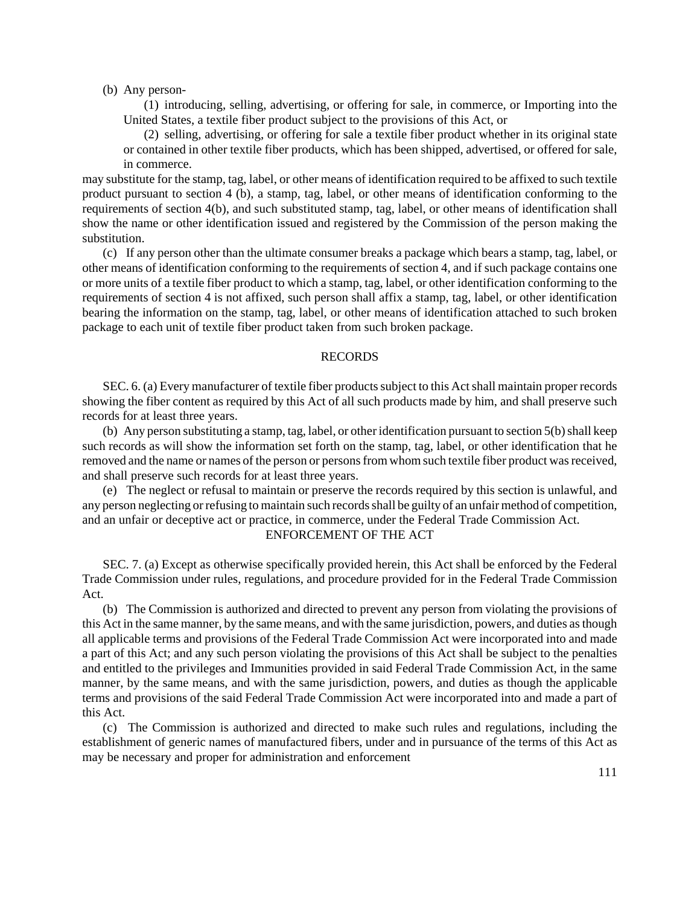(b) Any person-

(1) introducing, selling, advertising, or offering for sale, in commerce, or Importing into the United States, a textile fiber product subject to the provisions of this Act, or

(2) selling, advertising, or offering for sale a textile fiber product whether in its original state or contained in other textile fiber products, which has been shipped, advertised, or offered for sale, in commerce.

may substitute for the stamp, tag, label, or other means of identification required to be affixed to such textile product pursuant to section 4 (b), a stamp, tag, label, or other means of identification conforming to the requirements of section 4(b), and such substituted stamp, tag, label, or other means of identification shall show the name or other identification issued and registered by the Commission of the person making the substitution.

(c) If any person other than the ultimate consumer breaks a package which bears a stamp, tag, label, or other means of identification conforming to the requirements of section 4, and if such package contains one or more units of a textile fiber product to which a stamp, tag, label, or other identification conforming to the requirements of section 4 is not affixed, such person shall affix a stamp, tag, label, or other identification bearing the information on the stamp, tag, label, or other means of identification attached to such broken package to each unit of textile fiber product taken from such broken package.

RECORDS

SEC. 6. (a) Every manufacturer of textile fiber products subject to this Act shall maintain proper records showing the fiber content as required by this Act of all such products made by him, and shall preserve such records for at least three years.

(b) Any person substituting a stamp, tag, label, or other identification pursuant to section 5(b) shall keep such records as will show the information set forth on the stamp, tag, label, or other identification that he removed and the name or names of the person or persons from whom such textile fiber product was received, and shall preserve such records for at least three years.

(e) The neglect or refusal to maintain or preserve the records required by this section is unlawful, and any person neglecting or refusing to maintain such records shall be guilty of an unfair method of competition, and an unfair or deceptive act or practice, in commerce, under the Federal Trade Commission Act.

ENFORCEMENT OF THE ACT

SEC. 7. (a) Except as otherwise specifically provided herein, this Act shall be enforced by the Federal Trade Commission under rules, regulations, and procedure provided for in the Federal Trade Commission Act.

(b) The Commission is authorized and directed to prevent any person from violating the provisions of this Act in the same manner, by the same means, and with the same jurisdiction, powers, and duties as though all applicable terms and provisions of the Federal Trade Commission Act were incorporated into and made a part of this Act; and any such person violating the provisions of this Act shall be subject to the penalties and entitled to the privileges and Immunities provided in said Federal Trade Commission Act, in the same manner, by the same means, and with the same jurisdiction, powers, and duties as though the applicable terms and provisions of the said Federal Trade Commission Act were incorporated into and made a part of this Act.

(c) The Commission is authorized and directed to make such rules and regulations, including the establishment of generic names of manufactured fibers, under and in pursuance of the terms of this Act as may be necessary and proper for administration and enforcement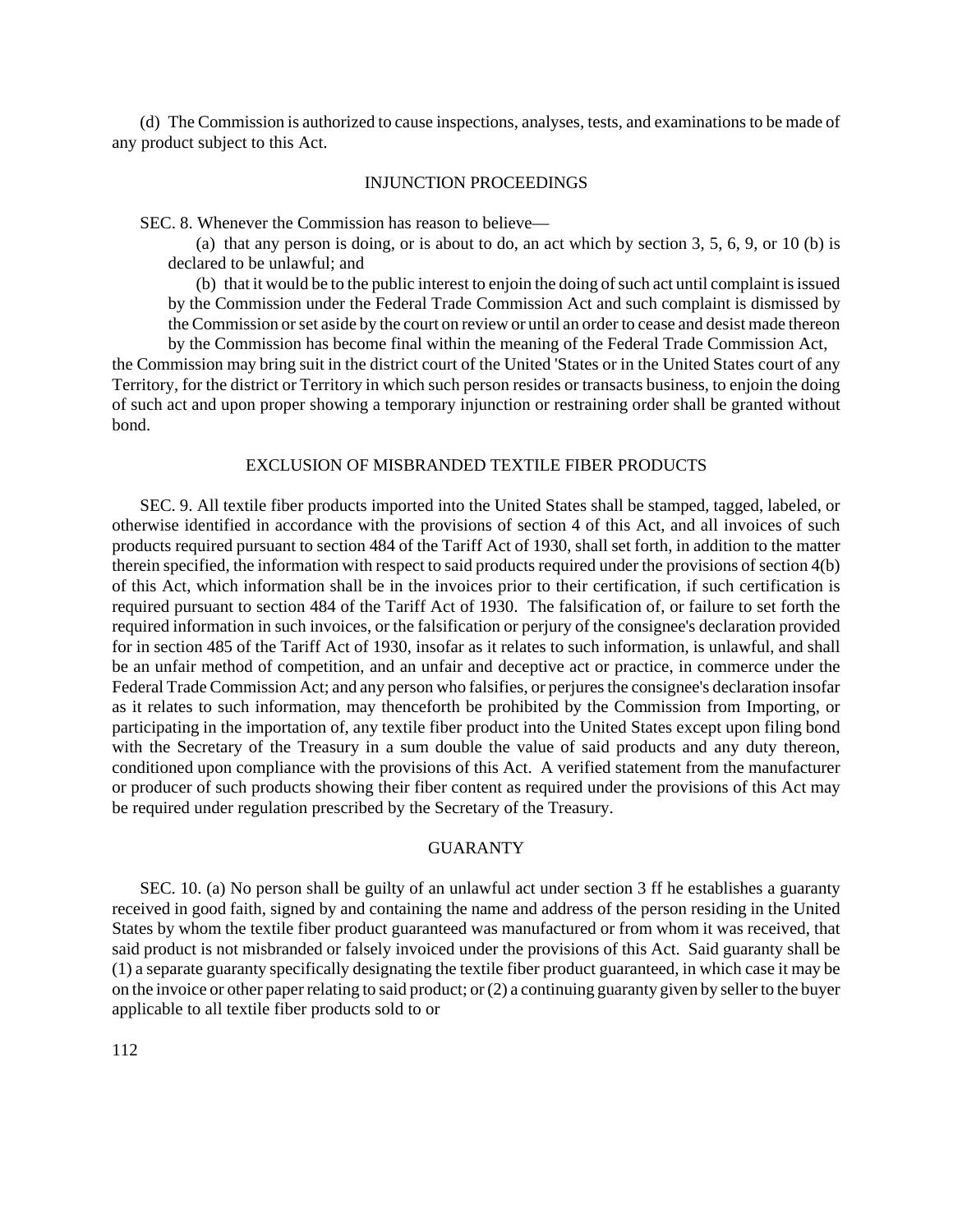(d) The Commission is authorized to cause inspections, analyses, tests, and examinations to be made of any product subject to this Act.

## INJUNCTION PROCEEDINGS

SEC. 8. Whenever the Commission has reason to believe—

(a) that any person is doing, or is about to do, an act which by section 3, 5, 6, 9, or 10 (b) is declared to be unlawful; and

(b) that it would be to the public interest to enjoin the doing of such act until complaint is issued by the Commission under the Federal Trade Commission Act and such complaint is dismissed by the Commission or set aside by the court on review or until an order to cease and desist made thereon by the Commission has become final within the meaning of the Federal Trade Commission Act,

the Commission may bring suit in the district court of the United 'States or in the United States court of any Territory, for the district or Territory in which such person resides or transacts business, to enjoin the doing of such act and upon proper showing a temporary injunction or restraining order shall be granted without bond.

## EXCLUSION OF MISBRANDED TEXTILE FIBER PRODUCTS

SEC. 9. All textile fiber products imported into the United States shall be stamped, tagged, labeled, or otherwise identified in accordance with the provisions of section 4 of this Act, and all invoices of such products required pursuant to section 484 of the Tariff Act of 1930, shall set forth, in addition to the matter therein specified, the information with respect to said products required under the provisions of section 4(b) of this Act, which information shall be in the invoices prior to their certification, if such certification is required pursuant to section 484 of the Tariff Act of 1930. The falsification of, or failure to set forth the required information in such invoices, or the falsification or perjury of the consignee's declaration provided for in section 485 of the Tariff Act of 1930, insofar as it relates to such information, is unlawful, and shall be an unfair method of competition, and an unfair and deceptive act or practice, in commerce under the Federal Trade Commission Act; and any person who falsifies, or perjures the consignee's declaration insofar as it relates to such information, may thenceforth be prohibited by the Commission from Importing, or participating in the importation of, any textile fiber product into the United States except upon filing bond with the Secretary of the Treasury in a sum double the value of said products and any duty thereon, conditioned upon compliance with the provisions of this Act. A verified statement from the manufacturer or producer of such products showing their fiber content as required under the provisions of this Act may be required under regulation prescribed by the Secretary of the Treasury.

## GUARANTY

SEC. 10. (a) No person shall be guilty of an unlawful act under section 3 ff he establishes a guaranty received in good faith, signed by and containing the name and address of the person residing in the United States by whom the textile fiber product guaranteed was manufactured or from whom it was received, that said product is not misbranded or falsely invoiced under the provisions of this Act. Said guaranty shall be (1) a separate guaranty specifically designating the textile fiber product guaranteed, in which case it may be on the invoice or other paper relating to said product; or (2) a continuing guaranty given by seller to the buyer applicable to all textile fiber products sold to or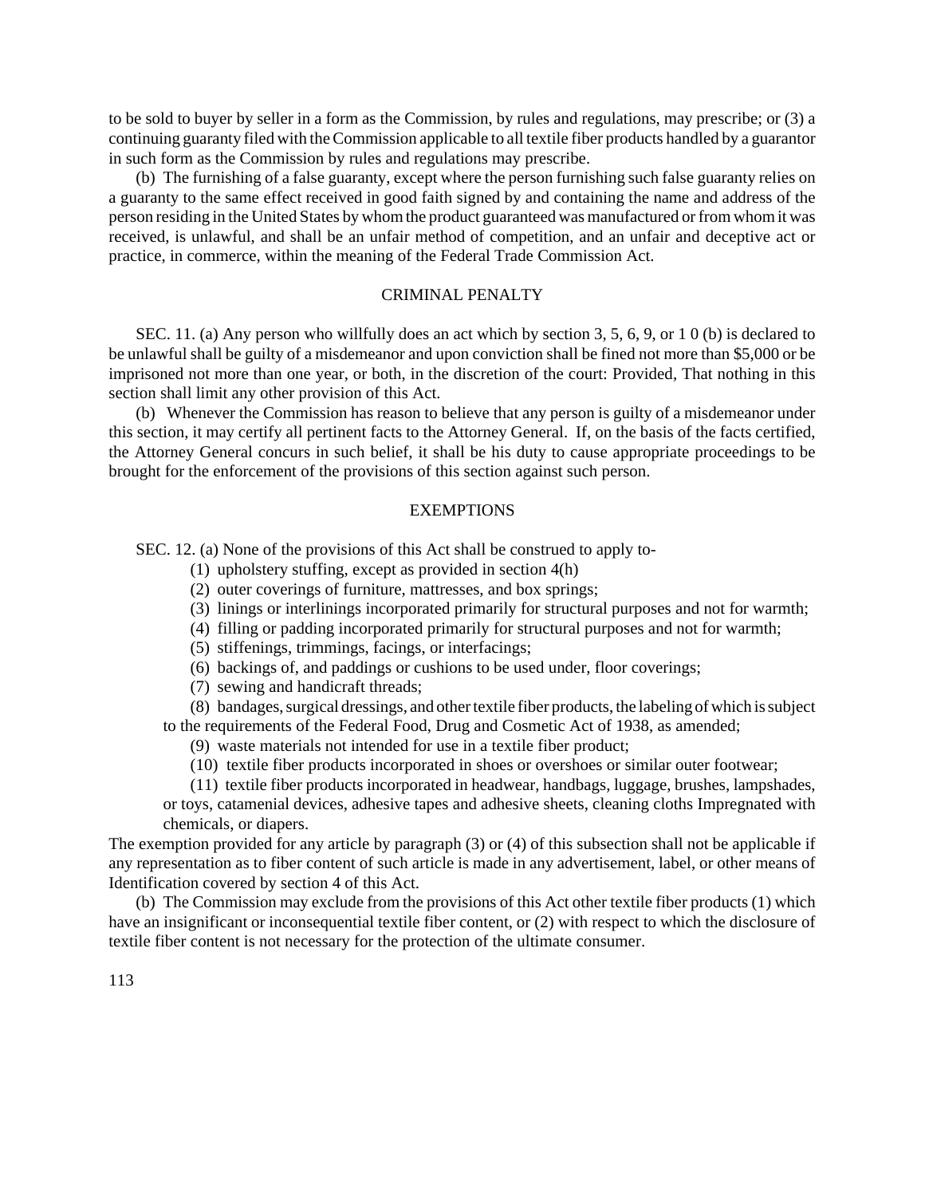to be sold to buyer by seller in a form as the Commission, by rules and regulations, may prescribe; or (3) a continuing guaranty filed with the Commission applicable to all textile fiber products handled by a guarantor in such form as the Commission by rules and regulations may prescribe.

(b) The furnishing of a false guaranty, except where the person furnishing such false guaranty relies on a guaranty to the same effect received in good faith signed by and containing the name and address of the person residing in the United States by whom the product guaranteed was manufactured or from whom it was received, is unlawful, and shall be an unfair method of competition, and an unfair and deceptive act or practice, in commerce, within the meaning of the Federal Trade Commission Act.

## CRIMINAL PENALTY

SEC. 11. (a) Any person who willfully does an act which by section 3, 5, 6, 9, or 1 0 (b) is declared to be unlawful shall be guilty of a misdemeanor and upon conviction shall be fined not more than $5,000 or be imprisoned not more than one year, or both, in the discretion of the court: Provided, That nothing in this section shall limit any other provision of this Act.

(b) Whenever the Commission has reason to believe that any person is guilty of a misdemeanor under this section, it may certify all pertinent facts to the Attorney General. If, on the basis of the facts certified, the Attorney General concurs in such belief, it shall be his duty to cause appropriate proceedings to be brought for the enforcement of the provisions of this section against such person.

## EXEMPTIONS

SEC. 12. (a) None of the provisions of this Act shall be construed to apply to-

(1) upholstery stuffing, except as provided in section 4(h)

(2) outer coverings of furniture, mattresses, and box springs;

(3) linings or interlinings incorporated primarily for structural purposes and not for warmth;

(4) filling or padding incorporated primarily for structural purposes and not for warmth;

(5) stiffenings, trimmings, facings, or interfacings;

(6) backings of, and paddings or cushions to be used under, floor coverings;

(7) sewing and handicraft threads;

(8) bandages, surgical dressings, and other textile fiber products, the labeling of which is subject to the requirements of the Federal Food, Drug and Cosmetic Act of 1938, as amended;

(9) waste materials not intended for use in a textile fiber product;

(10) textile fiber products incorporated in shoes or overshoes or similar outer footwear;

(11) textile fiber products incorporated in headwear, handbags, luggage, brushes, lampshades, or toys, catamenial devices, adhesive tapes and adhesive sheets, cleaning cloths Impregnated with chemicals, or diapers.

The exemption provided for any article by paragraph (3) or (4) of this subsection shall not be applicable if any representation as to fiber content of such article is made in any advertisement, label, or other means of Identification covered by section 4 of this Act.

(b) The Commission may exclude from the provisions of this Act other textile fiber products (1) which have an insignificant or inconsequential textile fiber content, or (2) with respect to which the disclosure of textile fiber content is not necessary for the protection of the ultimate consumer.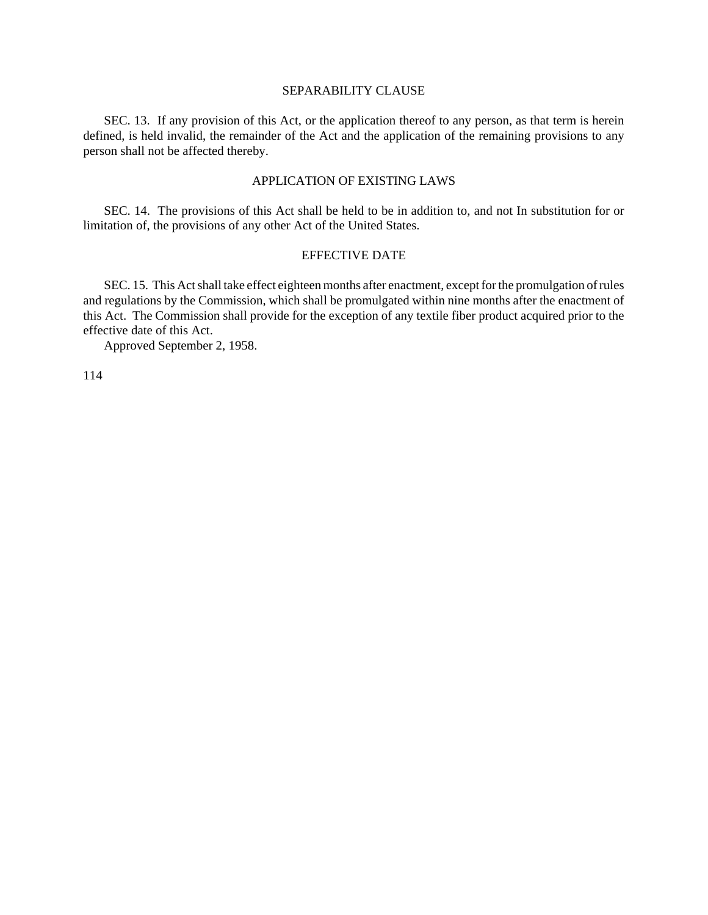## SEPARABILITY CLAUSE

SEC. 13. If any provision of this Act, or the application thereof to any person, as that term is herein defined, is held invalid, the remainder of the Act and the application of the remaining provisions to any person shall not be affected thereby.

## APPLICATION OF EXISTING LAWS

SEC. 14. The provisions of this Act shall be held to be in addition to, and not In substitution for or limitation of, the provisions of any other Act of the United States.

## EFFECTIVE DATE

SEC. 15. This Act shall take effect eighteen months after enactment, except for the promulgation of rules and regulations by the Commission, which shall be promulgated within nine months after the enactment of this Act. The Commission shall provide for the exception of any textile fiber product acquired prior to the effective date of this Act.

Approved September 2, 1958.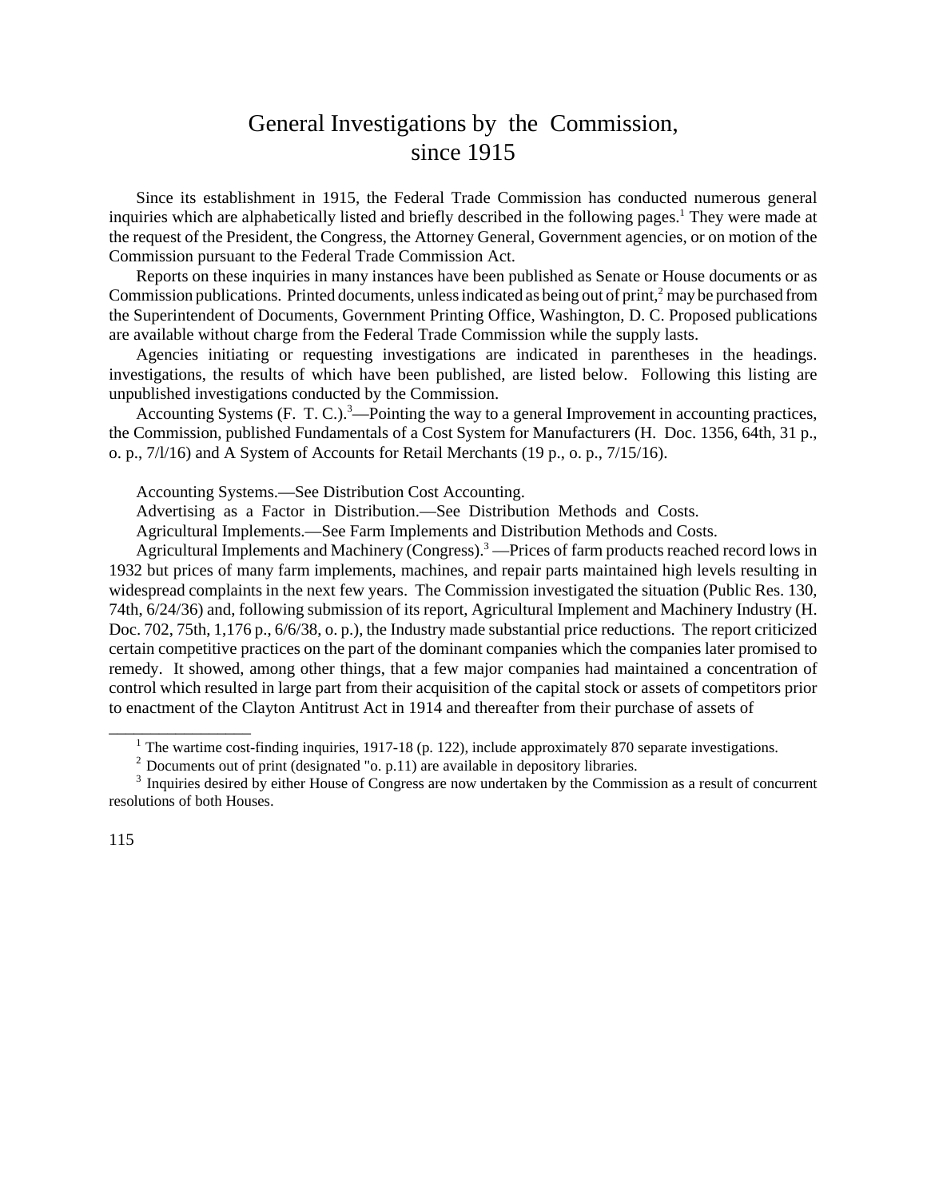# General Investigations by the Commission, since 1915

Since its establishment in 1915, the Federal Trade Commission has conducted numerous general inquiries which are alphabetically listed and briefly described in the following pages.[1] They were made at the request of the President, the Congress, the Attorney General, Government agencies, or on motion of the Commission pursuant to the Federal Trade Commission Act.

Reports on these inquiries in many instances have been published as Senate or House documents or as Commission publications. Printed documents, unless indicated as being out of print,[2] may be purchased from the Superintendent of Documents, Government Printing Office, Washington, D. C. Proposed publications are available without charge from the Federal Trade Commission while the supply lasts.

Agencies initiating or requesting investigations are indicated in parentheses in the headings. investigations, the results of which have been published, are listed below. Following this listing are unpublished investigations conducted by the Commission.

Accounting Systems (F. T. C.).[3]—Pointing the way to a general Improvement in accounting practices, the Commission, published Fundamentals of a Cost System for Manufacturers (H. Doc. 1356, 64th, 31 p., o. p., 7/l/16) and A System of Accounts for Retail Merchants (19 p., o. p., 7/15/16).

Accounting Systems.—See Distribution Cost Accounting.

Advertising as a Factor in Distribution.—See Distribution Methods and Costs.

Agricultural Implements.—See Farm Implements and Distribution Methods and Costs.

Agricultural Implements and Machinery (Congress).[3] —Prices of farm products reached record lows in 1932 but prices of many farm implements, machines, and repair parts maintained high levels resulting in widespread complaints in the next few years. The Commission investigated the situation (Public Res. 130, 74th, 6/24/36) and, following submission of its report, Agricultural Implement and Machinery Industry (H. Doc. 702, 75th, 1,176 p., 6/6/38, o. p.), the Industry made substantial price reductions. The report criticized certain competitive practices on the part of the dominant companies which the companies later promised to remedy. It showed, among other things, that a few major companies had maintained a concentration of control which resulted in large part from their acquisition of the capital stock or assets of competitors prior to enactment of the Clayton Antitrust Act in 1914 and thereafter from their purchase of assets of

---

[1] The wartime cost-finding inquiries, 1917-18 (p. 122), include approximately 870 separate investigations.

[2] Documents out of print (designated "o. p.11) are available in depository libraries.

[3] Inquiries desired by either House of Congress are now undertaken by the Commission as a result of concurrent resolutions of both Houses.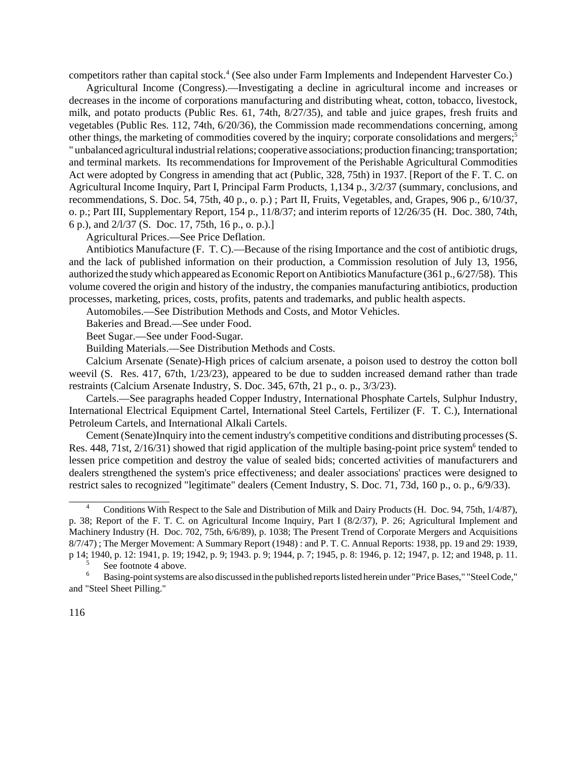competitors rather than capital stock.[4] (See also under Farm Implements and Independent Harvester Co.)

Agricultural Income (Congress).—Investigating a decline in agricultural income and increases or decreases in the income of corporations manufacturing and distributing wheat, cotton, tobacco, livestock, milk, and potato products (Public Res. 61, 74th, 8/27/35), and table and juice grapes, fresh fruits and vegetables (Public Res. 112, 74th, 6/20/36), the Commission made recommendations concerning, among other things, the marketing of commodities covered by the inquiry; corporate consolidations and mergers;[5] " unbalanced agricultural industrial relations; cooperative associations; production financing; transportation; and terminal markets. Its recommendations for Improvement of the Perishable Agricultural Commodities Act were adopted by Congress in amending that act (Public, 328, 75th) in 1937. [Report of the F. T. C. on Agricultural Income Inquiry, Part I, Principal Farm Products, 1,134 p., 3/2/37 (summary, conclusions, and recommendations, S. Doc. 54, 75th, 40 p., o. p.) ; Part II, Fruits, Vegetables, and, Grapes, 906 p., 6/10/37, o. p.; Part III, Supplementary Report, 154 p., 11/8/37; and interim reports of 12/26/35 (H. Doc. 380, 74th, 6 p.), and 2/l/37 (S. Doc. 17, 75th, 16 p., o. p.).]

Agricultural Prices.—See Price Deflation.

Antibiotics Manufacture (F. T. C).—Because of the rising Importance and the cost of antibiotic drugs, and the lack of published information on their production, a Commission resolution of July 13, 1956, authorized the study which appeared as Economic Report on Antibiotics Manufacture (361 p., 6/27/58). This volume covered the origin and history of the industry, the companies manufacturing antibiotics, production processes, marketing, prices, costs, profits, patents and trademarks, and public health aspects.

Automobiles.—See Distribution Methods and Costs, and Motor Vehicles.

Bakeries and Bread.—See under Food.

Beet Sugar.—See under Food-Sugar.

Building Materials.—See Distribution Methods and Costs.

Calcium Arsenate (Senate)-High prices of calcium arsenate, a poison used to destroy the cotton boll weevil (S. Res. 417, 67th, 1/23/23), appeared to be due to sudden increased demand rather than trade restraints (Calcium Arsenate Industry, S. Doc. 345, 67th, 21 p., o. p., 3/3/23).

Cartels.—See paragraphs headed Copper Industry, International Phosphate Cartels, Sulphur Industry, International Electrical Equipment Cartel, International Steel Cartels, Fertilizer (F. T. C.), International Petroleum Cartels, and International Alkali Cartels.

Cement (Senate)Inquiry into the cement industry's competitive conditions and distributing processes (S. Res. 448, 71st, 2/16/31) showed that rigid application of the multiple basing-point price system[6] tended to lessen price competition and destroy the value of sealed bids; concerted activities of manufacturers and dealers strengthened the system's price effectiveness; and dealer associations' practices were designed to restrict sales to recognized "legitimate" dealers (Cement Industry, S. Doc. 71, 73d, 160 p., o. p., 6/9/33).

---

[4] Conditions With Respect to the Sale and Distribution of Milk and Dairy Products (H. Doc. 94, 75th, 1/4/87), p. 38; Report of the F. T. C. on Agricultural Income Inquiry, Part I (8/2/37), P. 26; Agricultural Implement and Machinery Industry (H. Doc. 702, 75th, 6/6/89), p. 1038; The Present Trend of Corporate Mergers and Acquisitions 8/7/47) ; The Merger Movement: A Summary Report (1948) : and P. T. C. Annual Reports: 1938, pp. 19 and 29: 1939, p 14; 1940, p. 12: 1941, p. 19; 1942, p. 9; 1943. p. 9; 1944, p. 7; 1945, p. 8: 1946, p. 12; 1947, p. 12; and 1948, p. 11.

[5] See footnote 4 above.

[6] Basing-point systems are also discussed in the published reports listed herein under "Price Bases," "Steel Code," and "Steel Sheet Pilling."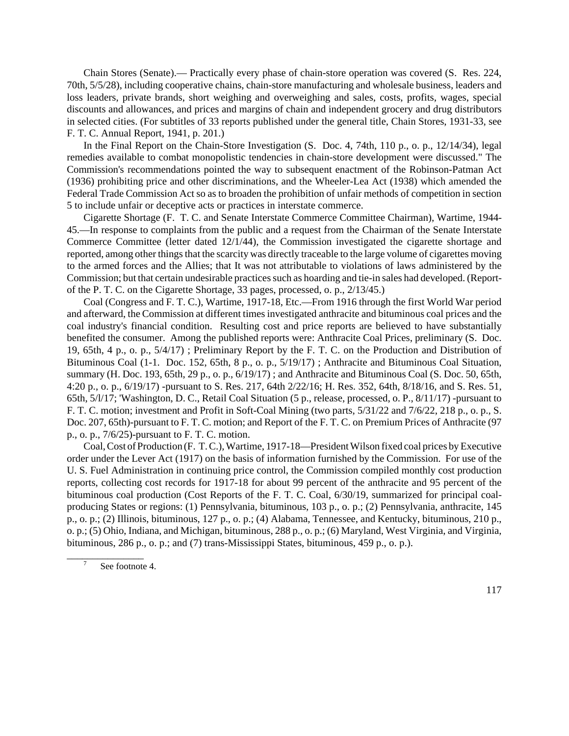Chain Stores (Senate).— Practically every phase of chain-store operation was covered (S. Res. 224, 70th, 5/5/28), including cooperative chains, chain-store manufacturing and wholesale business, leaders and loss leaders, private brands, short weighing and overweighing and sales, costs, profits, wages, special discounts and allowances, and prices and margins of chain and independent grocery and drug distributors in selected cities. (For subtitles of 33 reports published under the general title, Chain Stores, 1931-33, see F. T. C. Annual Report, 1941, p. 201.)

In the Final Report on the Chain-Store Investigation (S. Doc. 4, 74th, 110 p., o. p., 12/14/34), legal remedies available to combat monopolistic tendencies in chain-store development were discussed." The Commission's recommendations pointed the way to subsequent enactment of the Robinson-Patman Act (1936) prohibiting price and other discriminations, and the Wheeler-Lea Act (1938) which amended the Federal Trade Commission Act so as to broaden the prohibition of unfair methods of competition in section 5 to include unfair or deceptive acts or practices in interstate commerce.

Cigarette Shortage (F. T. C. and Senate Interstate Commerce Committee Chairman), Wartime, 1944-45.—In response to complaints from the public and a request from the Chairman of the Senate Interstate Commerce Committee (letter dated 12/1/44), the Commission investigated the cigarette shortage and reported, among other things that the scarcity was directly traceable to the large volume of cigarettes moving to the armed forces and the Allies; that It was not attributable to violations of laws administered by the Commission; but that certain undesirable practices such as hoarding and tie-in sales had developed. (Report-of the P. T. C. on the Cigarette Shortage, 33 pages, processed, o. p., 2/13/45.)

Coal (Congress and F. T. C.), Wartime, 1917-18, Etc.—From 1916 through the first World War period and afterward, the Commission at different times investigated anthracite and bituminous coal prices and the coal industry's financial condition. Resulting cost and price reports are believed to have substantially benefited the consumer. Among the published reports were: Anthracite Coal Prices, preliminary (S. Doc. 19, 65th, 4 p., o. p., 5/4/17) ; Preliminary Report by the F. T. C. on the Production and Distribution of Bituminous Coal (1-1. Doc. 152, 65th, 8 p., o. p., 5/19/17) ; Anthracite and Bituminous Coal Situation, summary (H. Doc. 193, 65th, 29 p., o. p., 6/19/17) ; and Anthracite and Bituminous Coal (S. Doc. 50, 65th, 4:20 p., o. p., 6/19/17) -pursuant to S. Res. 217, 64th 2/22/16; H. Res. 352, 64th, 8/18/16, and S. Res. 51, 65th, 5/l/17; 'Washington, D. C., Retail Coal Situation (5 p., release, processed, o. P., 8/11/17) -pursuant to F. T. C. motion; investment and Profit in Soft-Coal Mining (two parts, 5/31/22 and 7/6/22, 218 p., o. p., S. Doc. 207, 65th)-pursuant to F. T. C. motion; and Report of the F. T. C. on Premium Prices of Anthracite (97 p., o. p., 7/6/25)-pursuant to F. T. C. motion.

Coal, Cost of Production (F. T. C.), Wartime, 1917-18—President Wilson fixed coal prices by Executive order under the Lever Act (1917) on the basis of information furnished by the Commission. For use of the U. S. Fuel Administration in continuing price control, the Commission compiled monthly cost production reports, collecting cost records for 1917-18 for about 99 percent of the anthracite and 95 percent of the bituminous coal production (Cost Reports of the F. T. C. Coal, 6/30/19, summarized for principal coal-producing States or regions: (1) Pennsylvania, bituminous, 103 p., o. p.; (2) Pennsylvania, anthracite, 145 p., o. p.; (2) Illinois, bituminous, 127 p., o. p.; (4) Alabama, Tennessee, and Kentucky, bituminous, 210 p., o. p.; (5) Ohio, Indiana, and Michigan, bituminous, 288 p., o. p.; (6) Maryland, West Virginia, and Virginia, bituminous, 286 p., o. p.; and (7) trans-Mississippi States, bituminous, 459 p., o. p.).

---

[7] See footnote 4.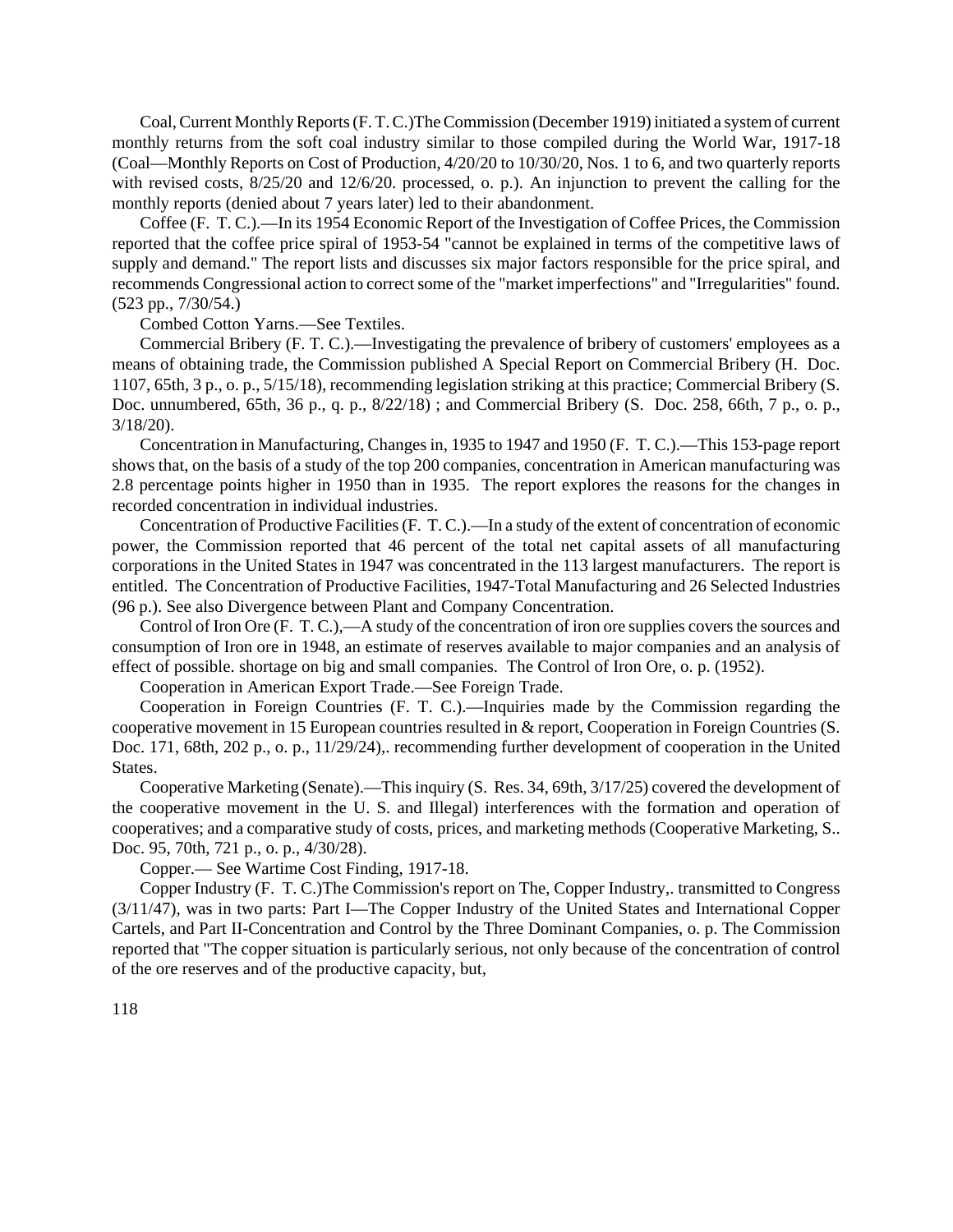Coal, Current Monthly Reports (F. T. C.)The Commission (December 1919) initiated a system of current monthly returns from the soft coal industry similar to those compiled during the World War, 1917-18 (Coal—Monthly Reports on Cost of Production, 4/20/20 to 10/30/20, Nos. 1 to 6, and two quarterly reports with revised costs, 8/25/20 and 12/6/20. processed, o. p.). An injunction to prevent the calling for the monthly reports (denied about 7 years later) led to their abandonment.

Coffee (F. T. C.).—In its 1954 Economic Report of the Investigation of Coffee Prices, the Commission reported that the coffee price spiral of 1953-54 "cannot be explained in terms of the competitive laws of supply and demand." The report lists and discusses six major factors responsible for the price spiral, and recommends Congressional action to correct some of the "market imperfections" and "Irregularities" found. (523 pp., 7/30/54.)

Combed Cotton Yarns.—See Textiles.

Commercial Bribery (F. T. C.).—Investigating the prevalence of bribery of customers' employees as a means of obtaining trade, the Commission published A Special Report on Commercial Bribery (H. Doc. 1107, 65th, 3 p., o. p., 5/15/18), recommending legislation striking at this practice; Commercial Bribery (S. Doc. unnumbered, 65th, 36 p., q. p., 8/22/18) ; and Commercial Bribery (S. Doc. 258, 66th, 7 p., o. p., 3/18/20).

Concentration in Manufacturing, Changes in, 1935 to 1947 and 1950 (F. T. C.).—This 153-page report shows that, on the basis of a study of the top 200 companies, concentration in American manufacturing was 2.8 percentage points higher in 1950 than in 1935. The report explores the reasons for the changes in recorded concentration in individual industries.

Concentration of Productive Facilities (F. T. C.).—In a study of the extent of concentration of economic power, the Commission reported that 46 percent of the total net capital assets of all manufacturing corporations in the United States in 1947 was concentrated in the 113 largest manufacturers. The report is entitled. The Concentration of Productive Facilities, 1947-Total Manufacturing and 26 Selected Industries (96 p.). See also Divergence between Plant and Company Concentration.

Control of Iron Ore (F. T. C.),—A study of the concentration of iron ore supplies covers the sources and consumption of Iron ore in 1948, an estimate of reserves available to major companies and an analysis of effect of possible. shortage on big and small companies. The Control of Iron Ore, o. p. (1952).

Cooperation in American Export Trade.—See Foreign Trade.

Cooperation in Foreign Countries (F. T. C.).—Inquiries made by the Commission regarding the cooperative movement in 15 European countries resulted in & report, Cooperation in Foreign Countries (S. Doc. 171, 68th, 202 p., o. p., 11/29/24),. recommending further development of cooperation in the United States.

Cooperative Marketing (Senate).—This inquiry (S. Res. 34, 69th, 3/17/25) covered the development of the cooperative movement in the U. S. and Illegal) interferences with the formation and operation of cooperatives; and a comparative study of costs, prices, and marketing methods (Cooperative Marketing, S.. Doc. 95, 70th, 721 p., o. p., 4/30/28).

Copper.— See Wartime Cost Finding, 1917-18.

Copper Industry (F. T. C.)The Commission's report on The, Copper Industry,. transmitted to Congress (3/11/47), was in two parts: Part I—The Copper Industry of the United States and International Copper Cartels, and Part II-Concentration and Control by the Three Dominant Companies, o. p. The Commission reported that "The copper situation is particularly serious, not only because of the concentration of control of the ore reserves and of the productive capacity, but,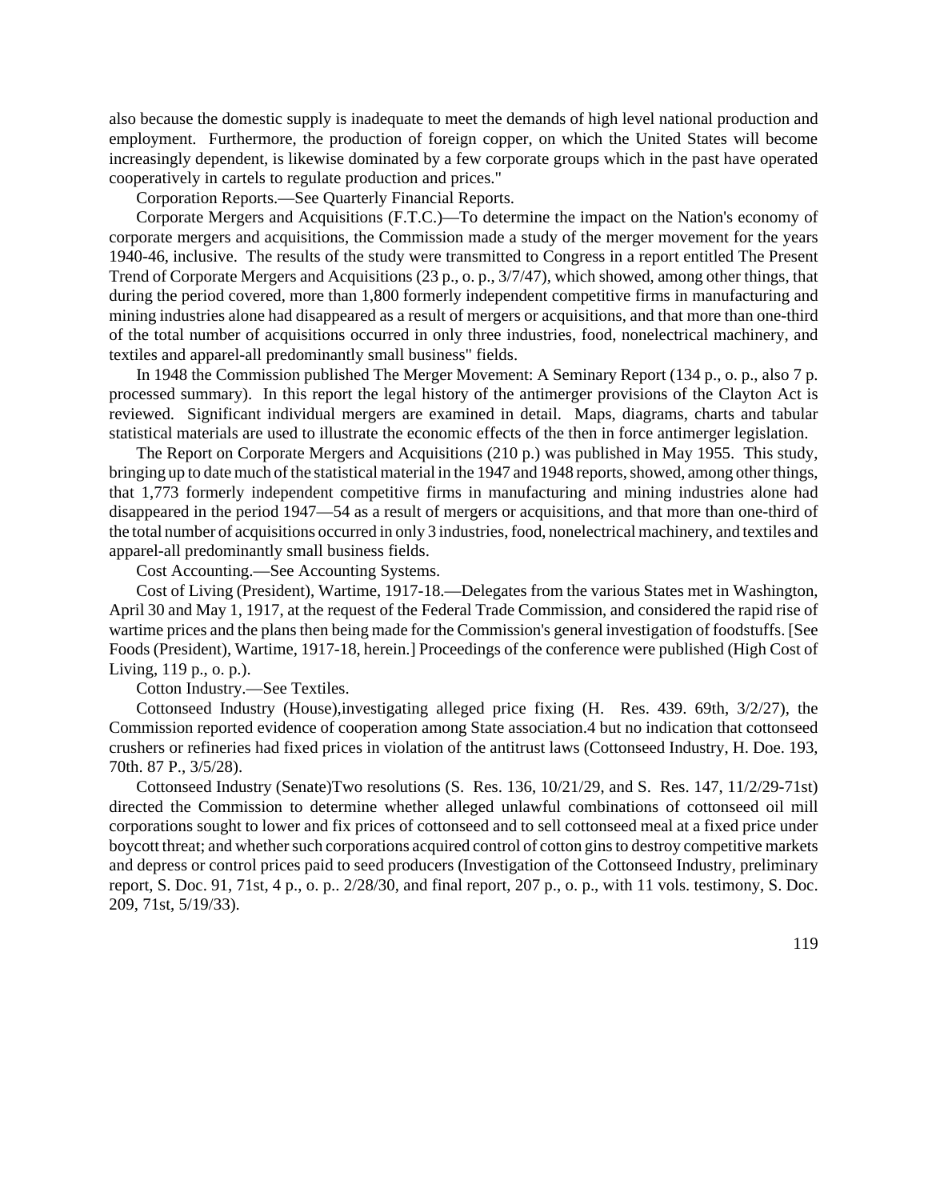also because the domestic supply is inadequate to meet the demands of high level national production and employment. Furthermore, the production of foreign copper, on which the United States will become increasingly dependent, is likewise dominated by a few corporate groups which in the past have operated cooperatively in cartels to regulate production and prices."

Corporation Reports.—See Quarterly Financial Reports.

Corporate Mergers and Acquisitions (F.T.C.)—To determine the impact on the Nation's economy of corporate mergers and acquisitions, the Commission made a study of the merger movement for the years 1940-46, inclusive. The results of the study were transmitted to Congress in a report entitled The Present Trend of Corporate Mergers and Acquisitions (23 p., o. p., 3/7/47), which showed, among other things, that during the period covered, more than 1,800 formerly independent competitive firms in manufacturing and mining industries alone had disappeared as a result of mergers or acquisitions, and that more than one-third of the total number of acquisitions occurred in only three industries, food, nonelectrical machinery, and textiles and apparel-all predominantly small business" fields.

In 1948 the Commission published The Merger Movement: A Seminary Report (134 p., o. p., also 7 p. processed summary). In this report the legal history of the antimerger provisions of the Clayton Act is reviewed. Significant individual mergers are examined in detail. Maps, diagrams, charts and tabular statistical materials are used to illustrate the economic effects of the then in force antimerger legislation.

The Report on Corporate Mergers and Acquisitions (210 p.) was published in May 1955. This study, bringing up to date much of the statistical material in the 1947 and 1948 reports, showed, among other things, that 1,773 formerly independent competitive firms in manufacturing and mining industries alone had disappeared in the period 1947—54 as a result of mergers or acquisitions, and that more than one-third of the total number of acquisitions occurred in only 3 industries, food, nonelectrical machinery, and textiles and apparel-all predominantly small business fields.

Cost Accounting.—See Accounting Systems.

Cost of Living (President), Wartime, 1917-18.—Delegates from the various States met in Washington, April 30 and May 1, 1917, at the request of the Federal Trade Commission, and considered the rapid rise of wartime prices and the plans then being made for the Commission's general investigation of foodstuffs. [See Foods (President), Wartime, 1917-18, herein.] Proceedings of the conference were published (High Cost of Living, 119 p., o. p.).

Cotton Industry.—See Textiles.

Cottonseed Industry (House),investigating alleged price fixing (H. Res. 439. 69th, 3/2/27), the Commission reported evidence of cooperation among State association.4 but no indication that cottonseed crushers or refineries had fixed prices in violation of the antitrust laws (Cottonseed Industry, H. Doe. 193, 70th. 87 P., 3/5/28).

Cottonseed Industry (Senate)Two resolutions (S. Res. 136, 10/21/29, and S. Res. 147, 11/2/29-71st) directed the Commission to determine whether alleged unlawful combinations of cottonseed oil mill corporations sought to lower and fix prices of cottonseed and to sell cottonseed meal at a fixed price under boycott threat; and whether such corporations acquired control of cotton gins to destroy competitive markets and depress or control prices paid to seed producers (Investigation of the Cottonseed Industry, preliminary report, S. Doc. 91, 71st, 4 p., o. p.. 2/28/30, and final report, 207 p., o. p., with 11 vols. testimony, S. Doc. 209, 71st, 5/19/33).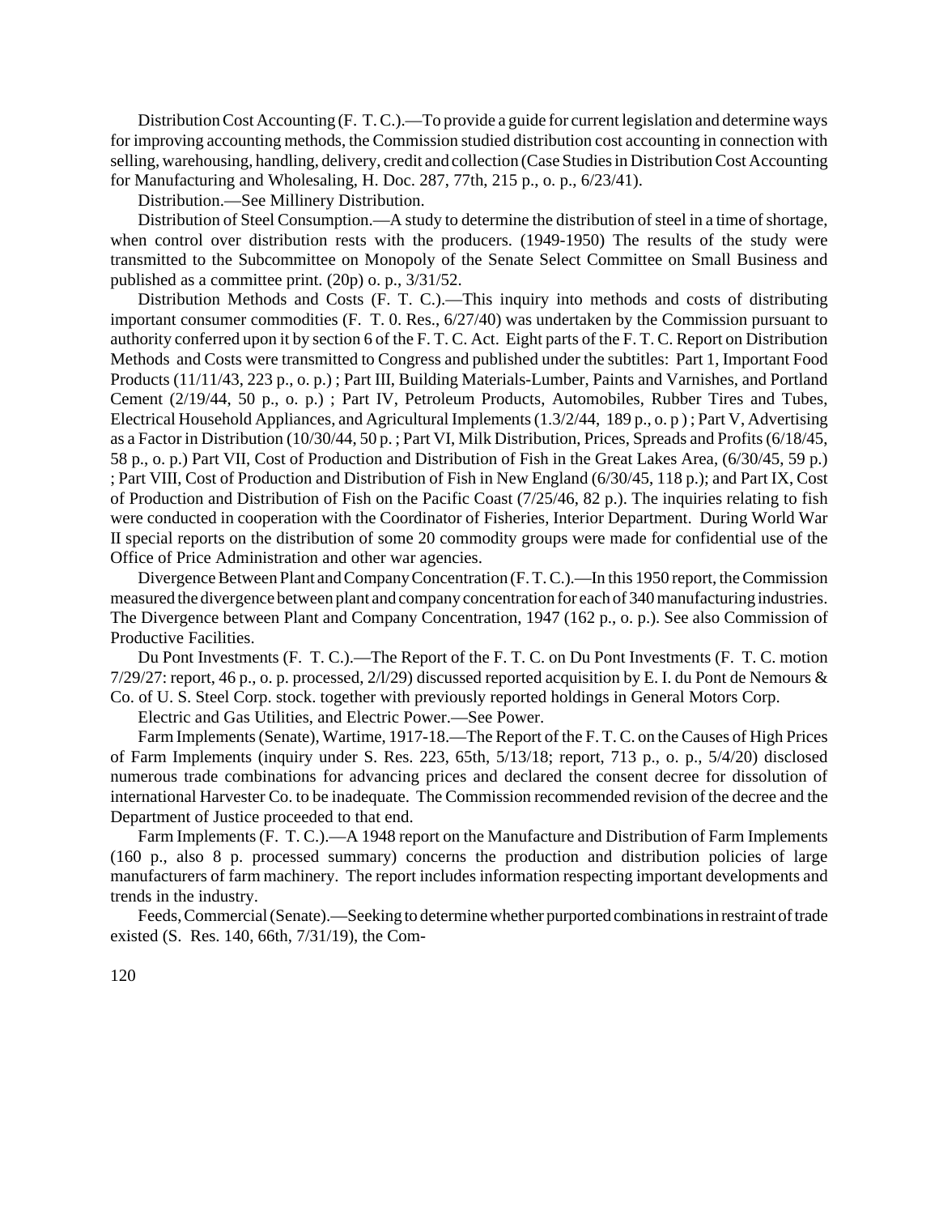Distribution Cost Accounting (F. T. C.).—To provide a guide for current legislation and determine ways for improving accounting methods, the Commission studied distribution cost accounting in connection with selling, warehousing, handling, delivery, credit and collection (Case Studies in Distribution Cost Accounting for Manufacturing and Wholesaling, H. Doc. 287, 77th, 215 p., o. p., 6/23/41).

Distribution.—See Millinery Distribution.

Distribution of Steel Consumption.—A study to determine the distribution of steel in a time of shortage, when control over distribution rests with the producers. (1949-1950) The results of the study were transmitted to the Subcommittee on Monopoly of the Senate Select Committee on Small Business and published as a committee print. (20p) o. p., 3/31/52.

Distribution Methods and Costs (F. T. C.).—This inquiry into methods and costs of distributing important consumer commodities (F. T. 0. Res., 6/27/40) was undertaken by the Commission pursuant to authority conferred upon it by section 6 of the F. T. C. Act. Eight parts of the F. T. C. Report on Distribution Methods and Costs were transmitted to Congress and published under the subtitles: Part 1, Important Food Products (11/11/43, 223 p., o. p.) ; Part III, Building Materials-Lumber, Paints and Varnishes, and Portland Cement (2/19/44, 50 p., o. p.) ; Part IV, Petroleum Products, Automobiles, Rubber Tires and Tubes, Electrical Household Appliances, and Agricultural Implements (1.3/2/44, 189 p., o. p ) ; Part V, Advertising as a Factor in Distribution (10/30/44, 50 p. ; Part VI, Milk Distribution, Prices, Spreads and Profits (6/18/45, 58 p., o. p.) Part VII, Cost of Production and Distribution of Fish in the Great Lakes Area, (6/30/45, 59 p.) ; Part VIII, Cost of Production and Distribution of Fish in New England (6/30/45, 118 p.); and Part IX, Cost of Production and Distribution of Fish on the Pacific Coast (7/25/46, 82 p.). The inquiries relating to fish were conducted in cooperation with the Coordinator of Fisheries, Interior Department. During World War II special reports on the distribution of some 20 commodity groups were made for confidential use of the Office of Price Administration and other war agencies.

Divergence Between Plant and Company Concentration (F. T. C.).—In this 1950 report, the Commission measured the divergence between plant and company concentration for each of 340 manufacturing industries. The Divergence between Plant and Company Concentration, 1947 (162 p., o. p.). See also Commission of Productive Facilities.

Du Pont Investments (F. T. C.).—The Report of the F. T. C. on Du Pont Investments (F. T. C. motion 7/29/27: report, 46 p., o. p. processed, 2/l/29) discussed reported acquisition by E. I. du Pont de Nemours & Co. of U. S. Steel Corp. stock. together with previously reported holdings in General Motors Corp.

Electric and Gas Utilities, and Electric Power.—See Power.

Farm Implements (Senate), Wartime, 1917-18.—The Report of the F. T. C. on the Causes of High Prices of Farm Implements (inquiry under S. Res. 223, 65th, 5/13/18; report, 713 p., o. p., 5/4/20) disclosed numerous trade combinations for advancing prices and declared the consent decree for dissolution of international Harvester Co. to be inadequate. The Commission recommended revision of the decree and the Department of Justice proceeded to that end.

Farm Implements (F. T. C.).—A 1948 report on the Manufacture and Distribution of Farm Implements (160 p., also 8 p. processed summary) concerns the production and distribution policies of large manufacturers of farm machinery. The report includes information respecting important developments and trends in the industry.

Feeds, Commercial (Senate).—Seeking to determine whether purported combinations in restraint of trade existed (S. Res. 140, 66th, 7/31/19), the Com-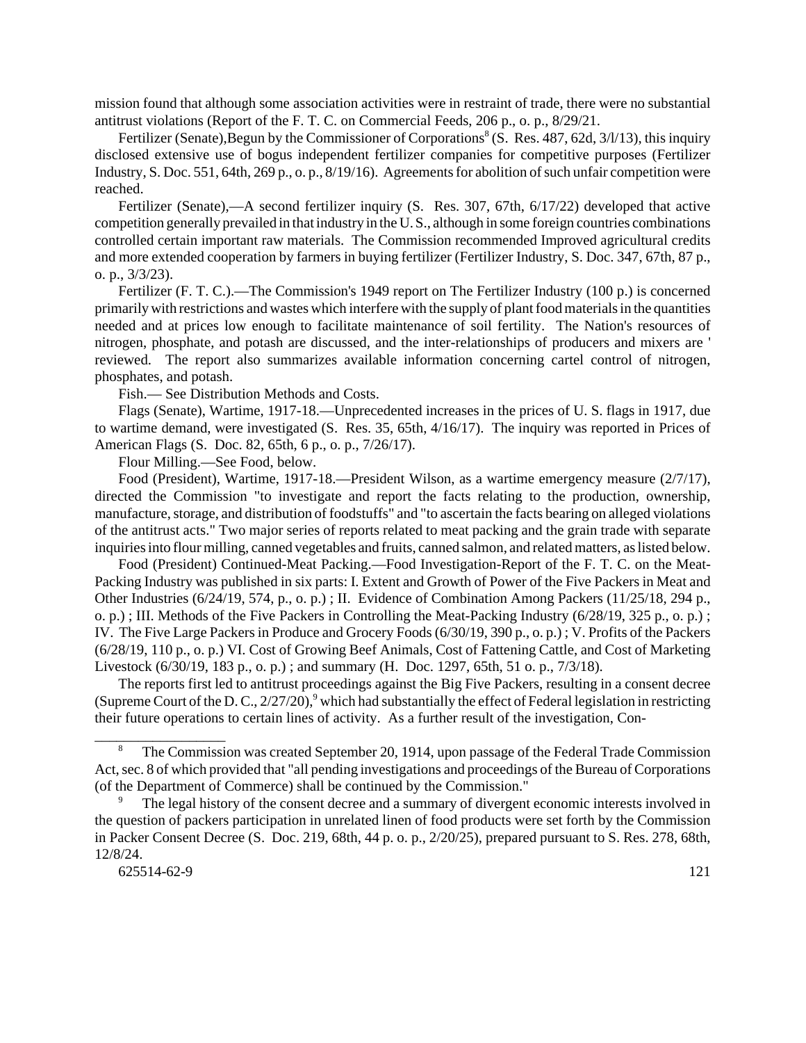mission found that although some association activities were in restraint of trade, there were no substantial antitrust violations (Report of the F. T. C. on Commercial Feeds, 206 p., o. p., 8/29/21.

Fertilizer (Senate),Begun by the Commissioner of Corporations[8] (S. Res. 487, 62d, 3/l/13), this inquiry disclosed extensive use of bogus independent fertilizer companies for competitive purposes (Fertilizer Industry, S. Doc. 551, 64th, 269 p., o. p., 8/19/16). Agreements for abolition of such unfair competition were reached.

Fertilizer (Senate),—A second fertilizer inquiry (S. Res. 307, 67th, 6/17/22) developed that active competition generally prevailed in that industry in the U. S., although in some foreign countries combinations controlled certain important raw materials. The Commission recommended Improved agricultural credits and more extended cooperation by farmers in buying fertilizer (Fertilizer Industry, S. Doc. 347, 67th, 87 p., o. p., 3/3/23).

Fertilizer (F. T. C.).—The Commission's 1949 report on The Fertilizer Industry (100 p.) is concerned primarily with restrictions and wastes which interfere with the supply of plant food materials in the quantities needed and at prices low enough to facilitate maintenance of soil fertility. The Nation's resources of nitrogen, phosphate, and potash are discussed, and the inter-relationships of producers and mixers are ' reviewed. The report also summarizes available information concerning cartel control of nitrogen, phosphates, and potash.

Fish.— See Distribution Methods and Costs.

Flags (Senate), Wartime, 1917-18.—Unprecedented increases in the prices of U. S. flags in 1917, due to wartime demand, were investigated (S. Res. 35, 65th, 4/16/17). The inquiry was reported in Prices of American Flags (S. Doc. 82, 65th, 6 p., o. p., 7/26/17).

Flour Milling.—See Food, below.

Food (President), Wartime, 1917-18.—President Wilson, as a wartime emergency measure (2/7/17), directed the Commission "to investigate and report the facts relating to the production, ownership, manufacture, storage, and distribution of foodstuffs" and "to ascertain the facts bearing on alleged violations of the antitrust acts." Two major series of reports related to meat packing and the grain trade with separate inquiries into flour milling, canned vegetables and fruits, canned salmon, and related matters, as listed below.

Food (President) Continued-Meat Packing.—Food Investigation-Report of the F. T. C. on the Meat-Packing Industry was published in six parts: I. Extent and Growth of Power of the Five Packers in Meat and Other Industries (6/24/19, 574, p., o. p.) ; II. Evidence of Combination Among Packers (11/25/18, 294 p., o. p.) ; III. Methods of the Five Packers in Controlling the Meat-Packing Industry (6/28/19, 325 p., o. p.) ; IV. The Five Large Packers in Produce and Grocery Foods (6/30/19, 390 p., o. p.) ; V. Profits of the Packers (6/28/19, 110 p., o. p.) VI. Cost of Growing Beef Animals, Cost of Fattening Cattle, and Cost of Marketing Livestock (6/30/19, 183 p., o. p.) ; and summary (H. Doc. 1297, 65th, 51 o. p., 7/3/18).

The reports first led to antitrust proceedings against the Big Five Packers, resulting in a consent decree (Supreme Court of the D. C., 2/27/20),[9] which had substantially the effect of Federal legislation in restricting their future operations to certain lines of activity. As a further result of the investigation, Con-

---

[8] The Commission was created September 20, 1914, upon passage of the Federal Trade Commission Act, sec. 8 of which provided that "all pending investigations and proceedings of the Bureau of Corporations (of the Department of Commerce) shall be continued by the Commission."

[9] The legal history of the consent decree and a summary of divergent economic interests involved in the question of packers participation in unrelated linen of food products were set forth by the Commission in Packer Consent Decree (S. Doc. 219, 68th, 44 p. o. p., 2/20/25), prepared pursuant to S. Res. 278, 68th, 12/8/24.

625514-62-9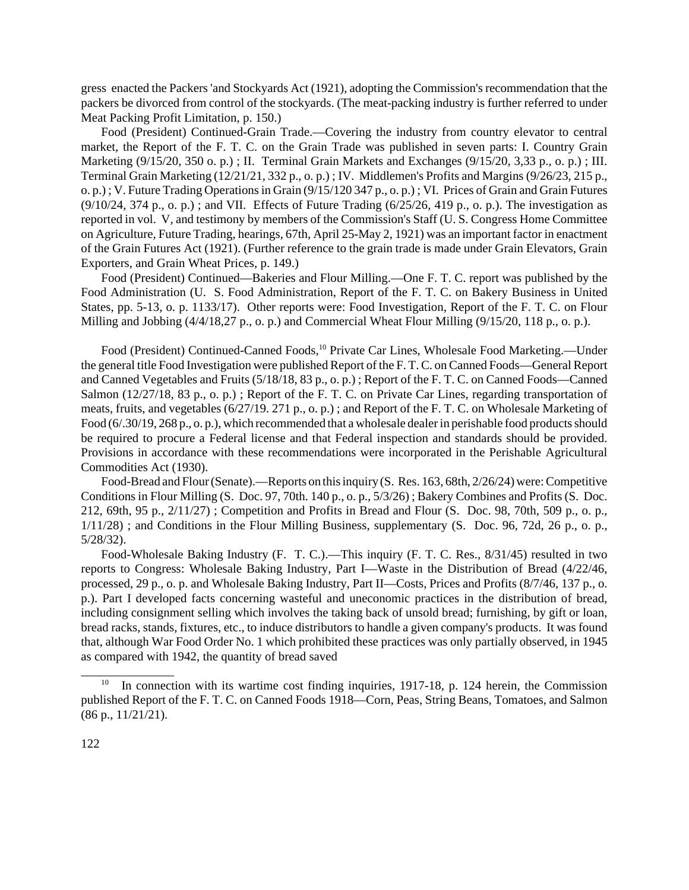gress enacted the Packers 'and Stockyards Act (1921), adopting the Commission's recommendation that the packers be divorced from control of the stockyards. (The meat-packing industry is further referred to under Meat Packing Profit Limitation, p. 150.)

Food (President) Continued-Grain Trade.—Covering the industry from country elevator to central market, the Report of the F. T. C. on the Grain Trade was published in seven parts: I. Country Grain Marketing (9/15/20, 350 o. p.) ; II. Terminal Grain Markets and Exchanges (9/15/20, 3,33 p., o. p.) ; III. Terminal Grain Marketing (12/21/21, 332 p., o. p.) ; IV. Middlemen's Profits and Margins (9/26/23, 215 p., o. p.) ; V. Future Trading Operations in Grain (9/15/120 347 p., o. p.) ; VI. Prices of Grain and Grain Futures (9/10/24, 374 p., o. p.) ; and VII. Effects of Future Trading (6/25/26, 419 p., o. p.). The investigation as reported in vol. V, and testimony by members of the Commission's Staff (U. S. Congress Home Committee on Agriculture, Future Trading, hearings, 67th, April 25-May 2, 1921) was an important factor in enactment of the Grain Futures Act (1921). (Further reference to the grain trade is made under Grain Elevators, Grain Exporters, and Grain Wheat Prices, p. 149.)

Food (President) Continued—Bakeries and Flour Milling.—One F. T. C. report was published by the Food Administration (U. S. Food Administration, Report of the F. T. C. on Bakery Business in United States, pp. 5-13, o. p. 1133/17). Other reports were: Food Investigation, Report of the F. T. C. on Flour Milling and Jobbing (4/4/18,27 p., o. p.) and Commercial Wheat Flour Milling (9/15/20, 118 p., o. p.).

Food (President) Continued-Canned Foods,[10] Private Car Lines, Wholesale Food Marketing.—Under the general title Food Investigation were published Report of the F. T. C. on Canned Foods—General Report and Canned Vegetables and Fruits (5/18/18, 83 p., o. p.) ; Report of the F. T. C. on Canned Foods—Canned Salmon (12/27/18, 83 p., o. p.) ; Report of the F. T. C. on Private Car Lines, regarding transportation of meats, fruits, and vegetables (6/27/19. 271 p., o. p.) ; and Report of the F. T. C. on Wholesale Marketing of Food (6/.30/19, 268 p., o. p.), which recommended that a wholesale dealer in perishable food products should be required to procure a Federal license and that Federal inspection and standards should be provided. Provisions in accordance with these recommendations were incorporated in the Perishable Agricultural Commodities Act (1930).

Food-Bread and Flour (Senate).—Reports on this inquiry (S. Res. 163, 68th, 2/26/24) were: Competitive Conditions in Flour Milling (S. Doc. 97, 70th. 140 p., o. p., 5/3/26) ; Bakery Combines and Profits (S. Doc. 212, 69th, 95 p., 2/11/27) ; Competition and Profits in Bread and Flour (S. Doc. 98, 70th, 509 p., o. p., 1/11/28) ; and Conditions in the Flour Milling Business, supplementary (S. Doc. 96, 72d, 26 p., o. p., 5/28/32).

Food-Wholesale Baking Industry (F. T. C.).—This inquiry (F. T. C. Res., 8/31/45) resulted in two reports to Congress: Wholesale Baking Industry, Part I—Waste in the Distribution of Bread (4/22/46, processed, 29 p., o. p. and Wholesale Baking Industry, Part II—Costs, Prices and Profits (8/7/46, 137 p., o. p.). Part I developed facts concerning wasteful and uneconomic practices in the distribution of bread, including consignment selling which involves the taking back of unsold bread; furnishing, by gift or loan, bread racks, stands, fixtures, etc., to induce distributors to handle a given company's products. It was found that, although War Food Order No. 1 which prohibited these practices was only partially observed, in 1945 as compared with 1942, the quantity of bread saved

---

[10] In connection with its wartime cost finding inquiries, 1917-18, p. 124 herein, the Commission published Report of the F. T. C. on Canned Foods 1918—Corn, Peas, String Beans, Tomatoes, and Salmon (86 p., 11/21/21).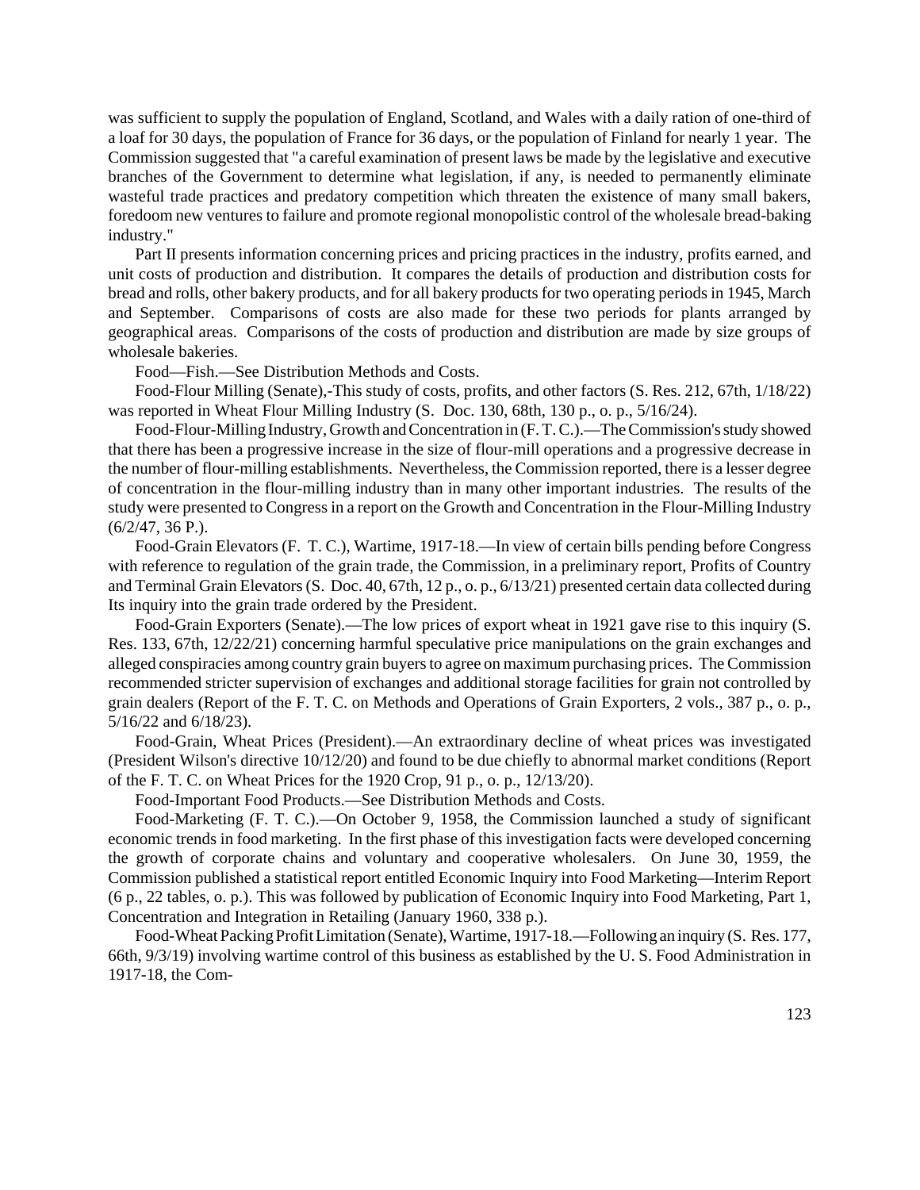was sufficient to supply the population of England, Scotland, and Wales with a daily ration of one-third of a loaf for 30 days, the population of France for 36 days, or the population of Finland for nearly 1 year. The Commission suggested that "a careful examination of present laws be made by the legislative and executive branches of the Government to determine what legislation, if any, is needed to permanently eliminate wasteful trade practices and predatory competition which threaten the existence of many small bakers, foredoom new ventures to failure and promote regional monopolistic control of the wholesale bread-baking industry."

Part II presents information concerning prices and pricing practices in the industry, profits earned, and unit costs of production and distribution. It compares the details of production and distribution costs for bread and rolls, other bakery products, and for all bakery products for two operating periods in 1945, March and September. Comparisons of costs are also made for these two periods for plants arranged by geographical areas. Comparisons of the costs of production and distribution are made by size groups of wholesale bakeries.

Food—Fish.—See Distribution Methods and Costs.

Food-Flour Milling (Senate),-This study of costs, profits, and other factors (S. Res. 212, 67th, 1/18/22) was reported in Wheat Flour Milling Industry (S. Doc. 130, 68th, 130 p., o. p., 5/16/24).

Food-Flour-Milling Industry, Growth and Concentration in (F. T. C.).—The Commission's study showed that there has been a progressive increase in the size of flour-mill operations and a progressive decrease in the number of flour-milling establishments. Nevertheless, the Commission reported, there is a lesser degree of concentration in the flour-milling industry than in many other important industries. The results of the study were presented to Congress in a report on the Growth and Concentration in the Flour-Milling Industry (6/2/47, 36 P.).

Food-Grain Elevators (F. T. C.), Wartime, 1917-18.—In view of certain bills pending before Congress with reference to regulation of the grain trade, the Commission, in a preliminary report, Profits of Country and Terminal Grain Elevators (S. Doc. 40, 67th, 12 p., o. p., 6/13/21) presented certain data collected during Its inquiry into the grain trade ordered by the President.

Food-Grain Exporters (Senate).—The low prices of export wheat in 1921 gave rise to this inquiry (S. Res. 133, 67th, 12/22/21) concerning harmful speculative price manipulations on the grain exchanges and alleged conspiracies among country grain buyers to agree on maximum purchasing prices. The Commission recommended stricter supervision of exchanges and additional storage facilities for grain not controlled by grain dealers (Report of the F. T. C. on Methods and Operations of Grain Exporters, 2 vols., 387 p., o. p., 5/16/22 and 6/18/23).

Food-Grain, Wheat Prices (President).—An extraordinary decline of wheat prices was investigated (President Wilson's directive 10/12/20) and found to be due chiefly to abnormal market conditions (Report of the F. T. C. on Wheat Prices for the 1920 Crop, 91 p., o. p., 12/13/20).

Food-Important Food Products.—See Distribution Methods and Costs.

Food-Marketing (F. T. C.).—On October 9, 1958, the Commission launched a study of significant economic trends in food marketing. In the first phase of this investigation facts were developed concerning the growth of corporate chains and voluntary and cooperative wholesalers. On June 30, 1959, the Commission published a statistical report entitled Economic Inquiry into Food Marketing—Interim Report (6 p., 22 tables, o. p.). This was followed by publication of Economic Inquiry into Food Marketing, Part 1, Concentration and Integration in Retailing (January 1960, 338 p.).

Food-Wheat Packing Profit Limitation (Senate), Wartime, 1917-18.—Following an inquiry (S. Res. 177, 66th, 9/3/19) involving wartime control of this business as established by the U. S. Food Administration in 1917-18, the Com-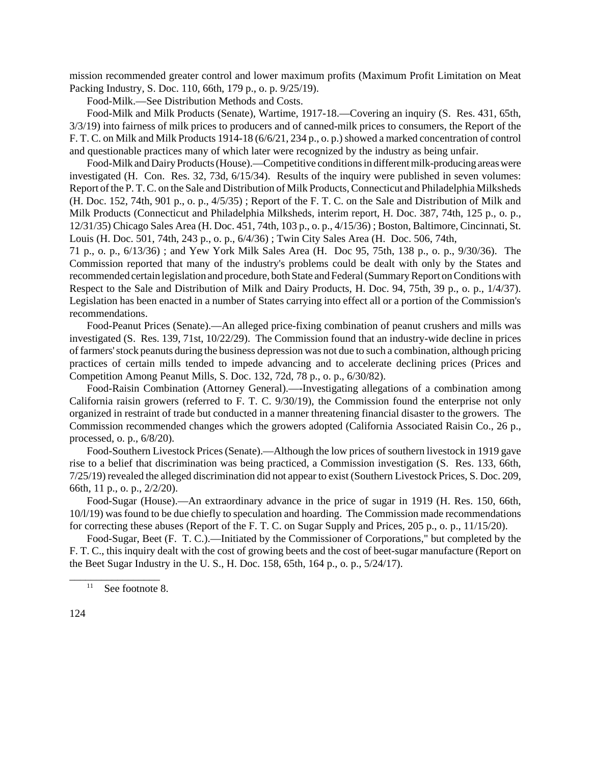mission recommended greater control and lower maximum profits (Maximum Profit Limitation on Meat Packing Industry, S. Doc. 110, 66th, 179 p., o. p. 9/25/19).

Food-Milk.—See Distribution Methods and Costs.

Food-Milk and Milk Products (Senate), Wartime, 1917-18.—Covering an inquiry (S. Res. 431, 65th, 3/3/19) into fairness of milk prices to producers and of canned-milk prices to consumers, the Report of the F. T. C. on Milk and Milk Products 1914-18 (6/6/21, 234 p., o. p.) showed a marked concentration of control and questionable practices many of which later were recognized by the industry as being unfair.

Food-Milk and Dairy Products (House).—Competitive conditions in different milk-producing areas were investigated (H. Con. Res. 32, 73d, 6/15/34). Results of the inquiry were published in seven volumes: Report of the P. T. C. on the Sale and Distribution of Milk Products, Connecticut and Philadelphia Milksheds (H. Doc. 152, 74th, 901 p., o. p., 4/5/35) ; Report of the F. T. C. on the Sale and Distribution of Milk and Milk Products (Connecticut and Philadelphia Milksheds, interim report, H. Doc. 387, 74th, 125 p., o. p., 12/31/35) Chicago Sales Area (H. Doc. 451, 74th, 103 p., o. p., 4/15/36) ; Boston, Baltimore, Cincinnati, St. Louis (H. Doc. 501, 74th, 243 p., o. p., 6/4/36) ; Twin City Sales Area (H. Doc. 506, 74th, 71 p., o. p., 6/13/36) ; and Yew York Milk Sales Area (H. Doc 95, 75th, 138 p., o. p., 9/30/36). The Commission reported that many of the industry's problems could be dealt with only by the States and recommended certain legislation and procedure, both State and Federal (Summary Report on Conditions with Respect to the Sale and Distribution of Milk and Dairy Products, H. Doc. 94, 75th, 39 p., o. p., 1/4/37). Legislation has been enacted in a number of States carrying into effect all or a portion of the Commission's recommendations.

Food-Peanut Prices (Senate).—An alleged price-fixing combination of peanut crushers and mills was investigated (S. Res. 139, 71st, 10/22/29). The Commission found that an industry-wide decline in prices of farmers' stock peanuts during the business depression was not due to such a combination, although pricing practices of certain mills tended to impede advancing and to accelerate declining prices (Prices and Competition Among Peanut Mills, S. Doc. 132, 72d, 78 p., o. p., 6/30/82).

Food-Raisin Combination (Attorney General).—-Investigating allegations of a combination among California raisin growers (referred to F. T. C. 9/30/19), the Commission found the enterprise not only organized in restraint of trade but conducted in a manner threatening financial disaster to the growers. The Commission recommended changes which the growers adopted (California Associated Raisin Co., 26 p., processed, o. p., 6/8/20).

Food-Southern Livestock Prices (Senate).—Although the low prices of southern livestock in 1919 gave rise to a belief that discrimination was being practiced, a Commission investigation (S. Res. 133, 66th, 7/25/19) revealed the alleged discrimination did not appear to exist (Southern Livestock Prices, S. Doc. 209, 66th, 11 p., o. p., 2/2/20).

Food-Sugar (House).—An extraordinary advance in the price of sugar in 1919 (H. Res. 150, 66th, 10/l/19) was found to be due chiefly to speculation and hoarding. The Commission made recommendations for correcting these abuses (Report of the F. T. C. on Sugar Supply and Prices, 205 p., o. p., 11/15/20).

Food-Sugar, Beet (F. T. C.).—Initiated by the Commissioner of Corporations," but completed by the F. T. C., this inquiry dealt with the cost of growing beets and the cost of beet-sugar manufacture (Report on the Beet Sugar Industry in the U. S., H. Doc. 158, 65th, 164 p., o. p., 5/24/17).

---

[11] See footnote 8.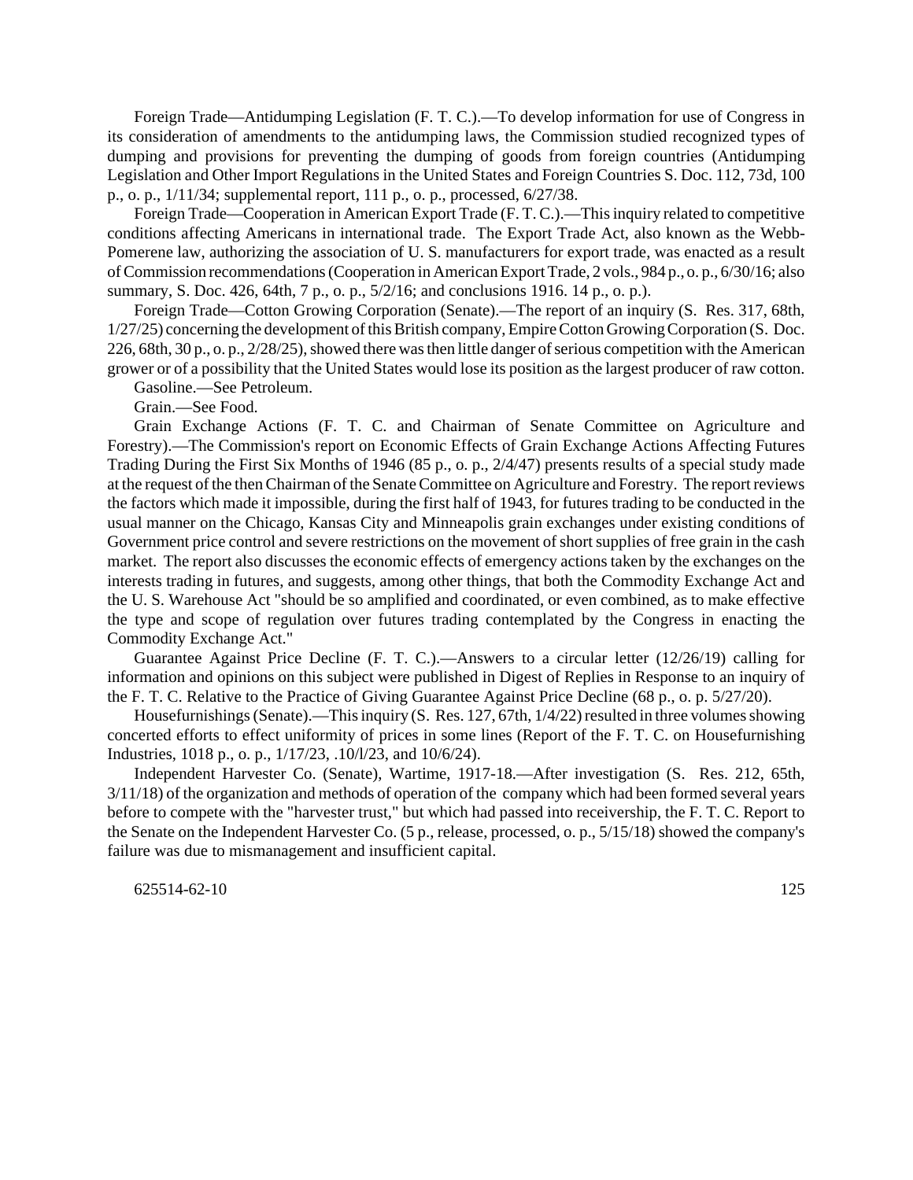Foreign Trade—Antidumping Legislation (F. T. C.).—To develop information for use of Congress in its consideration of amendments to the antidumping laws, the Commission studied recognized types of dumping and provisions for preventing the dumping of goods from foreign countries (Antidumping Legislation and Other Import Regulations in the United States and Foreign Countries S. Doc. 112, 73d, 100 p., o. p., 1/11/34; supplemental report, 111 p., o. p., processed, 6/27/38.

Foreign Trade—Cooperation in American Export Trade (F. T. C.).—This inquiry related to competitive conditions affecting Americans in international trade. The Export Trade Act, also known as the Webb-Pomerene law, authorizing the association of U. S. manufacturers for export trade, was enacted as a result of Commission recommendations (Cooperation in American Export Trade, 2 vols., 984 p., o. p., 6/30/16; also summary, S. Doc. 426, 64th, 7 p., o. p., 5/2/16; and conclusions 1916. 14 p., o. p.).

Foreign Trade—Cotton Growing Corporation (Senate).—The report of an inquiry (S. Res. 317, 68th, 1/27/25) concerning the development of this British company, Empire Cotton Growing Corporation (S. Doc. 226, 68th, 30 p., o. p., 2/28/25), showed there was then little danger of serious competition with the American grower or of a possibility that the United States would lose its position as the largest producer of raw cotton.

Gasoline.—See Petroleum.

Grain.—See Food.

Grain Exchange Actions (F. T. C. and Chairman of Senate Committee on Agriculture and Forestry).—The Commission's report on Economic Effects of Grain Exchange Actions Affecting Futures Trading During the First Six Months of 1946 (85 p., o. p., 2/4/47) presents results of a special study made at the request of the then Chairman of the Senate Committee on Agriculture and Forestry. The report reviews the factors which made it impossible, during the first half of 1943, for futures trading to be conducted in the usual manner on the Chicago, Kansas City and Minneapolis grain exchanges under existing conditions of Government price control and severe restrictions on the movement of short supplies of free grain in the cash market. The report also discusses the economic effects of emergency actions taken by the exchanges on the interests trading in futures, and suggests, among other things, that both the Commodity Exchange Act and the U. S. Warehouse Act "should be so amplified and coordinated, or even combined, as to make effective the type and scope of regulation over futures trading contemplated by the Congress in enacting the Commodity Exchange Act."

Guarantee Against Price Decline (F. T. C.).—Answers to a circular letter (12/26/19) calling for information and opinions on this subject were published in Digest of Replies in Response to an inquiry of the F. T. C. Relative to the Practice of Giving Guarantee Against Price Decline (68 p., o. p. 5/27/20).

Housefurnishings (Senate).—This inquiry (S. Res. 127, 67th, 1/4/22) resulted in three volumes showing concerted efforts to effect uniformity of prices in some lines (Report of the F. T. C. on Housefurnishing Industries, 1018 p., o. p., 1/17/23, .10/l/23, and 10/6/24).

Independent Harvester Co. (Senate), Wartime, 1917-18.—After investigation (S. Res. 212, 65th, 3/11/18) of the organization and methods of operation of the company which had been formed several years before to compete with the "harvester trust," but which had passed into receivership, the F. T. C. Report to the Senate on the Independent Harvester Co. (5 p., release, processed, o. p., 5/15/18) showed the company's failure was due to mismanagement and insufficient capital.

625514-62-10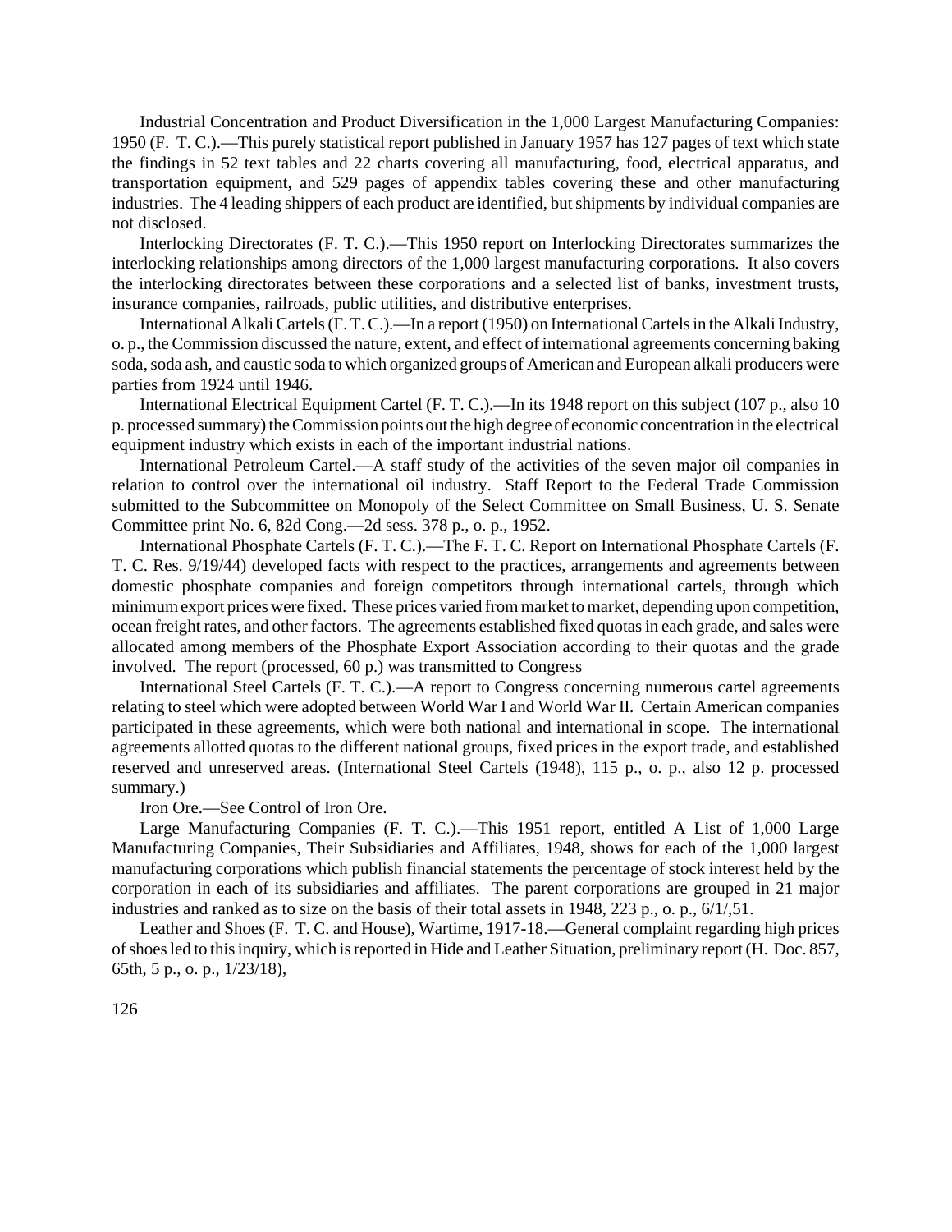Industrial Concentration and Product Diversification in the 1,000 Largest Manufacturing Companies: 1950 (F. T. C.).—This purely statistical report published in January 1957 has 127 pages of text which state the findings in 52 text tables and 22 charts covering all manufacturing, food, electrical apparatus, and transportation equipment, and 529 pages of appendix tables covering these and other manufacturing industries. The 4 leading shippers of each product are identified, but shipments by individual companies are not disclosed.

Interlocking Directorates (F. T. C.).—This 1950 report on Interlocking Directorates summarizes the interlocking relationships among directors of the 1,000 largest manufacturing corporations. It also covers the interlocking directorates between these corporations and a selected list of banks, investment trusts, insurance companies, railroads, public utilities, and distributive enterprises.

International Alkali Cartels (F. T. C.).—In a report (1950) on International Cartels in the Alkali Industry, o. p., the Commission discussed the nature, extent, and effect of international agreements concerning baking soda, soda ash, and caustic soda to which organized groups of American and European alkali producers were parties from 1924 until 1946.

International Electrical Equipment Cartel (F. T. C.).—In its 1948 report on this subject (107 p., also 10 p. processed summary) the Commission points out the high degree of economic concentration in the electrical equipment industry which exists in each of the important industrial nations.

International Petroleum Cartel.—A staff study of the activities of the seven major oil companies in relation to control over the international oil industry. Staff Report to the Federal Trade Commission submitted to the Subcommittee on Monopoly of the Select Committee on Small Business, U. S. Senate Committee print No. 6, 82d Cong.—2d sess. 378 p., o. p., 1952.

International Phosphate Cartels (F. T. C.).—The F. T. C. Report on International Phosphate Cartels (F. T. C. Res. 9/19/44) developed facts with respect to the practices, arrangements and agreements between domestic phosphate companies and foreign competitors through international cartels, through which minimum export prices were fixed. These prices varied from market to market, depending upon competition, ocean freight rates, and other factors. The agreements established fixed quotas in each grade, and sales were allocated among members of the Phosphate Export Association according to their quotas and the grade involved. The report (processed, 60 p.) was transmitted to Congress

International Steel Cartels (F. T. C.).—A report to Congress concerning numerous cartel agreements relating to steel which were adopted between World War I and World War II. Certain American companies participated in these agreements, which were both national and international in scope. The international agreements allotted quotas to the different national groups, fixed prices in the export trade, and established reserved and unreserved areas. (International Steel Cartels (1948), 115 p., o. p., also 12 p. processed summary.)

Iron Ore.—See Control of Iron Ore.

Large Manufacturing Companies (F. T. C.).—This 1951 report, entitled A List of 1,000 Large Manufacturing Companies, Their Subsidiaries and Affiliates, 1948, shows for each of the 1,000 largest manufacturing corporations which publish financial statements the percentage of stock interest held by the corporation in each of its subsidiaries and affiliates. The parent corporations are grouped in 21 major industries and ranked as to size on the basis of their total assets in 1948, 223 p., o. p., 6/1/,51.

Leather and Shoes (F. T. C. and House), Wartime, 1917-18.—General complaint regarding high prices of shoes led to this inquiry, which is reported in Hide and Leather Situation, preliminary report (H. Doc. 857, 65th, 5 p., o. p., 1/23/18),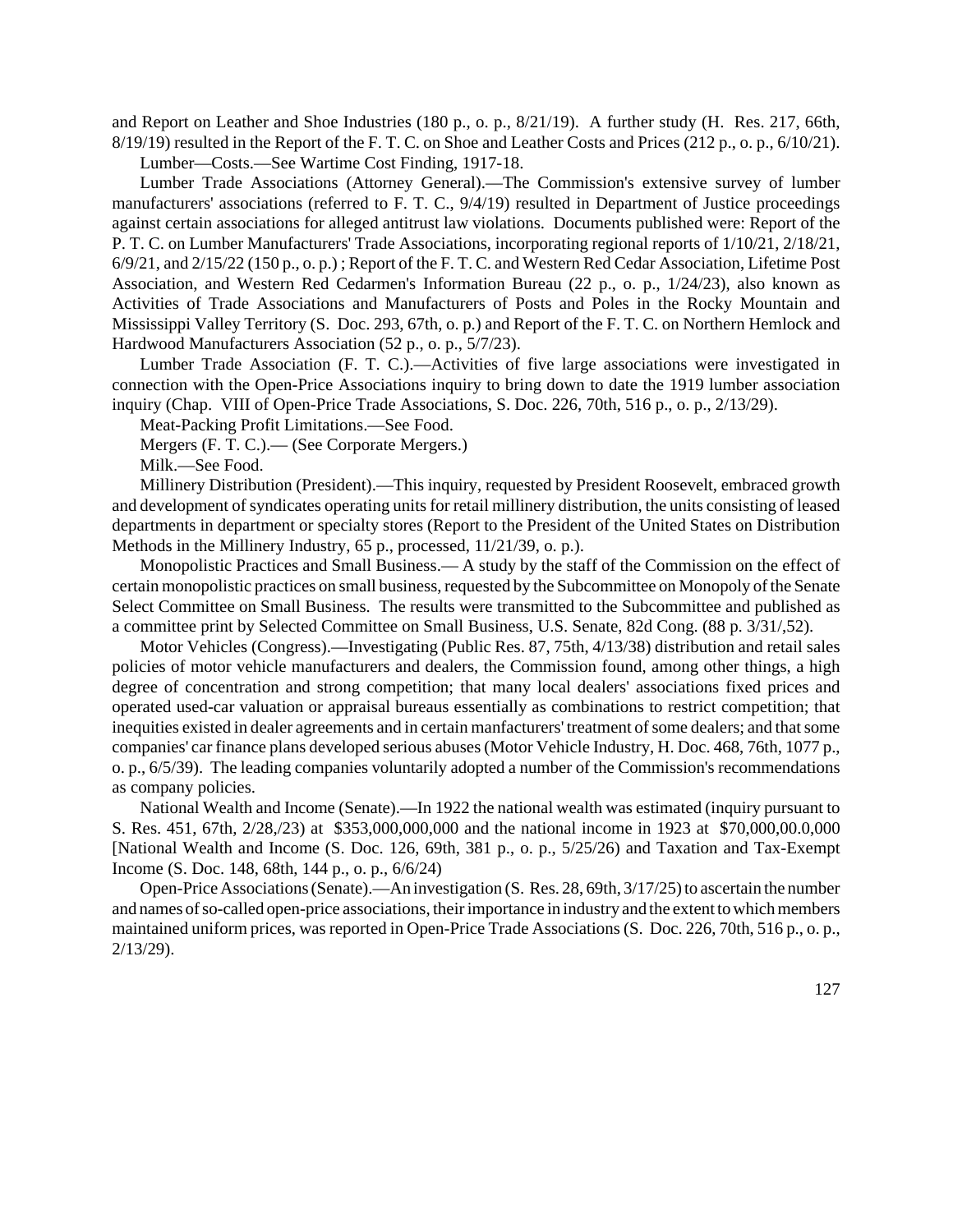and Report on Leather and Shoe Industries (180 p., o. p., 8/21/19). A further study (H. Res. 217, 66th, 8/19/19) resulted in the Report of the F. T. C. on Shoe and Leather Costs and Prices (212 p., o. p., 6/10/21).

Lumber—Costs.—See Wartime Cost Finding, 1917-18.

Lumber Trade Associations (Attorney General).—The Commission's extensive survey of lumber manufacturers' associations (referred to F. T. C., 9/4/19) resulted in Department of Justice proceedings against certain associations for alleged antitrust law violations. Documents published were: Report of the P. T. C. on Lumber Manufacturers' Trade Associations, incorporating regional reports of 1/10/21, 2/18/21, 6/9/21, and 2/15/22 (150 p., o. p.) ; Report of the F. T. C. and Western Red Cedar Association, Lifetime Post Association, and Western Red Cedarmen's Information Bureau (22 p., o. p., 1/24/23), also known as Activities of Trade Associations and Manufacturers of Posts and Poles in the Rocky Mountain and Mississippi Valley Territory (S. Doc. 293, 67th, o. p.) and Report of the F. T. C. on Northern Hemlock and Hardwood Manufacturers Association (52 p., o. p., 5/7/23).

Lumber Trade Association (F. T. C.).—Activities of five large associations were investigated in connection with the Open-Price Associations inquiry to bring down to date the 1919 lumber association inquiry (Chap. VIII of Open-Price Trade Associations, S. Doc. 226, 70th, 516 p., o. p., 2/13/29).

Meat-Packing Profit Limitations.—See Food.

Mergers (F. T. C.).— (See Corporate Mergers.)

Milk.—See Food.

Millinery Distribution (President).—This inquiry, requested by President Roosevelt, embraced growth and development of syndicates operating units for retail millinery distribution, the units consisting of leased departments in department or specialty stores (Report to the President of the United States on Distribution Methods in the Millinery Industry, 65 p., processed, 11/21/39, o. p.).

Monopolistic Practices and Small Business.— A study by the staff of the Commission on the effect of certain monopolistic practices on small business, requested by the Subcommittee on Monopoly of the Senate Select Committee on Small Business. The results were transmitted to the Subcommittee and published as a committee print by Selected Committee on Small Business, U.S. Senate, 82d Cong. (88 p. 3/31/,52).

Motor Vehicles (Congress).—Investigating (Public Res. 87, 75th, 4/13/38) distribution and retail sales policies of motor vehicle manufacturers and dealers, the Commission found, among other things, a high degree of concentration and strong competition; that many local dealers' associations fixed prices and operated used-car valuation or appraisal bureaus essentially as combinations to restrict competition; that inequities existed in dealer agreements and in certain manfacturers' treatment of some dealers; and that some companies' car finance plans developed serious abuses (Motor Vehicle Industry, H. Doc. 468, 76th, 1077 p., o. p., 6/5/39). The leading companies voluntarily adopted a number of the Commission's recommendations as company policies.

National Wealth and Income (Senate).—In 1922 the national wealth was estimated (inquiry pursuant to S. Res. 451, 67th, 2/28,/23) at $353,000,000,000 and the national income in 1923 at $70,000,00.0,000 [National Wealth and Income (S. Doc. 126, 69th, 381 p., o. p., 5/25/26) and Taxation and Tax-Exempt Income (S. Doc. 148, 68th, 144 p., o. p., 6/6/24)

Open-Price Associations (Senate).—An investigation (S. Res. 28, 69th, 3/17/25) to ascertain the number and names of so-called open-price associations, their importance in industry and the extent to which members maintained uniform prices, was reported in Open-Price Trade Associations (S. Doc. 226, 70th, 516 p., o. p., 2/13/29).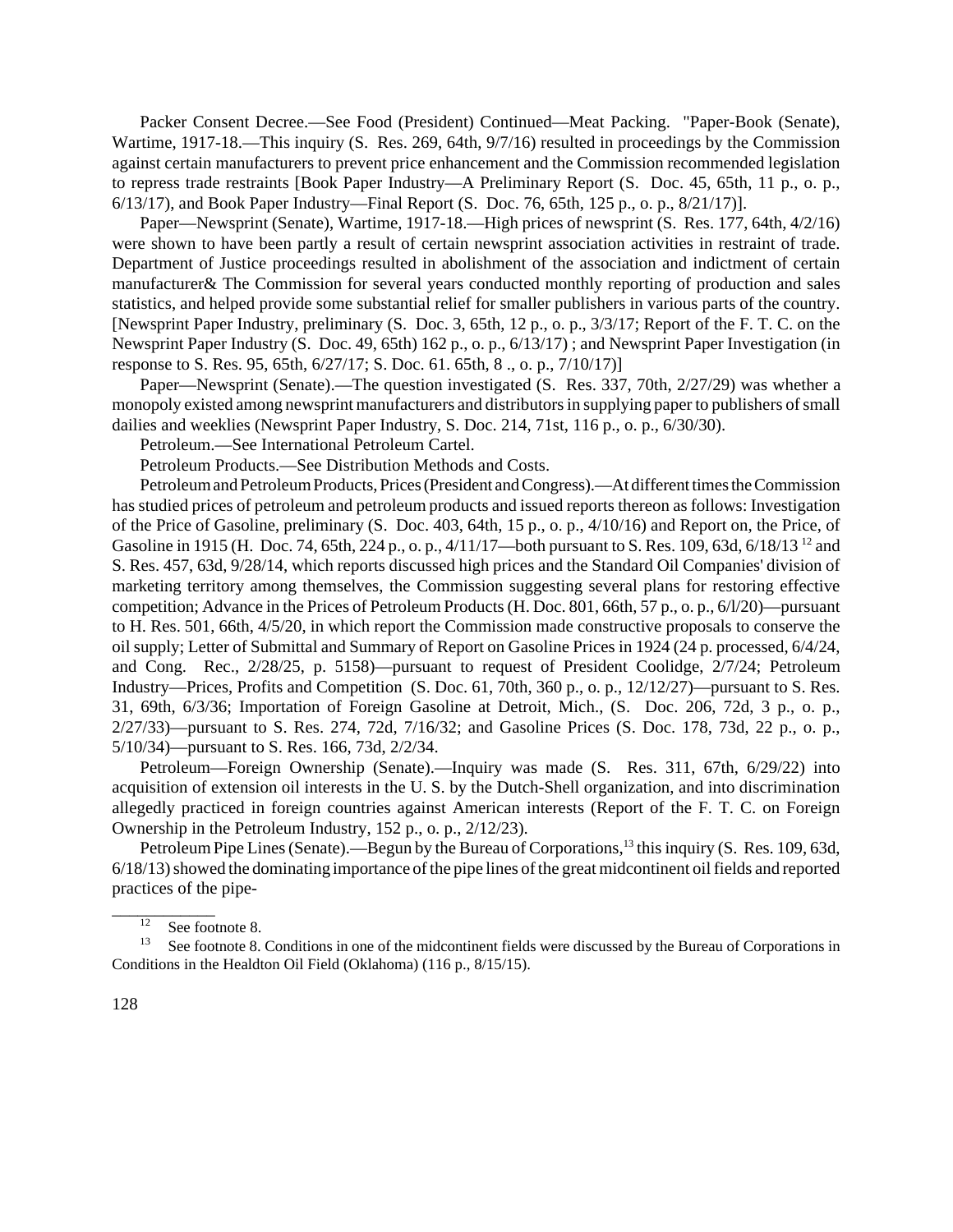Packer Consent Decree.—See Food (President) Continued—Meat Packing. "Paper-Book (Senate), Wartime, 1917-18.—This inquiry (S. Res. 269, 64th, 9/7/16) resulted in proceedings by the Commission against certain manufacturers to prevent price enhancement and the Commission recommended legislation to repress trade restraints [Book Paper Industry—A Preliminary Report (S. Doc. 45, 65th, 11 p., o. p., 6/13/17), and Book Paper Industry—Final Report (S. Doc. 76, 65th, 125 p., o. p., 8/21/17)].

Paper—Newsprint (Senate), Wartime, 1917-18.—High prices of newsprint (S. Res. 177, 64th, 4/2/16) were shown to have been partly a result of certain newsprint association activities in restraint of trade. Department of Justice proceedings resulted in abolishment of the association and indictment of certain manufacturer& The Commission for several years conducted monthly reporting of production and sales statistics, and helped provide some substantial relief for smaller publishers in various parts of the country. [Newsprint Paper Industry, preliminary (S. Doc. 3, 65th, 12 p., o. p., 3/3/17; Report of the F. T. C. on the Newsprint Paper Industry (S. Doc. 49, 65th) 162 p., o. p., 6/13/17) ; and Newsprint Paper Investigation (in response to S. Res. 95, 65th, 6/27/17; S. Doc. 61. 65th, 8 ., o. p., 7/10/17)]

Paper—Newsprint (Senate).—The question investigated (S. Res. 337, 70th, 2/27/29) was whether a monopoly existed among newsprint manufacturers and distributors in supplying paper to publishers of small dailies and weeklies (Newsprint Paper Industry, S. Doc. 214, 71st, 116 p., o. p., 6/30/30).

Petroleum.—See International Petroleum Cartel.

Petroleum Products.—See Distribution Methods and Costs.

Petroleum and Petroleum Products, Prices (President and Congress).—At different times the Commission has studied prices of petroleum and petroleum products and issued reports thereon as follows: Investigation of the Price of Gasoline, preliminary (S. Doc. 403, 64th, 15 p., o. p., 4/10/16) and Report on, the Price, of Gasoline in 1915 (H. Doc. 74, 65th, 224 p., o. p., 4/11/17—both pursuant to S. Res. 109, 63d, 6/18/13 [12] and S. Res. 457, 63d, 9/28/14, which reports discussed high prices and the Standard Oil Companies' division of marketing territory among themselves, the Commission suggesting several plans for restoring effective competition; Advance in the Prices of Petroleum Products (H. Doc. 801, 66th, 57 p., o. p., 6/l/20)—pursuant to H. Res. 501, 66th, 4/5/20, in which report the Commission made constructive proposals to conserve the oil supply; Letter of Submittal and Summary of Report on Gasoline Prices in 1924 (24 p. processed, 6/4/24, and Cong. Rec., 2/28/25, p. 5158)—pursuant to request of President Coolidge, 2/7/24; Petroleum Industry—Prices, Profits and Competition (S. Doc. 61, 70th, 360 p., o. p., 12/12/27)—pursuant to S. Res. 31, 69th, 6/3/36; Importation of Foreign Gasoline at Detroit, Mich., (S. Doc. 206, 72d, 3 p., o. p., 2/27/33)—pursuant to S. Res. 274, 72d, 7/16/32; and Gasoline Prices (S. Doc. 178, 73d, 22 p., o. p., 5/10/34)—pursuant to S. Res. 166, 73d, 2/2/34.

Petroleum—Foreign Ownership (Senate).—Inquiry was made (S. Res. 311, 67th, 6/29/22) into acquisition of extension oil interests in the U. S. by the Dutch-Shell organization, and into discrimination allegedly practiced in foreign countries against American interests (Report of the F. T. C. on Foreign Ownership in the Petroleum Industry, 152 p., o. p., 2/12/23).

Petroleum Pipe Lines (Senate).—Begun by the Bureau of Corporations,[13] this inquiry (S. Res. 109, 63d, 6/18/13) showed the dominating importance of the pipe lines of the great midcontinent oil fields and reported practices of the pipe-

---

[12] See footnote 8.

[13] See footnote 8. Conditions in one of the midcontinent fields were discussed by the Bureau of Corporations in Conditions in the Healdton Oil Field (Oklahoma) (116 p., 8/15/15).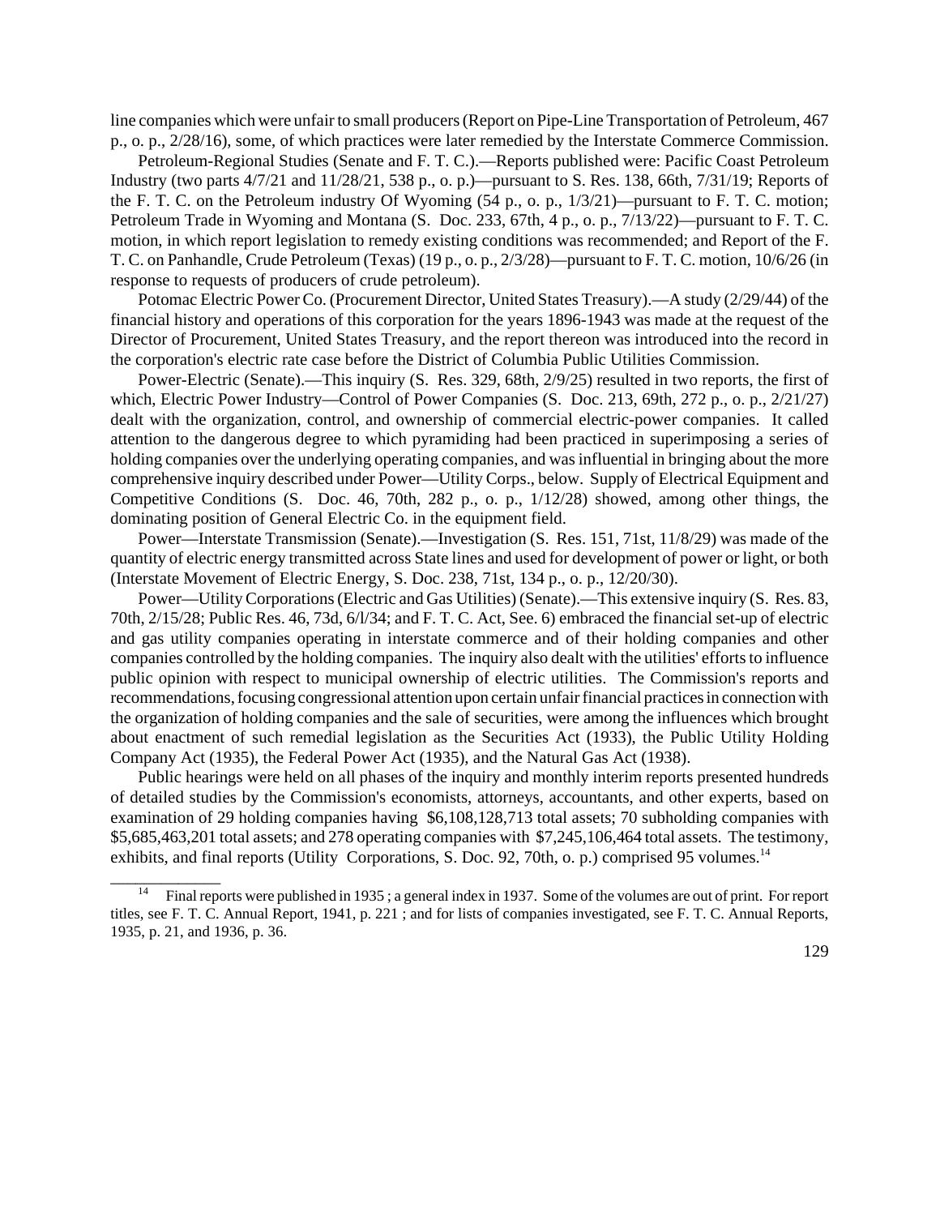line companies which were unfair to small producers (Report on Pipe-Line Transportation of Petroleum, 467 p., o. p., 2/28/16), some, of which practices were later remedied by the Interstate Commerce Commission.

Petroleum-Regional Studies (Senate and F. T. C.).—Reports published were: Pacific Coast Petroleum Industry (two parts 4/7/21 and 11/28/21, 538 p., o. p.)—pursuant to S. Res. 138, 66th, 7/31/19; Reports of the F. T. C. on the Petroleum industry Of Wyoming (54 p., o. p., 1/3/21)—pursuant to F. T. C. motion; Petroleum Trade in Wyoming and Montana (S. Doc. 233, 67th, 4 p., o. p., 7/13/22)—pursuant to F. T. C. motion, in which report legislation to remedy existing conditions was recommended; and Report of the F. T. C. on Panhandle, Crude Petroleum (Texas) (19 p., o. p., 2/3/28)—pursuant to F. T. C. motion, 10/6/26 (in response to requests of producers of crude petroleum).

Potomac Electric Power Co. (Procurement Director, United States Treasury).—A study (2/29/44) of the financial history and operations of this corporation for the years 1896-1943 was made at the request of the Director of Procurement, United States Treasury, and the report thereon was introduced into the record in the corporation's electric rate case before the District of Columbia Public Utilities Commission.

Power-Electric (Senate).—This inquiry (S. Res. 329, 68th, 2/9/25) resulted in two reports, the first of which, Electric Power Industry—Control of Power Companies (S. Doc. 213, 69th, 272 p., o. p., 2/21/27) dealt with the organization, control, and ownership of commercial electric-power companies. It called attention to the dangerous degree to which pyramiding had been practiced in superimposing a series of holding companies over the underlying operating companies, and was influential in bringing about the more comprehensive inquiry described under Power—Utility Corps., below. Supply of Electrical Equipment and Competitive Conditions (S. Doc. 46, 70th, 282 p., o. p., 1/12/28) showed, among other things, the dominating position of General Electric Co. in the equipment field.

Power—Interstate Transmission (Senate).—Investigation (S. Res. 151, 71st, 11/8/29) was made of the quantity of electric energy transmitted across State lines and used for development of power or light, or both (Interstate Movement of Electric Energy, S. Doc. 238, 71st, 134 p., o. p., 12/20/30).

Power—Utility Corporations (Electric and Gas Utilities) (Senate).—This extensive inquiry (S. Res. 83, 70th, 2/15/28; Public Res. 46, 73d, 6/l/34; and F. T. C. Act, See. 6) embraced the financial set-up of electric and gas utility companies operating in interstate commerce and of their holding companies and other companies controlled by the holding companies. The inquiry also dealt with the utilities' efforts to influence public opinion with respect to municipal ownership of electric utilities. The Commission's reports and recommendations, focusing congressional attention upon certain unfair financial practices in connection with the organization of holding companies and the sale of securities, were among the influences which brought about enactment of such remedial legislation as the Securities Act (1933), the Public Utility Holding Company Act (1935), the Federal Power Act (1935), and the Natural Gas Act (1938).

Public hearings were held on all phases of the inquiry and monthly interim reports presented hundreds of detailed studies by the Commission's economists, attorneys, accountants, and other experts, based on examination of 29 holding companies having $6,108,128,713 total assets; 70 subholding companies with $5,685,463,201 total assets; and 278 operating companies with $7,245,106,464 total assets. The testimony, exhibits, and final reports (Utility Corporations, S. Doc. 92, 70th, o. p.) comprised 95 volumes.[14]

---

[14] Final reports were published in 1935 ; a general index in 1937. Some of the volumes are out of print. For report titles, see F. T. C. Annual Report, 1941, p. 221 ; and for lists of companies investigated, see F. T. C. Annual Reports, 1935, p. 21, and 1936, p. 36.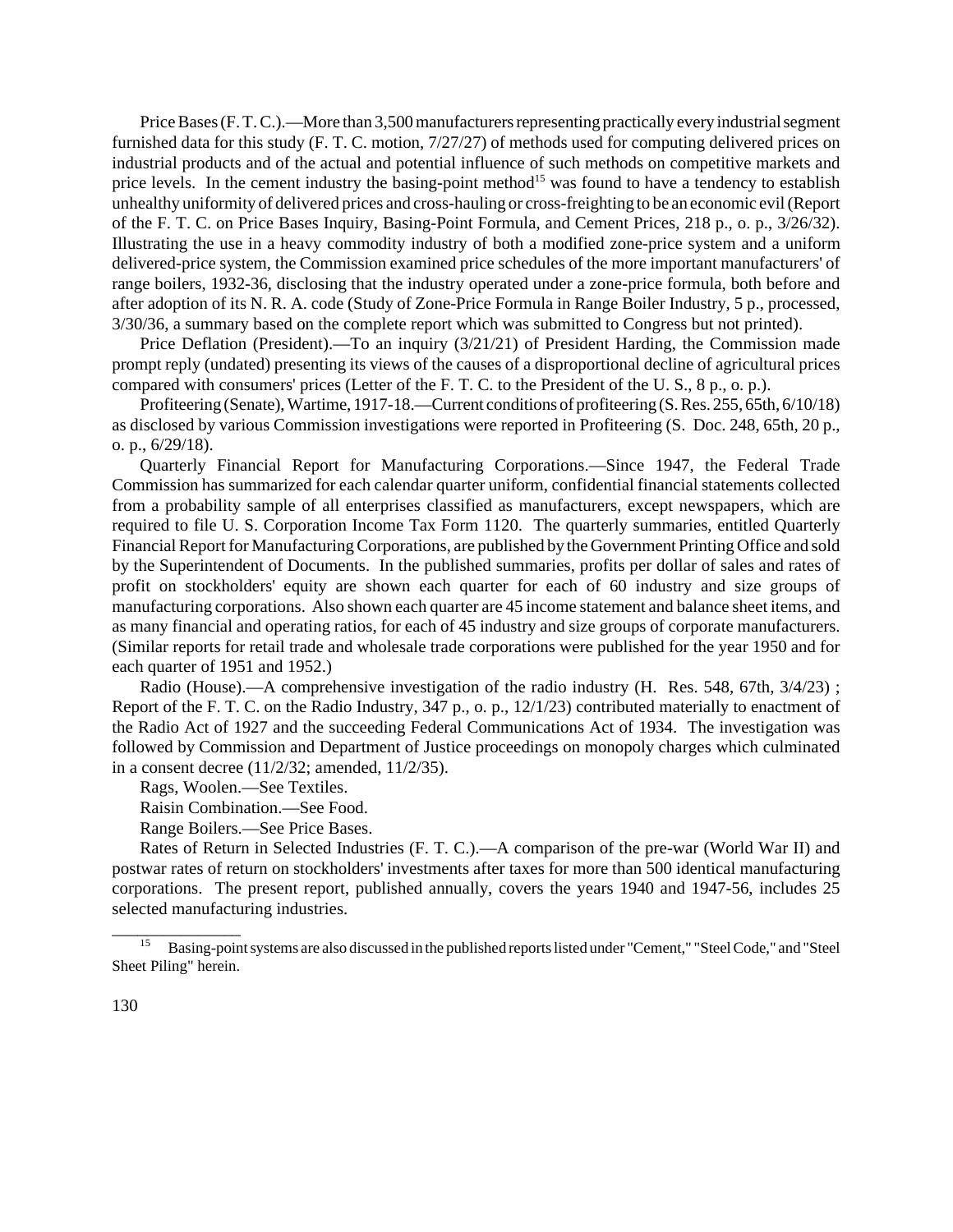Price Bases (F. T. C.).—More than 3,500 manufacturers representing practically every industrial segment furnished data for this study (F. T. C. motion, 7/27/27) of methods used for computing delivered prices on industrial products and of the actual and potential influence of such methods on competitive markets and price levels. In the cement industry the basing-point method[15] was found to have a tendency to establish unhealthy uniformity of delivered prices and cross-hauling or cross-freighting to be an economic evil (Report of the F. T. C. on Price Bases Inquiry, Basing-Point Formula, and Cement Prices, 218 p., o. p., 3/26/32). Illustrating the use in a heavy commodity industry of both a modified zone-price system and a uniform delivered-price system, the Commission examined price schedules of the more important manufacturers' of range boilers, 1932-36, disclosing that the industry operated under a zone-price formula, both before and after adoption of its N. R. A. code (Study of Zone-Price Formula in Range Boiler Industry, 5 p., processed, 3/30/36, a summary based on the complete report which was submitted to Congress but not printed).

Price Deflation (President).—To an inquiry (3/21/21) of President Harding, the Commission made prompt reply (undated) presenting its views of the causes of a disproportional decline of agricultural prices compared with consumers' prices (Letter of the F. T. C. to the President of the U. S., 8 p., o. p.).

Profiteering (Senate), Wartime, 1917-18.—Current conditions of profiteering (S. Res. 255, 65th, 6/10/18) as disclosed by various Commission investigations were reported in Profiteering (S. Doc. 248, 65th, 20 p., o. p., 6/29/18).

Quarterly Financial Report for Manufacturing Corporations.—Since 1947, the Federal Trade Commission has summarized for each calendar quarter uniform, confidential financial statements collected from a probability sample of all enterprises classified as manufacturers, except newspapers, which are required to file U. S. Corporation Income Tax Form 1120. The quarterly summaries, entitled Quarterly Financial Report for Manufacturing Corporations, are published by the Government Printing Office and sold by the Superintendent of Documents. In the published summaries, profits per dollar of sales and rates of profit on stockholders' equity are shown each quarter for each of 60 industry and size groups of manufacturing corporations. Also shown each quarter are 45 income statement and balance sheet items, and as many financial and operating ratios, for each of 45 industry and size groups of corporate manufacturers. (Similar reports for retail trade and wholesale trade corporations were published for the year 1950 and for each quarter of 1951 and 1952.)

Radio (House).—A comprehensive investigation of the radio industry (H. Res. 548, 67th, 3/4/23) ; Report of the F. T. C. on the Radio Industry, 347 p., o. p., 12/1/23) contributed materially to enactment of the Radio Act of 1927 and the succeeding Federal Communications Act of 1934. The investigation was followed by Commission and Department of Justice proceedings on monopoly charges which culminated in a consent decree (11/2/32; amended, 11/2/35).

Rags, Woolen.—See Textiles.

Raisin Combination.—See Food.

Range Boilers.—See Price Bases.

Rates of Return in Selected Industries (F. T. C.).—A comparison of the pre-war (World War II) and postwar rates of return on stockholders' investments after taxes for more than 500 identical manufacturing corporations. The present report, published annually, covers the years 1940 and 1947-56, includes 25 selected manufacturing industries.

---

[15] Basing-point systems are also discussed in the published reports listed under "Cement," "Steel Code," and "Steel Sheet Piling" herein.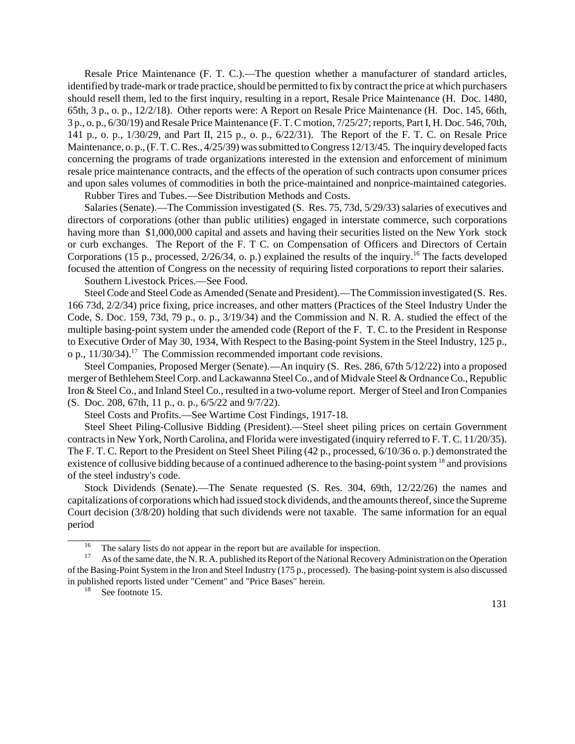Resale Price Maintenance (F. T. C.).—The question whether a manufacturer of standard articles, identified by trade-mark or trade practice, should be permitted to fix by contract the price at which purchasers should resell them, led to the first inquiry, resulting in a report, Resale Price Maintenance (H. Doc. 1480, 65th, 3 p., o. p., 12/2/18). Other reports were: A Report on Resale Price Maintenance (H. Doc. 145, 66th, 3 p., o. p., 6/30/19) and Resale Price Maintenance (F. T. C motion, 7/25/27; reports, Part I, H. Doc. 546, 70th, 141 p., o. p., 1/30/29, and Part II, 215 p., o. p., 6/22/31). The Report of the F. T. C. on Resale Price Maintenance, o. p., (F. T. C. Res., 4/25/39) was submitted to Congress 12/13/45. The inquiry developed facts concerning the programs of trade organizations interested in the extension and enforcement of minimum resale price maintenance contracts, and the effects of the operation of such contracts upon consumer prices and upon sales volumes of commodities in both the price-maintained and nonprice-maintained categories.

Rubber Tires and Tubes.—See Distribution Methods and Costs.

Salaries (Senate).—The Commission investigated (S. Res. 75, 73d, 5/29/33) salaries of executives and directors of corporations (other than public utilities) engaged in interstate commerce, such corporations having more than $1,000,000 capital and assets and having their securities listed on the New York stock or curb exchanges. The Report of the F. T C. on Compensation of Officers and Directors of Certain Corporations (15 p., processed, 2/26/34, o. p.) explained the results of the inquiry.[16] The facts developed focused the attention of Congress on the necessity of requiring listed corporations to report their salaries.

Southern Livestock Prices.—See Food.

Steel Code and Steel Code as Amended (Senate and President).—The Commission investigated (S. Res. 166 73d, 2/2/34) price fixing, price increases, and other matters (Practices of the Steel Industry Under the Code, S. Doc. 159, 73d, 79 p., o. p., 3/19/34) and the Commission and N. R. A. studied the effect of the multiple basing-point system under the amended code (Report of the F. T. C. to the President in Response to Executive Order of May 30, 1934, With Respect to the Basing-point System in the Steel Industry, 125 p., o p., 11/30/34).[17] The Commission recommended important code revisions.

Steel Companies, Proposed Merger (Senate).—An inquiry (S. Res. 286, 67th 5/12/22) into a proposed merger of Bethlehem Steel Corp. and Lackawanna Steel Co., and of Midvale Steel & Ordnance Co., Republic Iron & Steel Co., and Inland Steel Co., resulted in a two-volume report. Merger of Steel and Iron Companies (S. Doc. 208, 67th, 11 p., o. p., 6/5/22 and 9/7/22).

Steel Costs and Profits.—See Wartime Cost Findings, 1917-18.

Steel Sheet Piling-Collusive Bidding (President).—Steel sheet piling prices on certain Government contracts in New York, North Carolina, and Florida were investigated (inquiry referred to F. T. C. 11/20/35). The F. T. C. Report to the President on Steel Sheet Piling (42 p., processed, 6/10/36 o. p.) demonstrated the existence of collusive bidding because of a continued adherence to the basing-point system [18] and provisions of the steel industry's code.

Stock Dividends (Senate).—The Senate requested (S. Res. 304, 69th, 12/22/26) the names and capitalizations of corporations which had issued stock dividends, and the amounts thereof, since the Supreme Court decision (3/8/20) holding that such dividends were not taxable. The same information for an equal period

---

[16] The salary lists do not appear in the report but are available for inspection.

[17] As of the same date, the N. R. A. published its Report of the National Recovery Administration on the Operation of the Basing-Point System in the Iron and Steel Industry (175 p., processed). The basing-point system is also discussed in published reports listed under "Cement" and "Price Bases" herein.

[18] See footnote 15.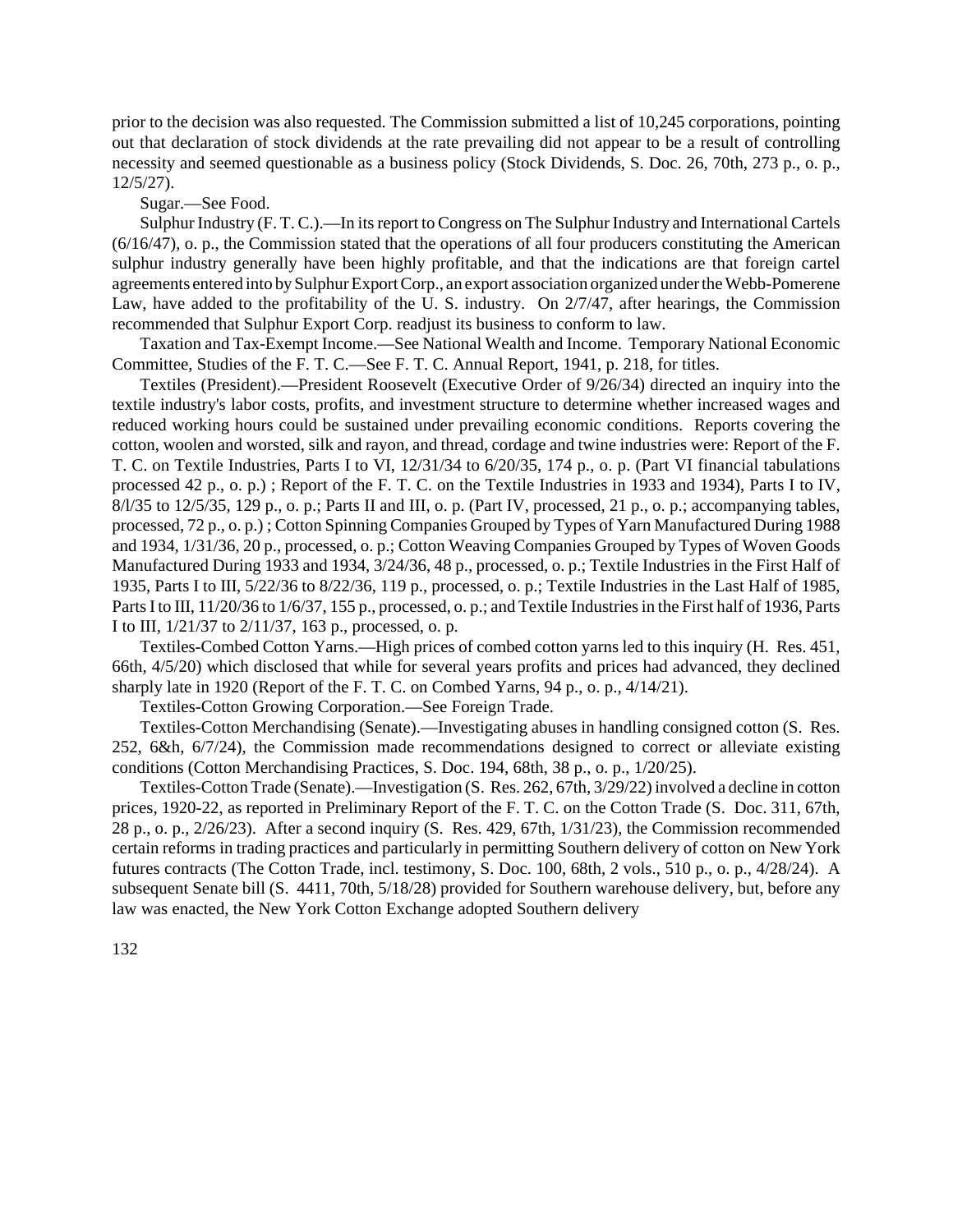prior to the decision was also requested. The Commission submitted a list of 10,245 corporations, pointing out that declaration of stock dividends at the rate prevailing did not appear to be a result of controlling necessity and seemed questionable as a business policy (Stock Dividends, S. Doc. 26, 70th, 273 p., o. p., 12/5/27).

Sugar.—See Food.

Sulphur Industry (F. T. C.).—In its report to Congress on The Sulphur Industry and International Cartels (6/16/47), o. p., the Commission stated that the operations of all four producers constituting the American sulphur industry generally have been highly profitable, and that the indications are that foreign cartel agreements entered into by Sulphur Export Corp., an export association organized under the Webb-Pomerene Law, have added to the profitability of the U. S. industry. On 2/7/47, after hearings, the Commission recommended that Sulphur Export Corp. readjust its business to conform to law.

Taxation and Tax-Exempt Income.—See National Wealth and Income. Temporary National Economic Committee, Studies of the F. T. C.—See F. T. C. Annual Report, 1941, p. 218, for titles.

Textiles (President).—President Roosevelt (Executive Order of 9/26/34) directed an inquiry into the textile industry's labor costs, profits, and investment structure to determine whether increased wages and reduced working hours could be sustained under prevailing economic conditions. Reports covering the cotton, woolen and worsted, silk and rayon, and thread, cordage and twine industries were: Report of the F. T. C. on Textile Industries, Parts I to VI, 12/31/34 to 6/20/35, 174 p., o. p. (Part VI financial tabulations processed 42 p., o. p.) ; Report of the F. T. C. on the Textile Industries in 1933 and 1934), Parts I to IV, 8/l/35 to 12/5/35, 129 p., o. p.; Parts II and III, o. p. (Part IV, processed, 21 p., o. p.; accompanying tables, processed, 72 p., o. p.) ; Cotton Spinning Companies Grouped by Types of Yarn Manufactured During 1988 and 1934, 1/31/36, 20 p., processed, o. p.; Cotton Weaving Companies Grouped by Types of Woven Goods Manufactured During 1933 and 1934, 3/24/36, 48 p., processed, o. p.; Textile Industries in the First Half of 1935, Parts I to III, 5/22/36 to 8/22/36, 119 p., processed, o. p.; Textile Industries in the Last Half of 1985, Parts I to III, 11/20/36 to 1/6/37, 155 p., processed, o. p.; and Textile Industries in the First half of 1936, Parts I to III, 1/21/37 to 2/11/37, 163 p., processed, o. p.

Textiles-Combed Cotton Yarns.—High prices of combed cotton yarns led to this inquiry (H. Res. 451, 66th, 4/5/20) which disclosed that while for several years profits and prices had advanced, they declined sharply late in 1920 (Report of the F. T. C. on Combed Yarns, 94 p., o. p., 4/14/21).

Textiles-Cotton Growing Corporation.—See Foreign Trade.

Textiles-Cotton Merchandising (Senate).—Investigating abuses in handling consigned cotton (S. Res. 252, 6&h, 6/7/24), the Commission made recommendations designed to correct or alleviate existing conditions (Cotton Merchandising Practices, S. Doc. 194, 68th, 38 p., o. p., 1/20/25).

Textiles-Cotton Trade (Senate).—Investigation (S. Res. 262, 67th, 3/29/22) involved a decline in cotton prices, 1920-22, as reported in Preliminary Report of the F. T. C. on the Cotton Trade (S. Doc. 311, 67th, 28 p., o. p., 2/26/23). After a second inquiry (S. Res. 429, 67th, 1/31/23), the Commission recommended certain reforms in trading practices and particularly in permitting Southern delivery of cotton on New York futures contracts (The Cotton Trade, incl. testimony, S. Doc. 100, 68th, 2 vols., 510 p., o. p., 4/28/24). A subsequent Senate bill (S. 4411, 70th, 5/18/28) provided for Southern warehouse delivery, but, before any law was enacted, the New York Cotton Exchange adopted Southern delivery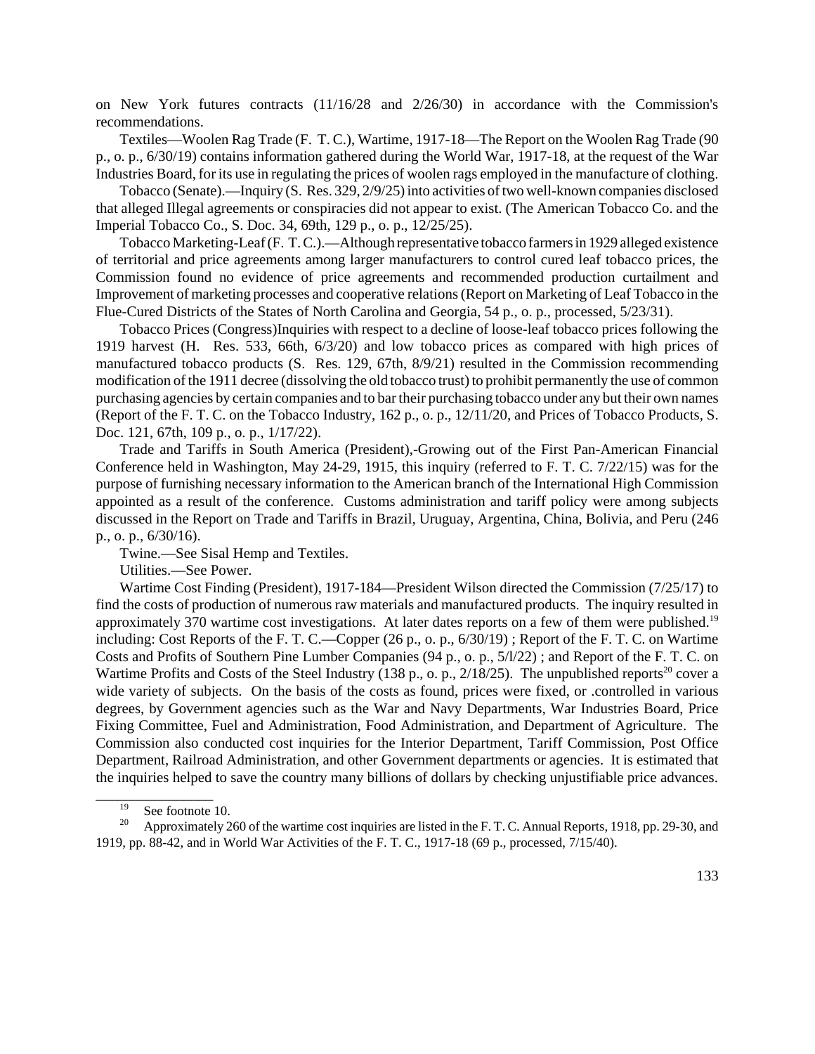on New York futures contracts (11/16/28 and 2/26/30) in accordance with the Commission's recommendations.

Textiles—Woolen Rag Trade (F. T. C.), Wartime, 1917-18—The Report on the Woolen Rag Trade (90 p., o. p., 6/30/19) contains information gathered during the World War, 1917-18, at the request of the War Industries Board, for its use in regulating the prices of woolen rags employed in the manufacture of clothing.

Tobacco (Senate).—Inquiry (S. Res. 329, 2/9/25) into activities of two well-known companies disclosed that alleged Illegal agreements or conspiracies did not appear to exist. (The American Tobacco Co. and the Imperial Tobacco Co., S. Doc. 34, 69th, 129 p., o. p., 12/25/25).

Tobacco Marketing-Leaf (F. T. C.).—Although representative tobacco farmers in 1929 alleged existence of territorial and price agreements among larger manufacturers to control cured leaf tobacco prices, the Commission found no evidence of price agreements and recommended production curtailment and Improvement of marketing processes and cooperative relations (Report on Marketing of Leaf Tobacco in the Flue-Cured Districts of the States of North Carolina and Georgia, 54 p., o. p., processed, 5/23/31).

Tobacco Prices (Congress)Inquiries with respect to a decline of loose-leaf tobacco prices following the 1919 harvest (H. Res. 533, 66th, 6/3/20) and low tobacco prices as compared with high prices of manufactured tobacco products (S. Res. 129, 67th, 8/9/21) resulted in the Commission recommending modification of the 1911 decree (dissolving the old tobacco trust) to prohibit permanently the use of common purchasing agencies by certain companies and to bar their purchasing tobacco under any but their own names (Report of the F. T. C. on the Tobacco Industry, 162 p., o. p., 12/11/20, and Prices of Tobacco Products, S. Doc. 121, 67th, 109 p., o. p., 1/17/22).

Trade and Tariffs in South America (President),-Growing out of the First Pan-American Financial Conference held in Washington, May 24-29, 1915, this inquiry (referred to F. T. C. 7/22/15) was for the purpose of furnishing necessary information to the American branch of the International High Commission appointed as a result of the conference. Customs administration and tariff policy were among subjects discussed in the Report on Trade and Tariffs in Brazil, Uruguay, Argentina, China, Bolivia, and Peru (246 p., o. p., 6/30/16).

Twine.—See Sisal Hemp and Textiles.

Utilities.—See Power.

Wartime Cost Finding (President), 1917-184—President Wilson directed the Commission (7/25/17) to find the costs of production of numerous raw materials and manufactured products. The inquiry resulted in approximately 370 wartime cost investigations. At later dates reports on a few of them were published.[19] including: Cost Reports of the F. T. C.—Copper (26 p., o. p., 6/30/19) ; Report of the F. T. C. on Wartime Costs and Profits of Southern Pine Lumber Companies (94 p., o. p., 5/l/22) ; and Report of the F. T. C. on Wartime Profits and Costs of the Steel Industry (138 p., o. p., 2/18/25). The unpublished reports[20] cover a wide variety of subjects. On the basis of the costs as found, prices were fixed, or .controlled in various degrees, by Government agencies such as the War and Navy Departments, War Industries Board, Price Fixing Committee, Fuel and Administration, Food Administration, and Department of Agriculture. The Commission also conducted cost inquiries for the Interior Department, Tariff Commission, Post Office Department, Railroad Administration, and other Government departments or agencies. It is estimated that the inquiries helped to save the country many billions of dollars by checking unjustifiable price advances.

---

[19] See footnote 10.

[20] Approximately 260 of the wartime cost inquiries are listed in the F. T. C. Annual Reports, 1918, pp. 29-30, and 1919, pp. 88-42, and in World War Activities of the F. T. C., 1917-18 (69 p., processed, 7/15/40).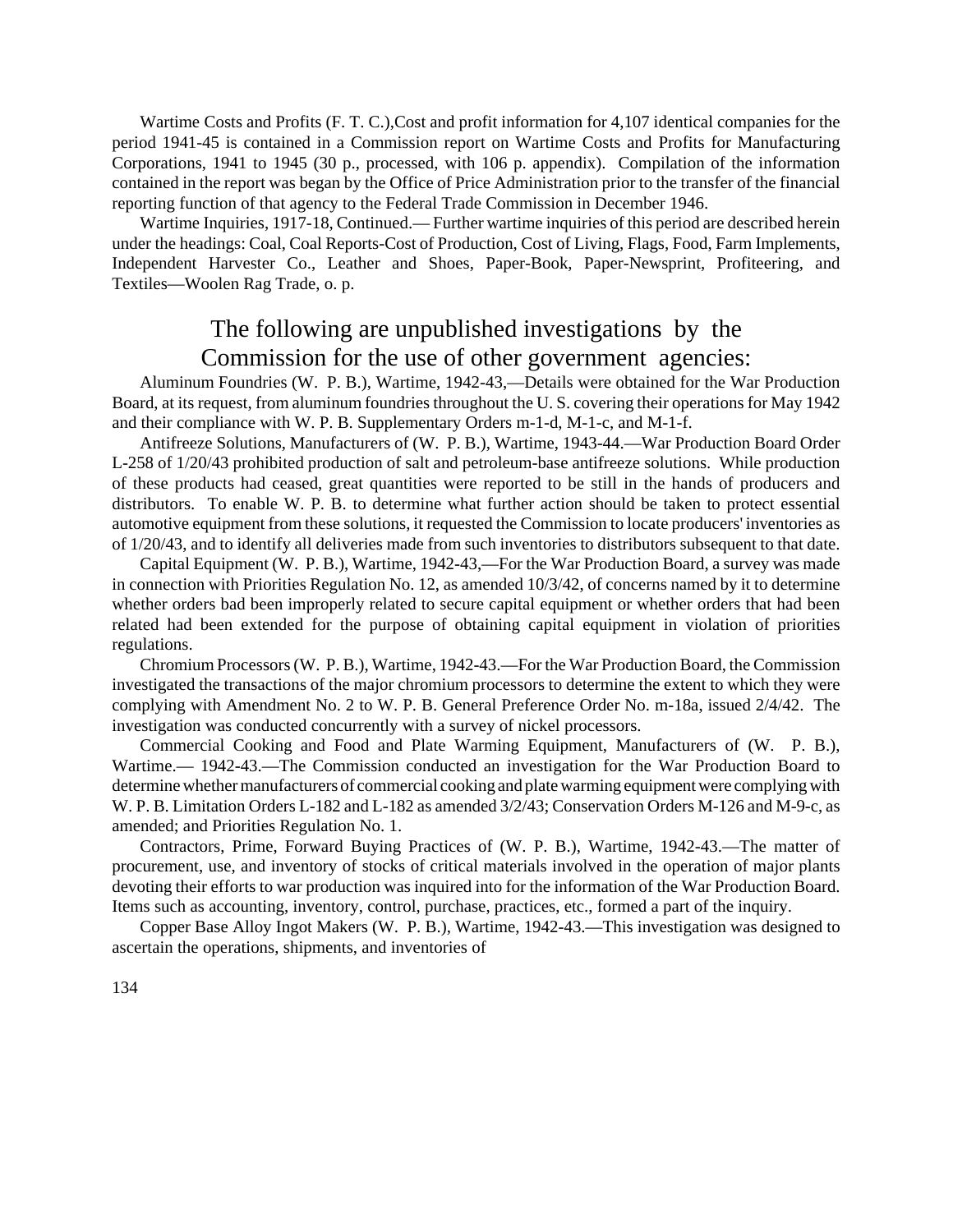Wartime Costs and Profits (F. T. C.),Cost and profit information for 4,107 identical companies for the period 1941-45 is contained in a Commission report on Wartime Costs and Profits for Manufacturing Corporations, 1941 to 1945 (30 p., processed, with 106 p. appendix). Compilation of the information contained in the report was began by the Office of Price Administration prior to the transfer of the financial reporting function of that agency to the Federal Trade Commission in December 1946.

Wartime Inquiries, 1917-18, Continued.— Further wartime inquiries of this period are described herein under the headings: Coal, Coal Reports-Cost of Production, Cost of Living, Flags, Food, Farm Implements, Independent Harvester Co., Leather and Shoes, Paper-Book, Paper-Newsprint, Profiteering, and Textiles—Woolen Rag Trade, o. p.

## The following are unpublished investigations by the Commission for the use of other government agencies:

Aluminum Foundries (W. P. B.), Wartime, 1942-43,—Details were obtained for the War Production Board, at its request, from aluminum foundries throughout the U. S. covering their operations for May 1942 and their compliance with W. P. B. Supplementary Orders m-1-d, M-1-c, and M-1-f.

Antifreeze Solutions, Manufacturers of (W. P. B.), Wartime, 1943-44.—War Production Board Order L-258 of 1/20/43 prohibited production of salt and petroleum-base antifreeze solutions. While production of these products had ceased, great quantities were reported to be still in the hands of producers and distributors. To enable W. P. B. to determine what further action should be taken to protect essential automotive equipment from these solutions, it requested the Commission to locate producers' inventories as of 1/20/43, and to identify all deliveries made from such inventories to distributors subsequent to that date.

Capital Equipment (W. P. B.), Wartime, 1942-43,—For the War Production Board, a survey was made in connection with Priorities Regulation No. 12, as amended 10/3/42, of concerns named by it to determine whether orders bad been improperly related to secure capital equipment or whether orders that had been related had been extended for the purpose of obtaining capital equipment in violation of priorities regulations.

Chromium Processors (W. P. B.), Wartime, 1942-43.—For the War Production Board, the Commission investigated the transactions of the major chromium processors to determine the extent to which they were complying with Amendment No. 2 to W. P. B. General Preference Order No. m-18a, issued 2/4/42. The investigation was conducted concurrently with a survey of nickel processors.

Commercial Cooking and Food and Plate Warming Equipment, Manufacturers of (W. P. B.), Wartime.— 1942-43.—The Commission conducted an investigation for the War Production Board to determine whether manufacturers of commercial cooking and plate warming equipment were complying with W. P. B. Limitation Orders L-182 and L-182 as amended 3/2/43; Conservation Orders M-126 and M-9-c, as amended; and Priorities Regulation No. 1.

Contractors, Prime, Forward Buying Practices of (W. P. B.), Wartime, 1942-43.—The matter of procurement, use, and inventory of stocks of critical materials involved in the operation of major plants devoting their efforts to war production was inquired into for the information of the War Production Board. Items such as accounting, inventory, control, purchase, practices, etc., formed a part of the inquiry.

Copper Base Alloy Ingot Makers (W. P. B.), Wartime, 1942-43.—This investigation was designed to ascertain the operations, shipments, and inventories of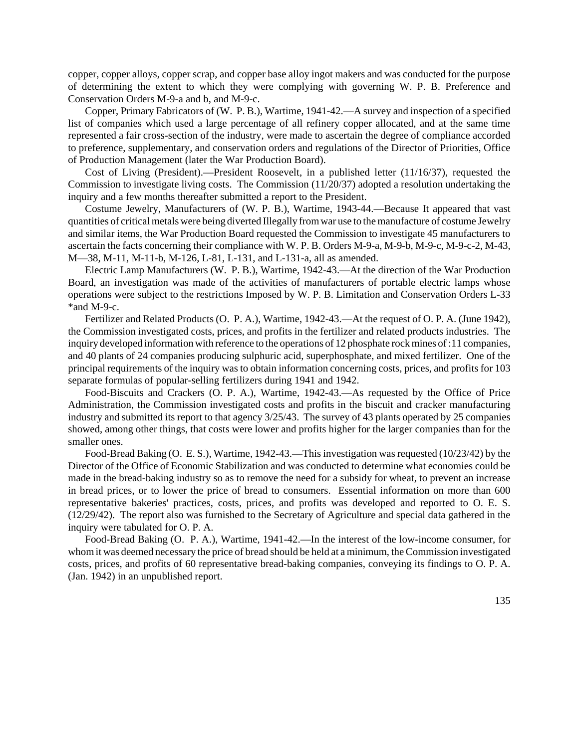copper, copper alloys, copper scrap, and copper base alloy ingot makers and was conducted for the purpose of determining the extent to which they were complying with governing W. P. B. Preference and Conservation Orders M-9-a and b, and M-9-c.

Copper, Primary Fabricators of (W. P. B.), Wartime, 1941-42.—A survey and inspection of a specified list of companies which used a large percentage of all refinery copper allocated, and at the same time represented a fair cross-section of the industry, were made to ascertain the degree of compliance accorded to preference, supplementary, and conservation orders and regulations of the Director of Priorities, Office of Production Management (later the War Production Board).

Cost of Living (President).—President Roosevelt, in a published letter (11/16/37), requested the Commission to investigate living costs. The Commission (11/20/37) adopted a resolution undertaking the inquiry and a few months thereafter submitted a report to the President.

Costume Jewelry, Manufacturers of (W. P. B.), Wartime, 1943-44.—Because It appeared that vast quantities of critical metals were being diverted Illegally from war use to the manufacture of costume Jewelry and similar items, the War Production Board requested the Commission to investigate 45 manufacturers to ascertain the facts concerning their compliance with W. P. B. Orders M-9-a, M-9-b, M-9-c, M-9-c-2, M-43, M—38, M-11, M-11-b, M-126, L-81, L-131, and L-131-a, all as amended.

Electric Lamp Manufacturers (W. P. B.), Wartime, 1942-43.—At the direction of the War Production Board, an investigation was made of the activities of manufacturers of portable electric lamps whose operations were subject to the restrictions Imposed by W. P. B. Limitation and Conservation Orders L-33 *and M-9-c.

Fertilizer and Related Products (O. P. A.), Wartime, 1942-43.—At the request of O. P. A. (June 1942), the Commission investigated costs, prices, and profits in the fertilizer and related products industries. The inquiry developed information with reference to the operations of 12 phosphate rock mines of :11 companies, and 40 plants of 24 companies producing sulphuric acid, superphosphate, and mixed fertilizer. One of the principal requirements of the inquiry was to obtain information concerning costs, prices, and profits for 103 separate formulas of popular-selling fertilizers during 1941 and 1942.

Food-Biscuits and Crackers (O. P. A.), Wartime, 1942-43.—As requested by the Office of Price Administration, the Commission investigated costs and profits in the biscuit and cracker manufacturing industry and submitted its report to that agency 3/25/43. The survey of 43 plants operated by 25 companies showed, among other things, that costs were lower and profits higher for the larger companies than for the smaller ones.

Food-Bread Baking (O. E. S.), Wartime, 1942-43.—This investigation was requested (10/23/42) by the Director of the Office of Economic Stabilization and was conducted to determine what economies could be made in the bread-baking industry so as to remove the need for a subsidy for wheat, to prevent an increase in bread prices, or to lower the price of bread to consumers. Essential information on more than 600 representative bakeries' practices, costs, prices, and profits was developed and reported to O. E. S. (12/29/42). The report also was furnished to the Secretary of Agriculture and special data gathered in the inquiry were tabulated for O. P. A.

Food-Bread Baking (O. P. A.), Wartime, 1941-42.—In the interest of the low-income consumer, for whom it was deemed necessary the price of bread should be held at a minimum, the Commission investigated costs, prices, and profits of 60 representative bread-baking companies, conveying its findings to O. P. A. (Jan. 1942) in an unpublished report.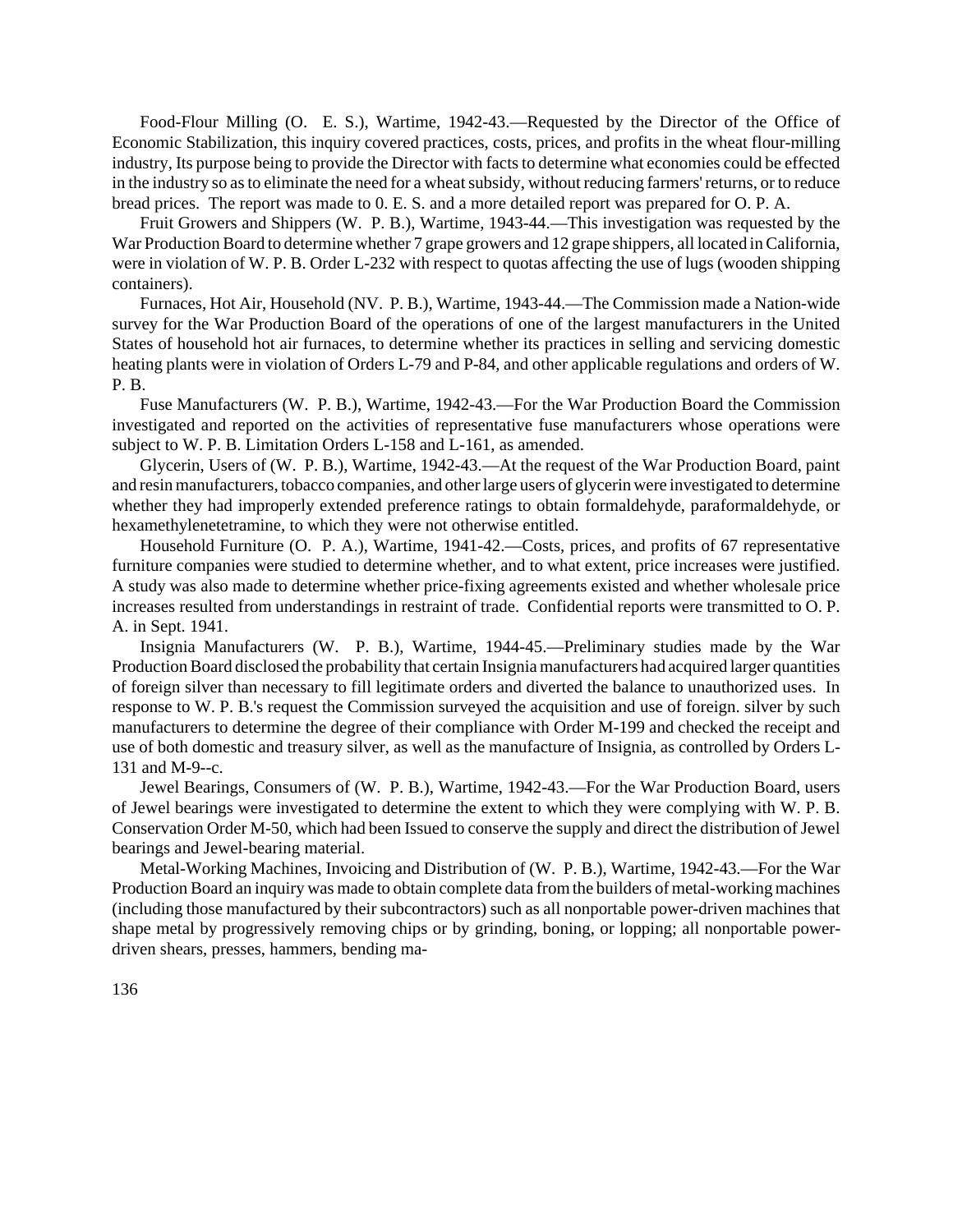Food-Flour Milling (O. E. S.), Wartime, 1942-43.—Requested by the Director of the Office of Economic Stabilization, this inquiry covered practices, costs, prices, and profits in the wheat flour-milling industry, Its purpose being to provide the Director with facts to determine what economies could be effected in the industry so as to eliminate the need for a wheat subsidy, without reducing farmers' returns, or to reduce bread prices. The report was made to 0. E. S. and a more detailed report was prepared for O. P. A.

Fruit Growers and Shippers (W. P. B.), Wartime, 1943-44.—This investigation was requested by the War Production Board to determine whether 7 grape growers and 12 grape shippers, all located in California, were in violation of W. P. B. Order L-232 with respect to quotas affecting the use of lugs (wooden shipping containers).

Furnaces, Hot Air, Household (NV. P. B.), Wartime, 1943-44.—The Commission made a Nation-wide survey for the War Production Board of the operations of one of the largest manufacturers in the United States of household hot air furnaces, to determine whether its practices in selling and servicing domestic heating plants were in violation of Orders L-79 and P-84, and other applicable regulations and orders of W. P. B.

Fuse Manufacturers (W. P. B.), Wartime, 1942-43.—For the War Production Board the Commission investigated and reported on the activities of representative fuse manufacturers whose operations were subject to W. P. B. Limitation Orders L-158 and L-161, as amended.

Glycerin, Users of (W. P. B.), Wartime, 1942-43.—At the request of the War Production Board, paint and resin manufacturers, tobacco companies, and other large users of glycerin were investigated to determine whether they had improperly extended preference ratings to obtain formaldehyde, paraformaldehyde, or hexamethylenetetramine, to which they were not otherwise entitled.

Household Furniture (O. P. A.), Wartime, 1941-42.—Costs, prices, and profits of 67 representative furniture companies were studied to determine whether, and to what extent, price increases were justified. A study was also made to determine whether price-fixing agreements existed and whether wholesale price increases resulted from understandings in restraint of trade. Confidential reports were transmitted to O. P. A. in Sept. 1941.

Insignia Manufacturers (W. P. B.), Wartime, 1944-45.—Preliminary studies made by the War Production Board disclosed the probability that certain Insignia manufacturers had acquired larger quantities of foreign silver than necessary to fill legitimate orders and diverted the balance to unauthorized uses. In response to W. P. B.'s request the Commission surveyed the acquisition and use of foreign. silver by such manufacturers to determine the degree of their compliance with Order M-199 and checked the receipt and use of both domestic and treasury silver, as well as the manufacture of Insignia, as controlled by Orders L-131 and M-9--c.

Jewel Bearings, Consumers of (W. P. B.), Wartime, 1942-43.—For the War Production Board, users of Jewel bearings were investigated to determine the extent to which they were complying with W. P. B. Conservation Order M-50, which had been Issued to conserve the supply and direct the distribution of Jewel bearings and Jewel-bearing material.

Metal-Working Machines, Invoicing and Distribution of (W. P. B.), Wartime, 1942-43.—For the War Production Board an inquiry was made to obtain complete data from the builders of metal-working machines (including those manufactured by their subcontractors) such as all nonportable power-driven machines that shape metal by progressively removing chips or by grinding, boning, or lopping; all nonportable power-driven shears, presses, hammers, bending ma-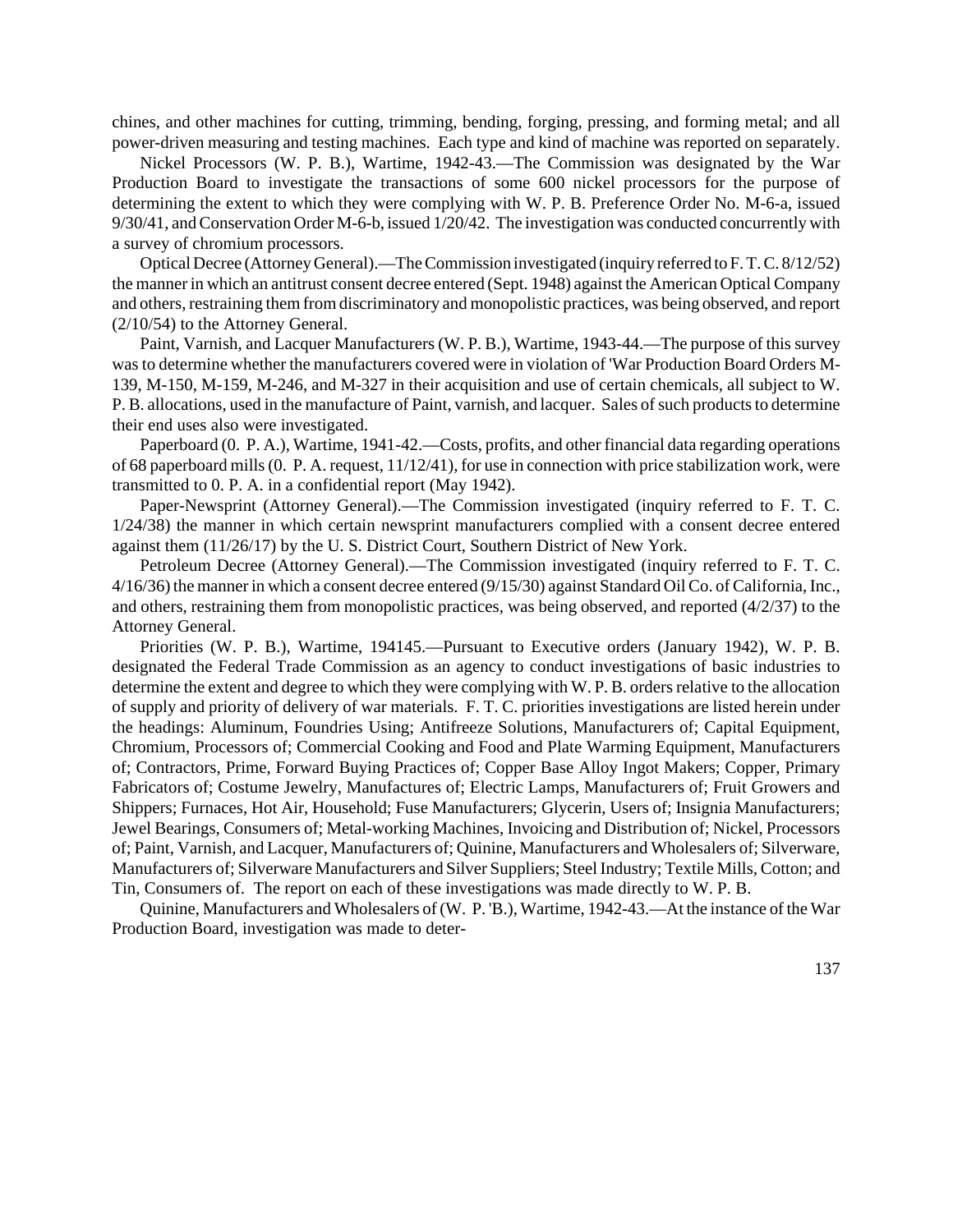chines, and other machines for cutting, trimming, bending, forging, pressing, and forming metal; and all power-driven measuring and testing machines. Each type and kind of machine was reported on separately.

Nickel Processors (W. P. B.), Wartime, 1942-43.—The Commission was designated by the War Production Board to investigate the transactions of some 600 nickel processors for the purpose of determining the extent to which they were complying with W. P. B. Preference Order No. M-6-a, issued 9/30/41, and Conservation Order M-6-b, issued 1/20/42. The investigation was conducted concurrently with a survey of chromium processors.

Optical Decree (Attorney General).—The Commission investigated (inquiry referred to F. T. C. 8/12/52) the manner in which an antitrust consent decree entered (Sept. 1948) against the American Optical Company and others, restraining them from discriminatory and monopolistic practices, was being observed, and report (2/10/54) to the Attorney General.

Paint, Varnish, and Lacquer Manufacturers (W. P. B.), Wartime, 1943-44.—The purpose of this survey was to determine whether the manufacturers covered were in violation of 'War Production Board Orders M-139, M-150, M-159, M-246, and M-327 in their acquisition and use of certain chemicals, all subject to W. P. B. allocations, used in the manufacture of Paint, varnish, and lacquer. Sales of such products to determine their end uses also were investigated.

Paperboard (0. P. A.), Wartime, 1941-42.—Costs, profits, and other financial data regarding operations of 68 paperboard mills (0. P. A. request, 11/12/41), for use in connection with price stabilization work, were transmitted to 0. P. A. in a confidential report (May 1942).

Paper-Newsprint (Attorney General).—The Commission investigated (inquiry referred to F. T. C. 1/24/38) the manner in which certain newsprint manufacturers complied with a consent decree entered against them (11/26/17) by the U. S. District Court, Southern District of New York.

Petroleum Decree (Attorney General).—The Commission investigated (inquiry referred to F. T. C. 4/16/36) the manner in which a consent decree entered (9/15/30) against Standard Oil Co. of California, Inc., and others, restraining them from monopolistic practices, was being observed, and reported (4/2/37) to the Attorney General.

Priorities (W. P. B.), Wartime, 194145.—Pursuant to Executive orders (January 1942), W. P. B. designated the Federal Trade Commission as an agency to conduct investigations of basic industries to determine the extent and degree to which they were complying with W. P. B. orders relative to the allocation of supply and priority of delivery of war materials. F. T. C. priorities investigations are listed herein under the headings: Aluminum, Foundries Using; Antifreeze Solutions, Manufacturers of; Capital Equipment, Chromium, Processors of; Commercial Cooking and Food and Plate Warming Equipment, Manufacturers of; Contractors, Prime, Forward Buying Practices of; Copper Base Alloy Ingot Makers; Copper, Primary Fabricators of; Costume Jewelry, Manufactures of; Electric Lamps, Manufacturers of; Fruit Growers and Shippers; Furnaces, Hot Air, Household; Fuse Manufacturers; Glycerin, Users of; Insignia Manufacturers; Jewel Bearings, Consumers of; Metal-working Machines, Invoicing and Distribution of; Nickel, Processors of; Paint, Varnish, and Lacquer, Manufacturers of; Quinine, Manufacturers and Wholesalers of; Silverware, Manufacturers of; Silverware Manufacturers and Silver Suppliers; Steel Industry; Textile Mills, Cotton; and Tin, Consumers of. The report on each of these investigations was made directly to W. P. B.

Quinine, Manufacturers and Wholesalers of (W. P. 'B.), Wartime, 1942-43.—At the instance of the War Production Board, investigation was made to deter-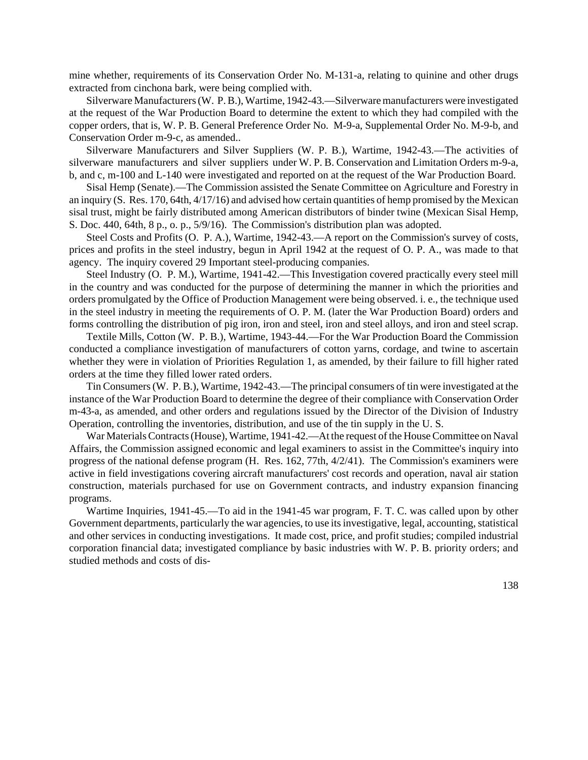mine whether, requirements of its Conservation Order No. M-131-a, relating to quinine and other drugs extracted from cinchona bark, were being complied with.

Silverware Manufacturers (W. P. B.), Wartime, 1942-43.—Silverware manufacturers were investigated at the request of the War Production Board to determine the extent to which they had compiled with the copper orders, that is, W. P. B. General Preference Order No. M-9-a, Supplemental Order No. M-9-b, and Conservation Order m-9-c, as amended..

Silverware Manufacturers and Silver Suppliers (W. P. B.), Wartime, 1942-43.—The activities of silverware manufacturers and silver suppliers under W. P. B. Conservation and Limitation Orders m-9-a, b, and c, m-100 and L-140 were investigated and reported on at the request of the War Production Board.

Sisal Hemp (Senate).—The Commission assisted the Senate Committee on Agriculture and Forestry in an inquiry (S. Res. 170, 64th, 4/17/16) and advised how certain quantities of hemp promised by the Mexican sisal trust, might be fairly distributed among American distributors of binder twine (Mexican Sisal Hemp, S. Doc. 440, 64th, 8 p., o. p., 5/9/16). The Commission's distribution plan was adopted.

Steel Costs and Profits (O. P. A.), Wartime, 1942-43.—A report on the Commission's survey of costs, prices and profits in the steel industry, begun in April 1942 at the request of O. P. A., was made to that agency. The inquiry covered 29 Important steel-producing companies.

Steel Industry (O. P. M.), Wartime, 1941-42.—This Investigation covered practically every steel mill in the country and was conducted for the purpose of determining the manner in which the priorities and orders promulgated by the Office of Production Management were being observed. i. e., the technique used in the steel industry in meeting the requirements of O. P. M. (later the War Production Board) orders and forms controlling the distribution of pig iron, iron and steel, iron and steel alloys, and iron and steel scrap.

Textile Mills, Cotton (W. P. B.), Wartime, 1943-44.—For the War Production Board the Commission conducted a compliance investigation of manufacturers of cotton yarns, cordage, and twine to ascertain whether they were in violation of Priorities Regulation 1, as amended, by their failure to fill higher rated orders at the time they filled lower rated orders.

Tin Consumers (W. P. B.), Wartime, 1942-43.—The principal consumers of tin were investigated at the instance of the War Production Board to determine the degree of their compliance with Conservation Order m-43-a, as amended, and other orders and regulations issued by the Director of the Division of Industry Operation, controlling the inventories, distribution, and use of the tin supply in the U. S.

War Materials Contracts (House), Wartime, 1941-42.—At the request of the House Committee on Naval Affairs, the Commission assigned economic and legal examiners to assist in the Committee's inquiry into progress of the national defense program (H. Res. 162, 77th, 4/2/41). The Commission's examiners were active in field investigations covering aircraft manufacturers' cost records and operation, naval air station construction, materials purchased for use on Government contracts, and industry expansion financing programs.

Wartime Inquiries, 1941-45.—To aid in the 1941-45 war program, F. T. C. was called upon by other Government departments, particularly the war agencies, to use its investigative, legal, accounting, statistical and other services in conducting investigations. It made cost, price, and profit studies; compiled industrial corporation financial data; investigated compliance by basic industries with W. P. B. priority orders; and studied methods and costs of dis-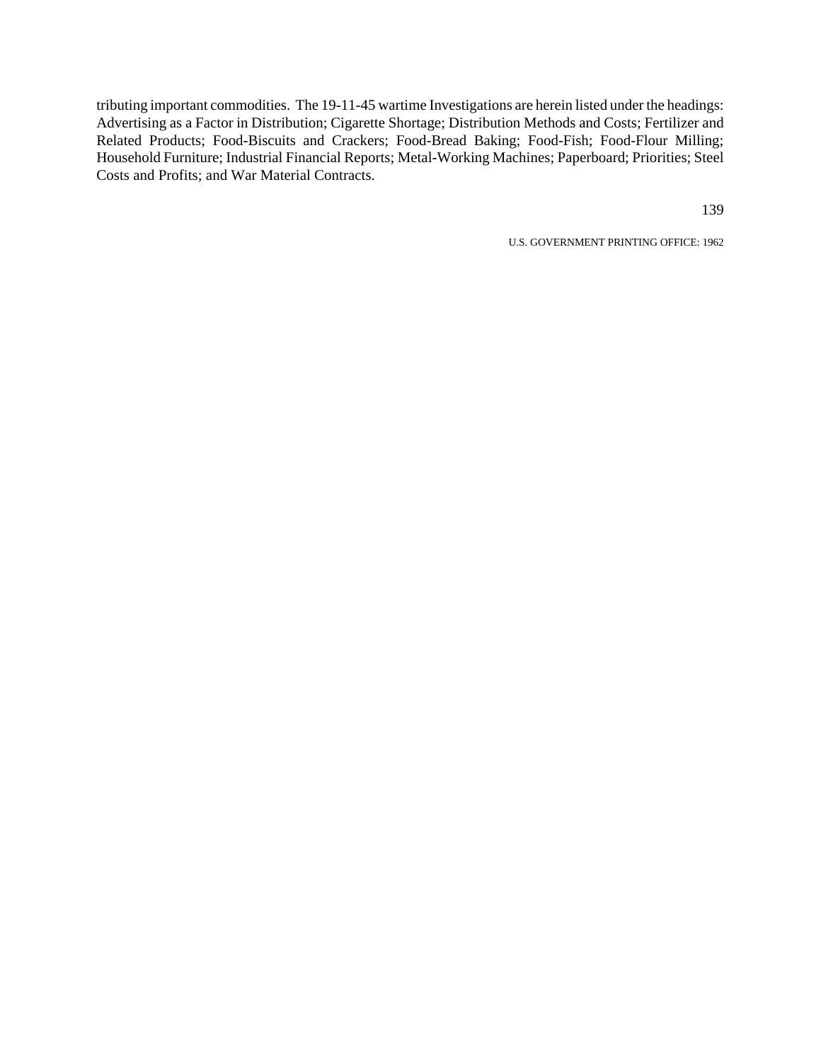tributing important commodities. The 19-11-45 wartime Investigations are herein listed under the headings: Advertising as a Factor in Distribution; Cigarette Shortage; Distribution Methods and Costs; Fertilizer and Related Products; Food-Biscuits and Crackers; Food-Bread Baking; Food-Fish; Food-Flour Milling; Household Furniture; Industrial Financial Reports; Metal-Working Machines; Paperboard; Priorities; Steel Costs and Profits; and War Material Contracts.

U.S. GOVERNMENT PRINTING OFFICE: 1962